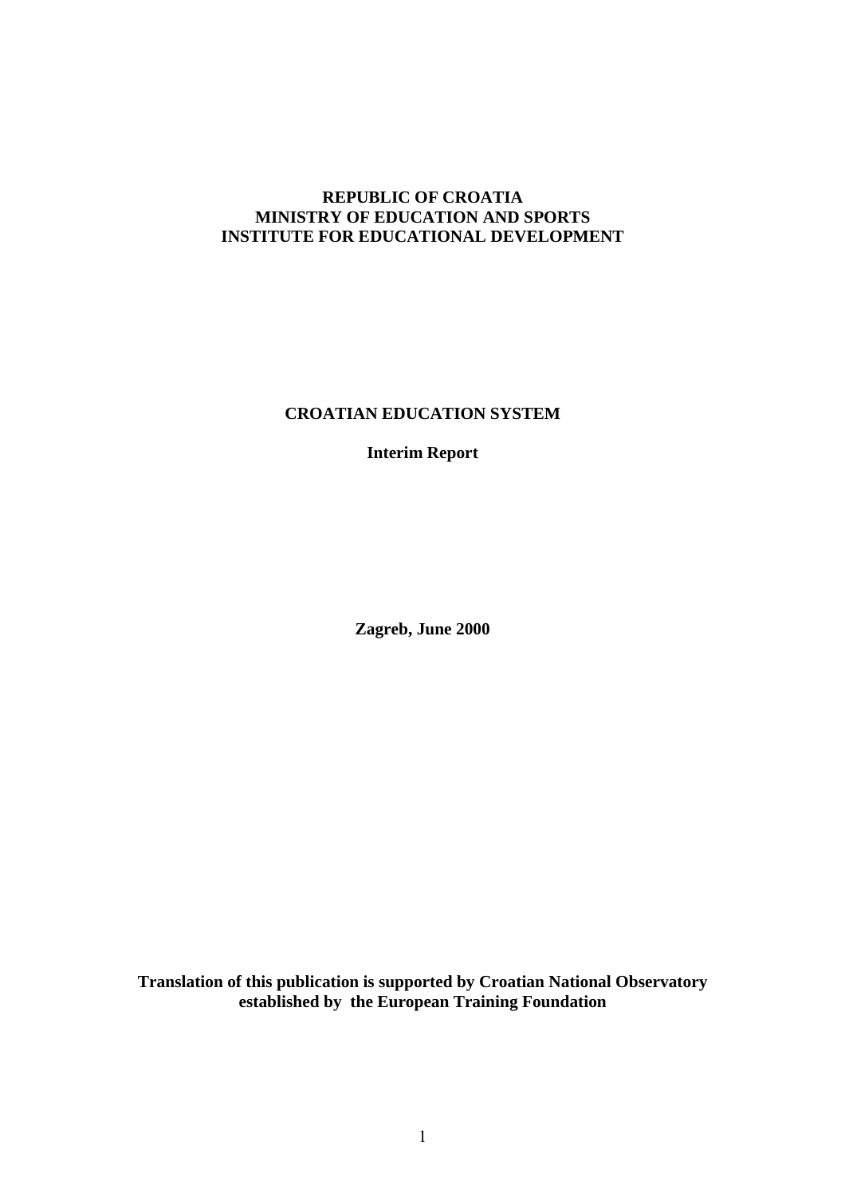**REPUBLIC OF CROATIA**
**MINISTRY OF EDUCATION AND SPORTS**
**INSTITUTE FOR EDUCATIONAL DEVELOPMENT**

# CROATIAN EDUCATION SYSTEM

**Interim Report**

**Zagreb, June 2000**

**Translation of this publication is supported by Croatian National Observatory established by the European Training Foundation**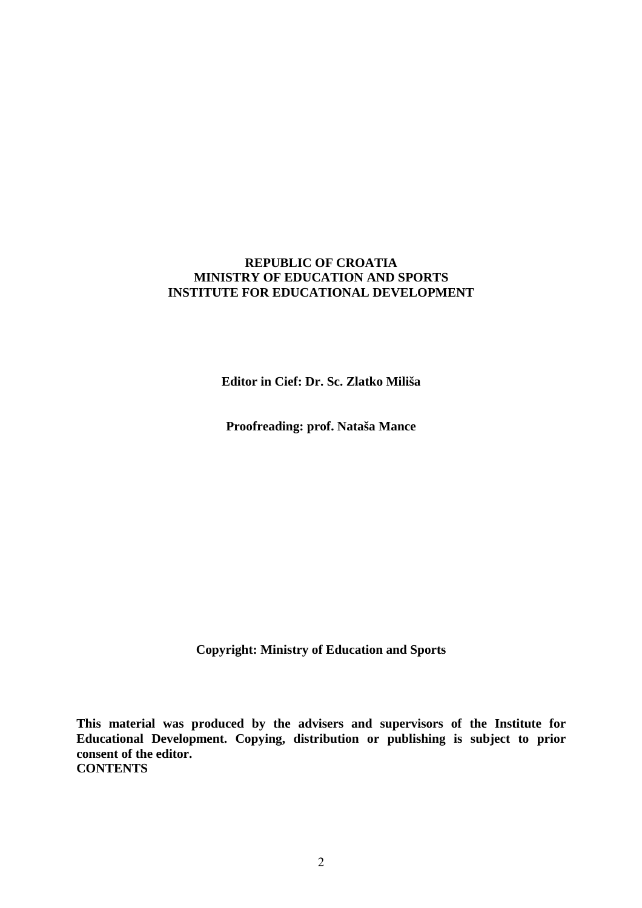**REPUBLIC OF CROATIA**
**MINISTRY OF EDUCATION AND SPORTS**
**INSTITUTE FOR EDUCATIONAL DEVELOPMENT**

**Editor in Cief: Dr. Sc. Zlatko Miliša**

**Proofreading: prof. Nataša Mance**

**Copyright: Ministry of Education and Sports**

**This material was produced by the advisers and supervisors of the Institute for Educational Development. Copying, distribution or publishing is subject to prior consent of the editor.**

**CONTENTS**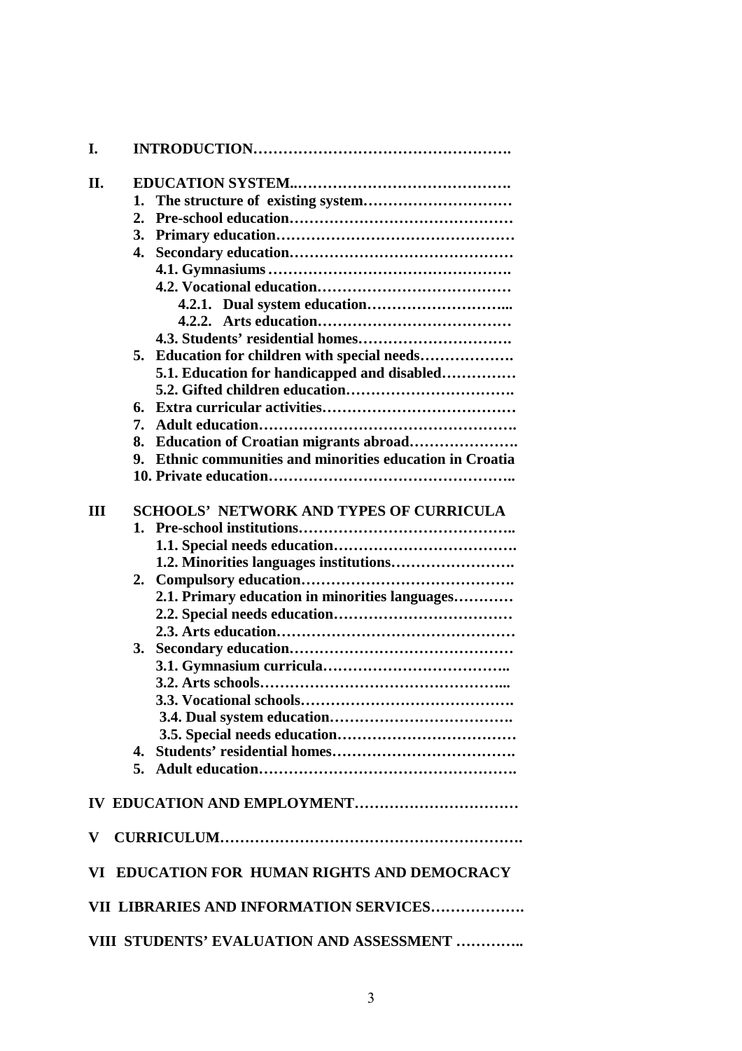**I. INTRODUCTION…………………………………………….**

**II. EDUCATION SYSTEM..…………………………………….**

- **1. The structure of existing system…………………………**
- **2. Pre-school education………………………………………**
- **3. Primary education…………………………………………**
- **4. Secondary education………………………………………**
  - **4.1. Gymnasiums ………………………………………….**
  - **4.2. Vocational education…………………………………**
    - **4.2.1. Dual system education………………………...**
    - **4.2.2. Arts education…………………………………**
  - **4.3. Students' residential homes………………………….**
- **5. Education for children with special needs……………….**
  - **5.1. Education for handicapped and disabled……………**
  - **5.2. Gifted children education…………………………….**
- **6. Extra curricular activities…………………………………**
- **7. Adult education…………………………………………….**
- **8. Education of Croatian migrants abroad………………….**
- **9. Ethnic communities and minorities education in Croatia**
- **10. Private education…………………………………………..**

**III SCHOOLS' NETWORK AND TYPES OF CURRICULA**

- **1. Pre-school institutions……………………………………..**
  - **1.1. Special needs education……………………………….**
  - **1.2. Minorities languages institutions…………………….**
- **2. Compulsory education…………………………………….**
  - **2.1. Primary education in minorities languages…………**
  - **2.2. Special needs education………………………………**
  - **2.3. Arts education…………………………………………**
- **3. Secondary education………………………………………**
  - **3.1. Gymnasium curricula……………………………….**
  - **3.2. Arts schools…………………………………………...**
  - **3.3. Vocational schools…………………………………….**
  - **3.4. Dual system education……………………………….**
  - **3.5. Special needs education………………………………**
- **4. Students' residential homes……………………………….**
- **5. Adult education…………………………………………….**

**IV EDUCATION AND EMPLOYMENT……………………………**

**V CURRICULUM…………………………………………………….**

**VI EDUCATION FOR HUMAN RIGHTS AND DEMOCRACY**

**VII LIBRARIES AND INFORMATION SERVICES……………….**

**VIII STUDENTS' EVALUATION AND ASSESSMENT …………..**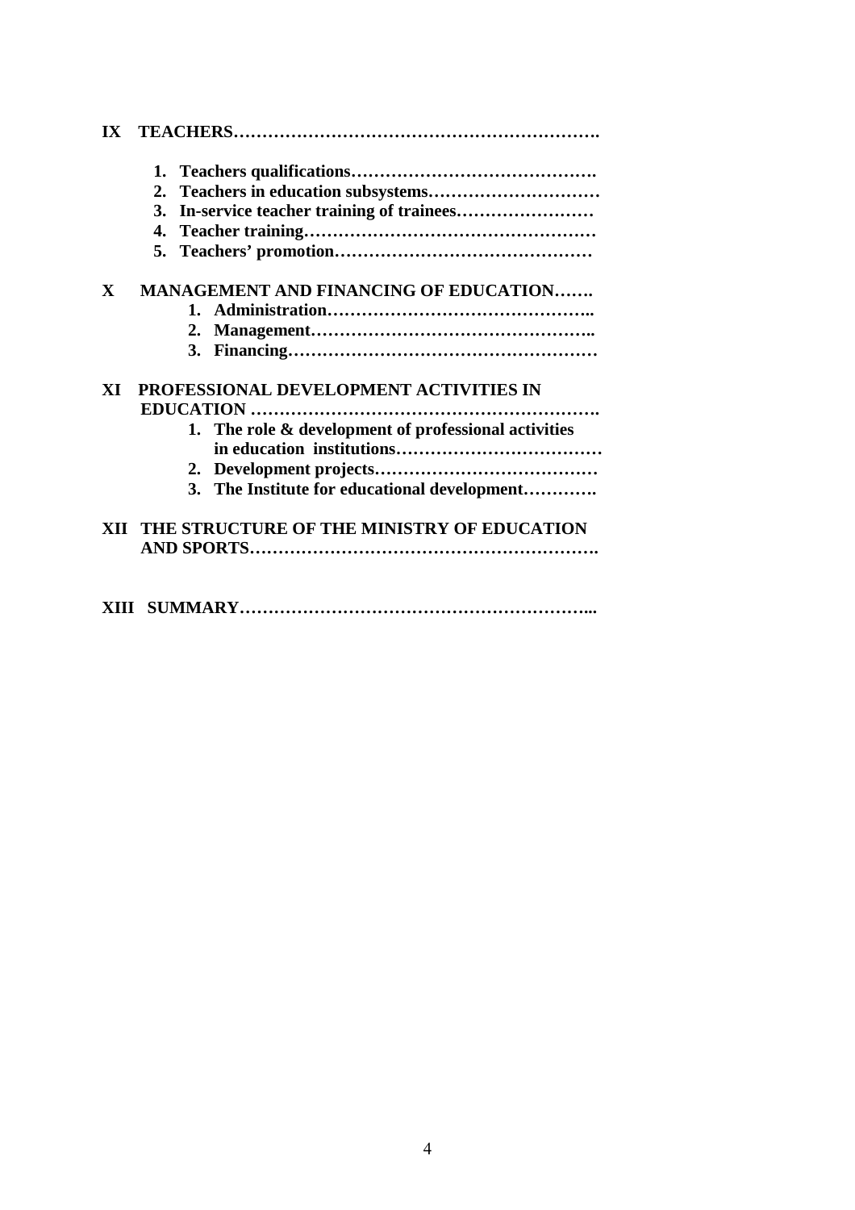**IX TEACHERS……………………………………………………….**

1. **Teachers qualifications…………………………………….**
2. **Teachers in education subsystems…………………………**
3. **In-service teacher training of trainees……………………**
4. **Teacher training……………………………………………**
5. **Teachers' promotion………………………………………**

**X MANAGEMENT AND FINANCING OF EDUCATION…….**

1. **Administration……………………………………..**
2. **Management………………………………………..**
3. **Financing……………………………………………**

**XI PROFESSIONAL DEVELOPMENT ACTIVITIES IN EDUCATION ……………………………………………………….**

1. **The role & development of professional activities in education institutions………………………………**
2. **Development projects…………………………………**
3. **The Institute for educational development………….**

**XII THE STRUCTURE OF THE MINISTRY OF EDUCATION AND SPORTS…………………………………………………….**

**XIII SUMMARY…………………………………………………...**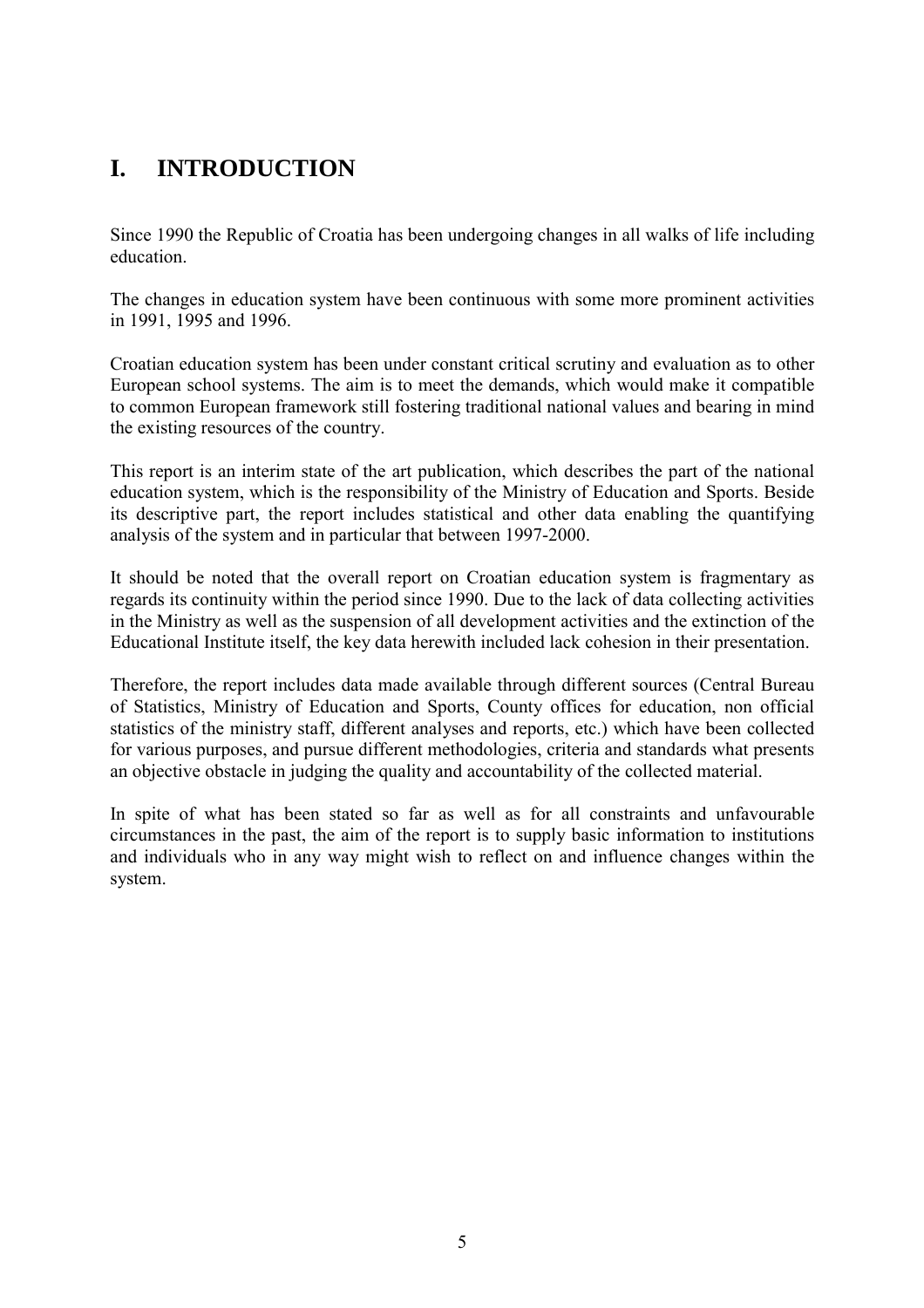# I. INTRODUCTION

Since 1990 the Republic of Croatia has been undergoing changes in all walks of life including education.

The changes in education system have been continuous with some more prominent activities in 1991, 1995 and 1996.

Croatian education system has been under constant critical scrutiny and evaluation as to other European school systems. The aim is to meet the demands, which would make it compatible to common European framework still fostering traditional national values and bearing in mind the existing resources of the country.

This report is an interim state of the art publication, which describes the part of the national education system, which is the responsibility of the Ministry of Education and Sports. Beside its descriptive part, the report includes statistical and other data enabling the quantifying analysis of the system and in particular that between 1997-2000.

It should be noted that the overall report on Croatian education system is fragmentary as regards its continuity within the period since 1990. Due to the lack of data collecting activities in the Ministry as well as the suspension of all development activities and the extinction of the Educational Institute itself, the key data herewith included lack cohesion in their presentation.

Therefore, the report includes data made available through different sources (Central Bureau of Statistics, Ministry of Education and Sports, County offices for education, non official statistics of the ministry staff, different analyses and reports, etc.) which have been collected for various purposes, and pursue different methodologies, criteria and standards what presents an objective obstacle in judging the quality and accountability of the collected material.

In spite of what has been stated so far as well as for all constraints and unfavourable circumstances in the past, the aim of the report is to supply basic information to institutions and individuals who in any way might wish to reflect on and influence changes within the system.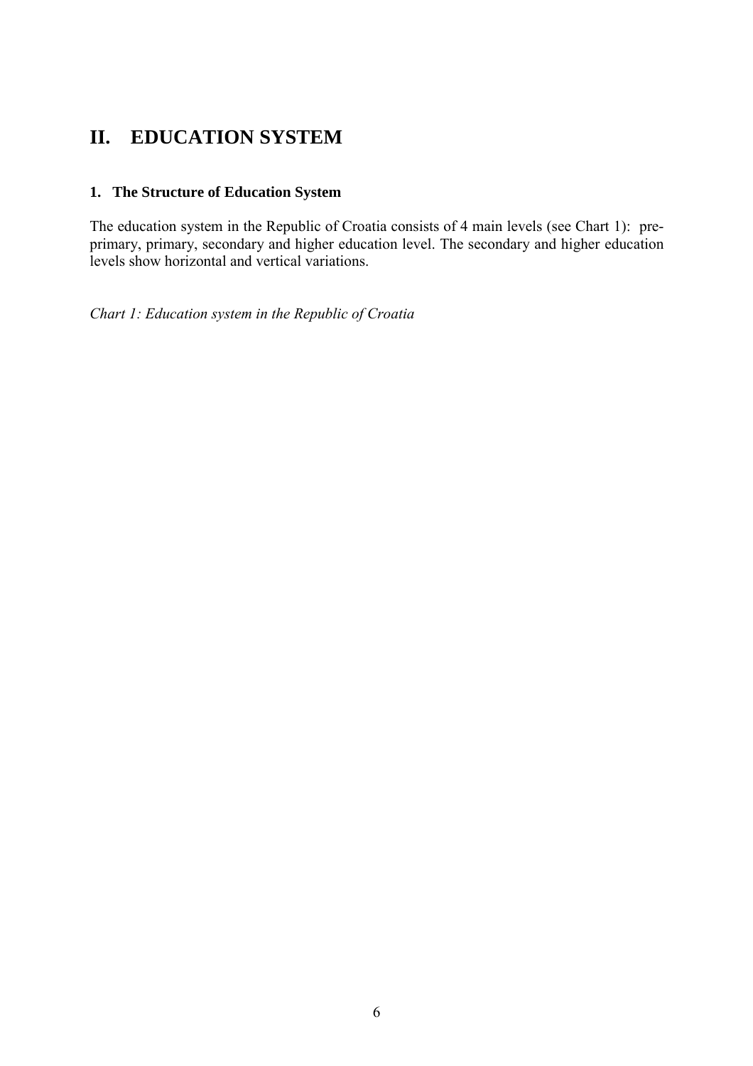# II. EDUCATION SYSTEM

## 1. The Structure of Education System

The education system in the Republic of Croatia consists of 4 main levels (see Chart 1): pre-primary, primary, secondary and higher education level. The secondary and higher education levels show horizontal and vertical variations.

*Chart 1: Education system in the Republic of Croatia*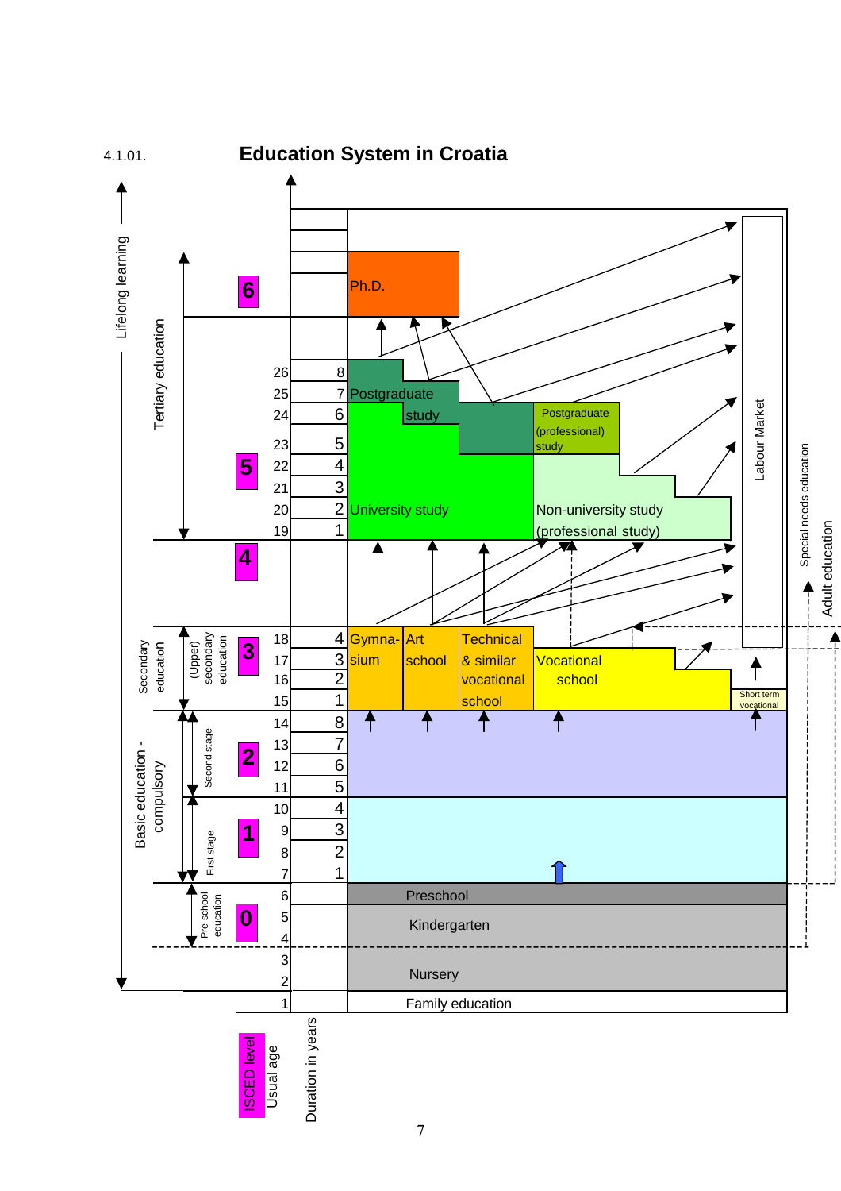4.1.01.

# Education System in Croatia

| ISCED level | Usual age | Duration in years | Programme |
|---|---|---|---|
| 6 | | | Ph.D. |
| 5 | 26 | 8 | Postgraduate study |
| | 25 | 7 | Postgraduate study |
| | 24 | 6 | Postgraduate study; Postgraduate (professional) study |
| | 23 | 5 | University study; Postgraduate (professional) study |
| | 22 | 4 | University study; Non-university study (professional study) |
| | 21 | 3 | University study; Non-university study (professional study) |
| | 20 | 2 | University study; Non-university study (professional study) |
| | 19 | 1 | University study; Non-university study (professional study) |
| 4 | | | |
| 3 | 18 | 4 | Gymnasium; Art school; Technical & similar vocational school |
| | 17 | 3 | Gymnasium; Art school; Technical & similar vocational school; Vocational school |
| | 16 | 2 | Gymnasium; Art school; Technical & similar vocational school; Vocational school |
| | 15 | 1 | Gymnasium; Art school; Technical & similar vocational school; Vocational school; Short term vocational |
| 2 | 14 | 8 | Basic education - compulsory, Second stage |
| | 13 | 7 | Basic education - compulsory, Second stage |
| | 12 | 6 | Basic education - compulsory, Second stage |
| | 11 | 5 | Basic education - compulsory, Second stage |
| 1 | 10 | 4 | Basic education - compulsory, First stage |
| | 9 | 3 | Basic education - compulsory, First stage |
| | 8 | 2 | Basic education - compulsory, First stage |
| | 7 | 1 | Basic education - compulsory, First stage |
| 0 | 6 | | Preschool |
| | 5 | | Kindergarten |
| | 4 | | Kindergarten |
| | 3 | | Nursery |
| | 2 | | Nursery |
| | 1 | | Family education |

Levels: Pre-school education (ISCED 0); Basic education - compulsory: First stage (ISCED 1), Second stage (ISCED 2); Secondary education: (Upper) secondary education (ISCED 3); Tertiary education (ISCED 5–6).

Other labels: Lifelong learning; Labour Market; Special needs education; Adult education.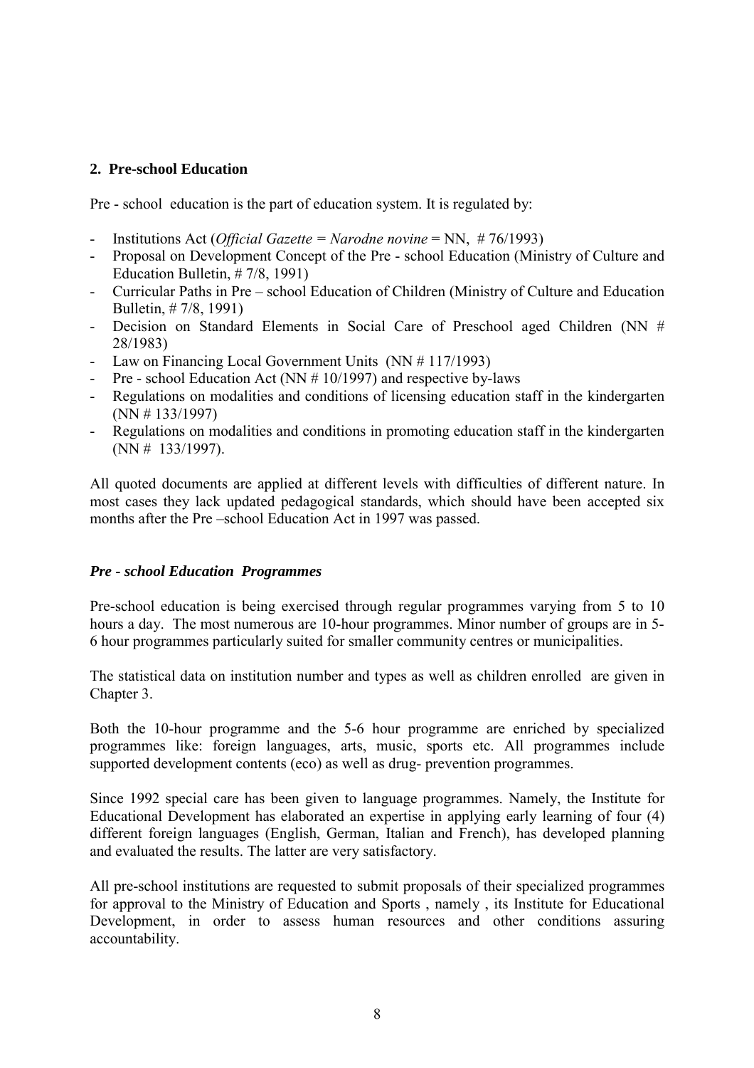## 2. Pre-school Education

Pre - school education is the part of education system. It is regulated by:

- Institutions Act (*Official Gazette = Narodne novine* = NN, # 76/1993)
- Proposal on Development Concept of the Pre - school Education (Ministry of Culture and Education Bulletin, # 7/8, 1991)
- Curricular Paths in Pre – school Education of Children (Ministry of Culture and Education Bulletin, # 7/8, 1991)
- Decision on Standard Elements in Social Care of Preschool aged Children (NN # 28/1983)
- Law on Financing Local Government Units (NN # 117/1993)
- Pre - school Education Act (NN # 10/1997) and respective by-laws
- Regulations on modalities and conditions of licensing education staff in the kindergarten (NN # 133/1997)
- Regulations on modalities and conditions in promoting education staff in the kindergarten (NN # 133/1997).

All quoted documents are applied at different levels with difficulties of different nature. In most cases they lack updated pedagogical standards, which should have been accepted six months after the Pre –school Education Act in 1997 was passed.

### *Pre - school Education Programmes*

Pre-school education is being exercised through regular programmes varying from 5 to 10 hours a day. The most numerous are 10-hour programmes. Minor number of groups are in 5-6 hour programmes particularly suited for smaller community centres or municipalities.

The statistical data on institution number and types as well as children enrolled are given in Chapter 3.

Both the 10-hour programme and the 5-6 hour programme are enriched by specialized programmes like: foreign languages, arts, music, sports etc. All programmes include supported development contents (eco) as well as drug- prevention programmes.

Since 1992 special care has been given to language programmes. Namely, the Institute for Educational Development has elaborated an expertise in applying early learning of four (4) different foreign languages (English, German, Italian and French), has developed planning and evaluated the results. The latter are very satisfactory.

All pre-school institutions are requested to submit proposals of their specialized programmes for approval to the Ministry of Education and Sports , namely , its Institute for Educational Development, in order to assess human resources and other conditions assuring accountability.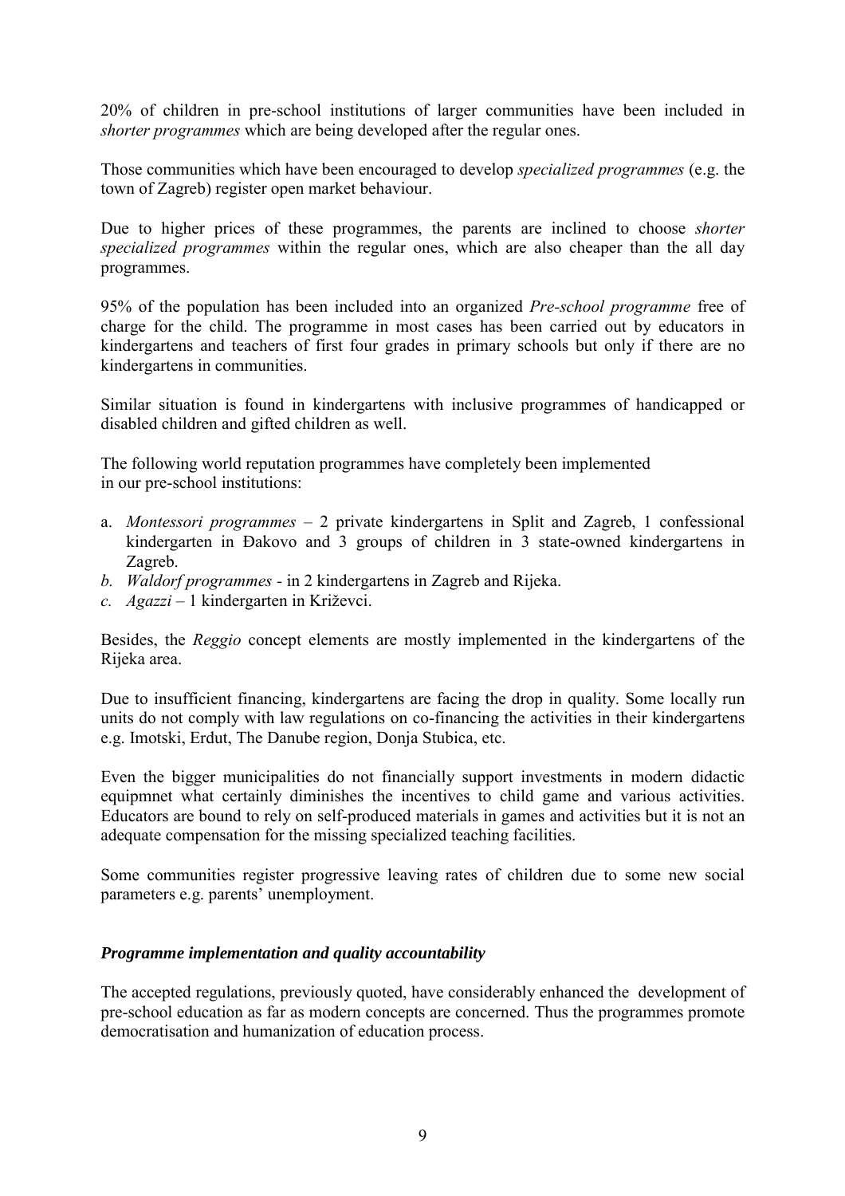20% of children in pre-school institutions of larger communities have been included in *shorter programmes* which are being developed after the regular ones.

Those communities which have been encouraged to develop *specialized programmes* (e.g. the town of Zagreb) register open market behaviour.

Due to higher prices of these programmes, the parents are inclined to choose *shorter specialized programmes* within the regular ones, which are also cheaper than the all day programmes.

95% of the population has been included into an organized *Pre-school programme* free of charge for the child. The programme in most cases has been carried out by educators in kindergartens and teachers of first four grades in primary schools but only if there are no kindergartens in communities.

Similar situation is found in kindergartens with inclusive programmes of handicapped or disabled children and gifted children as well.

The following world reputation programmes have completely been implemented in our pre-school institutions:

a. *Montessori programmes* – 2 private kindergartens in Split and Zagreb, 1 confessional kindergarten in Đakovo and 3 groups of children in 3 state-owned kindergartens in Zagreb.
*b. Waldorf programmes* - in 2 kindergartens in Zagreb and Rijeka.
*c. Agazzi* – 1 kindergarten in Križevci.

Besides, the *Reggio* concept elements are mostly implemented in the kindergartens of the Rijeka area.

Due to insufficient financing, kindergartens are facing the drop in quality. Some locally run units do not comply with law regulations on co-financing the activities in their kindergartens e.g. Imotski, Erdut, The Danube region, Donja Stubica, etc.

Even the bigger municipalities do not financially support investments in modern didactic equipmnet what certainly diminishes the incentives to child game and various activities. Educators are bound to rely on self-produced materials in games and activities but it is not an adequate compensation for the missing specialized teaching facilities.

Some communities register progressive leaving rates of children due to some new social parameters e.g. parents' unemployment.

### *Programme implementation and quality accountability*

The accepted regulations, previously quoted, have considerably enhanced the development of pre-school education as far as modern concepts are concerned. Thus the programmes promote democratisation and humanization of education process.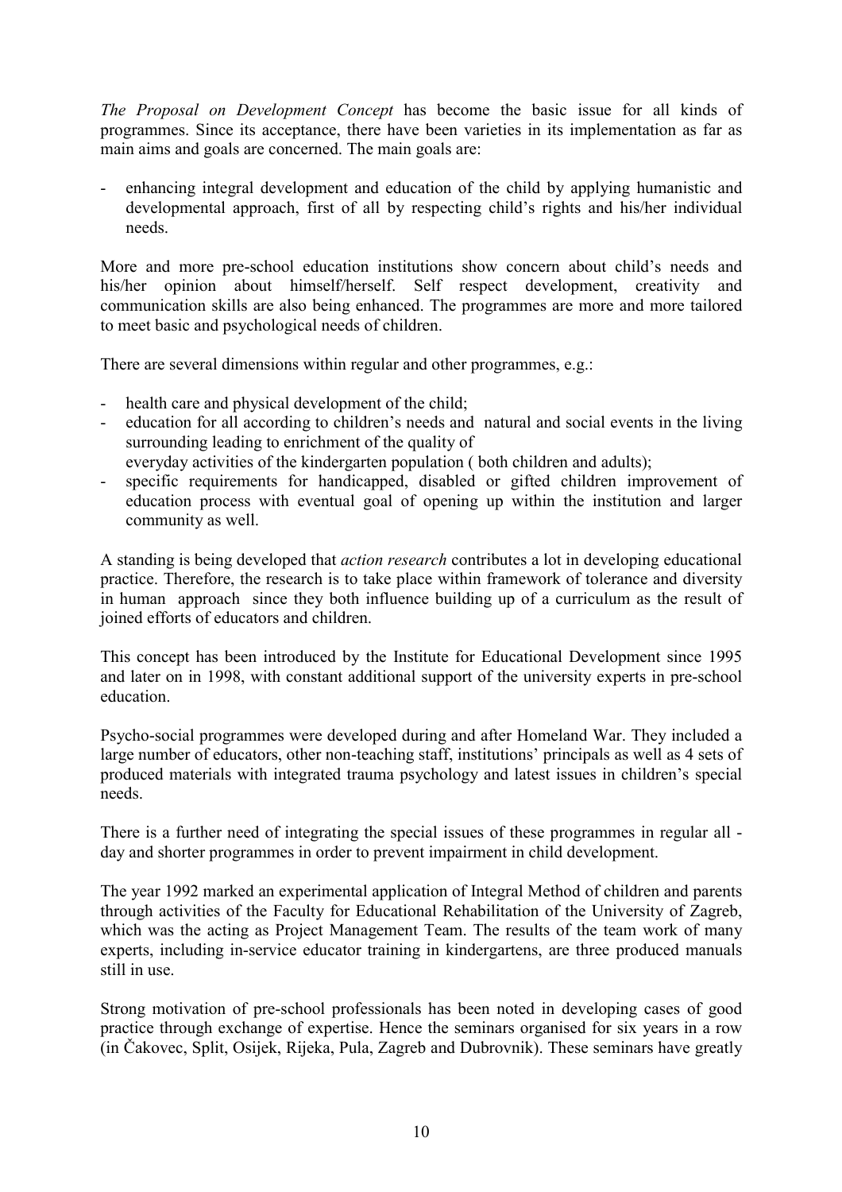*The Proposal on Development Concept* has become the basic issue for all kinds of programmes. Since its acceptance, there have been varieties in its implementation as far as main aims and goals are concerned. The main goals are:

- enhancing integral development and education of the child by applying humanistic and developmental approach, first of all by respecting child's rights and his/her individual needs.

More and more pre-school education institutions show concern about child's needs and his/her opinion about himself/herself. Self respect development, creativity and communication skills are also being enhanced. The programmes are more and more tailored to meet basic and psychological needs of children.

There are several dimensions within regular and other programmes, e.g.:

- health care and physical development of the child;
- education for all according to children's needs and natural and social events in the living surrounding leading to enrichment of the quality of everyday activities of the kindergarten population ( both children and adults);
- specific requirements for handicapped, disabled or gifted children improvement of education process with eventual goal of opening up within the institution and larger community as well.

A standing is being developed that *action research* contributes a lot in developing educational practice. Therefore, the research is to take place within framework of tolerance and diversity in human approach since they both influence building up of a curriculum as the result of joined efforts of educators and children.

This concept has been introduced by the Institute for Educational Development since 1995 and later on in 1998, with constant additional support of the university experts in pre-school education.

Psycho-social programmes were developed during and after Homeland War. They included a large number of educators, other non-teaching staff, institutions' principals as well as 4 sets of produced materials with integrated trauma psychology and latest issues in children's special needs.

There is a further need of integrating the special issues of these programmes in regular all - day and shorter programmes in order to prevent impairment in child development.

The year 1992 marked an experimental application of Integral Method of children and parents through activities of the Faculty for Educational Rehabilitation of the University of Zagreb, which was the acting as Project Management Team. The results of the team work of many experts, including in-service educator training in kindergartens, are three produced manuals still in use.

Strong motivation of pre-school professionals has been noted in developing cases of good practice through exchange of expertise. Hence the seminars organised for six years in a row (in Čakovec, Split, Osijek, Rijeka, Pula, Zagreb and Dubrovnik). These seminars have greatly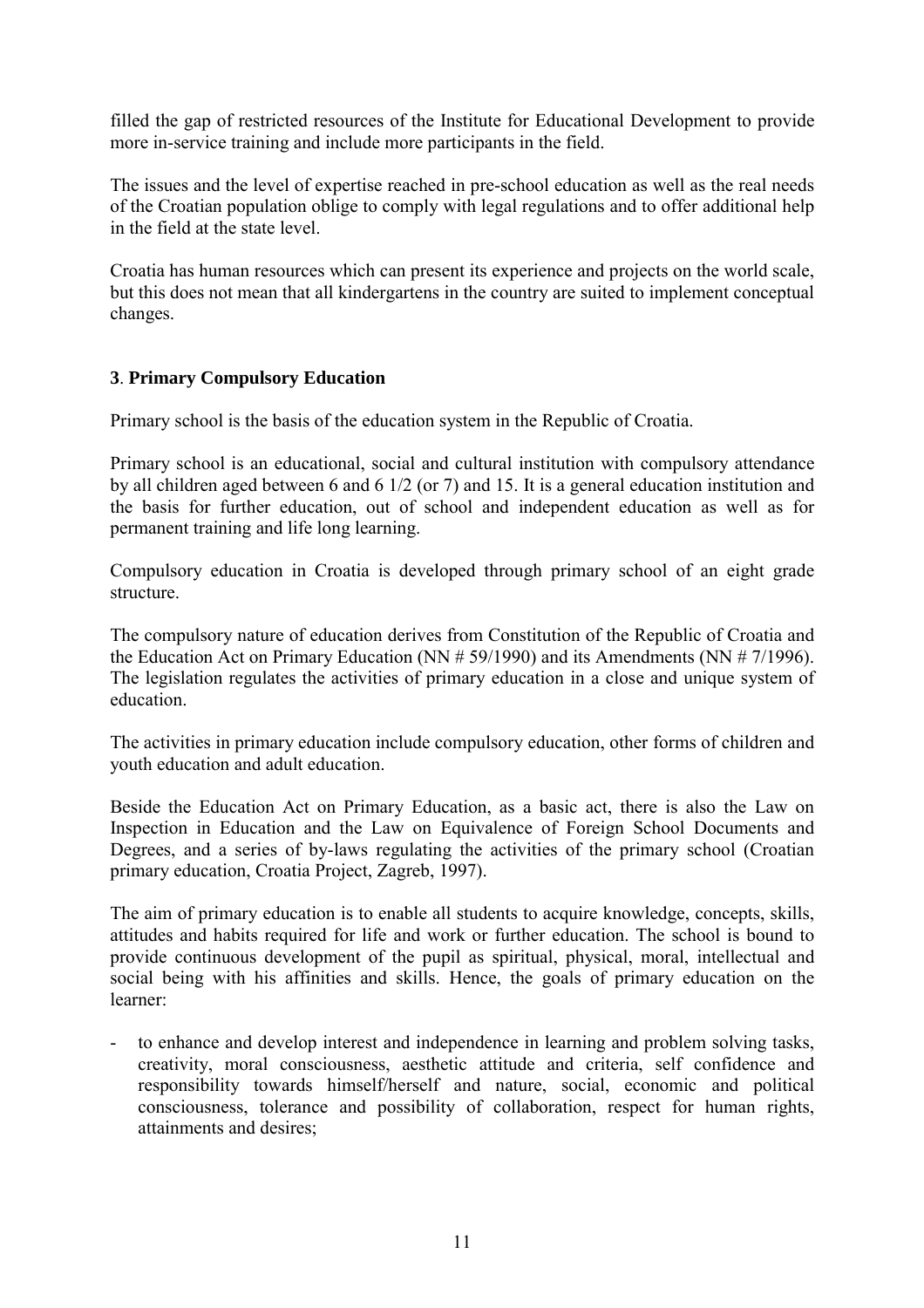filled the gap of restricted resources of the Institute for Educational Development to provide more in-service training and include more participants in the field.

The issues and the level of expertise reached in pre-school education as well as the real needs of the Croatian population oblige to comply with legal regulations and to offer additional help in the field at the state level.

Croatia has human resources which can present its experience and projects on the world scale, but this does not mean that all kindergartens in the country are suited to implement conceptual changes.

## 3. Primary Compulsory Education

Primary school is the basis of the education system in the Republic of Croatia.

Primary school is an educational, social and cultural institution with compulsory attendance by all children aged between 6 and 6 1/2 (or 7) and 15. It is a general education institution and the basis for further education, out of school and independent education as well as for permanent training and life long learning.

Compulsory education in Croatia is developed through primary school of an eight grade structure.

The compulsory nature of education derives from Constitution of the Republic of Croatia and the Education Act on Primary Education (NN # 59/1990) and its Amendments (NN # 7/1996). The legislation regulates the activities of primary education in a close and unique system of education.

The activities in primary education include compulsory education, other forms of children and youth education and adult education.

Beside the Education Act on Primary Education, as a basic act, there is also the Law on Inspection in Education and the Law on Equivalence of Foreign School Documents and Degrees, and a series of by-laws regulating the activities of the primary school (Croatian primary education, Croatia Project, Zagreb, 1997).

The aim of primary education is to enable all students to acquire knowledge, concepts, skills, attitudes and habits required for life and work or further education. The school is bound to provide continuous development of the pupil as spiritual, physical, moral, intellectual and social being with his affinities and skills. Hence, the goals of primary education on the learner:

- to enhance and develop interest and independence in learning and problem solving tasks, creativity, moral consciousness, aesthetic attitude and criteria, self confidence and responsibility towards himself/herself and nature, social, economic and political consciousness, tolerance and possibility of collaboration, respect for human rights, attainments and desires;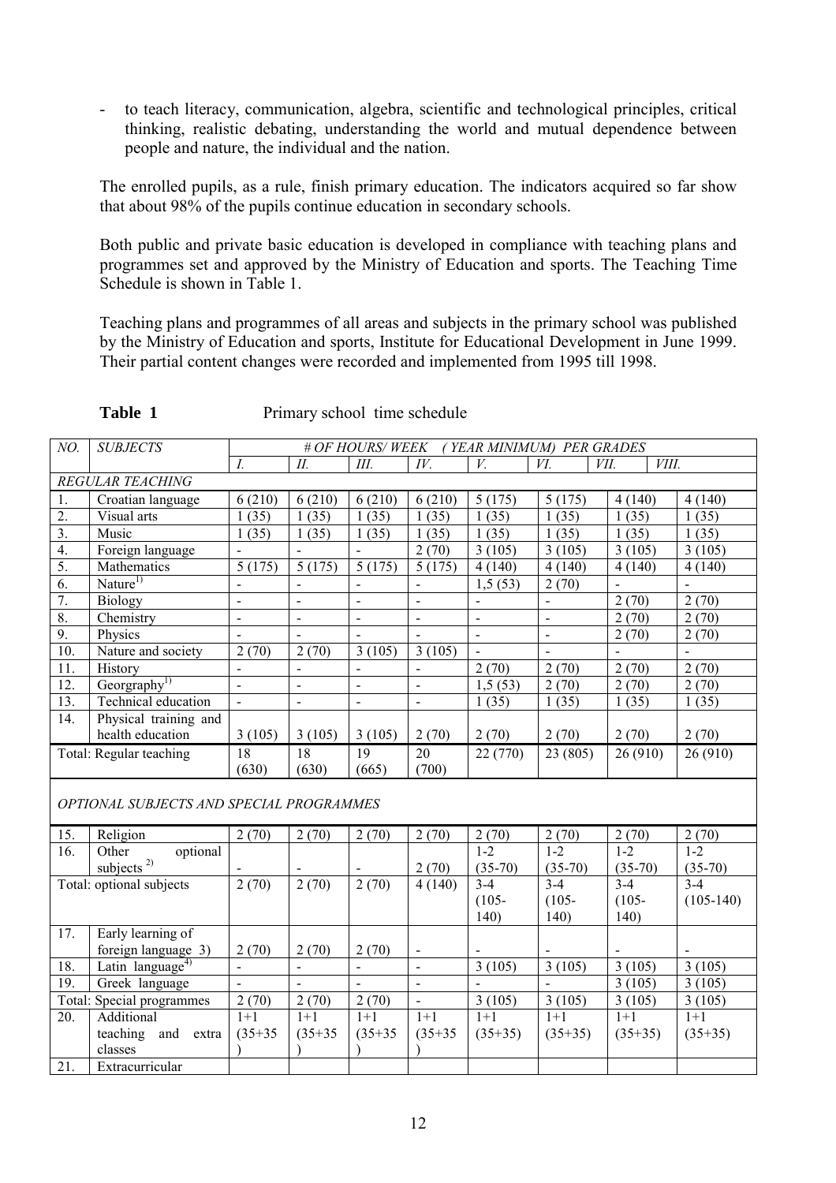- to teach literacy, communication, algebra, scientific and technological principles, critical thinking, realistic debating, understanding the world and mutual dependence between people and nature, the individual and the nation.

The enrolled pupils, as a rule, finish primary education. The indicators acquired so far show that about 98% of the pupils continue education in secondary schools.

Both public and private basic education is developed in compliance with teaching plans and programmes set and approved by the Ministry of Education and sports. The Teaching Time Schedule is shown in Table 1.

Teaching plans and programmes of all areas and subjects in the primary school was published by the Ministry of Education and sports, Institute for Educational Development in June 1999. Their partial content changes were recorded and implemented from 1995 till 1998.

**Table 1** Primary school time schedule

| *NO.* | *SUBJECTS* | *# OF HOURS/ WEEK (YEAR MINIMUM) PER GRADES* | | | | | | | |
|---|---|---|---|---|---|---|---|---|---|
| | | *I.* | *II.* | *III.* | *IV.* | *V.* | *VI.* | *VII.* | *VIII.* |
| *REGULAR TEACHING* | | | | | | | | | |
| 1. | Croatian language | 6 (210) | 6 (210) | 6 (210) | 6 (210) | 5 (175) | 5 (175) | 4 (140) | 4 (140) |
| 2. | Visual arts | 1 (35) | 1 (35) | 1 (35) | 1 (35) | 1 (35) | 1 (35) | 1 (35) | 1 (35) |
| 3. | Music | 1 (35) | 1 (35) | 1 (35) | 1 (35) | 1 (35) | 1 (35) | 1 (35) | 1 (35) |
| 4. | Foreign language | - | - | - | 2 (70) | 3 (105) | 3 (105) | 3 (105) | 3 (105) |
| 5. | Mathematics | 5 (175) | 5 (175) | 5 (175) | 5 (175) | 4 (140) | 4 (140) | 4 (140) | 4 (140) |
| 6. | Nature[1)] | - | - | - | - | 1,5 (53) | 2 (70) | - | - |
| 7. | Biology | - | - | - | - | - | - | 2 (70) | 2 (70) |
| 8. | Chemistry | - | - | - | - | - | - | 2 (70) | 2 (70) |
| 9. | Physics | - | - | - | - | - | - | 2 (70) | 2 (70) |
| 10. | Nature and society | 2 (70) | 2 (70) | 3 (105) | 3 (105) | - | - | - | - |
| 11. | History | - | - | - | - | 2 (70) | 2 (70) | 2 (70) | 2 (70) |
| 12. | Georgraphy[1)] | - | - | - | - | 1,5 (53) | 2 (70) | 2 (70) | 2 (70) |
| 13. | Technical education | - | - | - | - | 1 (35) | 1 (35) | 1 (35) | 1 (35) |
| 14. | Physical training and health education | 3 (105) | 3 (105) | 3 (105) | 2 (70) | 2 (70) | 2 (70) | 2 (70) | 2 (70) |
| Total: Regular teaching | | 18 (630) | 18 (630) | 19 (665) | 20 (700) | 22 (770) | 23 (805) | 26 (910) | 26 (910) |
| *OPTIONAL SUBJECTS AND SPECIAL PROGRAMMES* | | | | | | | | | |
| 15. | Religion | 2 (70) | 2 (70) | 2 (70) | 2 (70) | 2 (70) | 2 (70) | 2 (70) | 2 (70) |
| 16. | Other optional subjects [2)] | - | - | - | 2 (70) | 1-2 (35-70) | 1-2 (35-70) | 1-2 (35-70) | 1-2 (35-70) |
| Total: optional subjects | | 2 (70) | 2 (70) | 2 (70) | 4 (140) | 3-4 (105-140) | 3-4 (105-140) | 3-4 (105-140) | 3-4 (105-140) |
| 17. | Early learning of foreign language 3) | 2 (70) | 2 (70) | 2 (70) | - | - | - | - | - |
| 18. | Latin language[4)] | - | - | - | - | 3 (105) | 3 (105) | 3 (105) | 3 (105) |
| 19. | Greek language | - | - | - | - | - | - | 3 (105) | 3 (105) |
| Total: Special programmes | | 2 (70) | 2 (70) | 2 (70) | - | 3 (105) | 3 (105) | 3 (105) | 3 (105) |
| 20. | Additional teaching and extra classes | 1+1 (35+35) | 1+1 (35+35) | 1+1 (35+35) | 1+1 (35+35) | 1+1 (35+35) | 1+1 (35+35) | 1+1 (35+35) | 1+1 (35+35) |
| 21. | Extracurricular | | | | | | | | |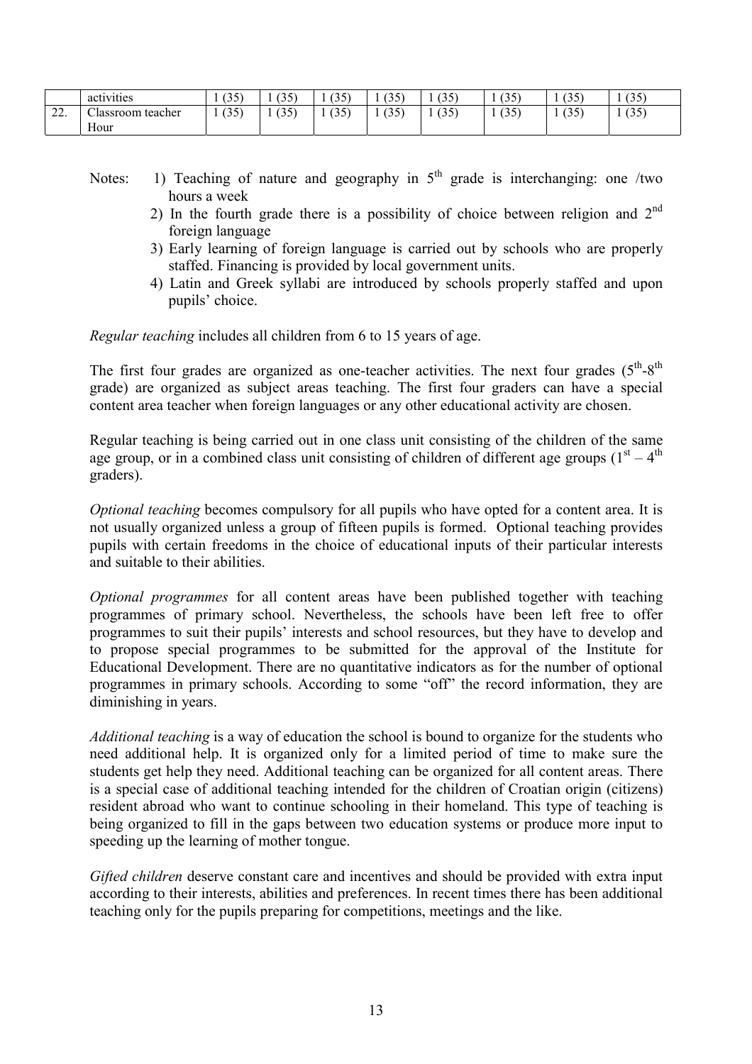| | activities | 1 (35) | 1 (35) | 1 (35) | 1 (35) | 1 (35) | 1 (35) | 1 (35) | 1 (35) |
|---|---|---|---|---|---|---|---|---|---|
| 22. | Classroom teacher Hour | 1 (35) | 1 (35) | 1 (35) | 1 (35) | 1 (35) | 1 (35) | 1 (35) | 1 (35) |

Notes:
1) Teaching of nature and geography in 5th grade is interchanging: one /two hours a week
2) In the fourth grade there is a possibility of choice between religion and 2nd foreign language
3) Early learning of foreign language is carried out by schools who are properly staffed. Financing is provided by local government units.
4) Latin and Greek syllabi are introduced by schools properly staffed and upon pupils' choice.

*Regular teaching* includes all children from 6 to 15 years of age.

The first four grades are organized as one-teacher activities. The next four grades (5th-8th grade) are organized as subject areas teaching. The first four graders can have a special content area teacher when foreign languages or any other educational activity are chosen.

Regular teaching is being carried out in one class unit consisting of the children of the same age group, or in a combined class unit consisting of children of different age groups (1st – 4th graders).

*Optional teaching* becomes compulsory for all pupils who have opted for a content area. It is not usually organized unless a group of fifteen pupils is formed. Optional teaching provides pupils with certain freedoms in the choice of educational inputs of their particular interests and suitable to their abilities.

*Optional programmes* for all content areas have been published together with teaching programmes of primary school. Nevertheless, the schools have been left free to offer programmes to suit their pupils' interests and school resources, but they have to develop and to propose special programmes to be submitted for the approval of the Institute for Educational Development. There are no quantitative indicators as for the number of optional programmes in primary schools. According to some "off" the record information, they are diminishing in years.

*Additional teaching* is a way of education the school is bound to organize for the students who need additional help. It is organized only for a limited period of time to make sure the students get help they need. Additional teaching can be organized for all content areas. There is a special case of additional teaching intended for the children of Croatian origin (citizens) resident abroad who want to continue schooling in their homeland. This type of teaching is being organized to fill in the gaps between two education systems or produce more input to speeding up the learning of mother tongue.

*Gifted children* deserve constant care and incentives and should be provided with extra input according to their interests, abilities and preferences. In recent times there has been additional teaching only for the pupils preparing for competitions, meetings and the like.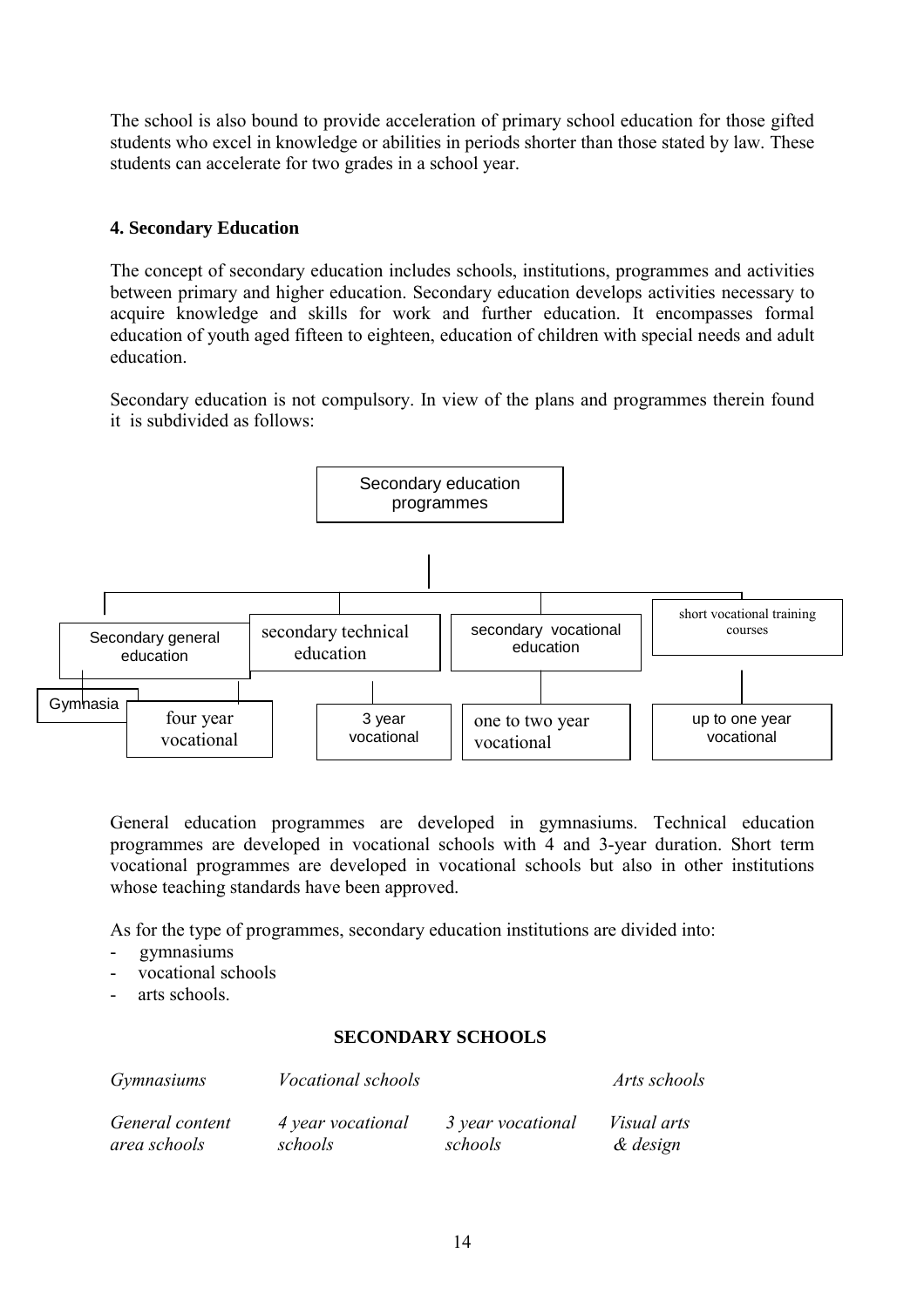The school is also bound to provide acceleration of primary school education for those gifted students who excel in knowledge or abilities in periods shorter than those stated by law. These students can accelerate for two grades in a school year.

### 4. Secondary Education

The concept of secondary education includes schools, institutions, programmes and activities between primary and higher education. Secondary education develops activities necessary to acquire knowledge and skills for work and further education. It encompasses formal education of youth aged fifteen to eighteen, education of children with special needs and adult education.

Secondary education is not compulsory. In view of the plans and programmes therein found it is subdivided as follows:

Secondary education programmes

- Secondary general education
  - Gymnasia
  - four year vocational
- secondary technical education
  - 3 year vocational
- secondary vocational education
  - one to two year vocational
- short vocational training courses
  - up to one year vocational

General education programmes are developed in gymnasiums. Technical education programmes are developed in vocational schools with 4 and 3-year duration. Short term vocational programmes are developed in vocational schools but also in other institutions whose teaching standards have been approved.

As for the type of programmes, secondary education institutions are divided into:

- gymnasiums
- vocational schools
- arts schools.

**SECONDARY SCHOOLS**

| *Gymnasiums* | *Vocational schools* | | *Arts schools* |
|---|---|---|---|
| *General content area schools* | *4 year vocational schools* | *3 year vocational schools* | *Visual arts & design* |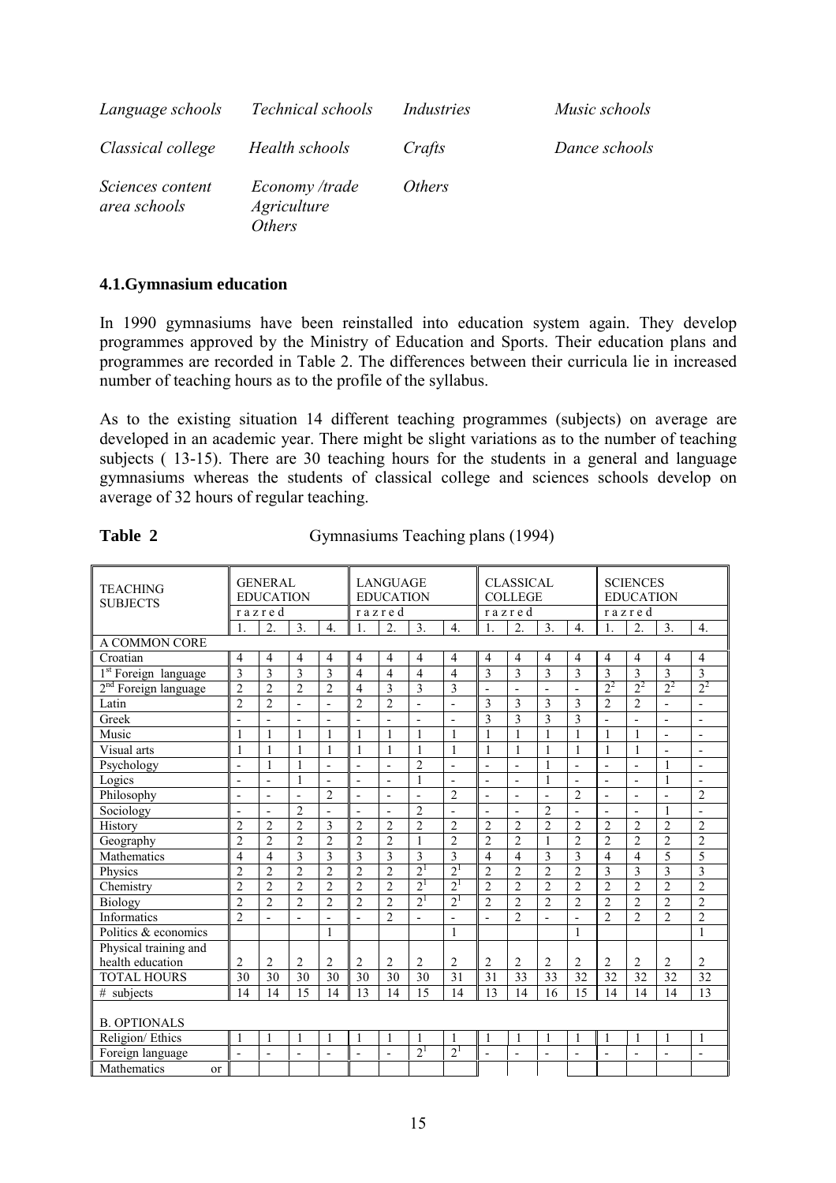| | | | |
|---|---|---|---|
| *Language schools* | *Technical schools* | *Industries* | *Music schools* |
| *Classical college* | *Health schools* | *Crafts* | *Dance schools* |
| *Sciences content area schools* | *Economy /trade* *Agriculture* *Others* | *Others* | |

### 4.1.Gymnasium education

In 1990 gymnasiums have been reinstalled into education system again. They develop programmes approved by the Ministry of Education and Sports. Their education plans and programmes are recorded in Table 2. The differences between their curricula lie in increased number of teaching hours as to the profile of the syllabus.

As to the existing situation 14 different teaching programmes (subjects) on average are developed in an academic year. There might be slight variations as to the number of teaching subjects ( 13-15). There are 30 teaching hours for the students in a general and language gymnasiums whereas the students of classical college and sciences schools develop on average of 32 hours of regular teaching.

**Table 2** Gymnasiums Teaching plans (1994)

| TEACHING SUBJECTS | GENERAL EDUCATION | | | | LANGUAGE EDUCATION | | | | CLASSICAL COLLEGE | | | | SCIENCES EDUCATION | | | |
|---|---|---|---|---|---|---|---|---|---|---|---|---|---|---|---|---|
| | razred | | | | razred | | | | razred | | | | razred | | | |
| | 1. | 2. | 3. | 4. | 1. | 2. | 3. | 4. | 1. | 2. | 3. | 4. | 1. | 2. | 3. | 4. |
| A COMMON CORE | | | | | | | | | | | | | | | | |
| Croatian | 4 | 4 | 4 | 4 | 4 | 4 | 4 | 4 | 4 | 4 | 4 | 4 | 4 | 4 | 4 | 4 |
| 1st Foreign language | 3 | 3 | 3 | 3 | 4 | 4 | 4 | 4 | 3 | 3 | 3 | 3 | 3 | 3 | 3 | 3 |
| 2nd Foreign language | 2 | 2 | 2 | 2 | 4 | 3 | 3 | 3 | - | - | - | - | $2^2$ | $2^2$ | $2^2$ | $2^2$ |
| Latin | 2 | 2 | - | - | 2 | 2 | - | - | 3 | 3 | 3 | 3 | 2 | 2 | - | - |
| Greek | - | - | - | - | - | - | - | - | 3 | 3 | 3 | 3 | - | - | - | - |
| Music | 1 | 1 | 1 | 1 | 1 | 1 | 1 | 1 | 1 | 1 | 1 | 1 | 1 | 1 | - | - |
| Visual arts | 1 | 1 | 1 | 1 | 1 | 1 | 1 | 1 | 1 | 1 | 1 | 1 | 1 | 1 | - | - |
| Psychology | - | 1 | 1 | - | - | - | 2 | - | - | - | 1 | - | - | - | 1 | - |
| Logics | - | - | 1 | - | - | - | 1 | - | - | - | 1 | - | - | - | 1 | - |
| Philosophy | - | - | - | 2 | - | - | - | 2 | - | - | - | 2 | - | - | - | 2 |
| Sociology | - | - | 2 | - | - | - | 2 | - | - | - | 2 | - | - | - | 1 | - |
| History | 2 | 2 | 2 | 3 | 2 | 2 | 2 | 2 | 2 | 2 | 2 | 2 | 2 | 2 | 2 | 2 |
| Geography | 2 | 2 | 2 | 2 | 2 | 2 | 1 | 2 | 2 | 2 | 1 | 2 | 2 | 2 | 2 | 2 |
| Mathematics | 4 | 4 | 3 | 3 | 3 | 3 | 3 | 3 | 4 | 4 | 3 | 3 | 4 | 4 | 5 | 5 |
| Physics | 2 | 2 | 2 | 2 | 2 | 2 | $2^1$ | $2^1$ | 2 | 2 | 2 | 2 | 3 | 3 | 3 | 3 |
| Chemistry | 2 | 2 | 2 | 2 | 2 | 2 | $2^1$ | $2^1$ | 2 | 2 | 2 | 2 | 2 | 2 | 2 | 2 |
| Biology | 2 | 2 | 2 | 2 | 2 | 2 | $2^1$ | $2^1$ | 2 | 2 | 2 | 2 | 2 | 2 | 2 | 2 |
| Informatics | 2 | - | - | - | - | 2 | - | - | - | 2 | - | - | 2 | 2 | 2 | 2 |
| Politics & economics | | | | 1 | | | | 1 | | | | 1 | | | | 1 |
| Physical training and health education | 2 | 2 | 2 | 2 | 2 | 2 | 2 | 2 | 2 | 2 | 2 | 2 | 2 | 2 | 2 | 2 |
| TOTAL HOURS | 30 | 30 | 30 | 30 | 30 | 30 | 30 | 31 | 31 | 33 | 33 | 32 | 32 | 32 | 32 | 32 |
| # subjects | 14 | 14 | 15 | 14 | 13 | 14 | 15 | 14 | 13 | 14 | 16 | 15 | 14 | 14 | 14 | 13 |
| B. OPTIONALS | | | | | | | | | | | | | | | | |
| Religion/ Ethics | 1 | 1 | 1 | 1 | 1 | 1 | 1 | 1 | 1 | 1 | 1 | 1 | 1 | 1 | 1 | 1 |
| Foreign language | - | - | - | - | - | - | $2^1$ | $2^1$ | - | - | - | - | - | - | - | - |
| Mathematics or | | | | | | | | | | | | | | | | |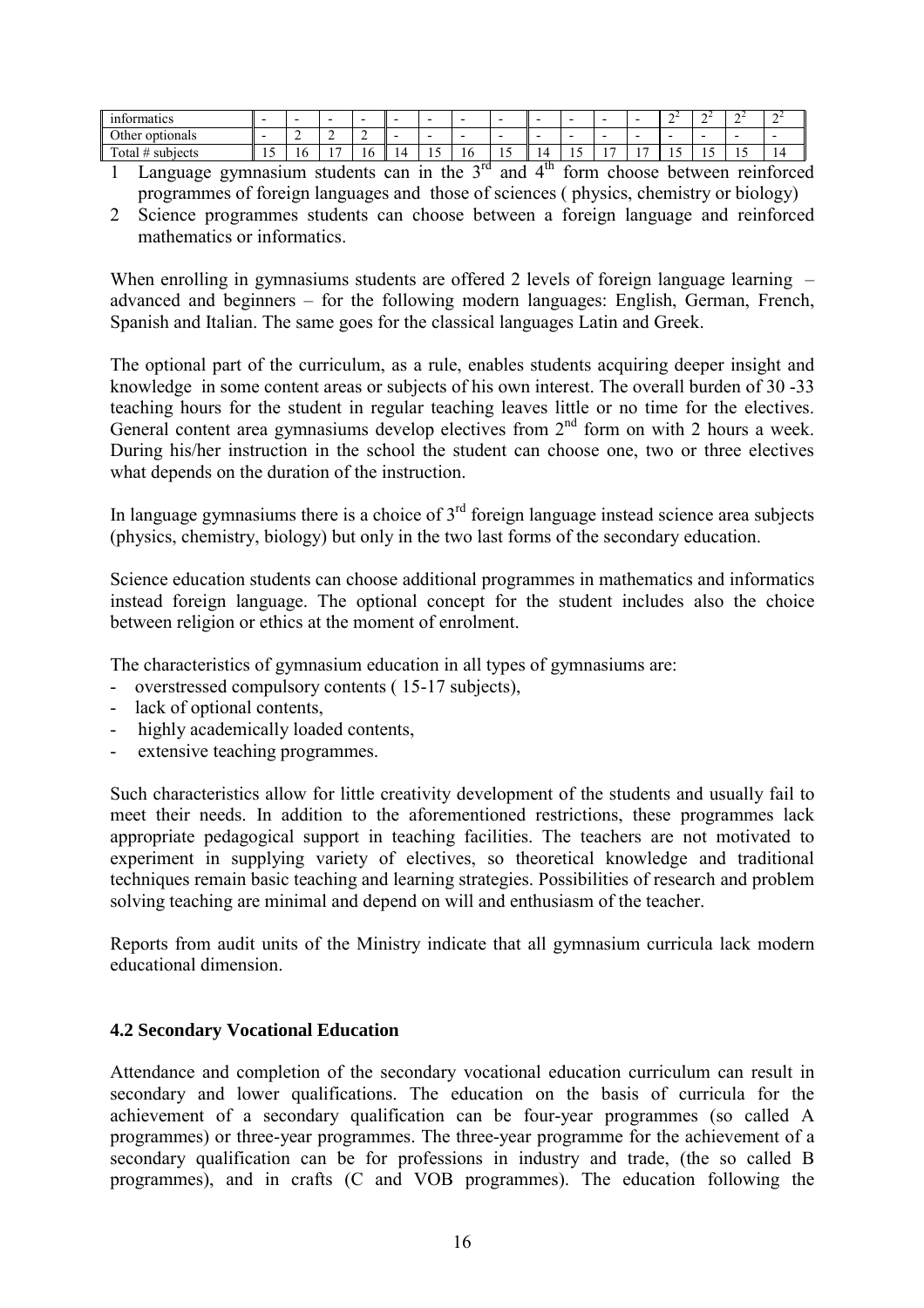| informatics | - | - | - | - | - | - | - | - | - | - | - | - | 2[2] | 2[2] | 2[2] | 2[2] |
|---|---|---|---|---|---|---|---|---|---|---|---|---|---|---|---|---|
| Other optionals | - | 2 | 2 | 2 | - | - | - | - | - | - | - | - | - | - | - | - |
| Total # subjects | 15 | 16 | 17 | 16 | 14 | 15 | 16 | 15 | 14 | 15 | 17 | 17 | 15 | 15 | 15 | 14 |

1 Language gymnasium students can in the 3rd and 4th form choose between reinforced programmes of foreign languages and those of sciences ( physics, chemistry or biology)

2 Science programmes students can choose between a foreign language and reinforced mathematics or informatics.

When enrolling in gymnasiums students are offered 2 levels of foreign language learning – advanced and beginners – for the following modern languages: English, German, French, Spanish and Italian. The same goes for the classical languages Latin and Greek.

The optional part of the curriculum, as a rule, enables students acquiring deeper insight and knowledge in some content areas or subjects of his own interest. The overall burden of 30 -33 teaching hours for the student in regular teaching leaves little or no time for the electives. General content area gymnasiums develop electives from 2nd form on with 2 hours a week. During his/her instruction in the school the student can choose one, two or three electives what depends on the duration of the instruction.

In language gymnasiums there is a choice of 3rd foreign language instead science area subjects (physics, chemistry, biology) but only in the two last forms of the secondary education.

Science education students can choose additional programmes in mathematics and informatics instead foreign language. The optional concept for the student includes also the choice between religion or ethics at the moment of enrolment.

The characteristics of gymnasium education in all types of gymnasiums are:

- overstressed compulsory contents ( 15-17 subjects),
- lack of optional contents,
- highly academically loaded contents,
- extensive teaching programmes.

Such characteristics allow for little creativity development of the students and usually fail to meet their needs. In addition to the aforementioned restrictions, these programmes lack appropriate pedagogical support in teaching facilities. The teachers are not motivated to experiment in supplying variety of electives, so theoretical knowledge and traditional techniques remain basic teaching and learning strategies. Possibilities of research and problem solving teaching are minimal and depend on will and enthusiasm of the teacher.

Reports from audit units of the Ministry indicate that all gymnasium curricula lack modern educational dimension.

### 4.2 Secondary Vocational Education

Attendance and completion of the secondary vocational education curriculum can result in secondary and lower qualifications. The education on the basis of curricula for the achievement of a secondary qualification can be four-year programmes (so called A programmes) or three-year programmes. The three-year programme for the achievement of a secondary qualification can be for professions in industry and trade, (the so called B programmes), and in crafts (C and VOB programmes). The education following the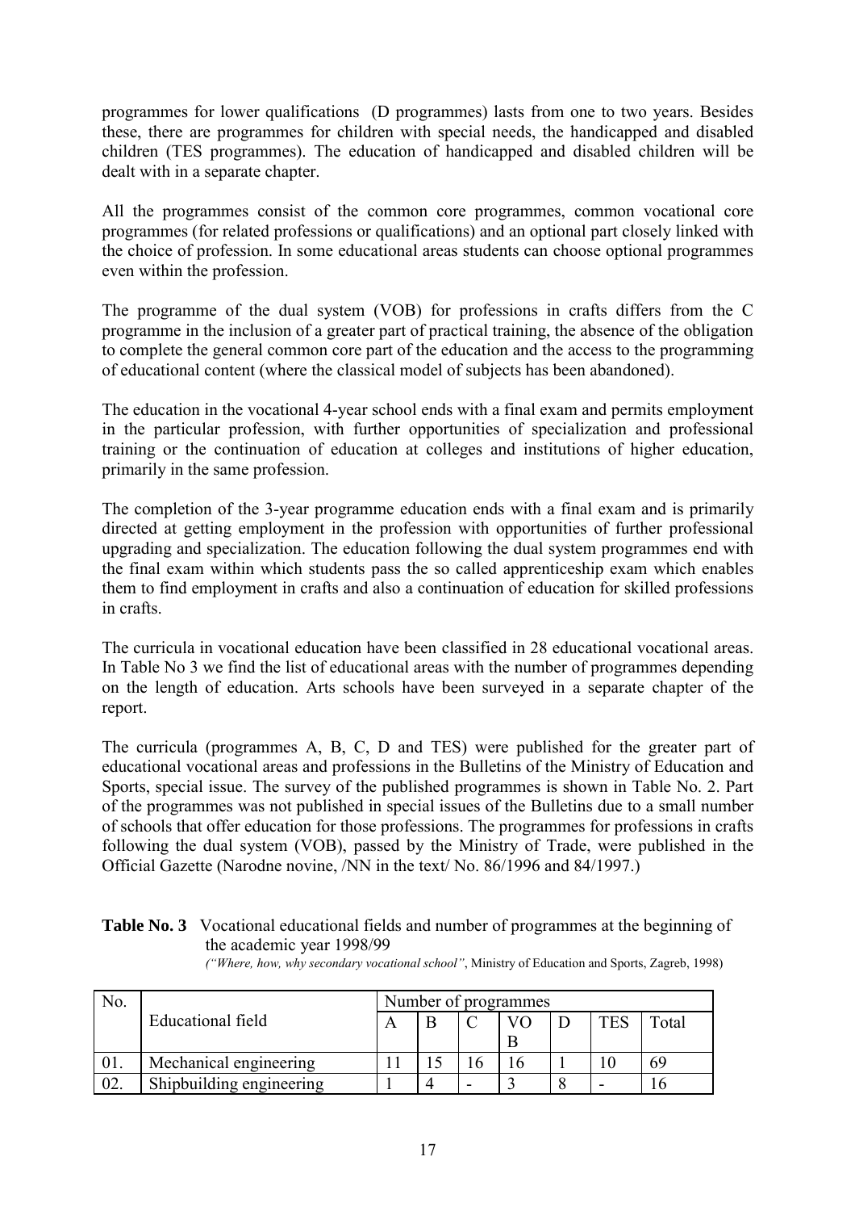programmes for lower qualifications (D programmes) lasts from one to two years. Besides these, there are programmes for children with special needs, the handicapped and disabled children (TES programmes). The education of handicapped and disabled children will be dealt with in a separate chapter.

All the programmes consist of the common core programmes, common vocational core programmes (for related professions or qualifications) and an optional part closely linked with the choice of profession. In some educational areas students can choose optional programmes even within the profession.

The programme of the dual system (VOB) for professions in crafts differs from the C programme in the inclusion of a greater part of practical training, the absence of the obligation to complete the general common core part of the education and the access to the programming of educational content (where the classical model of subjects has been abandoned).

The education in the vocational 4-year school ends with a final exam and permits employment in the particular profession, with further opportunities of specialization and professional training or the continuation of education at colleges and institutions of higher education, primarily in the same profession.

The completion of the 3-year programme education ends with a final exam and is primarily directed at getting employment in the profession with opportunities of further professional upgrading and specialization. The education following the dual system programmes end with the final exam within which students pass the so called apprenticeship exam which enables them to find employment in crafts and also a continuation of education for skilled professions in crafts.

The curricula in vocational education have been classified in 28 educational vocational areas. In Table No 3 we find the list of educational areas with the number of programmes depending on the length of education. Arts schools have been surveyed in a separate chapter of the report.

The curricula (programmes A, B, C, D and TES) were published for the greater part of educational vocational areas and professions in the Bulletins of the Ministry of Education and Sports, special issue. The survey of the published programmes is shown in Table No. 2. Part of the programmes was not published in special issues of the Bulletins due to a small number of schools that offer education for those professions. The programmes for professions in crafts following the dual system (VOB), passed by the Ministry of Trade, were published in the Official Gazette (Narodne novine, /NN in the text/ No. 86/1996 and 84/1997.)

**Table No. 3** Vocational educational fields and number of programmes at the beginning of the academic year 1998/99
*("Where, how, why secondary vocational school"*, Ministry of Education and Sports, Zagreb, 1998)

| No. | Educational field | Number of programmes | | | | | | |
|---|---|---|---|---|---|---|---|---|
| | | A | B | C | VOB | D | TES | Total |
| 01. | Mechanical engineering | 11 | 15 | 16 | 16 | 1 | 10 | 69 |
| 02. | Shipbuilding engineering | 1 | 4 | - | 3 | 8 | - | 16 |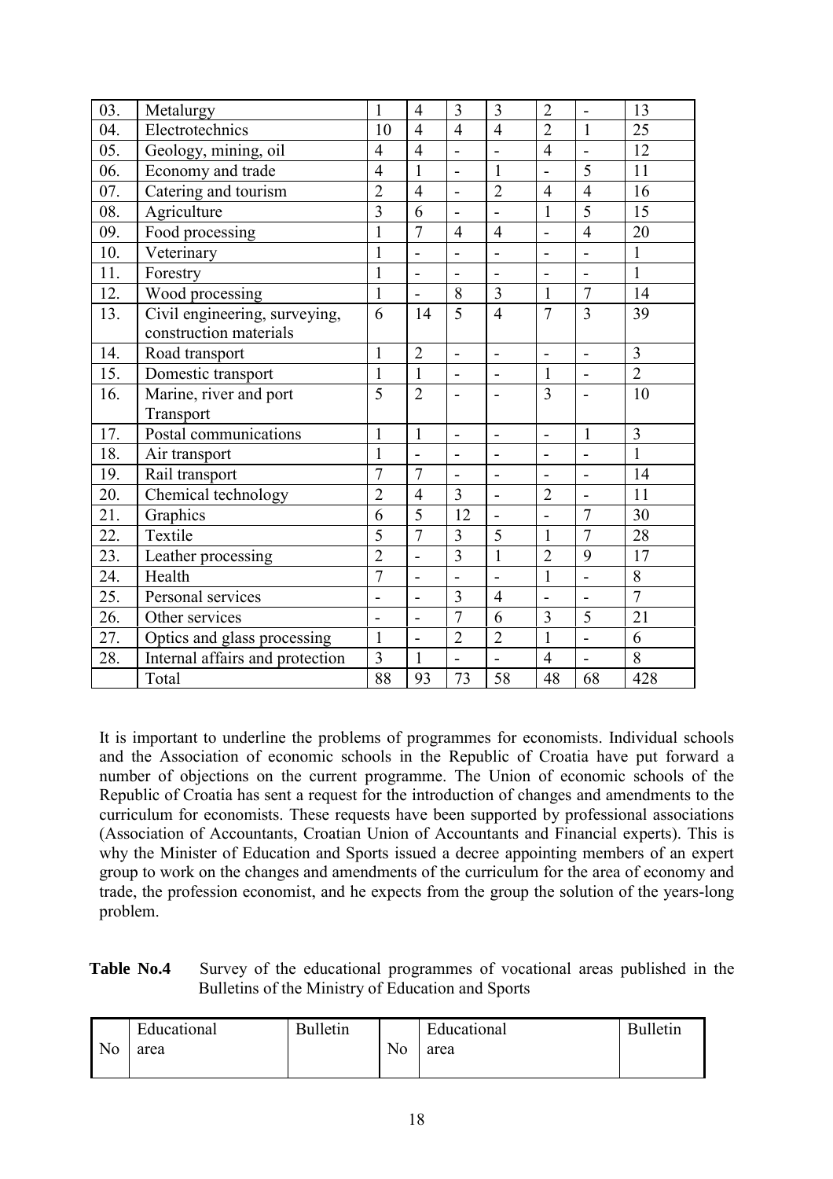| | | | | | | | | |
|---|---|---|---|---|---|---|---|---|
| 03. | Metalurgy | 1 | 4 | 3 | 3 | 2 | - | 13 |
| 04. | Electrotechnics | 10 | 4 | 4 | 4 | 2 | 1 | 25 |
| 05. | Geology, mining, oil | 4 | 4 | - | - | 4 | - | 12 |
| 06. | Economy and trade | 4 | 1 | - | 1 | - | 5 | 11 |
| 07. | Catering and tourism | 2 | 4 | - | 2 | 4 | 4 | 16 |
| 08. | Agriculture | 3 | 6 | - | - | 1 | 5 | 15 |
| 09. | Food processing | 1 | 7 | 4 | 4 | - | 4 | 20 |
| 10. | Veterinary | 1 | - | - | - | - | - | 1 |
| 11. | Forestry | 1 | - | - | - | - | - | 1 |
| 12. | Wood processing | 1 | - | 8 | 3 | 1 | 7 | 14 |
| 13. | Civil engineering, surveying, construction materials | 6 | 14 | 5 | 4 | 7 | 3 | 39 |
| 14. | Road transport | 1 | 2 | - | - | - | - | 3 |
| 15. | Domestic transport | 1 | 1 | - | - | 1 | - | 2 |
| 16. | Marine, river and port Transport | 5 | 2 | - | - | 3 | - | 10 |
| 17. | Postal communications | 1 | 1 | - | - | - | 1 | 3 |
| 18. | Air transport | 1 | - | - | - | - | - | 1 |
| 19. | Rail transport | 7 | 7 | - | - | - | - | 14 |
| 20. | Chemical technology | 2 | 4 | 3 | - | 2 | - | 11 |
| 21. | Graphics | 6 | 5 | 12 | - | - | 7 | 30 |
| 22. | Textile | 5 | 7 | 3 | 5 | 1 | 7 | 28 |
| 23. | Leather processing | 2 | - | 3 | 1 | 2 | 9 | 17 |
| 24. | Health | 7 | - | - | - | 1 | - | 8 |
| 25. | Personal services | - | - | 3 | 4 | - | - | 7 |
| 26. | Other services | - | - | 7 | 6 | 3 | 5 | 21 |
| 27. | Optics and glass processing | 1 | - | 2 | 2 | 1 | - | 6 |
| 28. | Internal affairs and protection | 3 | 1 | - | - | 4 | - | 8 |
| | Total | 88 | 93 | 73 | 58 | 48 | 68 | 428 |

It is important to underline the problems of programmes for economists. Individual schools and the Association of economic schools in the Republic of Croatia have put forward a number of objections on the current programme. The Union of economic schools of the Republic of Croatia has sent a request for the introduction of changes and amendments to the curriculum for economists. These requests have been supported by professional associations (Association of Accountants, Croatian Union of Accountants and Financial experts). This is why the Minister of Education and Sports issued a decree appointing members of an expert group to work on the changes and amendments of the curriculum for the area of economy and trade, the profession economist, and he expects from the group the solution of the years-long problem.

**Table No.4** Survey of the educational programmes of vocational areas published in the Bulletins of the Ministry of Education and Sports

| No | Educational area | Bulletin | No | Educational area | Bulletin |
|---|---|---|---|---|---|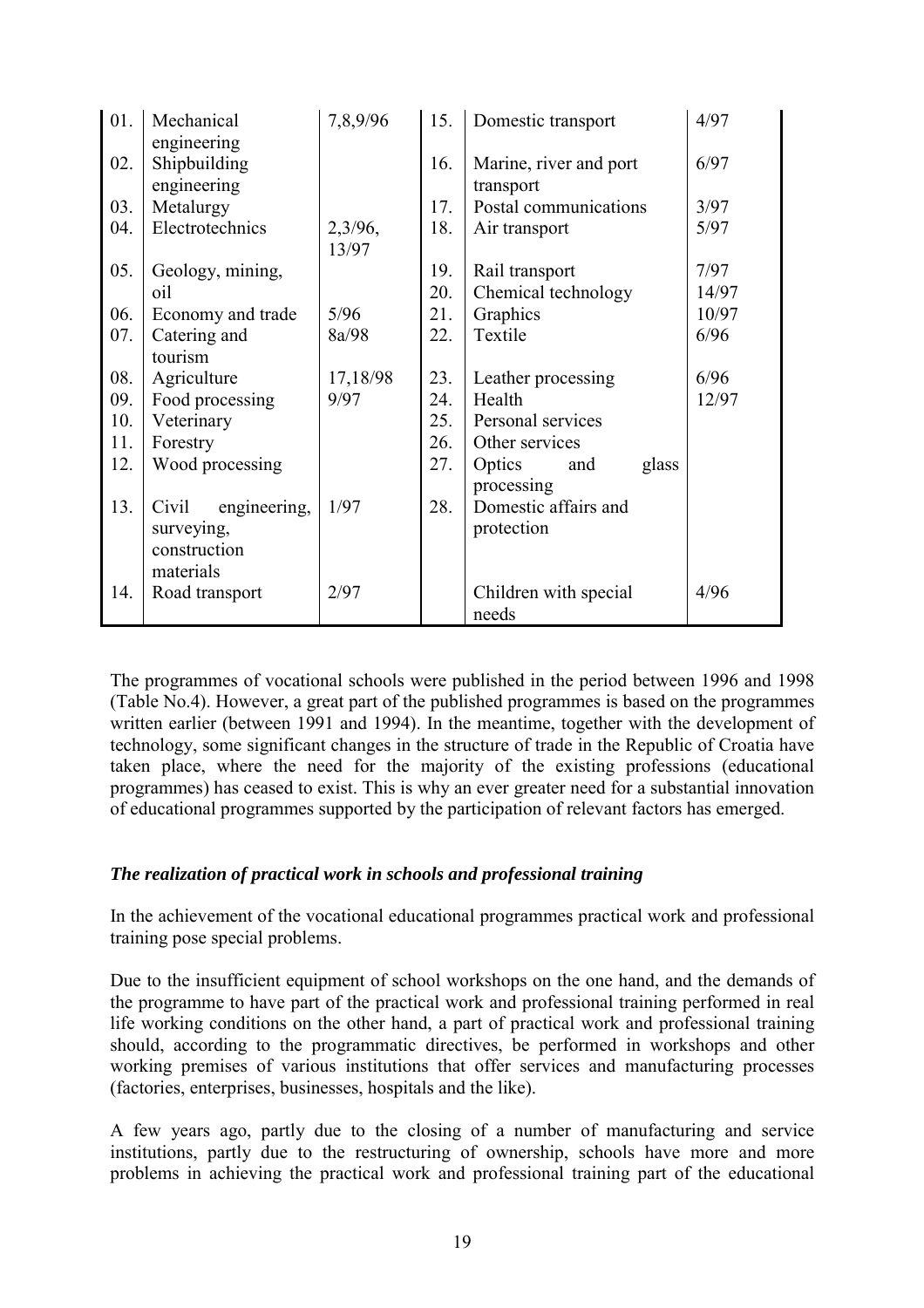| 01. | Mechanical engineering | 7,8,9/96 | 15. | Domestic transport | 4/97 |
|---|---|---|---|---|---|
| 02. | Shipbuilding engineering | | 16. | Marine, river and port transport | 6/97 |
| 03. | Metalurgy | | 17. | Postal communications | 3/97 |
| 04. | Electrotechnics | 2,3/96, 13/97 | 18. | Air transport | 5/97 |
| 05. | Geology, mining, oil | | 19. | Rail transport | 7/97 |
| | | | 20. | Chemical technology | 14/97 |
| 06. | Economy and trade | 5/96 | 21. | Graphics | 10/97 |
| 07. | Catering and tourism | 8a/98 | 22. | Textile | 6/96 |
| 08. | Agriculture | 17,18/98 | 23. | Leather processing | 6/96 |
| 09. | Food processing | 9/97 | 24. | Health | 12/97 |
| 10. | Veterinary | | 25. | Personal services | |
| 11. | Forestry | | 26. | Other services | |
| 12. | Wood processing | | 27. | Optics and glass processing | |
| 13. | Civil engineering, surveying, construction materials | 1/97 | 28. | Domestic affairs and protection | |
| 14. | Road transport | 2/97 | | Children with special needs | 4/96 |

The programmes of vocational schools were published in the period between 1996 and 1998 (Table No.4). However, a great part of the published programmes is based on the programmes written earlier (between 1991 and 1994). In the meantime, together with the development of technology, some significant changes in the structure of trade in the Republic of Croatia have taken place, where the need for the majority of the existing professions (educational programmes) has ceased to exist. This is why an ever greater need for a substantial innovation of educational programmes supported by the participation of relevant factors has emerged.

### *The realization of practical work in schools and professional training*

In the achievement of the vocational educational programmes practical work and professional training pose special problems.

Due to the insufficient equipment of school workshops on the one hand, and the demands of the programme to have part of the practical work and professional training performed in real life working conditions on the other hand, a part of practical work and professional training should, according to the programmatic directives, be performed in workshops and other working premises of various institutions that offer services and manufacturing processes (factories, enterprises, businesses, hospitals and the like).

A few years ago, partly due to the closing of a number of manufacturing and service institutions, partly due to the restructuring of ownership, schools have more and more problems in achieving the practical work and professional training part of the educational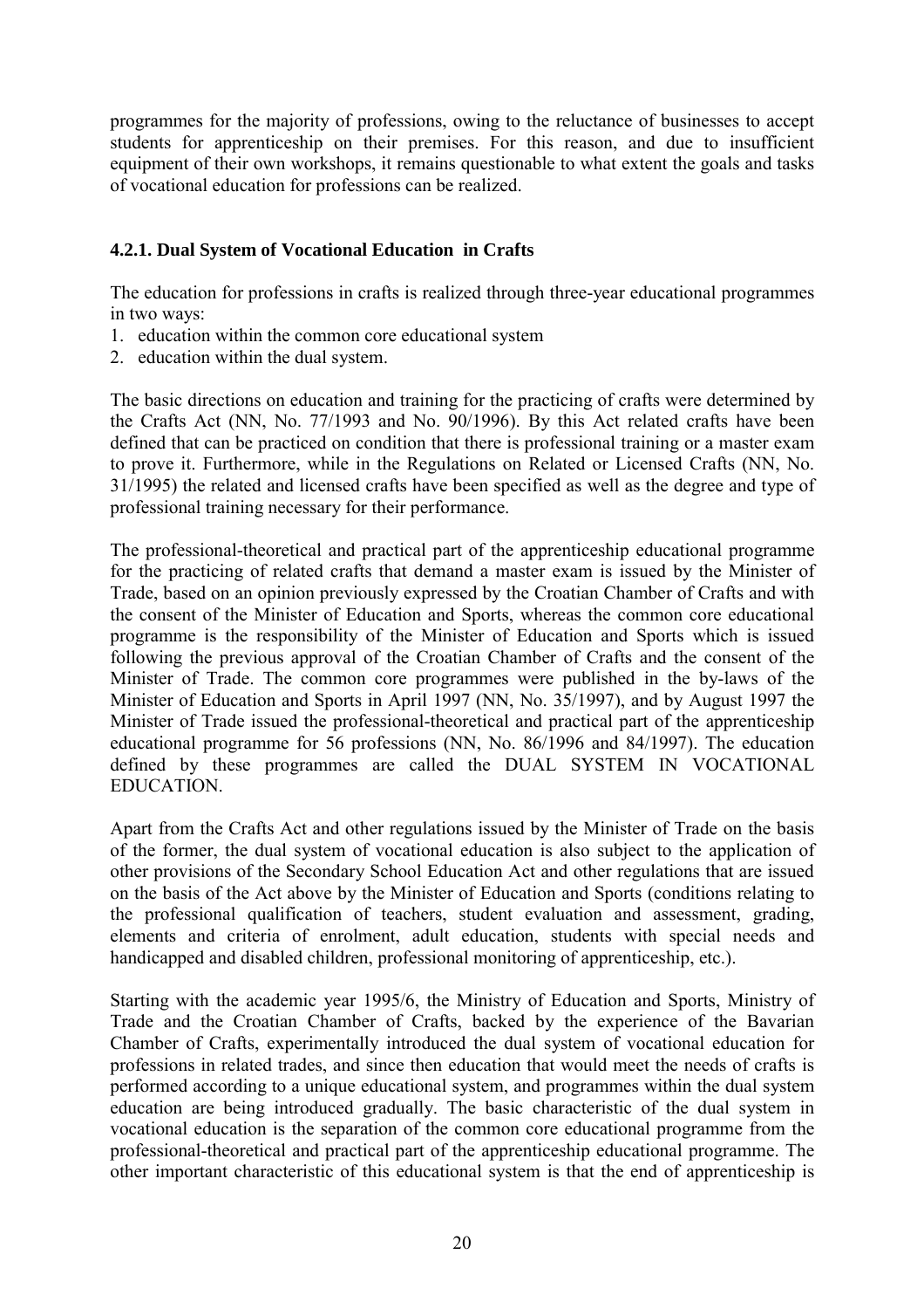programmes for the majority of professions, owing to the reluctance of businesses to accept students for apprenticeship on their premises. For this reason, and due to insufficient equipment of their own workshops, it remains questionable to what extent the goals and tasks of vocational education for professions can be realized.

### 4.2.1. Dual System of Vocational Education in Crafts

The education for professions in crafts is realized through three-year educational programmes in two ways:

1. education within the common core educational system
2. education within the dual system.

The basic directions on education and training for the practicing of crafts were determined by the Crafts Act (NN, No. 77/1993 and No. 90/1996). By this Act related crafts have been defined that can be practiced on condition that there is professional training or a master exam to prove it. Furthermore, while in the Regulations on Related or Licensed Crafts (NN, No. 31/1995) the related and licensed crafts have been specified as well as the degree and type of professional training necessary for their performance.

The professional-theoretical and practical part of the apprenticeship educational programme for the practicing of related crafts that demand a master exam is issued by the Minister of Trade, based on an opinion previously expressed by the Croatian Chamber of Crafts and with the consent of the Minister of Education and Sports, whereas the common core educational programme is the responsibility of the Minister of Education and Sports which is issued following the previous approval of the Croatian Chamber of Crafts and the consent of the Minister of Trade. The common core programmes were published in the by-laws of the Minister of Education and Sports in April 1997 (NN, No. 35/1997), and by August 1997 the Minister of Trade issued the professional-theoretical and practical part of the apprenticeship educational programme for 56 professions (NN, No. 86/1996 and 84/1997). The education defined by these programmes are called the DUAL SYSTEM IN VOCATIONAL EDUCATION.

Apart from the Crafts Act and other regulations issued by the Minister of Trade on the basis of the former, the dual system of vocational education is also subject to the application of other provisions of the Secondary School Education Act and other regulations that are issued on the basis of the Act above by the Minister of Education and Sports (conditions relating to the professional qualification of teachers, student evaluation and assessment, grading, elements and criteria of enrolment, adult education, students with special needs and handicapped and disabled children, professional monitoring of apprenticeship, etc.).

Starting with the academic year 1995/6, the Ministry of Education and Sports, Ministry of Trade and the Croatian Chamber of Crafts, backed by the experience of the Bavarian Chamber of Crafts, experimentally introduced the dual system of vocational education for professions in related trades, and since then education that would meet the needs of crafts is performed according to a unique educational system, and programmes within the dual system education are being introduced gradually. The basic characteristic of the dual system in vocational education is the separation of the common core educational programme from the professional-theoretical and practical part of the apprenticeship educational programme. The other important characteristic of this educational system is that the end of apprenticeship is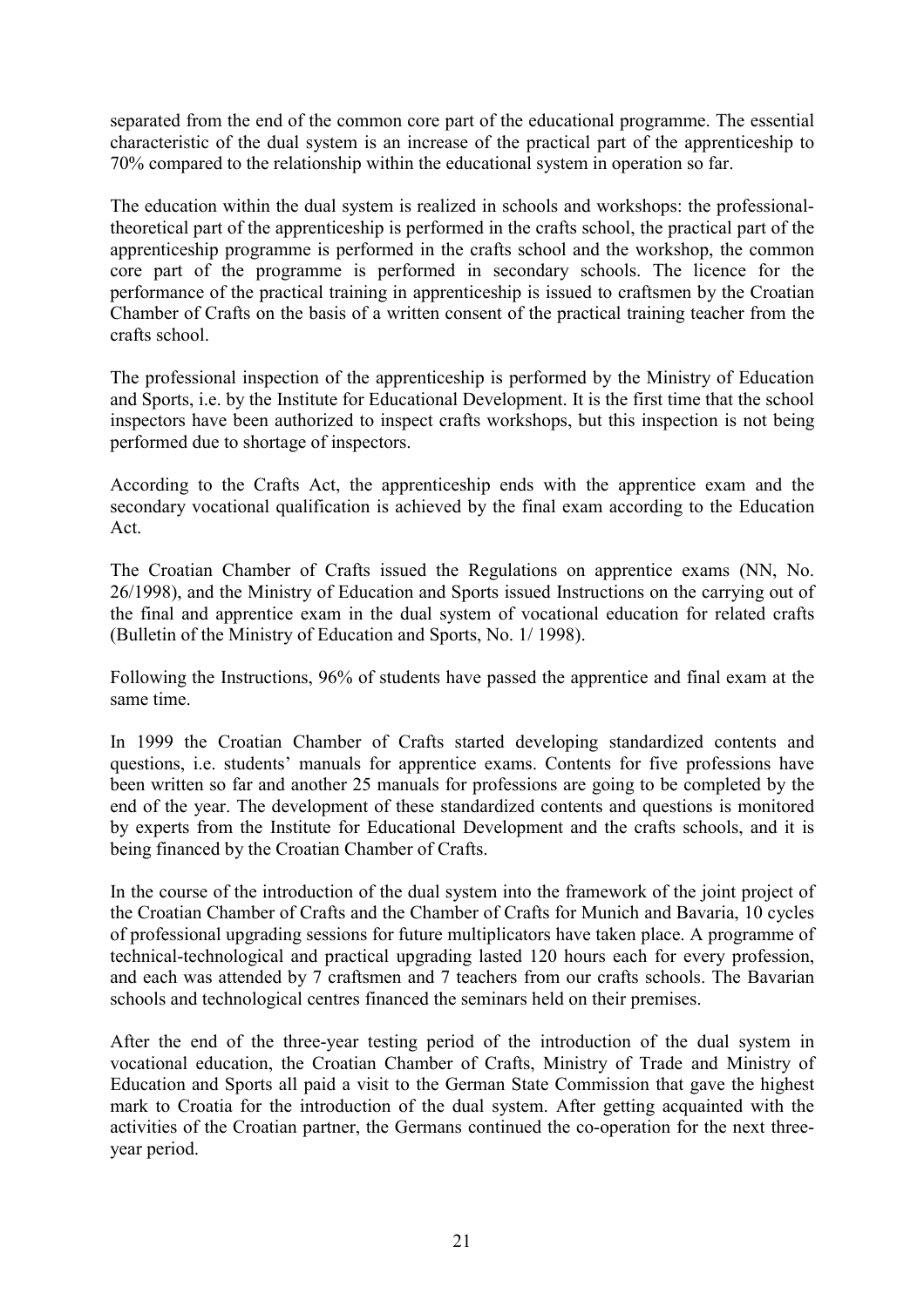separated from the end of the common core part of the educational programme. The essential characteristic of the dual system is an increase of the practical part of the apprenticeship to 70% compared to the relationship within the educational system in operation so far.

The education within the dual system is realized in schools and workshops: the professional-theoretical part of the apprenticeship is performed in the crafts school, the practical part of the apprenticeship programme is performed in the crafts school and the workshop, the common core part of the programme is performed in secondary schools. The licence for the performance of the practical training in apprenticeship is issued to craftsmen by the Croatian Chamber of Crafts on the basis of a written consent of the practical training teacher from the crafts school.

The professional inspection of the apprenticeship is performed by the Ministry of Education and Sports, i.e. by the Institute for Educational Development. It is the first time that the school inspectors have been authorized to inspect crafts workshops, but this inspection is not being performed due to shortage of inspectors.

According to the Crafts Act, the apprenticeship ends with the apprentice exam and the secondary vocational qualification is achieved by the final exam according to the Education Act.

The Croatian Chamber of Crafts issued the Regulations on apprentice exams (NN, No. 26/1998), and the Ministry of Education and Sports issued Instructions on the carrying out of the final and apprentice exam in the dual system of vocational education for related crafts (Bulletin of the Ministry of Education and Sports, No. 1/ 1998).

Following the Instructions, 96% of students have passed the apprentice and final exam at the same time.

In 1999 the Croatian Chamber of Crafts started developing standardized contents and questions, i.e. students' manuals for apprentice exams. Contents for five professions have been written so far and another 25 manuals for professions are going to be completed by the end of the year. The development of these standardized contents and questions is monitored by experts from the Institute for Educational Development and the crafts schools, and it is being financed by the Croatian Chamber of Crafts.

In the course of the introduction of the dual system into the framework of the joint project of the Croatian Chamber of Crafts and the Chamber of Crafts for Munich and Bavaria, 10 cycles of professional upgrading sessions for future multiplicators have taken place. A programme of technical-technological and practical upgrading lasted 120 hours each for every profession, and each was attended by 7 craftsmen and 7 teachers from our crafts schools. The Bavarian schools and technological centres financed the seminars held on their premises.

After the end of the three-year testing period of the introduction of the dual system in vocational education, the Croatian Chamber of Crafts, Ministry of Trade and Ministry of Education and Sports all paid a visit to the German State Commission that gave the highest mark to Croatia for the introduction of the dual system. After getting acquainted with the activities of the Croatian partner, the Germans continued the co-operation for the next three-year period.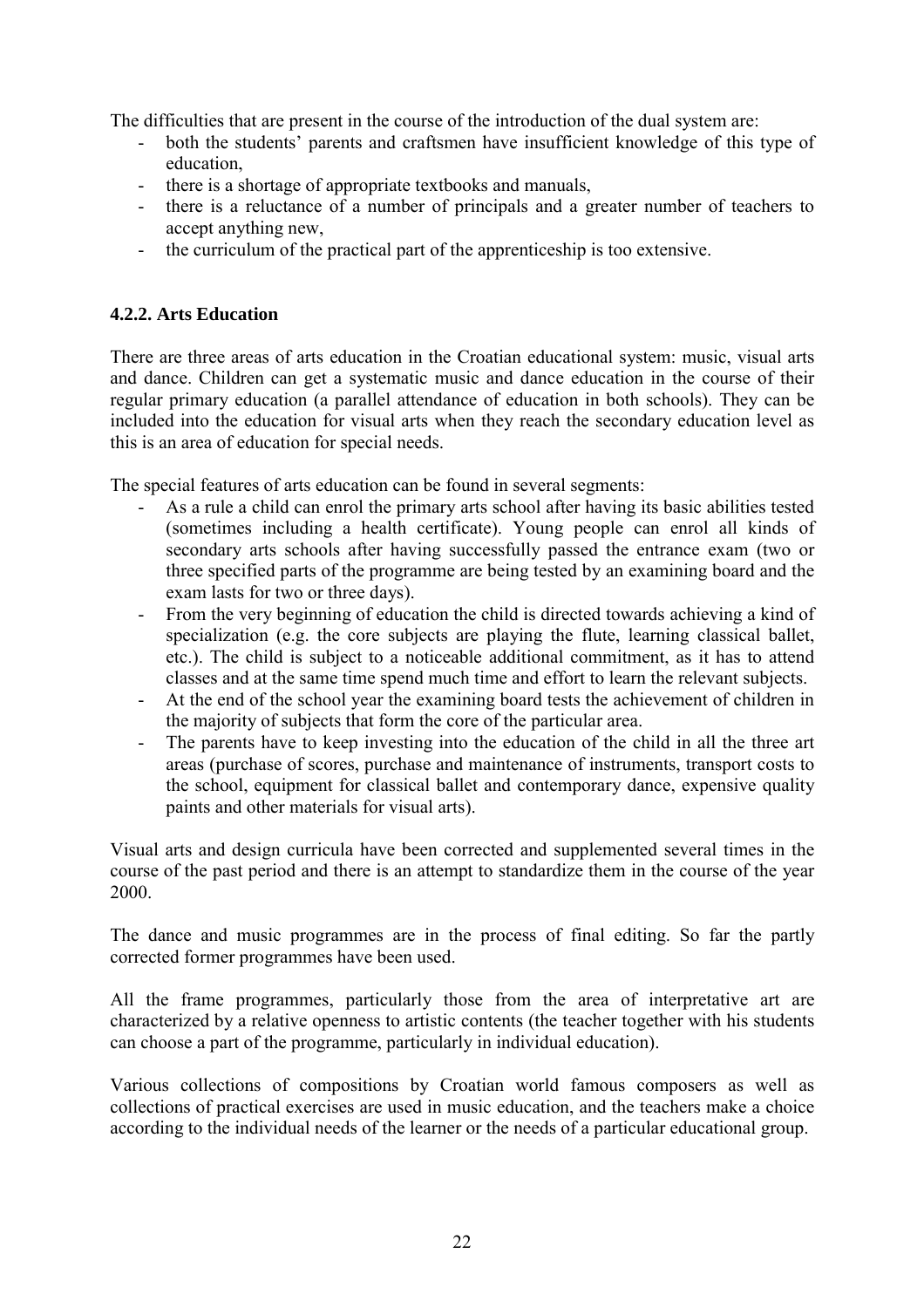The difficulties that are present in the course of the introduction of the dual system are:

- both the students' parents and craftsmen have insufficient knowledge of this type of education,
- there is a shortage of appropriate textbooks and manuals,
- there is a reluctance of a number of principals and a greater number of teachers to accept anything new,
- the curriculum of the practical part of the apprenticeship is too extensive.

#### 4.2.2. Arts Education

There are three areas of arts education in the Croatian educational system: music, visual arts and dance. Children can get a systematic music and dance education in the course of their regular primary education (a parallel attendance of education in both schools). They can be included into the education for visual arts when they reach the secondary education level as this is an area of education for special needs.

The special features of arts education can be found in several segments:

- As a rule a child can enrol the primary arts school after having its basic abilities tested (sometimes including a health certificate). Young people can enrol all kinds of secondary arts schools after having successfully passed the entrance exam (two or three specified parts of the programme are being tested by an examining board and the exam lasts for two or three days).
- From the very beginning of education the child is directed towards achieving a kind of specialization (e.g. the core subjects are playing the flute, learning classical ballet, etc.). The child is subject to a noticeable additional commitment, as it has to attend classes and at the same time spend much time and effort to learn the relevant subjects.
- At the end of the school year the examining board tests the achievement of children in the majority of subjects that form the core of the particular area.
- The parents have to keep investing into the education of the child in all the three art areas (purchase of scores, purchase and maintenance of instruments, transport costs to the school, equipment for classical ballet and contemporary dance, expensive quality paints and other materials for visual arts).

Visual arts and design curricula have been corrected and supplemented several times in the course of the past period and there is an attempt to standardize them in the course of the year 2000.

The dance and music programmes are in the process of final editing. So far the partly corrected former programmes have been used.

All the frame programmes, particularly those from the area of interpretative art are characterized by a relative openness to artistic contents (the teacher together with his students can choose a part of the programme, particularly in individual education).

Various collections of compositions by Croatian world famous composers as well as collections of practical exercises are used in music education, and the teachers make a choice according to the individual needs of the learner or the needs of a particular educational group.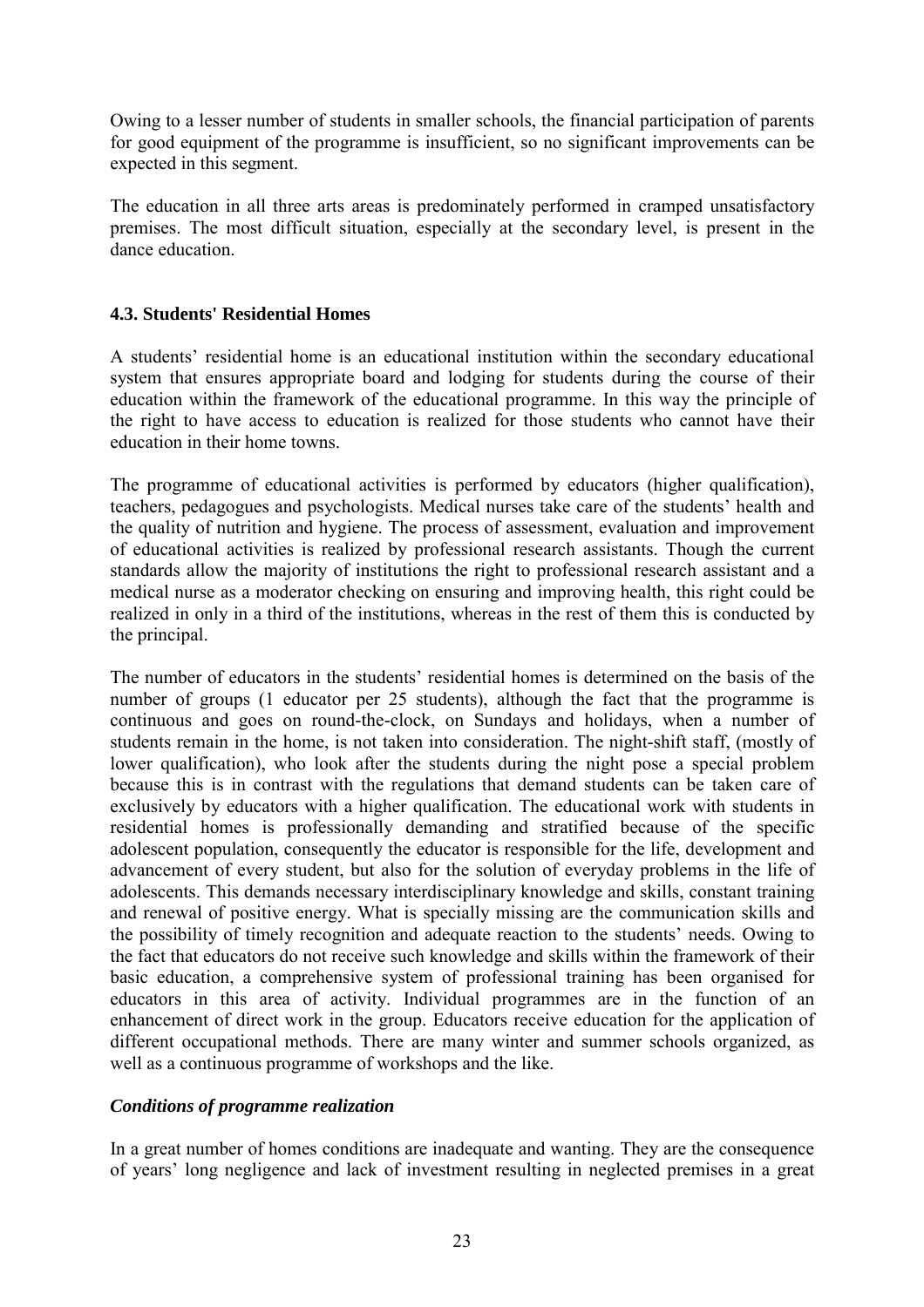Owing to a lesser number of students in smaller schools, the financial participation of parents for good equipment of the programme is insufficient, so no significant improvements can be expected in this segment.

The education in all three arts areas is predominately performed in cramped unsatisfactory premises. The most difficult situation, especially at the secondary level, is present in the dance education.

### 4.3. Students' Residential Homes

A students' residential home is an educational institution within the secondary educational system that ensures appropriate board and lodging for students during the course of their education within the framework of the educational programme. In this way the principle of the right to have access to education is realized for those students who cannot have their education in their home towns.

The programme of educational activities is performed by educators (higher qualification), teachers, pedagogues and psychologists. Medical nurses take care of the students' health and the quality of nutrition and hygiene. The process of assessment, evaluation and improvement of educational activities is realized by professional research assistants. Though the current standards allow the majority of institutions the right to professional research assistant and a medical nurse as a moderator checking on ensuring and improving health, this right could be realized in only in a third of the institutions, whereas in the rest of them this is conducted by the principal.

The number of educators in the students' residential homes is determined on the basis of the number of groups (1 educator per 25 students), although the fact that the programme is continuous and goes on round-the-clock, on Sundays and holidays, when a number of students remain in the home, is not taken into consideration. The night-shift staff, (mostly of lower qualification), who look after the students during the night pose a special problem because this is in contrast with the regulations that demand students can be taken care of exclusively by educators with a higher qualification. The educational work with students in residential homes is professionally demanding and stratified because of the specific adolescent population, consequently the educator is responsible for the life, development and advancement of every student, but also for the solution of everyday problems in the life of adolescents. This demands necessary interdisciplinary knowledge and skills, constant training and renewal of positive energy. What is specially missing are the communication skills and the possibility of timely recognition and adequate reaction to the students' needs. Owing to the fact that educators do not receive such knowledge and skills within the framework of their basic education, a comprehensive system of professional training has been organised for educators in this area of activity. Individual programmes are in the function of an enhancement of direct work in the group. Educators receive education for the application of different occupational methods. There are many winter and summer schools organized, as well as a continuous programme of workshops and the like.

#### *Conditions of programme realization*

In a great number of homes conditions are inadequate and wanting. They are the consequence of years' long negligence and lack of investment resulting in neglected premises in a great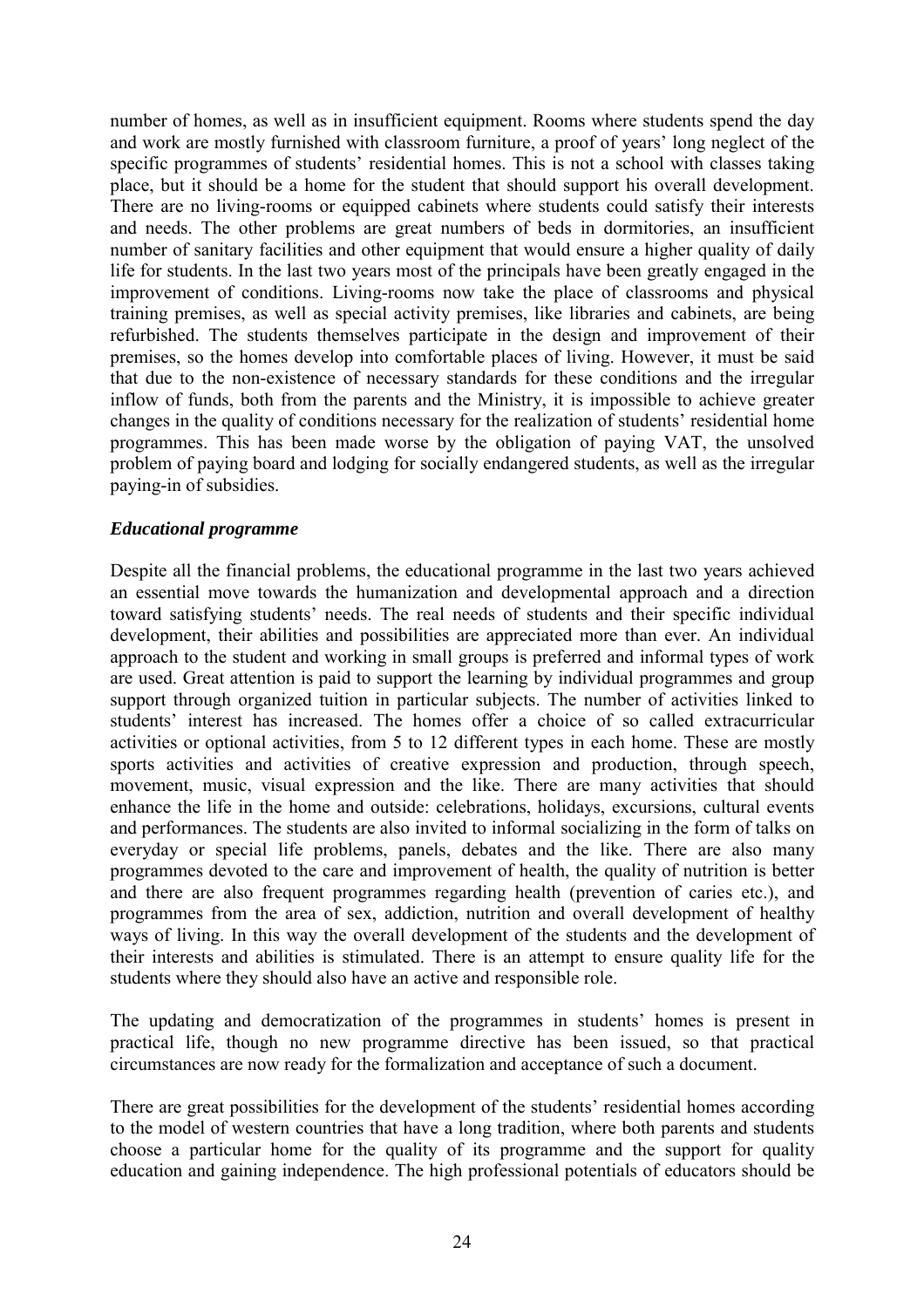number of homes, as well as in insufficient equipment. Rooms where students spend the day and work are mostly furnished with classroom furniture, a proof of years' long neglect of the specific programmes of students' residential homes. This is not a school with classes taking place, but it should be a home for the student that should support his overall development. There are no living-rooms or equipped cabinets where students could satisfy their interests and needs. The other problems are great numbers of beds in dormitories, an insufficient number of sanitary facilities and other equipment that would ensure a higher quality of daily life for students. In the last two years most of the principals have been greatly engaged in the improvement of conditions. Living-rooms now take the place of classrooms and physical training premises, as well as special activity premises, like libraries and cabinets, are being refurbished. The students themselves participate in the design and improvement of their premises, so the homes develop into comfortable places of living. However, it must be said that due to the non-existence of necessary standards for these conditions and the irregular inflow of funds, both from the parents and the Ministry, it is impossible to achieve greater changes in the quality of conditions necessary for the realization of students' residential home programmes. This has been made worse by the obligation of paying VAT, the unsolved problem of paying board and lodging for socially endangered students, as well as the irregular paying-in of subsidies.

### *Educational programme*

Despite all the financial problems, the educational programme in the last two years achieved an essential move towards the humanization and developmental approach and a direction toward satisfying students' needs. The real needs of students and their specific individual development, their abilities and possibilities are appreciated more than ever. An individual approach to the student and working in small groups is preferred and informal types of work are used. Great attention is paid to support the learning by individual programmes and group support through organized tuition in particular subjects. The number of activities linked to students' interest has increased. The homes offer a choice of so called extracurricular activities or optional activities, from 5 to 12 different types in each home. These are mostly sports activities and activities of creative expression and production, through speech, movement, music, visual expression and the like. There are many activities that should enhance the life in the home and outside: celebrations, holidays, excursions, cultural events and performances. The students are also invited to informal socializing in the form of talks on everyday or special life problems, panels, debates and the like. There are also many programmes devoted to the care and improvement of health, the quality of nutrition is better and there are also frequent programmes regarding health (prevention of caries etc.), and programmes from the area of sex, addiction, nutrition and overall development of healthy ways of living. In this way the overall development of the students and the development of their interests and abilities is stimulated. There is an attempt to ensure quality life for the students where they should also have an active and responsible role.

The updating and democratization of the programmes in students' homes is present in practical life, though no new programme directive has been issued, so that practical circumstances are now ready for the formalization and acceptance of such a document.

There are great possibilities for the development of the students' residential homes according to the model of western countries that have a long tradition, where both parents and students choose a particular home for the quality of its programme and the support for quality education and gaining independence. The high professional potentials of educators should be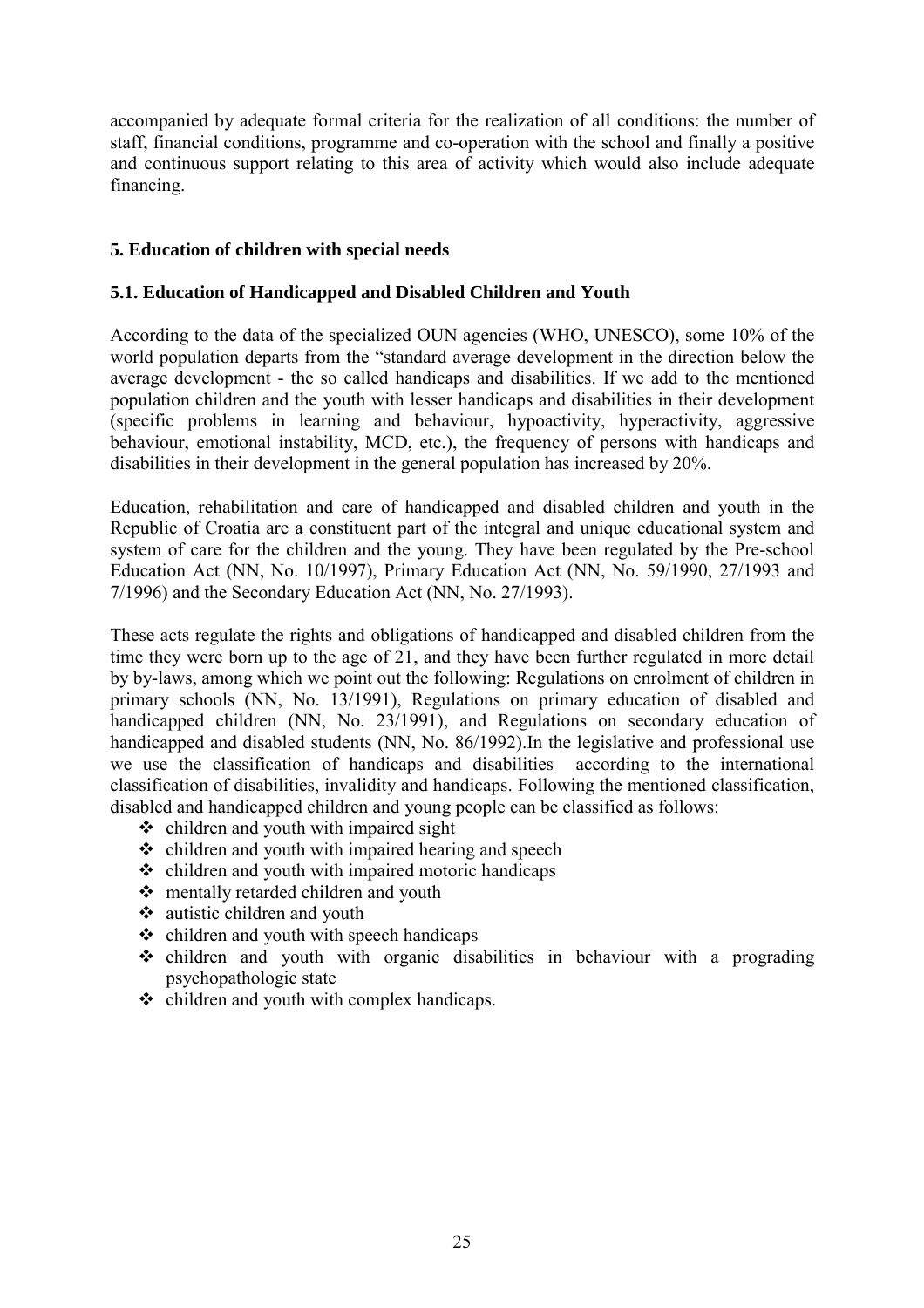accompanied by adequate formal criteria for the realization of all conditions: the number of staff, financial conditions, programme and co-operation with the school and finally a positive and continuous support relating to this area of activity which would also include adequate financing.

## 5. Education of children with special needs

### 5.1. Education of Handicapped and Disabled Children and Youth

According to the data of the specialized OUN agencies (WHO, UNESCO), some 10% of the world population departs from the "standard average development in the direction below the average development - the so called handicaps and disabilities. If we add to the mentioned population children and the youth with lesser handicaps and disabilities in their development (specific problems in learning and behaviour, hypoactivity, hyperactivity, aggressive behaviour, emotional instability, MCD, etc.), the frequency of persons with handicaps and disabilities in their development in the general population has increased by 20%.

Education, rehabilitation and care of handicapped and disabled children and youth in the Republic of Croatia are a constituent part of the integral and unique educational system and system of care for the children and the young. They have been regulated by the Pre-school Education Act (NN, No. 10/1997), Primary Education Act (NN, No. 59/1990, 27/1993 and 7/1996) and the Secondary Education Act (NN, No. 27/1993).

These acts regulate the rights and obligations of handicapped and disabled children from the time they were born up to the age of 21, and they have been further regulated in more detail by by-laws, among which we point out the following: Regulations on enrolment of children in primary schools (NN, No. 13/1991), Regulations on primary education of disabled and handicapped children (NN, No. 23/1991), and Regulations on secondary education of handicapped and disabled students (NN, No. 86/1992).In the legislative and professional use we use the classification of handicaps and disabilities according to the international classification of disabilities, invalidity and handicaps. Following the mentioned classification, disabled and handicapped children and young people can be classified as follows:

- children and youth with impaired sight
- children and youth with impaired hearing and speech
- children and youth with impaired motoric handicaps
- mentally retarded children and youth
- autistic children and youth
- children and youth with speech handicaps
- children and youth with organic disabilities in behaviour with a prograding psychopathologic state
- children and youth with complex handicaps.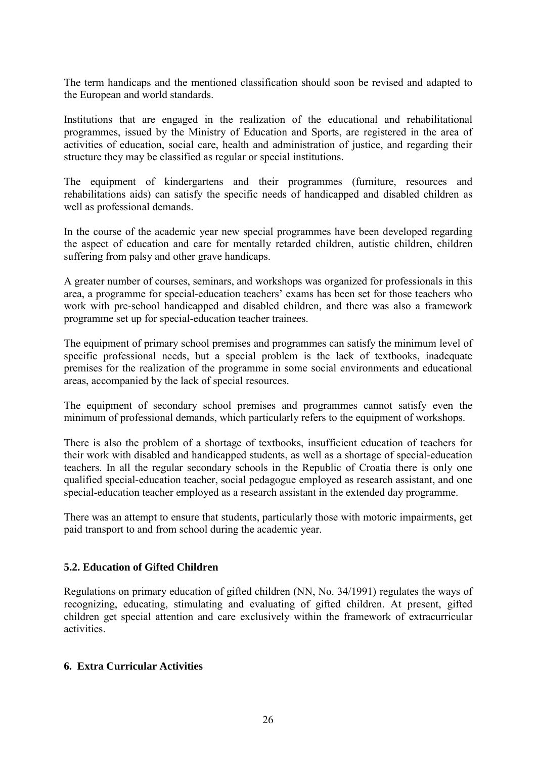The term handicaps and the mentioned classification should soon be revised and adapted to the European and world standards.

Institutions that are engaged in the realization of the educational and rehabilitational programmes, issued by the Ministry of Education and Sports, are registered in the area of activities of education, social care, health and administration of justice, and regarding their structure they may be classified as regular or special institutions.

The equipment of kindergartens and their programmes (furniture, resources and rehabilitations aids) can satisfy the specific needs of handicapped and disabled children as well as professional demands.

In the course of the academic year new special programmes have been developed regarding the aspect of education and care for mentally retarded children, autistic children, children suffering from palsy and other grave handicaps.

A greater number of courses, seminars, and workshops was organized for professionals in this area, a programme for special-education teachers' exams has been set for those teachers who work with pre-school handicapped and disabled children, and there was also a framework programme set up for special-education teacher trainees.

The equipment of primary school premises and programmes can satisfy the minimum level of specific professional needs, but a special problem is the lack of textbooks, inadequate premises for the realization of the programme in some social environments and educational areas, accompanied by the lack of special resources.

The equipment of secondary school premises and programmes cannot satisfy even the minimum of professional demands, which particularly refers to the equipment of workshops.

There is also the problem of a shortage of textbooks, insufficient education of teachers for their work with disabled and handicapped students, as well as a shortage of special-education teachers. In all the regular secondary schools in the Republic of Croatia there is only one qualified special-education teacher, social pedagogue employed as research assistant, and one special-education teacher employed as a research assistant in the extended day programme.

There was an attempt to ensure that students, particularly those with motoric impairments, get paid transport to and from school during the academic year.

### 5.2. Education of Gifted Children

Regulations on primary education of gifted children (NN, No. 34/1991) regulates the ways of recognizing, educating, stimulating and evaluating of gifted children. At present, gifted children get special attention and care exclusively within the framework of extracurricular activities.

## 6. Extra Curricular Activities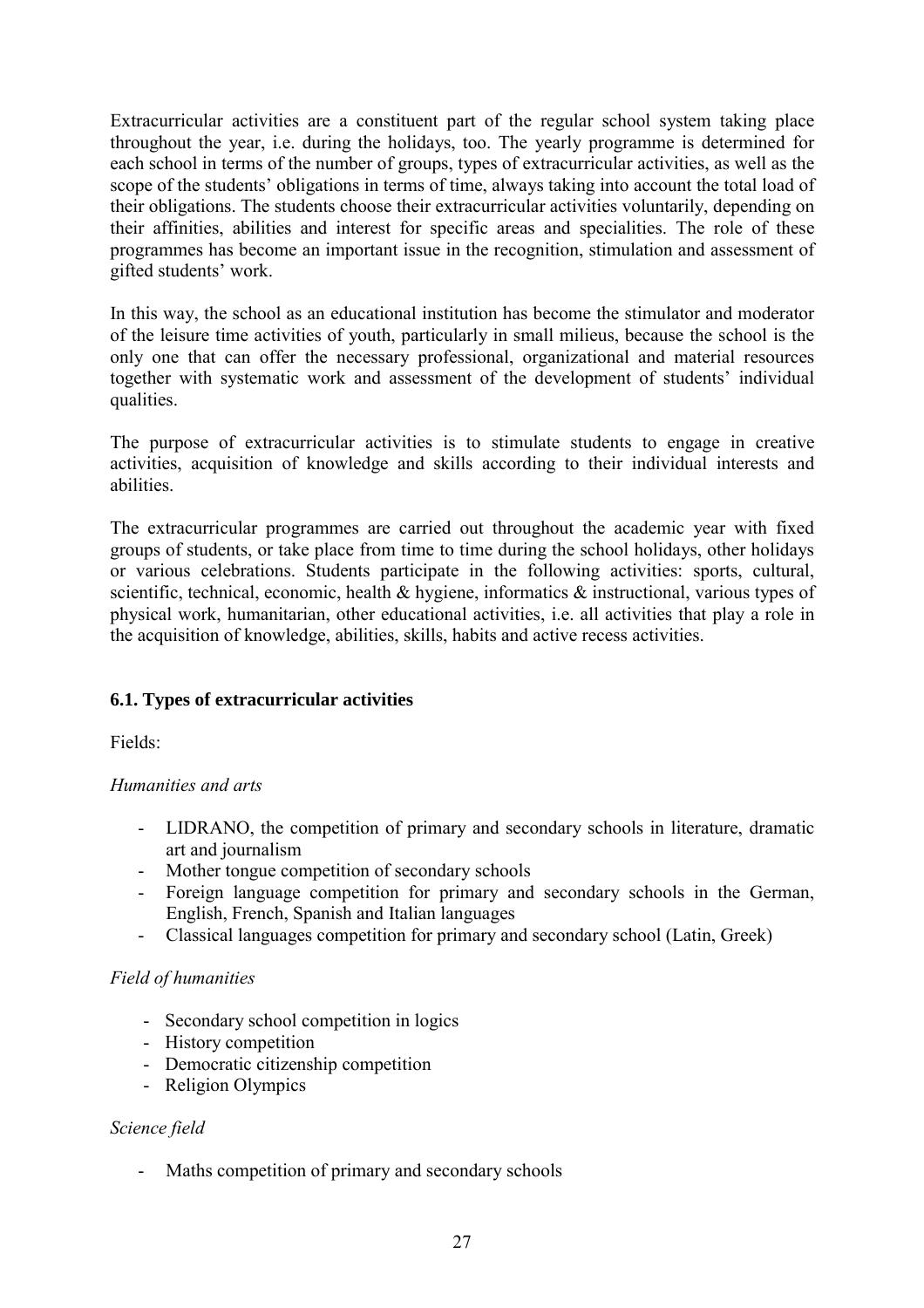Extracurricular activities are a constituent part of the regular school system taking place throughout the year, i.e. during the holidays, too. The yearly programme is determined for each school in terms of the number of groups, types of extracurricular activities, as well as the scope of the students' obligations in terms of time, always taking into account the total load of their obligations. The students choose their extracurricular activities voluntarily, depending on their affinities, abilities and interest for specific areas and specialities. The role of these programmes has become an important issue in the recognition, stimulation and assessment of gifted students' work.

In this way, the school as an educational institution has become the stimulator and moderator of the leisure time activities of youth, particularly in small milieus, because the school is the only one that can offer the necessary professional, organizational and material resources together with systematic work and assessment of the development of students' individual qualities.

The purpose of extracurricular activities is to stimulate students to engage in creative activities, acquisition of knowledge and skills according to their individual interests and abilities.

The extracurricular programmes are carried out throughout the academic year with fixed groups of students, or take place from time to time during the school holidays, other holidays or various celebrations. Students participate in the following activities: sports, cultural, scientific, technical, economic, health & hygiene, informatics & instructional, various types of physical work, humanitarian, other educational activities, i.e. all activities that play a role in the acquisition of knowledge, abilities, skills, habits and active recess activities.

### 6.1. Types of extracurricular activities

Fields:

*Humanities and arts*

- LIDRANO, the competition of primary and secondary schools in literature, dramatic art and journalism
- Mother tongue competition of secondary schools
- Foreign language competition for primary and secondary schools in the German, English, French, Spanish and Italian languages
- Classical languages competition for primary and secondary school (Latin, Greek)

*Field of humanities*

- Secondary school competition in logics
- History competition
- Democratic citizenship competition
- Religion Olympics

*Science field*

- Maths competition of primary and secondary schools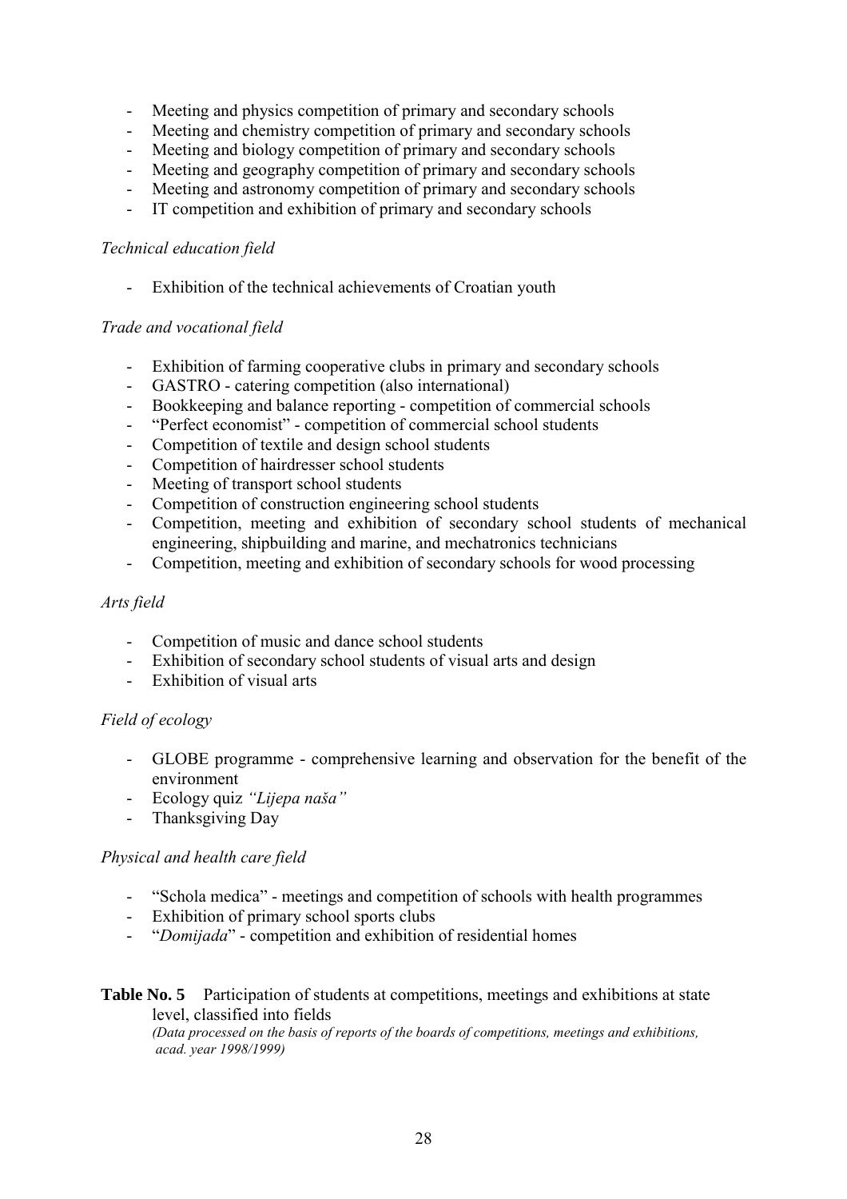- Meeting and physics competition of primary and secondary schools
- Meeting and chemistry competition of primary and secondary schools
- Meeting and biology competition of primary and secondary schools
- Meeting and geography competition of primary and secondary schools
- Meeting and astronomy competition of primary and secondary schools
- IT competition and exhibition of primary and secondary schools

*Technical education field*

- Exhibition of the technical achievements of Croatian youth

*Trade and vocational field*

- Exhibition of farming cooperative clubs in primary and secondary schools
- GASTRO - catering competition (also international)
- Bookkeeping and balance reporting - competition of commercial schools
- "Perfect economist" - competition of commercial school students
- Competition of textile and design school students
- Competition of hairdresser school students
- Meeting of transport school students
- Competition of construction engineering school students
- Competition, meeting and exhibition of secondary school students of mechanical engineering, shipbuilding and marine, and mechatronics technicians
- Competition, meeting and exhibition of secondary schools for wood processing

*Arts field*

- Competition of music and dance school students
- Exhibition of secondary school students of visual arts and design
- Exhibition of visual arts

*Field of ecology*

- GLOBE programme - comprehensive learning and observation for the benefit of the environment
- Ecology quiz *"Lijepa naša"*
- Thanksgiving Day

*Physical and health care field*

- "Schola medica" - meetings and competition of schools with health programmes
- Exhibition of primary school sports clubs
- "*Domijada*" - competition and exhibition of residential homes

**Table No. 5** Participation of students at competitions, meetings and exhibitions at state level, classified into fields
*(Data processed on the basis of reports of the boards of competitions, meetings and exhibitions, acad. year 1998/1999)*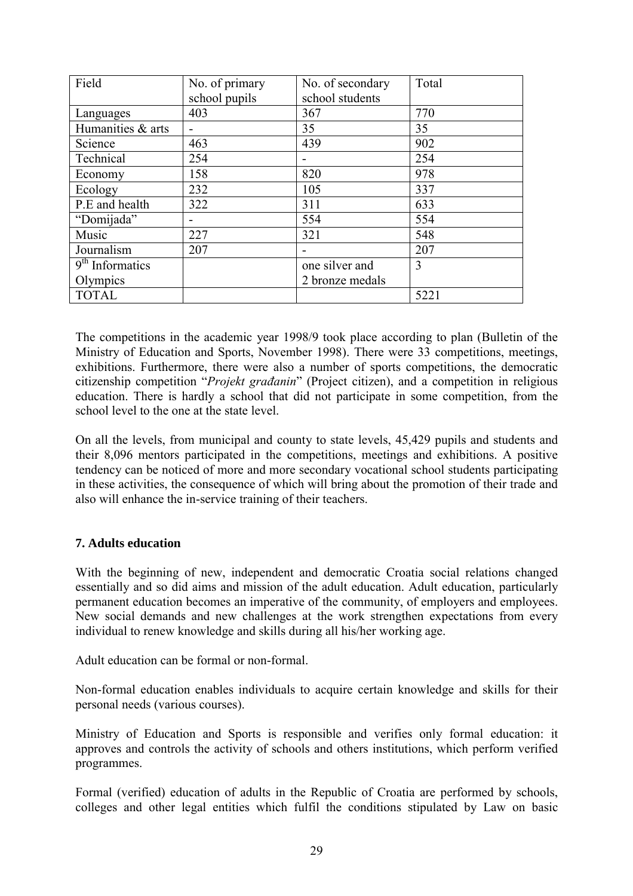| Field | No. of primary school pupils | No. of secondary school students | Total |
| --- | --- | --- | --- |
| Languages | 403 | 367 | 770 |
| Humanities & arts | - | 35 | 35 |
| Science | 463 | 439 | 902 |
| Technical | 254 | - | 254 |
| Economy | 158 | 820 | 978 |
| Ecology | 232 | 105 | 337 |
| P.E and health | 322 | 311 | 633 |
| "Domijada" | - | 554 | 554 |
| Music | 227 | 321 | 548 |
| Journalism | 207 | - | 207 |
| 9th Informatics Olympics | | one silver and 2 bronze medals | 3 |
| TOTAL | | | 5221 |

The competitions in the academic year 1998/9 took place according to plan (Bulletin of the Ministry of Education and Sports, November 1998). There were 33 competitions, meetings, exhibitions. Furthermore, there were also a number of sports competitions, the democratic citizenship competition "*Projekt građanin*" (Project citizen), and a competition in religious education. There is hardly a school that did not participate in some competition, from the school level to the one at the state level.

On all the levels, from municipal and county to state levels, 45,429 pupils and students and their 8,096 mentors participated in the competitions, meetings and exhibitions. A positive tendency can be noticed of more and more secondary vocational school students participating in these activities, the consequence of which will bring about the promotion of their trade and also will enhance the in-service training of their teachers.

### 7. Adults education

With the beginning of new, independent and democratic Croatia social relations changed essentially and so did aims and mission of the adult education. Adult education, particularly permanent education becomes an imperative of the community, of employers and employees. New social demands and new challenges at the work strengthen expectations from every individual to renew knowledge and skills during all his/her working age.

Adult education can be formal or non-formal.

Non-formal education enables individuals to acquire certain knowledge and skills for their personal needs (various courses).

Ministry of Education and Sports is responsible and verifies only formal education: it approves and controls the activity of schools and others institutions, which perform verified programmes.

Formal (verified) education of adults in the Republic of Croatia are performed by schools, colleges and other legal entities which fulfil the conditions stipulated by Law on basic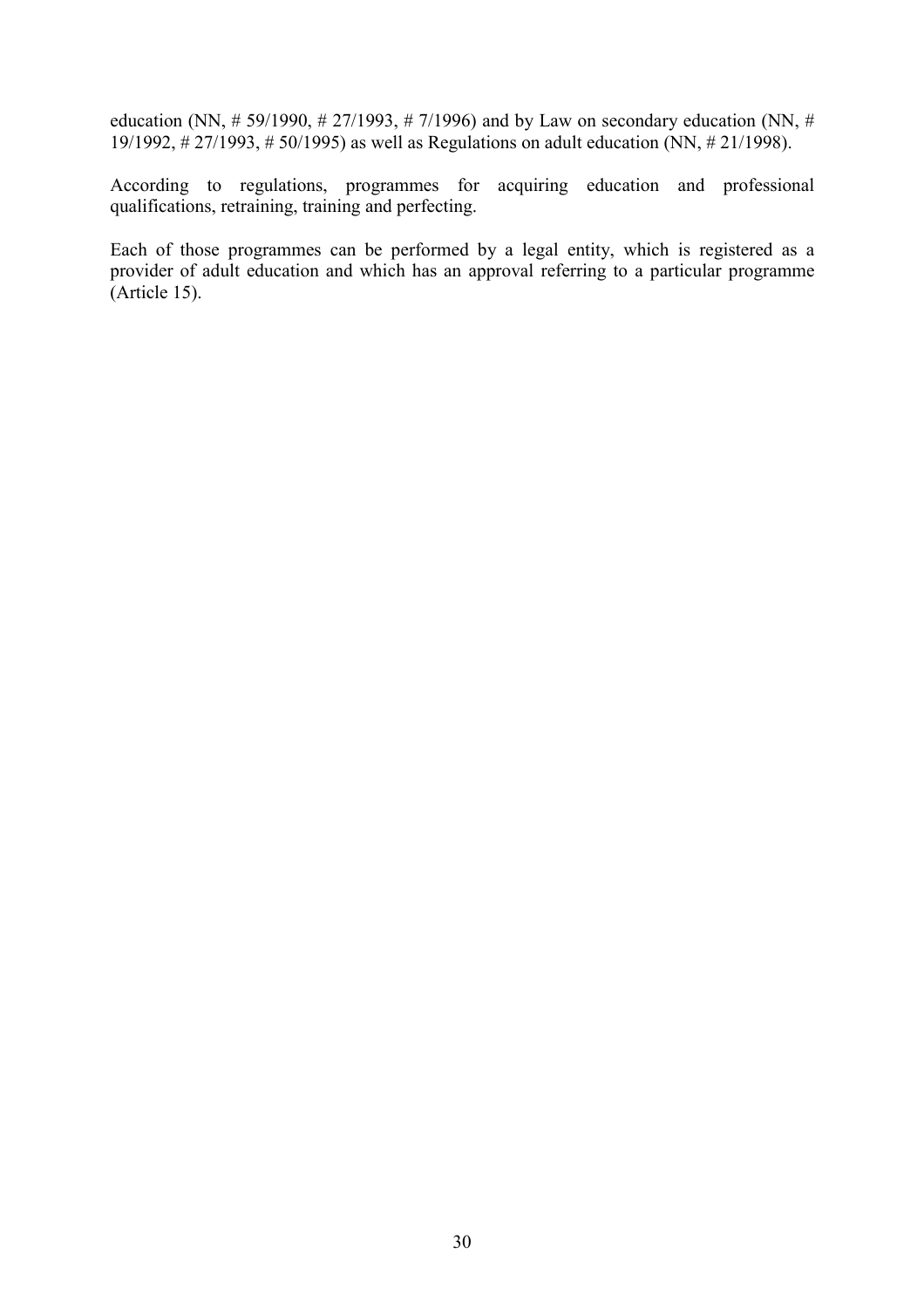education (NN, # 59/1990, # 27/1993, # 7/1996) and by Law on secondary education (NN, # 19/1992, # 27/1993, # 50/1995) as well as Regulations on adult education (NN, # 21/1998).

According to regulations, programmes for acquiring education and professional qualifications, retraining, training and perfecting.

Each of those programmes can be performed by a legal entity, which is registered as a provider of adult education and which has an approval referring to a particular programme (Article 15).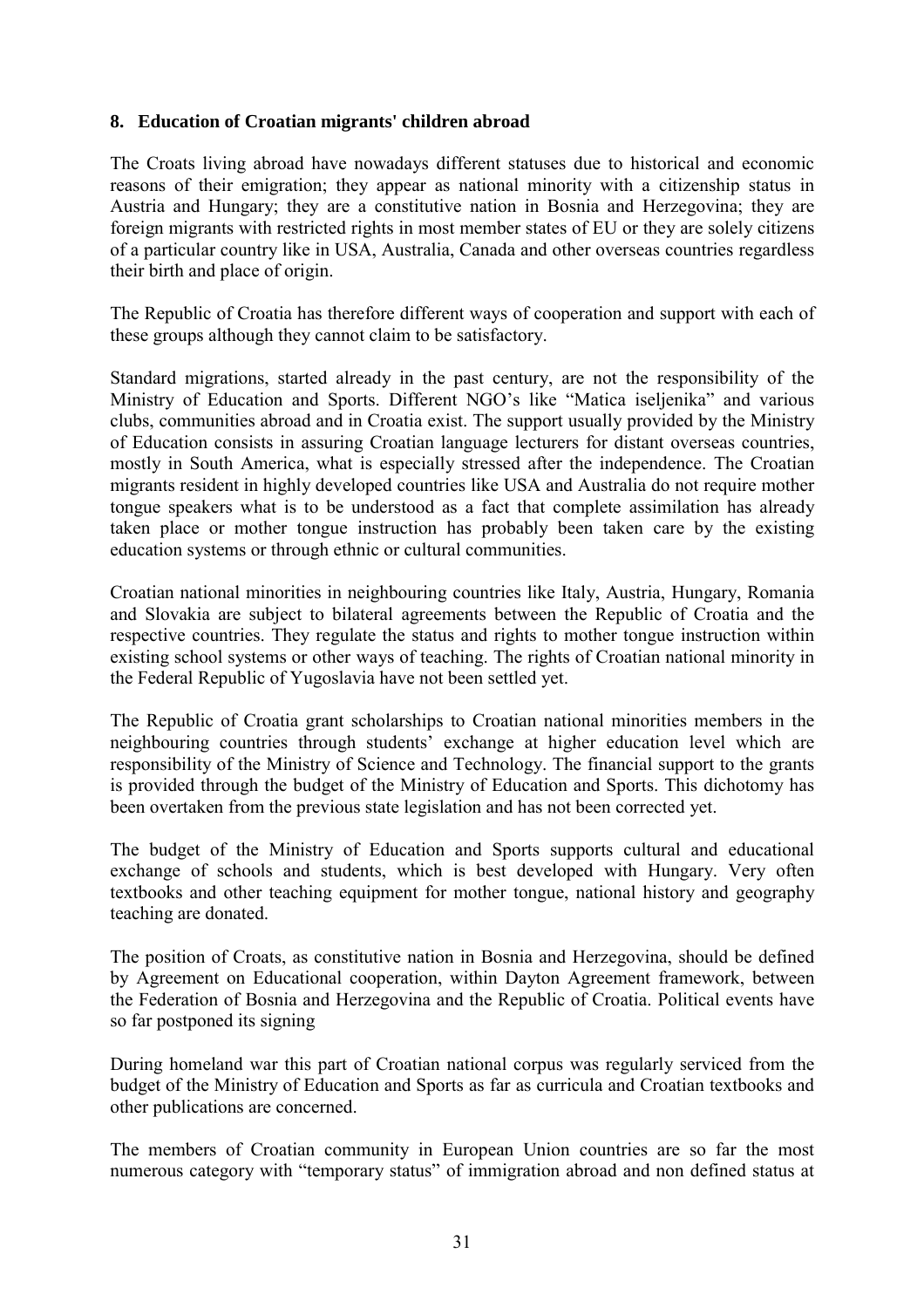## 8. Education of Croatian migrants' children abroad

The Croats living abroad have nowadays different statuses due to historical and economic reasons of their emigration; they appear as national minority with a citizenship status in Austria and Hungary; they are a constitutive nation in Bosnia and Herzegovina; they are foreign migrants with restricted rights in most member states of EU or they are solely citizens of a particular country like in USA, Australia, Canada and other overseas countries regardless their birth and place of origin.

The Republic of Croatia has therefore different ways of cooperation and support with each of these groups although they cannot claim to be satisfactory.

Standard migrations, started already in the past century, are not the responsibility of the Ministry of Education and Sports. Different NGO's like "Matica iseljenika" and various clubs, communities abroad and in Croatia exist. The support usually provided by the Ministry of Education consists in assuring Croatian language lecturers for distant overseas countries, mostly in South America, what is especially stressed after the independence. The Croatian migrants resident in highly developed countries like USA and Australia do not require mother tongue speakers what is to be understood as a fact that complete assimilation has already taken place or mother tongue instruction has probably been taken care by the existing education systems or through ethnic or cultural communities.

Croatian national minorities in neighbouring countries like Italy, Austria, Hungary, Romania and Slovakia are subject to bilateral agreements between the Republic of Croatia and the respective countries. They regulate the status and rights to mother tongue instruction within existing school systems or other ways of teaching. The rights of Croatian national minority in the Federal Republic of Yugoslavia have not been settled yet.

The Republic of Croatia grant scholarships to Croatian national minorities members in the neighbouring countries through students' exchange at higher education level which are responsibility of the Ministry of Science and Technology. The financial support to the grants is provided through the budget of the Ministry of Education and Sports. This dichotomy has been overtaken from the previous state legislation and has not been corrected yet.

The budget of the Ministry of Education and Sports supports cultural and educational exchange of schools and students, which is best developed with Hungary. Very often textbooks and other teaching equipment for mother tongue, national history and geography teaching are donated.

The position of Croats, as constitutive nation in Bosnia and Herzegovina, should be defined by Agreement on Educational cooperation, within Dayton Agreement framework, between the Federation of Bosnia and Herzegovina and the Republic of Croatia. Political events have so far postponed its signing

During homeland war this part of Croatian national corpus was regularly serviced from the budget of the Ministry of Education and Sports as far as curricula and Croatian textbooks and other publications are concerned.

The members of Croatian community in European Union countries are so far the most numerous category with "temporary status" of immigration abroad and non defined status at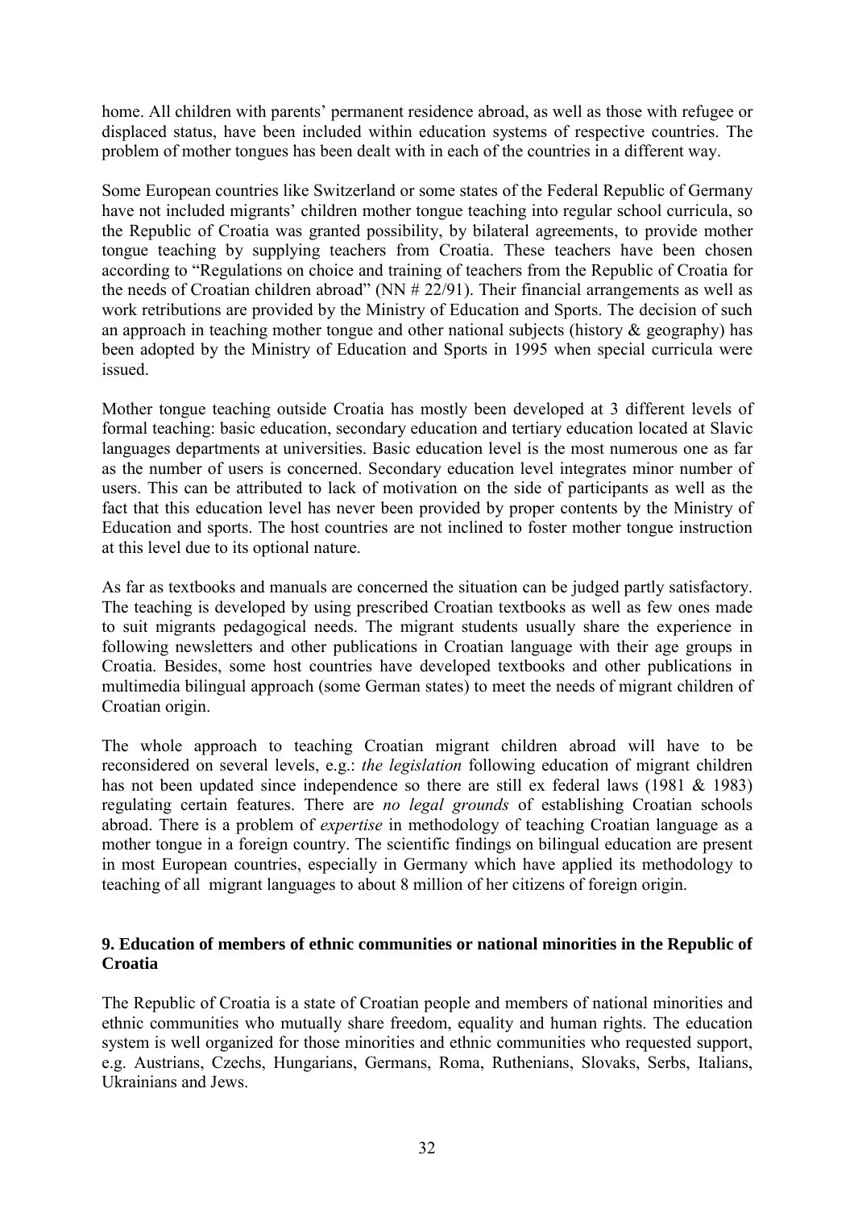home. All children with parents' permanent residence abroad, as well as those with refugee or displaced status, have been included within education systems of respective countries. The problem of mother tongues has been dealt with in each of the countries in a different way.

Some European countries like Switzerland or some states of the Federal Republic of Germany have not included migrants' children mother tongue teaching into regular school curricula, so the Republic of Croatia was granted possibility, by bilateral agreements, to provide mother tongue teaching by supplying teachers from Croatia. These teachers have been chosen according to "Regulations on choice and training of teachers from the Republic of Croatia for the needs of Croatian children abroad" (NN # 22/91). Their financial arrangements as well as work retributions are provided by the Ministry of Education and Sports. The decision of such an approach in teaching mother tongue and other national subjects (history & geography) has been adopted by the Ministry of Education and Sports in 1995 when special curricula were issued.

Mother tongue teaching outside Croatia has mostly been developed at 3 different levels of formal teaching: basic education, secondary education and tertiary education located at Slavic languages departments at universities. Basic education level is the most numerous one as far as the number of users is concerned. Secondary education level integrates minor number of users. This can be attributed to lack of motivation on the side of participants as well as the fact that this education level has never been provided by proper contents by the Ministry of Education and sports. The host countries are not inclined to foster mother tongue instruction at this level due to its optional nature.

As far as textbooks and manuals are concerned the situation can be judged partly satisfactory. The teaching is developed by using prescribed Croatian textbooks as well as few ones made to suit migrants pedagogical needs. The migrant students usually share the experience in following newsletters and other publications in Croatian language with their age groups in Croatia. Besides, some host countries have developed textbooks and other publications in multimedia bilingual approach (some German states) to meet the needs of migrant children of Croatian origin.

The whole approach to teaching Croatian migrant children abroad will have to be reconsidered on several levels, e.g.: *the legislation* following education of migrant children has not been updated since independence so there are still ex federal laws (1981 & 1983) regulating certain features. There are *no legal grounds* of establishing Croatian schools abroad. There is a problem of *expertise* in methodology of teaching Croatian language as a mother tongue in a foreign country. The scientific findings on bilingual education are present in most European countries, especially in Germany which have applied its methodology to teaching of all migrant languages to about 8 million of her citizens of foreign origin.

## 9. Education of members of ethnic communities or national minorities in the Republic of Croatia

The Republic of Croatia is a state of Croatian people and members of national minorities and ethnic communities who mutually share freedom, equality and human rights. The education system is well organized for those minorities and ethnic communities who requested support, e.g. Austrians, Czechs, Hungarians, Germans, Roma, Ruthenians, Slovaks, Serbs, Italians, Ukrainians and Jews.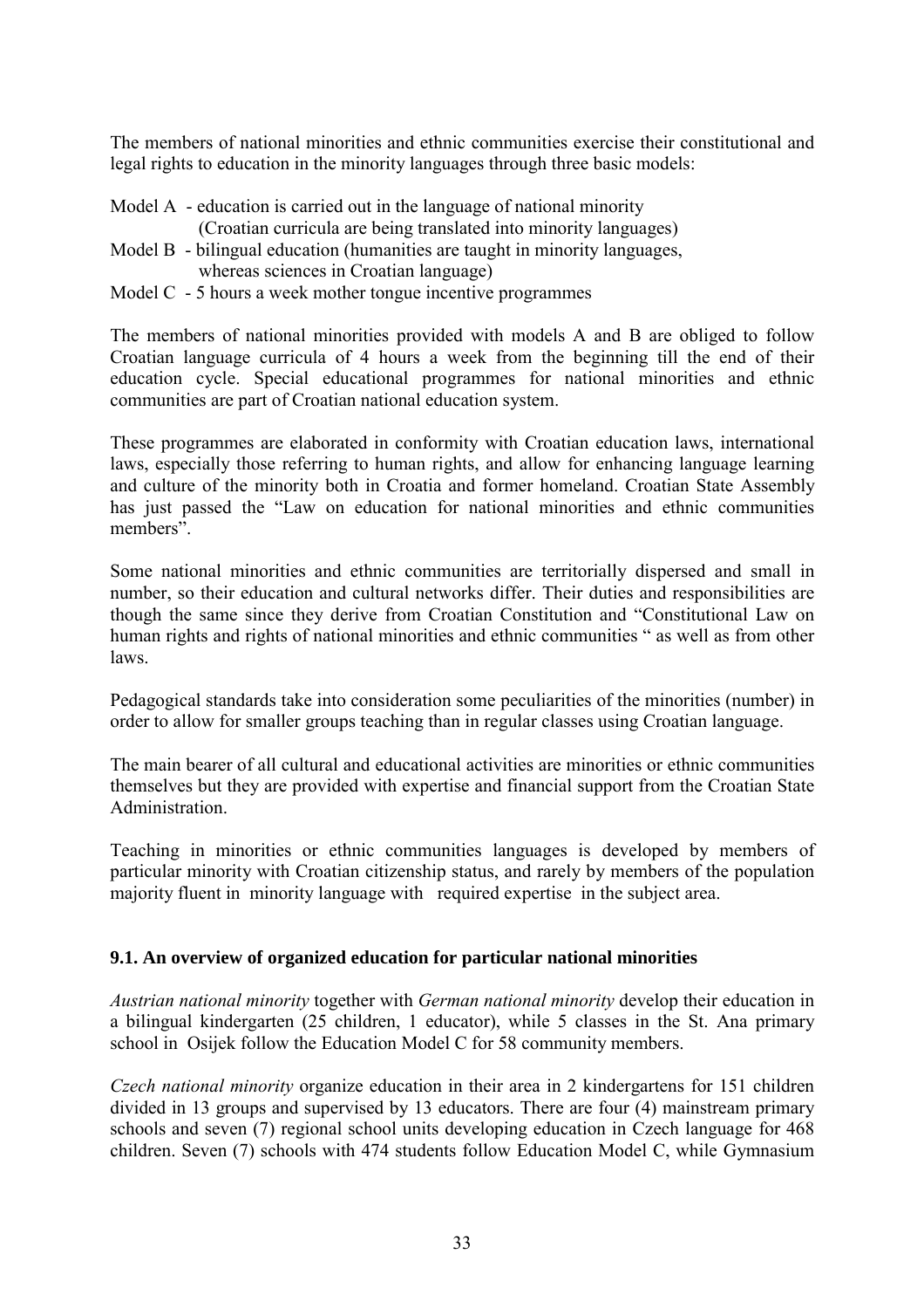The members of national minorities and ethnic communities exercise their constitutional and legal rights to education in the minority languages through three basic models:

Model A - education is carried out in the language of national minority (Croatian curricula are being translated into minority languages)
Model B - bilingual education (humanities are taught in minority languages, whereas sciences in Croatian language)
Model C - 5 hours a week mother tongue incentive programmes

The members of national minorities provided with models A and B are obliged to follow Croatian language curricula of 4 hours a week from the beginning till the end of their education cycle. Special educational programmes for national minorities and ethnic communities are part of Croatian national education system.

These programmes are elaborated in conformity with Croatian education laws, international laws, especially those referring to human rights, and allow for enhancing language learning and culture of the minority both in Croatia and former homeland. Croatian State Assembly has just passed the "Law on education for national minorities and ethnic communities members".

Some national minorities and ethnic communities are territorially dispersed and small in number, so their education and cultural networks differ. Their duties and responsibilities are though the same since they derive from Croatian Constitution and "Constitutional Law on human rights and rights of national minorities and ethnic communities " as well as from other laws.

Pedagogical standards take into consideration some peculiarities of the minorities (number) in order to allow for smaller groups teaching than in regular classes using Croatian language.

The main bearer of all cultural and educational activities are minorities or ethnic communities themselves but they are provided with expertise and financial support from the Croatian State Administration.

Teaching in minorities or ethnic communities languages is developed by members of particular minority with Croatian citizenship status, and rarely by members of the population majority fluent in minority language with required expertise in the subject area.

### 9.1. An overview of organized education for particular national minorities

*Austrian national minority* together with *German national minority* develop their education in a bilingual kindergarten (25 children, 1 educator), while 5 classes in the St. Ana primary school in Osijek follow the Education Model C for 58 community members.

*Czech national minority* organize education in their area in 2 kindergartens for 151 children divided in 13 groups and supervised by 13 educators. There are four (4) mainstream primary schools and seven (7) regional school units developing education in Czech language for 468 children. Seven (7) schools with 474 students follow Education Model C, while Gymnasium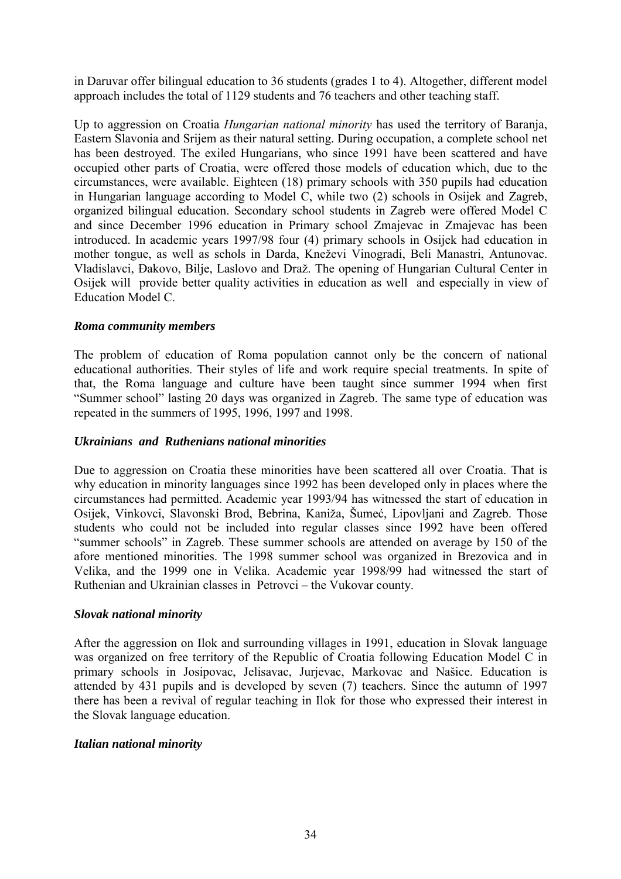in Daruvar offer bilingual education to 36 students (grades 1 to 4). Altogether, different model approach includes the total of 1129 students and 76 teachers and other teaching staff.

Up to aggression on Croatia *Hungarian national minority* has used the territory of Baranja, Eastern Slavonia and Srijem as their natural setting. During occupation, a complete school net has been destroyed. The exiled Hungarians, who since 1991 have been scattered and have occupied other parts of Croatia, were offered those models of education which, due to the circumstances, were available. Eighteen (18) primary schools with 350 pupils had education in Hungarian language according to Model C, while two (2) schools in Osijek and Zagreb, organized bilingual education. Secondary school students in Zagreb were offered Model C and since December 1996 education in Primary school Zmajevac in Zmajevac has been introduced. In academic years 1997/98 four (4) primary schools in Osijek had education in mother tongue, as well as schols in Darda, Kneževi Vinogradi, Beli Manastri, Antunovac. Vladislavci, Đakovo, Bilje, Laslovo and Draž. The opening of Hungarian Cultural Center in Osijek will provide better quality activities in education as well and especially in view of Education Model C.

***Roma community members***

The problem of education of Roma population cannot only be the concern of national educational authorities. Their styles of life and work require special treatments. In spite of that, the Roma language and culture have been taught since summer 1994 when first "Summer school" lasting 20 days was organized in Zagreb. The same type of education was repeated in the summers of 1995, 1996, 1997 and 1998.

***Ukrainians and Ruthenians national minorities***

Due to aggression on Croatia these minorities have been scattered all over Croatia. That is why education in minority languages since 1992 has been developed only in places where the circumstances had permitted. Academic year 1993/94 has witnessed the start of education in Osijek, Vinkovci, Slavonski Brod, Bebrina, Kaniža, Šumeć, Lipovljani and Zagreb. Those students who could not be included into regular classes since 1992 have been offered "summer schools" in Zagreb. These summer schools are attended on average by 150 of the afore mentioned minorities. The 1998 summer school was organized in Brezovica and in Velika, and the 1999 one in Velika. Academic year 1998/99 had witnessed the start of Ruthenian and Ukrainian classes in Petrovci – the Vukovar county.

***Slovak national minority***

After the aggression on Ilok and surrounding villages in 1991, education in Slovak language was organized on free territory of the Republic of Croatia following Education Model C in primary schools in Josipovac, Jelisavac, Jurjevac, Markovac and Našice. Education is attended by 431 pupils and is developed by seven (7) teachers. Since the autumn of 1997 there has been a revival of regular teaching in Ilok for those who expressed their interest in the Slovak language education.

***Italian national minority***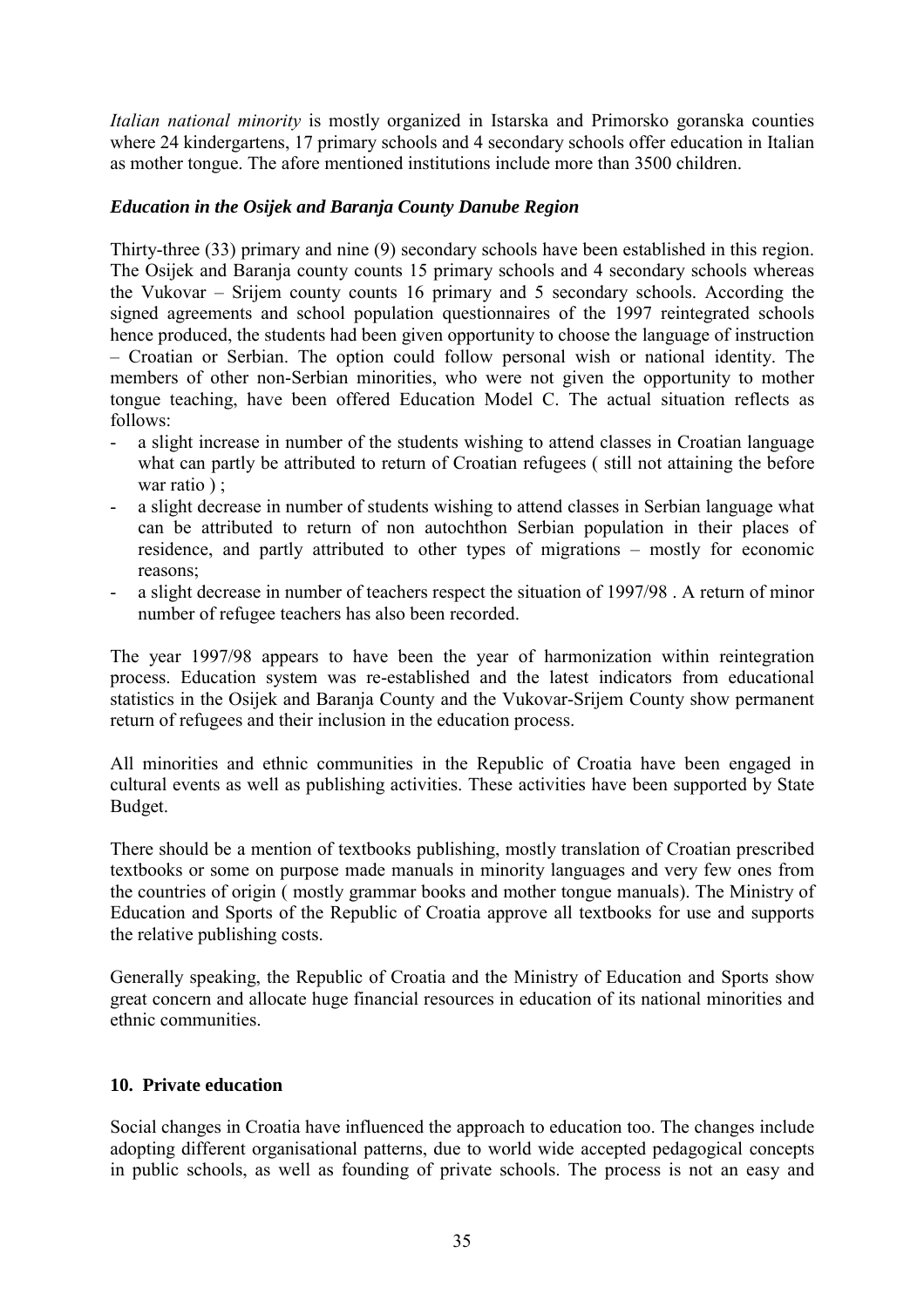*Italian national minority* is mostly organized in Istarska and Primorsko goranska counties where 24 kindergartens, 17 primary schools and 4 secondary schools offer education in Italian as mother tongue. The afore mentioned institutions include more than 3500 children.

### *Education in the Osijek and Baranja County Danube Region*

Thirty-three (33) primary and nine (9) secondary schools have been established in this region. The Osijek and Baranja county counts 15 primary schools and 4 secondary schools whereas the Vukovar – Srijem county counts 16 primary and 5 secondary schools. According the signed agreements and school population questionnaires of the 1997 reintegrated schools hence produced, the students had been given opportunity to choose the language of instruction – Croatian or Serbian. The option could follow personal wish or national identity. The members of other non-Serbian minorities, who were not given the opportunity to mother tongue teaching, have been offered Education Model C. The actual situation reflects as follows:

- a slight increase in number of the students wishing to attend classes in Croatian language what can partly be attributed to return of Croatian refugees ( still not attaining the before war ratio ) ;
- a slight decrease in number of students wishing to attend classes in Serbian language what can be attributed to return of non autochthon Serbian population in their places of residence, and partly attributed to other types of migrations – mostly for economic reasons;
- a slight decrease in number of teachers respect the situation of 1997/98 . A return of minor number of refugee teachers has also been recorded.

The year 1997/98 appears to have been the year of harmonization within reintegration process. Education system was re-established and the latest indicators from educational statistics in the Osijek and Baranja County and the Vukovar-Srijem County show permanent return of refugees and their inclusion in the education process.

All minorities and ethnic communities in the Republic of Croatia have been engaged in cultural events as well as publishing activities. These activities have been supported by State Budget.

There should be a mention of textbooks publishing, mostly translation of Croatian prescribed textbooks or some on purpose made manuals in minority languages and very few ones from the countries of origin ( mostly grammar books and mother tongue manuals). The Ministry of Education and Sports of the Republic of Croatia approve all textbooks for use and supports the relative publishing costs.

Generally speaking, the Republic of Croatia and the Ministry of Education and Sports show great concern and allocate huge financial resources in education of its national minorities and ethnic communities.

## 10. Private education

Social changes in Croatia have influenced the approach to education too. The changes include adopting different organisational patterns, due to world wide accepted pedagogical concepts in public schools, as well as founding of private schools. The process is not an easy and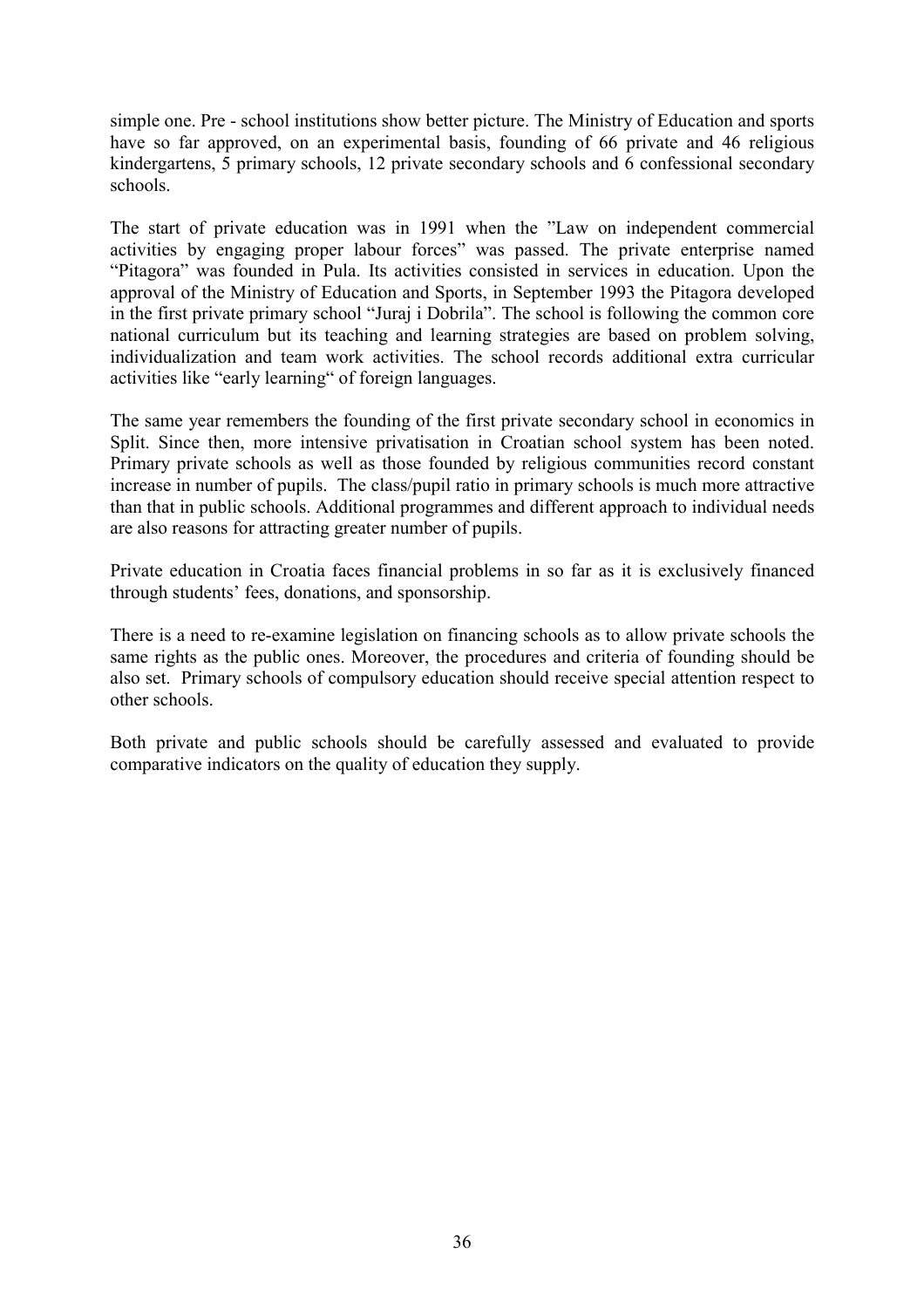simple one. Pre - school institutions show better picture. The Ministry of Education and sports have so far approved, on an experimental basis, founding of 66 private and 46 religious kindergartens, 5 primary schools, 12 private secondary schools and 6 confessional secondary schools.

The start of private education was in 1991 when the "Law on independent commercial activities by engaging proper labour forces" was passed. The private enterprise named "Pitagora" was founded in Pula. Its activities consisted in services in education. Upon the approval of the Ministry of Education and Sports, in September 1993 the Pitagora developed in the first private primary school "Juraj i Dobrila". The school is following the common core national curriculum but its teaching and learning strategies are based on problem solving, individualization and team work activities. The school records additional extra curricular activities like "early learning" of foreign languages.

The same year remembers the founding of the first private secondary school in economics in Split. Since then, more intensive privatisation in Croatian school system has been noted. Primary private schools as well as those founded by religious communities record constant increase in number of pupils. The class/pupil ratio in primary schools is much more attractive than that in public schools. Additional programmes and different approach to individual needs are also reasons for attracting greater number of pupils.

Private education in Croatia faces financial problems in so far as it is exclusively financed through students' fees, donations, and sponsorship.

There is a need to re-examine legislation on financing schools as to allow private schools the same rights as the public ones. Moreover, the procedures and criteria of founding should be also set. Primary schools of compulsory education should receive special attention respect to other schools.

Both private and public schools should be carefully assessed and evaluated to provide comparative indicators on the quality of education they supply.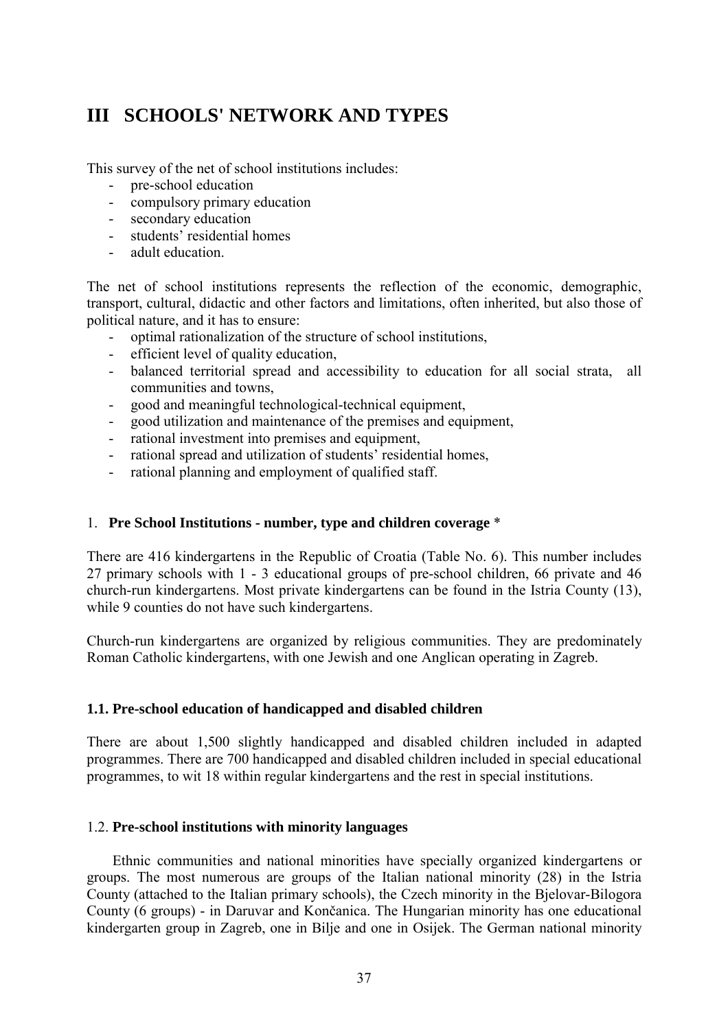# III SCHOOLS' NETWORK AND TYPES

This survey of the net of school institutions includes:

- pre-school education
- compulsory primary education
- secondary education
- students' residential homes
- adult education.

The net of school institutions represents the reflection of the economic, demographic, transport, cultural, didactic and other factors and limitations, often inherited, but also those of political nature, and it has to ensure:

- optimal rationalization of the structure of school institutions,
- efficient level of quality education,
- balanced territorial spread and accessibility to education for all social strata, all communities and towns,
- good and meaningful technological-technical equipment,
- good utilization and maintenance of the premises and equipment,
- rational investment into premises and equipment,
- rational spread and utilization of students' residential homes,
- rational planning and employment of qualified staff.

## 1. **Pre School Institutions - number, type and children coverage** *

There are 416 kindergartens in the Republic of Croatia (Table No. 6). This number includes 27 primary schools with 1 - 3 educational groups of pre-school children, 66 private and 46 church-run kindergartens. Most private kindergartens can be found in the Istria County (13), while 9 counties do not have such kindergartens.

Church-run kindergartens are organized by religious communities. They are predominately Roman Catholic kindergartens, with one Jewish and one Anglican operating in Zagreb.

### 1.1. Pre-school education of handicapped and disabled children

There are about 1,500 slightly handicapped and disabled children included in adapted programmes. There are 700 handicapped and disabled children included in special educational programmes, to wit 18 within regular kindergartens and the rest in special institutions.

### 1.2. **Pre-school institutions with minority languages**

Ethnic communities and national minorities have specially organized kindergartens or groups. The most numerous are groups of the Italian national minority (28) in the Istria County (attached to the Italian primary schools), the Czech minority in the Bjelovar-Bilogora County (6 groups) - in Daruvar and Končanica. The Hungarian minority has one educational kindergarten group in Zagreb, one in Bilje and one in Osijek. The German national minority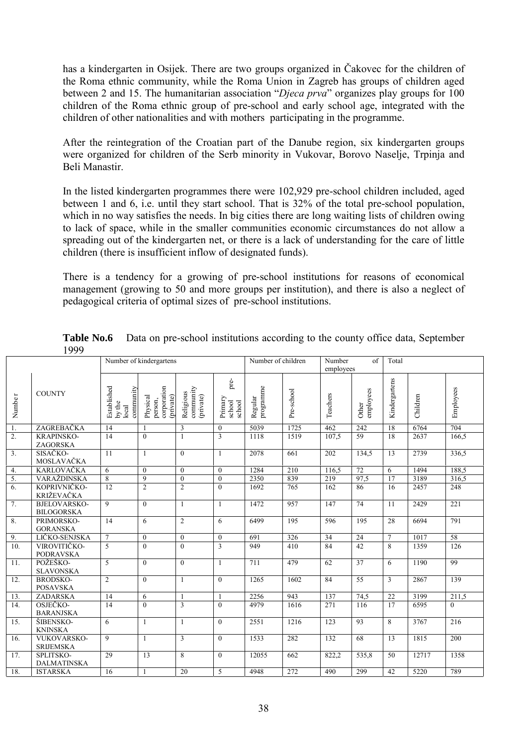has a kindergarten in Osijek. There are two groups organized in Čakovec for the children of the Roma ethnic community, while the Roma Union in Zagreb has groups of children aged between 2 and 15. The humanitarian association "*Djeca prva*" organizes play groups for 100 children of the Roma ethnic group of pre-school and early school age, integrated with the children of other nationalities and with mothers participating in the programme.

After the reintegration of the Croatian part of the Danube region, six kindergarten groups were organized for children of the Serb minority in Vukovar, Borovo Naselje, Trpinja and Beli Manastir.

In the listed kindergarten programmes there were 102,929 pre-school children included, aged between 1 and 6, i.e. until they start school. That is 32% of the total pre-school population, which in no way satisfies the needs. In big cities there are long waiting lists of children owing to lack of space, while in the smaller communities economic circumstances do not allow a spreading out of the kindergarten net, or there is a lack of understanding for the care of little children (there is insufficient inflow of designated funds).

There is a tendency for a growing of pre-school institutions for reasons of economical management (growing to 50 and more groups per institution), and there is also a neglect of pedagogical criteria of optimal sizes of pre-school institutions.

**Table No.6** Data on pre-school institutions according to the county office data, September 1999

| | | Number of kindergartens | | | | Number of children | | Number of employees | | Total | | |
|---|---|---|---|---|---|---|---|---|---|---|---|---|
| Number | COUNTY | Established by the local community | Physical person, corporation (private) | Religious community (private) | Primary school pre-school | Regular programme | Pre-school | Teachers | Other employees | Kindergartens | Children | Employees |
| 1. | ZAGREBAČKA | 14 | 1 | 3 | 0 | 5039 | 1725 | 462 | 242 | 18 | 6764 | 704 |
| 2. | KRAPINSKO-ZAGORSKA | 14 | 0 | 1 | 3 | 1118 | 1519 | 107,5 | 59 | 18 | 2637 | 166,5 |
| 3. | SISAČKO-MOSLAVAČKA | 11 | 1 | 0 | 1 | 2078 | 661 | 202 | 134,5 | 13 | 2739 | 336,5 |
| 4. | KARLOVAČKA | 6 | 0 | 0 | 0 | 1284 | 210 | 116,5 | 72 | 6 | 1494 | 188,5 |
| 5. | VARAŽDINSKA | 8 | 9 | 0 | 0 | 2350 | 839 | 219 | 97,5 | 17 | 3189 | 316,5 |
| 6. | KOPRIVNIČKO-KRIŽEVAČKA | 12 | 2 | 2 | 0 | 1692 | 765 | 162 | 86 | 16 | 2457 | 248 |
| 7. | BJELOVARSKO-BILOGORSKA | 9 | 0 | 1 | 1 | 1472 | 957 | 147 | 74 | 11 | 2429 | 221 |
| 8. | PRIMORSKO-GORANSKA | 14 | 6 | 2 | 6 | 6499 | 195 | 596 | 195 | 28 | 6694 | 791 |
| 9. | LIČKO-SENJSKA | 7 | 0 | 0 | 0 | 691 | 326 | 34 | 24 | 7 | 1017 | 58 |
| 10. | VIROVITIČKO-PODRAVSKA | 5 | 0 | 0 | 3 | 949 | 410 | 84 | 42 | 8 | 1359 | 126 |
| 11. | POŽEŠKO-SLAVONSKA | 5 | 0 | 0 | 1 | 711 | 479 | 62 | 37 | 6 | 1190 | 99 |
| 12. | BRODSKO-POSAVSKA | 2 | 0 | 1 | 0 | 1265 | 1602 | 84 | 55 | 3 | 2867 | 139 |
| 13. | ZADARSKA | 14 | 6 | 1 | 1 | 2256 | 943 | 137 | 74,5 | 22 | 3199 | 211,5 |
| 14. | OSJEČKO-BARANJSKA | 14 | 0 | 3 | 0 | 4979 | 1616 | 271 | 116 | 17 | 6595 | 0 |
| 15. | ŠIBENSKO-KNINSKA | 6 | 1 | 1 | 0 | 2551 | 1216 | 123 | 93 | 8 | 3767 | 216 |
| 16. | VUKOVARSKO-SRIJEMSKA | 9 | 1 | 3 | 0 | 1533 | 282 | 132 | 68 | 13 | 1815 | 200 |
| 17. | SPLITSKO-DALMATINSKA | 29 | 13 | 8 | 0 | 12055 | 662 | 822,2 | 535,8 | 50 | 12717 | 1358 |
| 18. | ISTARSKA | 16 | 1 | 20 | 5 | 4948 | 272 | 490 | 299 | 42 | 5220 | 789 |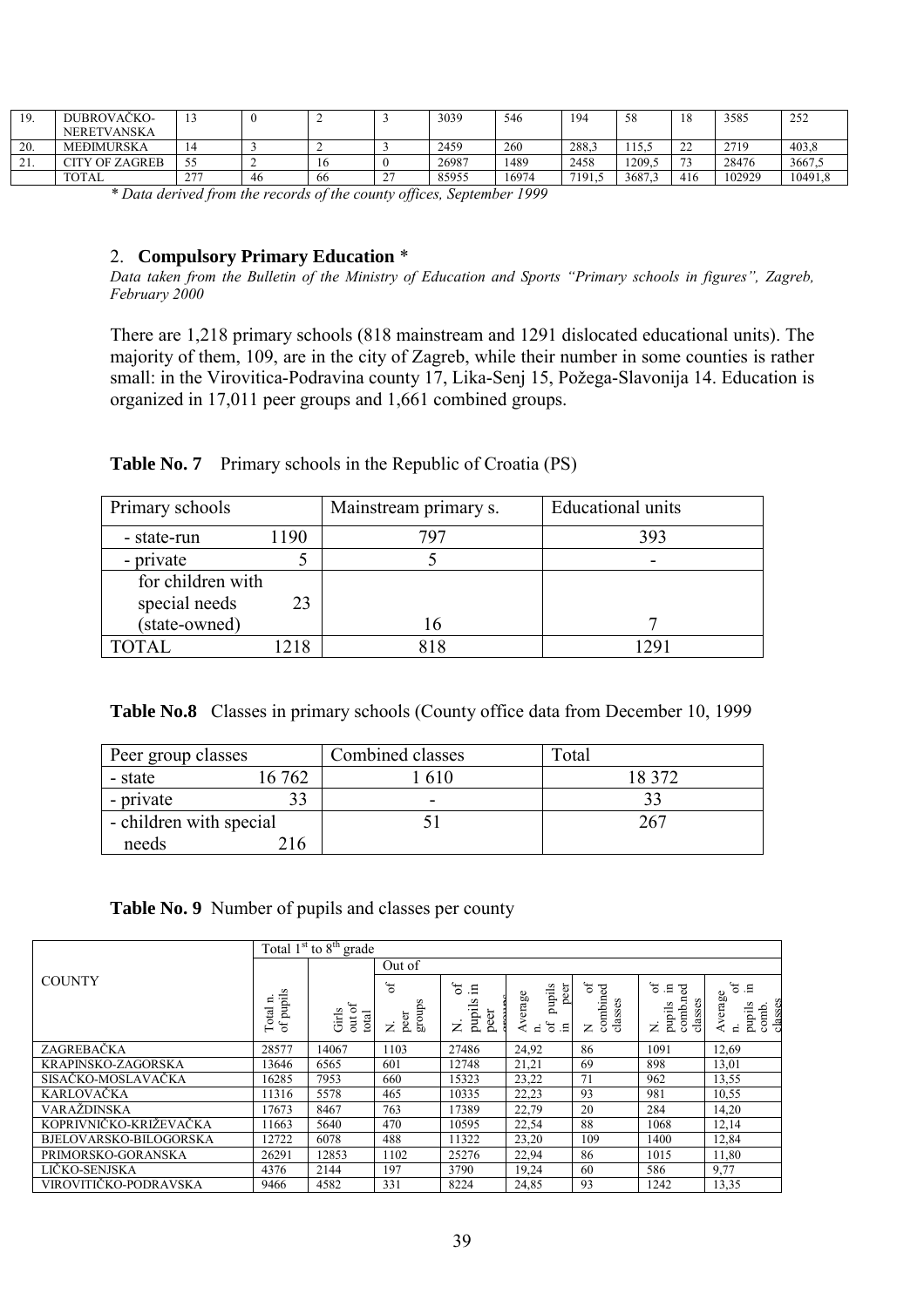| 19. | DUBROVAČKO-NERETVANSKA | 13 | 0 | 2 | 3 | 3039 | 546 | 194 | 58 | 18 | 3585 | 252 |
|---|---|---|---|---|---|---|---|---|---|---|---|---|
| 20. | MEĐIMURSKA | 14 | 3 | 2 | 3 | 2459 | 260 | 288,3 | 115,5 | 22 | 2719 | 403,8 |
| 21. | CITY OF ZAGREB | 55 | 2 | 16 | 0 | 26987 | 1489 | 2458 | 1209,5 | 73 | 28476 | 3667,5 |
| | TOTAL | 277 | 46 | 66 | 27 | 85955 | 16974 | 7191,5 | 3687,3 | 416 | 102929 | 10491,8 |

*\* Data derived from the records of the county offices, September 1999*

## 2. **Compulsory Primary Education** *

*Data taken from the Bulletin of the Ministry of Education and Sports "Primary schools in figures", Zagreb, February 2000*

There are 1,218 primary schools (818 mainstream and 1291 dislocated educational units). The majority of them, 109, are in the city of Zagreb, while their number in some counties is rather small: in the Virovitica-Podravina county 17, Lika-Senj 15, Požega-Slavonija 14. Education is organized in 17,011 peer groups and 1,661 combined groups.

**Table No. 7** Primary schools in the Republic of Croatia (PS)

| Primary schools | | Mainstream primary s. | Educational units |
|---|---|---|---|
| - state-run | 1190 | 797 | 393 |
| - private | 5 | 5 | - |
| for children with special needs (state-owned) | 23 | 16 | 7 |
| TOTAL | 1218 | 818 | 1291 |

**Table No.8** Classes in primary schools (County office data from December 10, 1999

| Peer group classes | | Combined classes | Total |
|---|---|---|---|
| - state | 16 762 | 1 610 | 18 372 |
| - private | 33 | - | 33 |
| - children with special needs | 216 | 51 | 267 |

**Table No. 9** Number of pupils and classes per county

| COUNTY | Total 1st to 8th grade | | | | | | | |
|---|---|---|---|---|---|---|---|---|
| | | | Out of | | | | | |
| | Total n. of pupils | Girls out of total | N. of peer groups | N. of pupils in peer groups | Average n. of pupils in peer groups | N of combined classes | N. of pupils in comb.ned classes | Average n. of pupils in comb. classes |
| ZAGREBAČKA | 28577 | 14067 | 1103 | 27486 | 24,92 | 86 | 1091 | 12,69 |
| KRAPINSKO-ZAGORSKA | 13646 | 6565 | 601 | 12748 | 21,21 | 69 | 898 | 13,01 |
| SISAČKO-MOSLAVAČKA | 16285 | 7953 | 660 | 15323 | 23,22 | 71 | 962 | 13,55 |
| KARLOVAČKA | 11316 | 5578 | 465 | 10335 | 22,23 | 93 | 981 | 10,55 |
| VARAŽDINSKA | 17673 | 8467 | 763 | 17389 | 22,79 | 20 | 284 | 14,20 |
| KOPRIVNIČKO-KRIŽEVAČKA | 11663 | 5640 | 470 | 10595 | 22,54 | 88 | 1068 | 12,14 |
| BJELOVARSKO-BILOGORSKA | 12722 | 6078 | 488 | 11322 | 23,20 | 109 | 1400 | 12,84 |
| PRIMORSKO-GORANSKA | 26291 | 12853 | 1102 | 25276 | 22,94 | 86 | 1015 | 11,80 |
| LIČKO-SENJSKA | 4376 | 2144 | 197 | 3790 | 19,24 | 60 | 586 | 9,77 |
| VIROVITIČKO-PODRAVSKA | 9466 | 4582 | 331 | 8224 | 24,85 | 93 | 1242 | 13,35 |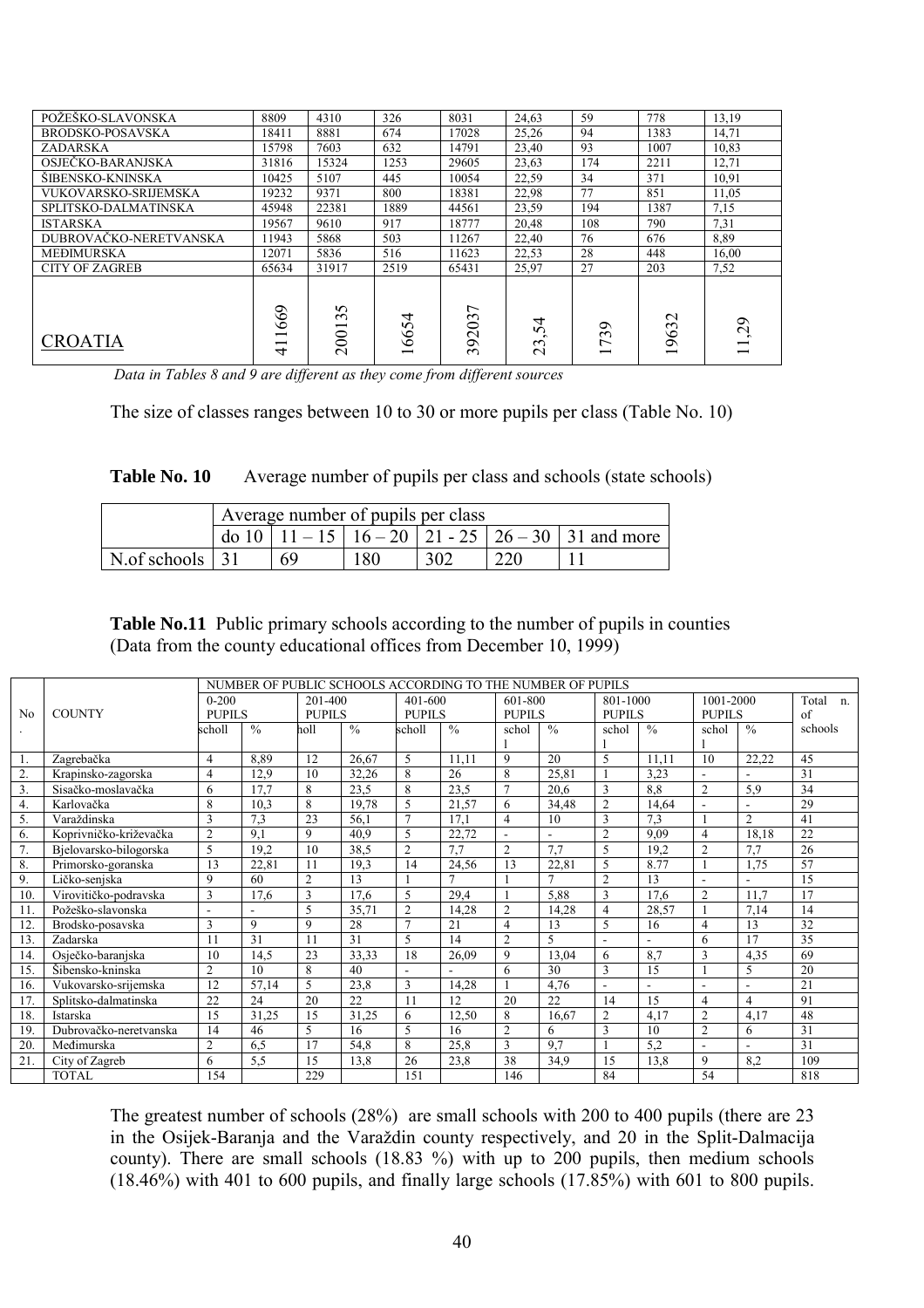| POŽEŠKO-SLAVONSKA | 8809 | 4310 | 326 | 8031 | 24,63 | 59 | 778 | 13,19 |
|---|---|---|---|---|---|---|---|---|
| BRODSKO-POSAVSKA | 18411 | 8881 | 674 | 17028 | 25,26 | 94 | 1383 | 14,71 |
| ZADARSKA | 15798 | 7603 | 632 | 14791 | 23,40 | 93 | 1007 | 10,83 |
| OSJEČKO-BARANJSKA | 31816 | 15324 | 1253 | 29605 | 23,63 | 174 | 2211 | 12,71 |
| ŠIBENSKO-KNINSKA | 10425 | 5107 | 445 | 10054 | 22,59 | 34 | 371 | 10,91 |
| VUKOVARSKO-SRIJEMSKA | 19232 | 9371 | 800 | 18381 | 22,98 | 77 | 851 | 11,05 |
| SPLITSKO-DALMATINSKA | 45948 | 22381 | 1889 | 44561 | 23,59 | 194 | 1387 | 7,15 |
| ISTARSKA | 19567 | 9610 | 917 | 18777 | 20,48 | 108 | 790 | 7,31 |
| DUBROVAČKO-NERETVANSKA | 11943 | 5868 | 503 | 11267 | 22,40 | 76 | 676 | 8,89 |
| MEĐIMURSKA | 12071 | 5836 | 516 | 11623 | 22,53 | 28 | 448 | 16,00 |
| CITY OF ZAGREB | 65634 | 31917 | 2519 | 65431 | 25,97 | 27 | 203 | 7,52 |
| CROATIA | 411669 | 200135 | 16654 | 392037 | 23,54 | 1739 | 19632 | 11,29 |

*Data in Tables 8 and 9 are different as they come from different sources*

The size of classes ranges between 10 to 30 or more pupils per class (Table No. 10)

**Table No. 10** Average number of pupils per class and schools (state schools)

| | Average number of pupils per class | | | | | |
|---|---|---|---|---|---|---|
| | do 10 | 11 – 15 | 16 – 20 | 21 - 25 | 26 – 30 | 31 and more |
| N.of schools | 31 | 69 | 180 | 302 | 220 | 11 |

**Table No.11** Public primary schools according to the number of pupils in counties (Data from the county educational offices from December 10, 1999)

| No. | COUNTY | NUMBER OF PUBLIC SCHOOLS ACCORDING TO THE NUMBER OF PUPILS | | | | | | | | | | | | |
|---|---|---|---|---|---|---|---|---|---|---|---|---|---|---|
| | | 0-200 PUPILS | | 201-400 PUPILS | | 401-600 PUPILS | | 601-800 PUPILS | | 801-1000 PUPILS | | 1001-2000 PUPILS | | Total n. of schools |
| | | scholl | % | holl | % | scholl | % | schol l | % | schol l | % | schol l | % | |
| 1. | Zagrebačka | 4 | 8,89 | 12 | 26,67 | 5 | 11,11 | 9 | 20 | 5 | 11,11 | 10 | 22,22 | 45 |
| 2. | Krapinsko-zagorska | 4 | 12,9 | 10 | 32,26 | 8 | 26 | 8 | 25,81 | 1 | 3,23 | - | - | 31 |
| 3. | Sisačko-moslavačka | 6 | 17,7 | 8 | 23,5 | 8 | 23,5 | 7 | 20,6 | 3 | 8,8 | 2 | 5,9 | 34 |
| 4. | Karlovačka | 8 | 10,3 | 8 | 19,78 | 5 | 21,57 | 6 | 34,48 | 2 | 14,64 | - | - | 29 |
| 5. | Varaždinska | 3 | 7,3 | 23 | 56,1 | 7 | 17,1 | 4 | 10 | 3 | 7,3 | 1 | 2 | 41 |
| 6. | Koprivničko-križevačka | 2 | 9,1 | 9 | 40,9 | 5 | 22,72 | - | - | 2 | 9,09 | 4 | 18,18 | 22 |
| 7. | Bjelovarsko-bilogorska | 5 | 19,2 | 10 | 38,5 | 2 | 7,7 | 2 | 7,7 | 5 | 19,2 | 2 | 7,7 | 26 |
| 8. | Primorsko-goranska | 13 | 22,81 | 11 | 19,3 | 14 | 24,56 | 13 | 22,81 | 5 | 8.77 | 1 | 1,75 | 57 |
| 9. | Ličko-senjska | 9 | 60 | 2 | 13 | 1 | 7 | 1 | 7 | 2 | 13 | - | - | 15 |
| 10. | Virovitičko-podravska | 3 | 17,6 | 3 | 17,6 | 5 | 29,4 | 1 | 5,88 | 3 | 17,6 | 2 | 11,7 | 17 |
| 11. | Požeško-slavonska | - | - | 5 | 35,71 | 2 | 14,28 | 2 | 14,28 | 4 | 28,57 | 1 | 7,14 | 14 |
| 12. | Brodsko-posavska | 3 | 9 | 9 | 28 | 7 | 21 | 4 | 13 | 5 | 16 | 4 | 13 | 32 |
| 13. | Zadarska | 11 | 31 | 11 | 31 | 5 | 14 | 2 | 5 | - | - | 6 | 17 | 35 |
| 14. | Osječko-baranjska | 10 | 14,5 | 23 | 33,33 | 18 | 26,09 | 9 | 13,04 | 6 | 8,7 | 3 | 4,35 | 69 |
| 15. | Šibensko-kninska | 2 | 10 | 8 | 40 | - | - | 6 | 30 | 3 | 15 | 1 | 5 | 20 |
| 16. | Vukovarsko-srijemska | 12 | 57,14 | 5 | 23,8 | 3 | 14,28 | 1 | 4,76 | - | - | - | - | 21 |
| 17. | Splitsko-dalmatinska | 22 | 24 | 20 | 22 | 11 | 12 | 20 | 22 | 14 | 15 | 4 | 4 | 91 |
| 18. | Istarska | 15 | 31,25 | 15 | 31,25 | 6 | 12,50 | 8 | 16,67 | 2 | 4,17 | 2 | 4,17 | 48 |
| 19. | Dubrovačko-neretvanska | 14 | 46 | 5 | 16 | 5 | 16 | 2 | 6 | 3 | 10 | 2 | 6 | 31 |
| 20. | Međimurska | 2 | 6,5 | 17 | 54,8 | 8 | 25,8 | 3 | 9,7 | 1 | 5,2 | - | - | 31 |
| 21. | City of Zagreb | 6 | 5,5 | 15 | 13,8 | 26 | 23,8 | 38 | 34,9 | 15 | 13,8 | 9 | 8,2 | 109 |
| | TOTAL | 154 | | 229 | | 151 | | 146 | | 84 | | 54 | | 818 |

The greatest number of schools (28%) are small schools with 200 to 400 pupils (there are 23 in the Osijek-Baranja and the Varaždin county respectively, and 20 in the Split-Dalmacija county). There are small schools (18.83 %) with up to 200 pupils, then medium schools (18.46%) with 401 to 600 pupils, and finally large schools (17.85%) with 601 to 800 pupils.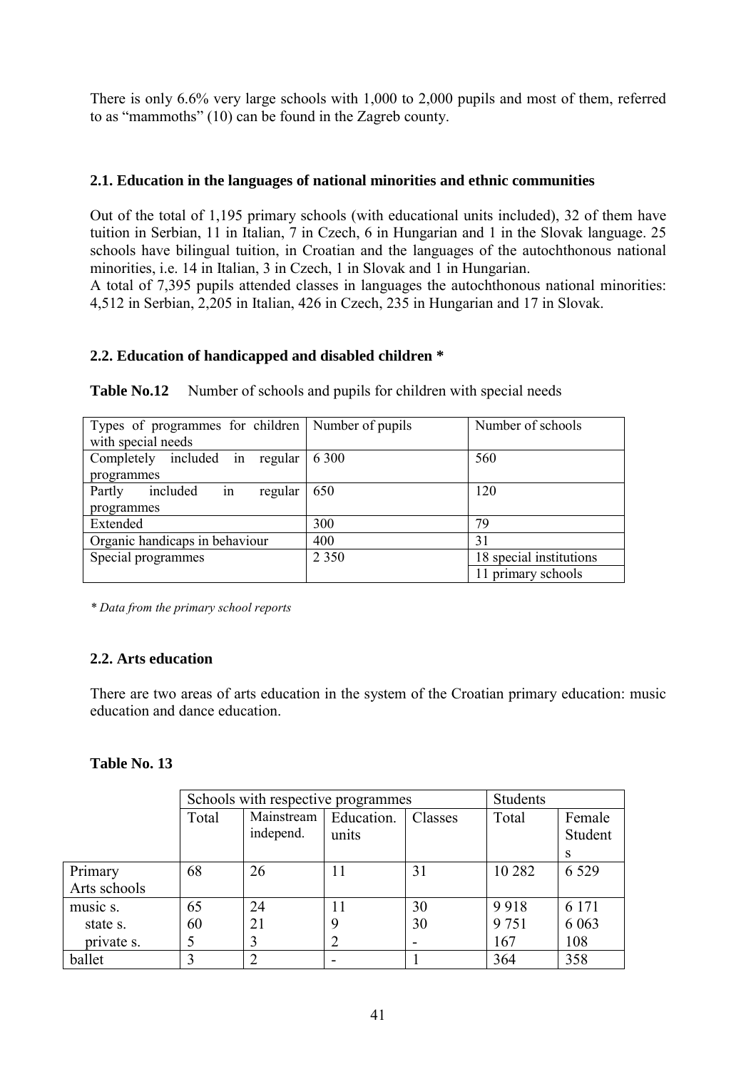There is only 6.6% very large schools with 1,000 to 2,000 pupils and most of them, referred to as "mammoths" (10) can be found in the Zagreb county.

### 2.1. Education in the languages of national minorities and ethnic communities

Out of the total of 1,195 primary schools (with educational units included), 32 of them have tuition in Serbian, 11 in Italian, 7 in Czech, 6 in Hungarian and 1 in the Slovak language. 25 schools have bilingual tuition, in Croatian and the languages of the autochthonous national minorities, i.e. 14 in Italian, 3 in Czech, 1 in Slovak and 1 in Hungarian.
A total of 7,395 pupils attended classes in languages the autochthonous national minorities: 4,512 in Serbian, 2,205 in Italian, 426 in Czech, 235 in Hungarian and 17 in Slovak.

### 2.2. Education of handicapped and disabled children *

**Table No.12** Number of schools and pupils for children with special needs

| Types of programmes for children with special needs | Number of pupils | Number of schools |
|---|---|---|
| Completely included in regular programmes | 6 300 | 560 |
| Partly included in regular programmes | 650 | 120 |
| Extended | 300 | 79 |
| Organic handicaps in behaviour | 400 | 31 |
| Special programmes | 2 350 | 18 special institutions |
| | | 11 primary schools |

*\* Data from the primary school reports*

### 2.2. Arts education

There are two areas of arts education in the system of the Croatian primary education: music education and dance education.

**Table No. 13**

| | Schools with respective programmes | | | | Students | |
|---|---|---|---|---|---|---|
| | Total | Mainstream independ. | Education. units | Classes | Total | Female Students |
| Primary Arts schools | 68 | 26 | 11 | 31 | 10 282 | 6 529 |
| music s. | 65 | 24 | 11 | 30 | 9 918 | 6 171 |
| state s. | 60 | 21 | 9 | 30 | 9 751 | 6 063 |
| private s. | 5 | 3 | 2 | - | 167 | 108 |
| ballet | 3 | 2 | - | 1 | 364 | 358 |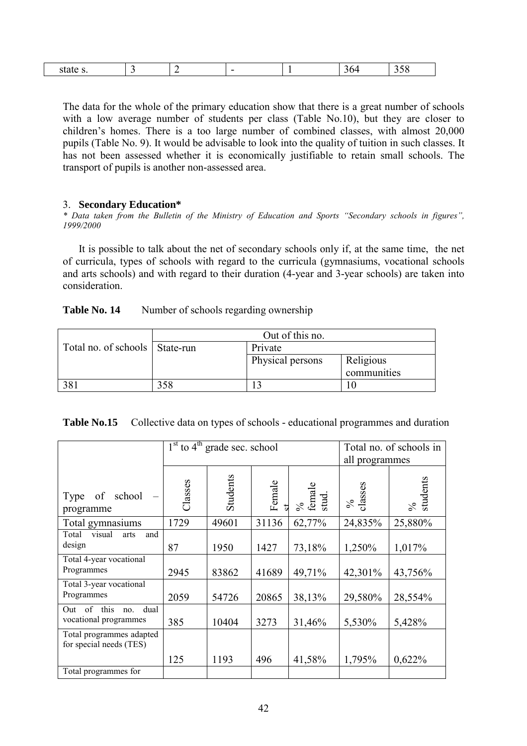| state s. | 3 | 2 | - | 1 | 364 | 358 |
|---|---|---|---|---|---|---|

The data for the whole of the primary education show that there is a great number of schools with a low average number of students per class (Table No.10), but they are closer to children's homes. There is a too large number of combined classes, with almost 20,000 pupils (Table No. 9). It would be advisable to look into the quality of tuition in such classes. It has not been assessed whether it is economically justifiable to retain small schools. The transport of pupils is another non-assessed area.

### 3. **Secondary Education***

*\* Data taken from the Bulletin of the Ministry of Education and Sports "Secondary schools in figures", 1999/2000*

It is possible to talk about the net of secondary schools only if, at the same time, the net of curricula, types of schools with regard to the curricula (gymnasiums, vocational schools and arts schools) and with regard to their duration (4-year and 3-year schools) are taken into consideration.

**Table No. 14** Number of schools regarding ownership

| Total no. of schools | Out of this no. | | |
|---|---|---|---|
| | State-run | Private | |
| | | Physical persons | Religious communities |
| 381 | 358 | 13 | 10 |

**Table No.15** Collective data on types of schools - educational programmes and duration

| Type of school – programme | 1st to 4th grade sec. school | | | | Total no. of schools in all programmes | |
|---|---|---|---|---|---|---|
| | Classes | Students | Female st | % female stud. | % classes | % students |
| Total gymnasiums | 1729 | 49601 | 31136 | 62,77% | 24,835% | 25,880% |
| Total visual arts and design | 87 | 1950 | 1427 | 73,18% | 1,250% | 1,017% |
| Total 4-year vocational Programmes | 2945 | 83862 | 41689 | 49,71% | 42,301% | 43,756% |
| Total 3-year vocational Programmes | 2059 | 54726 | 20865 | 38,13% | 29,580% | 28,554% |
| Out of this no. dual vocational programmes | 385 | 10404 | 3273 | 31,46% | 5,530% | 5,428% |
| Total programmes adapted for special needs (TES) | 125 | 1193 | 496 | 41,58% | 1,795% | 0,622% |
| Total programmes for | | | | | | |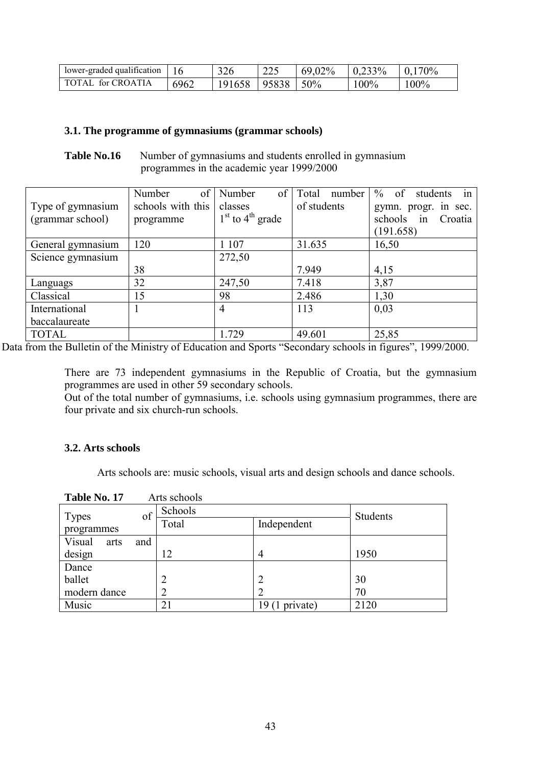| lower-graded qualification | 16 | 326 | 225 | 69,02% | 0,233% | 0,170% |
|---|---|---|---|---|---|---|
| TOTAL for CROATIA | 6962 | 191658 | 95838 | 50% | 100% | 100% |

### 3.1. The programme of gymnasiums (grammar schools)

**Table No.16** Number of gymnasiums and students enrolled in gymnasium programmes in the academic year 1999/2000

| Type of gymnasium (grammar school) | Number of schools with this programme | Number of classes 1st to 4th grade | Total number of students | % of students in gymn. progr. in sec. schools in Croatia (191.658) |
|---|---|---|---|---|
| General gymnasium | 120 | 1 107 | 31.635 | 16,50 |
| Science gymnasium | 38 | 272,50 | 7.949 | 4,15 |
| Languags | 32 | 247,50 | 7.418 | 3,87 |
| Classical | 15 | 98 | 2.486 | 1,30 |
| International baccalaureate | 1 | 4 | 113 | 0,03 |
| TOTAL | | 1.729 | 49.601 | 25,85 |

Data from the Bulletin of the Ministry of Education and Sports "Secondary schools in figures", 1999/2000.

There are 73 independent gymnasiums in the Republic of Croatia, but the gymnasium programmes are used in other 59 secondary schools.
Out of the total number of gymnasiums, i.e. schools using gymnasium programmes, there are four private and six church-run schools.

### 3.2. Arts schools

Arts schools are: music schools, visual arts and design schools and dance schools.

**Table No. 17** Arts schools

| Types of programmes | Schools | | Students |
|---|---|---|---|
| | Total | Independent | |
| Visual arts and design | 12 | 4 | 1950 |
| Dance<br>ballet<br>modern dance | <br>2<br>2 | <br>2<br>2 | <br>30<br>70 |
| Music | 21 | 19 (1 private) | 2120 |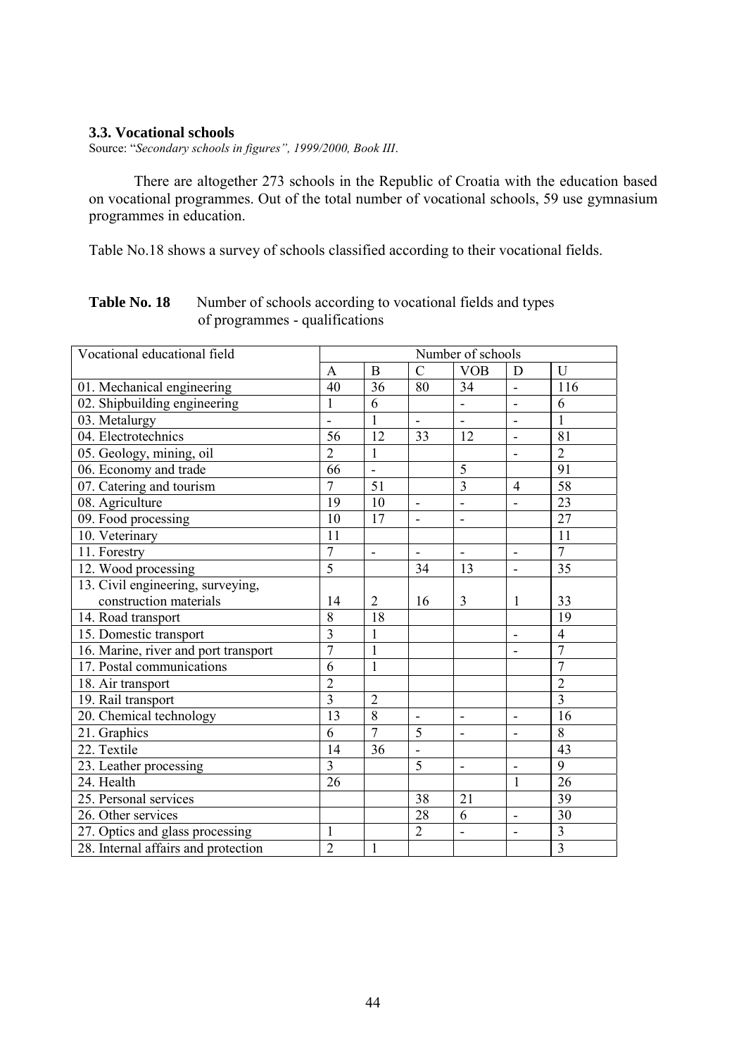### 3.3. Vocational schools

Source: "*Secondary schools in figures", 1999/2000, Book III*.

There are altogether 273 schools in the Republic of Croatia with the education based on vocational programmes. Out of the total number of vocational schools, 59 use gymnasium programmes in education.

Table No.18 shows a survey of schools classified according to their vocational fields.

**Table No. 18** Number of schools according to vocational fields and types of programmes - qualifications

| Vocational educational field | Number of schools | | | | | |
|---|---|---|---|---|---|---|
| | A | B | C | VOB | D | U |
| 01. Mechanical engineering | 40 | 36 | 80 | 34 | - | 116 |
| 02. Shipbuilding engineering | 1 | 6 | | - | - | 6 |
| 03. Metalurgy | - | 1 | - | - | - | 1 |
| 04. Electrotechnics | 56 | 12 | 33 | 12 | - | 81 |
| 05. Geology, mining, oil | 2 | 1 | | | - | 2 |
| 06. Economy and trade | 66 | - | | 5 | | 91 |
| 07. Catering and tourism | 7 | 51 | | 3 | 4 | 58 |
| 08. Agriculture | 19 | 10 | - | - | - | 23 |
| 09. Food processing | 10 | 17 | - | - | | 27 |
| 10. Veterinary | 11 | | | | | 11 |
| 11. Forestry | 7 | - | - | - | - | 7 |
| 12. Wood processing | 5 | | 34 | 13 | - | 35 |
| 13. Civil engineering, surveying, construction materials | 14 | 2 | 16 | 3 | 1 | 33 |
| 14. Road transport | 8 | 18 | | | | 19 |
| 15. Domestic transport | 3 | 1 | | | - | 4 |
| 16. Marine, river and port transport | 7 | 1 | | | - | 7 |
| 17. Postal communications | 6 | 1 | | | | 7 |
| 18. Air transport | 2 | | | | | 2 |
| 19. Rail transport | 3 | 2 | | | | 3 |
| 20. Chemical technology | 13 | 8 | - | - | - | 16 |
| 21. Graphics | 6 | 7 | 5 | - | - | 8 |
| 22. Textile | 14 | 36 | - | | | 43 |
| 23. Leather processing | 3 | | 5 | - | - | 9 |
| 24. Health | 26 | | | | 1 | 26 |
| 25. Personal services | | | 38 | 21 | | 39 |
| 26. Other services | | | 28 | 6 | - | 30 |
| 27. Optics and glass processing | 1 | | 2 | - | - | 3 |
| 28. Internal affairs and protection | 2 | 1 | | | | 3 |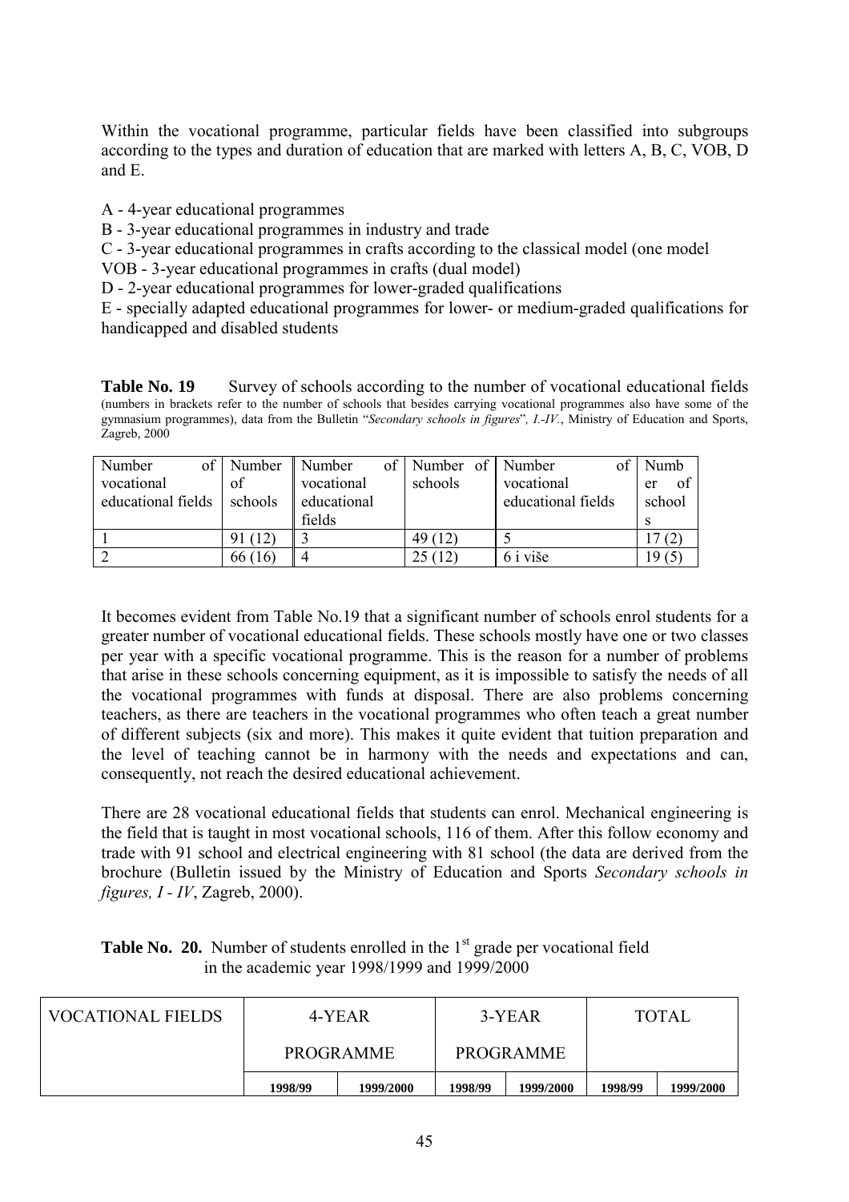Within the vocational programme, particular fields have been classified into subgroups according to the types and duration of education that are marked with letters A, B, C, VOB, D and E.

A - 4-year educational programmes

B - 3-year educational programmes in industry and trade

C - 3-year educational programmes in crafts according to the classical model (one model

VOB - 3-year educational programmes in crafts (dual model)

D - 2-year educational programmes for lower-graded qualifications

E - specially adapted educational programmes for lower- or medium-graded qualifications for handicapped and disabled students

**Table No. 19** Survey of schools according to the number of vocational educational fields (numbers in brackets refer to the number of schools that besides carrying vocational programmes also have some of the gymnasium programmes), data from the Bulletin "*Secondary schools in figures*", *I.-IV.*, Ministry of Education and Sports, Zagreb, 2000

| Number of vocational educational fields | Number of schools | Number of vocational educational fields | Number of schools | Number of vocational educational fields | Number of schools |
|---|---|---|---|---|---|
| 1 | 91 (12) | 3 | 49 (12) | 5 | 17 (2) |
| 2 | 66 (16) | 4 | 25 (12) | 6 i više | 19 (5) |

It becomes evident from Table No.19 that a significant number of schools enrol students for a greater number of vocational educational fields. These schools mostly have one or two classes per year with a specific vocational programme. This is the reason for a number of problems that arise in these schools concerning equipment, as it is impossible to satisfy the needs of all the vocational programmes with funds at disposal. There are also problems concerning teachers, as there are teachers in the vocational programmes who often teach a great number of different subjects (six and more). This makes it quite evident that tuition preparation and the level of teaching cannot be in harmony with the needs and expectations and can, consequently, not reach the desired educational achievement.

There are 28 vocational educational fields that students can enrol. Mechanical engineering is the field that is taught in most vocational schools, 116 of them. After this follow economy and trade with 91 school and electrical engineering with 81 school (the data are derived from the brochure (Bulletin issued by the Ministry of Education and Sports *Secondary schools in figures, I - IV*, Zagreb, 2000).

**Table No. 20.** Number of students enrolled in the 1st grade per vocational field in the academic year 1998/1999 and 1999/2000

| VOCATIONAL FIELDS | 4-YEAR PROGRAMME | | 3-YEAR PROGRAMME | | TOTAL | |
|---|---|---|---|---|---|---|
| | **1998/99** | **1999/2000** | **1998/99** | **1999/2000** | **1998/99** | **1999/2000** |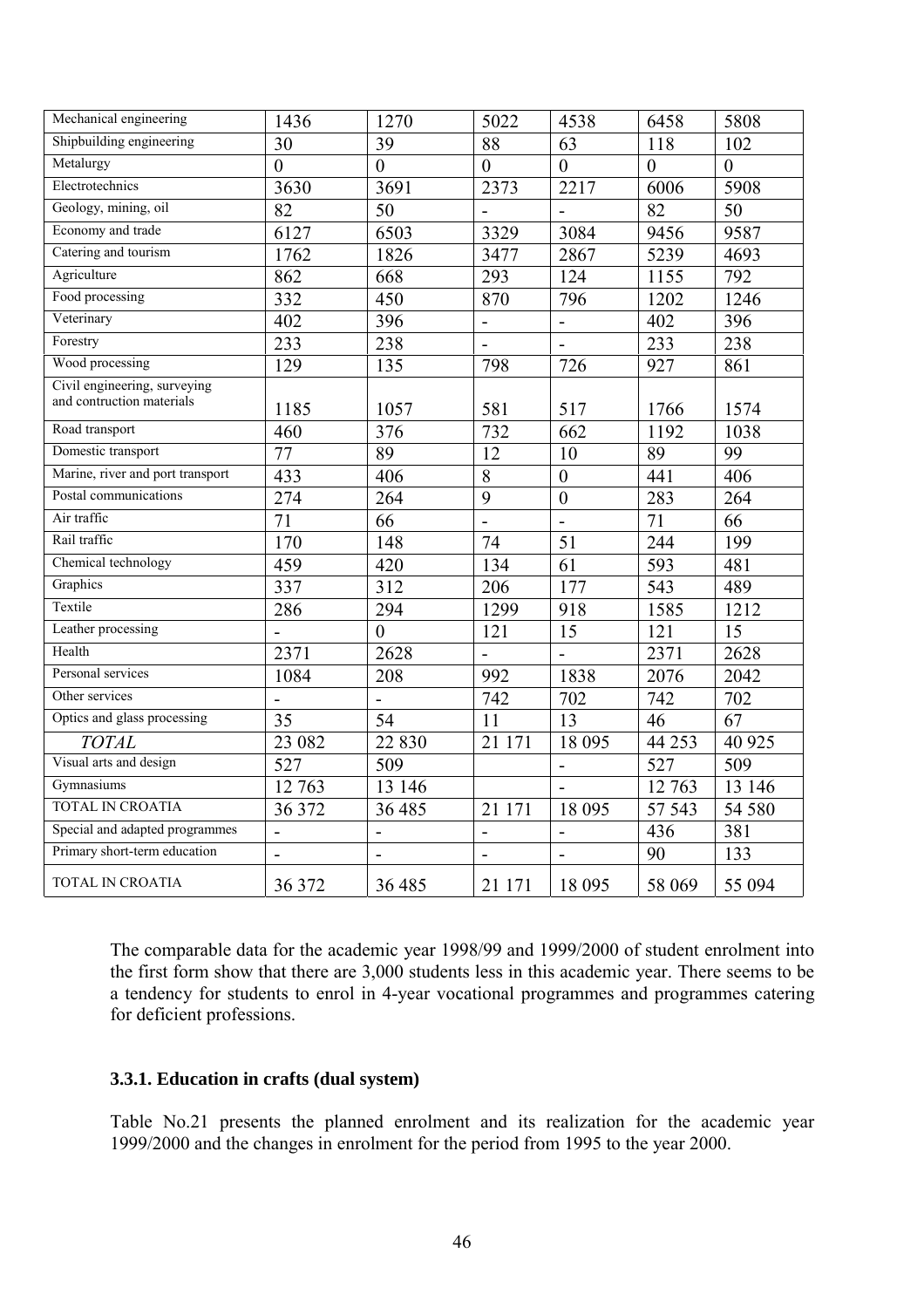| Mechanical engineering | 1436 | 1270 | 5022 | 4538 | 6458 | 5808 |
|---|---|---|---|---|---|---|
| Shipbuilding engineering | 30 | 39 | 88 | 63 | 118 | 102 |
| Metalurgy | 0 | 0 | 0 | 0 | 0 | 0 |
| Electrotechnics | 3630 | 3691 | 2373 | 2217 | 6006 | 5908 |
| Geology, mining, oil | 82 | 50 | - | - | 82 | 50 |
| Economy and trade | 6127 | 6503 | 3329 | 3084 | 9456 | 9587 |
| Catering and tourism | 1762 | 1826 | 3477 | 2867 | 5239 | 4693 |
| Agriculture | 862 | 668 | 293 | 124 | 1155 | 792 |
| Food processing | 332 | 450 | 870 | 796 | 1202 | 1246 |
| Veterinary | 402 | 396 | - | - | 402 | 396 |
| Forestry | 233 | 238 | - | - | 233 | 238 |
| Wood processing | 129 | 135 | 798 | 726 | 927 | 861 |
| Civil engineering, surveying and contruction materials | 1185 | 1057 | 581 | 517 | 1766 | 1574 |
| Road transport | 460 | 376 | 732 | 662 | 1192 | 1038 |
| Domestic transport | 77 | 89 | 12 | 10 | 89 | 99 |
| Marine, river and port transport | 433 | 406 | 8 | 0 | 441 | 406 |
| Postal communications | 274 | 264 | 9 | 0 | 283 | 264 |
| Air traffic | 71 | 66 | - | - | 71 | 66 |
| Rail traffic | 170 | 148 | 74 | 51 | 244 | 199 |
| Chemical technology | 459 | 420 | 134 | 61 | 593 | 481 |
| Graphics | 337 | 312 | 206 | 177 | 543 | 489 |
| Textile | 286 | 294 | 1299 | 918 | 1585 | 1212 |
| Leather processing | - | 0 | 121 | 15 | 121 | 15 |
| Health | 2371 | 2628 | - | - | 2371 | 2628 |
| Personal services | 1084 | 208 | 992 | 1838 | 2076 | 2042 |
| Other services | - | - | 742 | 702 | 742 | 702 |
| Optics and glass processing | 35 | 54 | 11 | 13 | 46 | 67 |
| *TOTAL* | 23 082 | 22 830 | 21 171 | 18 095 | 44 253 | 40 925 |
| Visual arts and design | 527 | 509 | | - | 527 | 509 |
| Gymnasiums | 12 763 | 13 146 | | - | 12 763 | 13 146 |
| TOTAL IN CROATIA | 36 372 | 36 485 | 21 171 | 18 095 | 57 543 | 54 580 |
| Special and adapted programmes | - | - | - | - | 436 | 381 |
| Primary short-term education | - | - | - | - | 90 | 133 |
| TOTAL IN CROATIA | 36 372 | 36 485 | 21 171 | 18 095 | 58 069 | 55 094 |

The comparable data for the academic year 1998/99 and 1999/2000 of student enrolment into the first form show that there are 3,000 students less in this academic year. There seems to be a tendency for students to enrol in 4-year vocational programmes and programmes catering for deficient professions.

### 3.3.1. Education in crafts (dual system)

Table No.21 presents the planned enrolment and its realization for the academic year 1999/2000 and the changes in enrolment for the period from 1995 to the year 2000.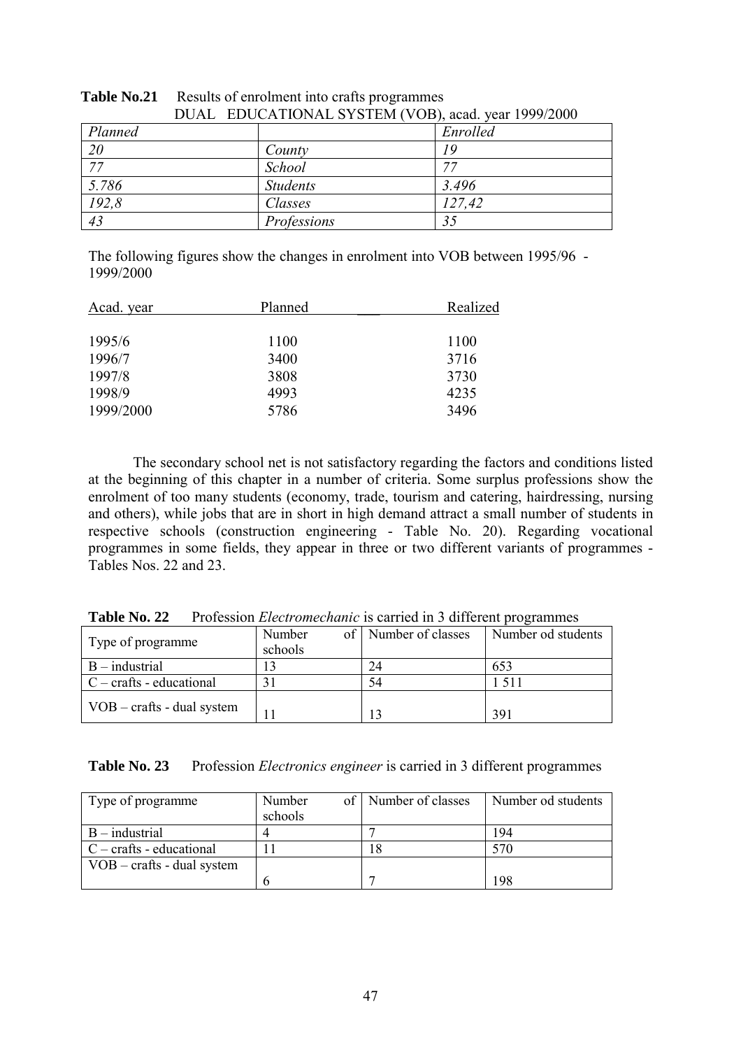**Table No.21** Results of enrolment into crafts programmes
DUAL EDUCATIONAL SYSTEM (VOB), acad. year 1999/2000

| *Planned* | | *Enrolled* |
|---|---|---|
| *20* | *County* | *19* |
| *77* | *School* | *77* |
| *5.786* | *Students* | *3.496* |
| *192,8* | *Classes* | *127,42* |
| *43* | *Professions* | *35* |

The following figures show the changes in enrolment into VOB between 1995/96 - 1999/2000

| Acad. year | Planned | Realized |
|---|---|---|
| 1995/6 | 1100 | 1100 |
| 1996/7 | 3400 | 3716 |
| 1997/8 | 3808 | 3730 |
| 1998/9 | 4993 | 4235 |
| 1999/2000 | 5786 | 3496 |

The secondary school net is not satisfactory regarding the factors and conditions listed at the beginning of this chapter in a number of criteria. Some surplus professions show the enrolment of too many students (economy, trade, tourism and catering, hairdressing, nursing and others), while jobs that are in short in high demand attract a small number of students in respective schools (construction engineering - Table No. 20). Regarding vocational programmes in some fields, they appear in three or two different variants of programmes - Tables Nos. 22 and 23.

**Table No. 22** Profession *Electromechanic* is carried in 3 different programmes

| Type of programme | Number of schools | Number of classes | Number od students |
|---|---|---|---|
| B – industrial | 13 | 24 | 653 |
| C – crafts - educational | 31 | 54 | 1 511 |
| VOB – crafts - dual system | 11 | 13 | 391 |

**Table No. 23** Profession *Electronics engineer* is carried in 3 different programmes

| Type of programme | Number of schools | Number of classes | Number od students |
|---|---|---|---|
| B – industrial | 4 | 7 | 194 |
| C – crafts - educational | 11 | 18 | 570 |
| VOB – crafts - dual system | 6 | 7 | 198 |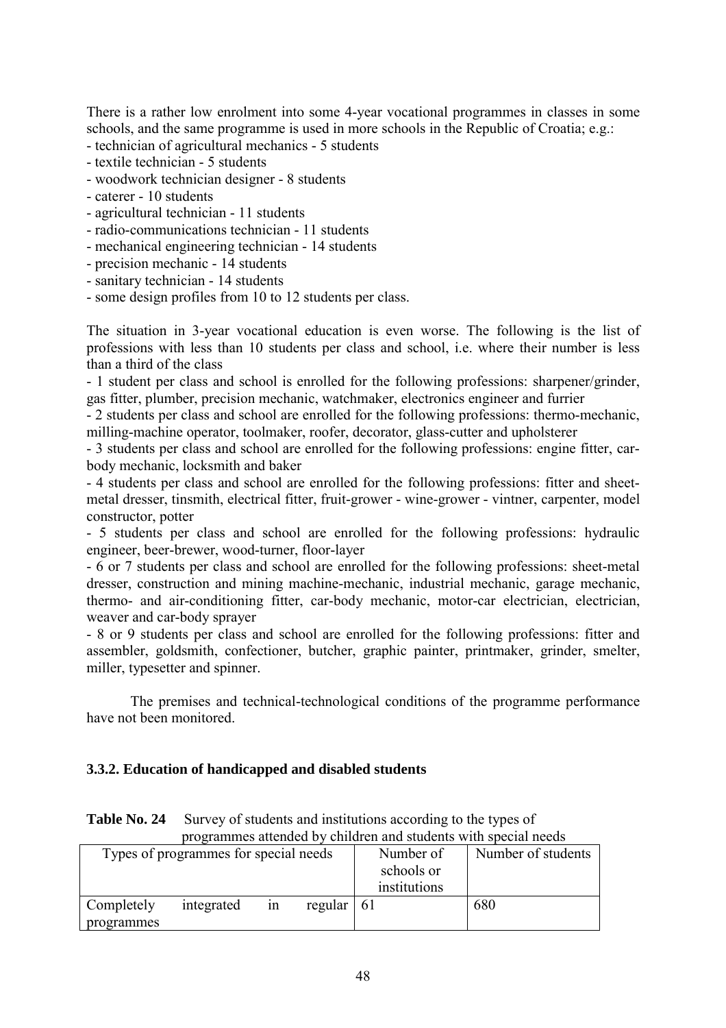There is a rather low enrolment into some 4-year vocational programmes in classes in some schools, and the same programme is used in more schools in the Republic of Croatia; e.g.:

- technician of agricultural mechanics - 5 students
- textile technician - 5 students
- woodwork technician designer - 8 students
- caterer - 10 students
- agricultural technician - 11 students
- radio-communications technician - 11 students
- mechanical engineering technician - 14 students
- precision mechanic - 14 students
- sanitary technician - 14 students
- some design profiles from 10 to 12 students per class.

The situation in 3-year vocational education is even worse. The following is the list of professions with less than 10 students per class and school, i.e. where their number is less than a third of the class

- 1 student per class and school is enrolled for the following professions: sharpener/grinder, gas fitter, plumber, precision mechanic, watchmaker, electronics engineer and furrier
- 2 students per class and school are enrolled for the following professions: thermo-mechanic, milling-machine operator, toolmaker, roofer, decorator, glass-cutter and upholsterer
- 3 students per class and school are enrolled for the following professions: engine fitter, car-body mechanic, locksmith and baker
- 4 students per class and school are enrolled for the following professions: fitter and sheet-metal dresser, tinsmith, electrical fitter, fruit-grower - wine-grower - vintner, carpenter, model constructor, potter
- 5 students per class and school are enrolled for the following professions: hydraulic engineer, beer-brewer, wood-turner, floor-layer
- 6 or 7 students per class and school are enrolled for the following professions: sheet-metal dresser, construction and mining machine-mechanic, industrial mechanic, garage mechanic, thermo- and air-conditioning fitter, car-body mechanic, motor-car electrician, electrician, weaver and car-body sprayer
- 8 or 9 students per class and school are enrolled for the following professions: fitter and assembler, goldsmith, confectioner, butcher, graphic painter, printmaker, grinder, smelter, miller, typesetter and spinner.

The premises and technical-technological conditions of the programme performance have not been monitored.

### 3.3.2. Education of handicapped and disabled students

**Table No. 24** Survey of students and institutions according to the types of programmes attended by children and students with special needs

| Types of programmes for special needs | Number of schools or institutions | Number of students |
|---|---|---|
| Completely integrated in regular programmes | 61 | 680 |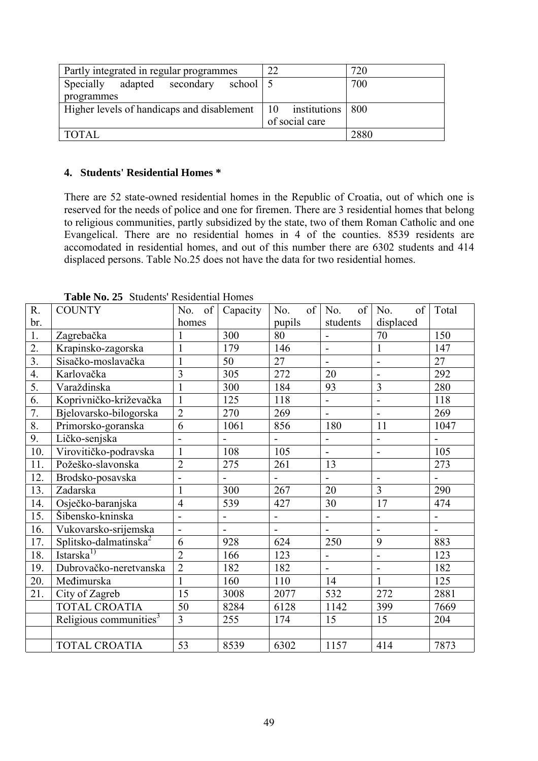| Partly integrated in regular programmes | 22 | 720 |
|---|---|---|
| Specially adapted secondary school programmes | 5 | 700 |
| Higher levels of handicaps and disablement | 10 institutions of social care | 800 |
| TOTAL | | 2880 |

#### 4. Students' Residential Homes *

There are 52 state-owned residential homes in the Republic of Croatia, out of which one is reserved for the needs of police and one for firemen. There are 3 residential homes that belong to religious communities, partly subsidized by the state, two of them Roman Catholic and one Evangelical. There are no residential homes in 4 of the counties. 8539 residents are accomodated in residential homes, and out of this number there are 6302 students and 414 displaced persons. Table No.25 does not have the data for two residential homes.

**Table No. 25** Students' Residential Homes

| R. br. | COUNTY | No. of homes | Capacity | No. of pupils | No. of students | No. of displaced | Total |
|---|---|---|---|---|---|---|---|
| 1. | Zagrebačka | 1 | 300 | 80 | - | 70 | 150 |
| 2. | Krapinsko-zagorska | 1 | 179 | 146 | - | 1 | 147 |
| 3. | Sisačko-moslavačka | 1 | 50 | 27 | - | - | 27 |
| 4. | Karlovačka | 3 | 305 | 272 | 20 | - | 292 |
| 5. | Varaždinska | 1 | 300 | 184 | 93 | 3 | 280 |
| 6. | Koprivničko-križevačka | 1 | 125 | 118 | - | - | 118 |
| 7. | Bjelovarsko-bilogorska | 2 | 270 | 269 | - | - | 269 |
| 8. | Primorsko-goranska | 6 | 1061 | 856 | 180 | 11 | 1047 |
| 9. | Ličko-senjska | - | - | - | - | - | - |
| 10. | Virovitičko-podravska | 1 | 108 | 105 | - | - | 105 |
| 11. | Požeško-slavonska | 2 | 275 | 261 | 13 | | 273 |
| 12. | Brodsko-posavska | - | - | - | - | - | - |
| 13. | Zadarska | 1 | 300 | 267 | 20 | 3 | 290 |
| 14. | Osječko-baranjska | 4 | 539 | 427 | 30 | 17 | 474 |
| 15. | Šibensko-kninska | - | - | - | - | - | - |
| 16. | Vukovarsko-srijemska | - | - | - | - | - | - |
| 17. | Splitsko-dalmatinska[2] | 6 | 928 | 624 | 250 | 9 | 883 |
| 18. | Istarska[1)] | 2 | 166 | 123 | - | - | 123 |
| 19. | Dubrovačko-neretvanska | 2 | 182 | 182 | - | - | 182 |
| 20. | Međimurska | 1 | 160 | 110 | 14 | 1 | 125 |
| 21. | City of Zagreb | 15 | 3008 | 2077 | 532 | 272 | 2881 |
| | TOTAL CROATIA | 50 | 8284 | 6128 | 1142 | 399 | 7669 |
| | Religious communities[3] | 3 | 255 | 174 | 15 | 15 | 204 |
| | | | | | | | |
| | TOTAL CROATIA | 53 | 8539 | 6302 | 1157 | 414 | 7873 |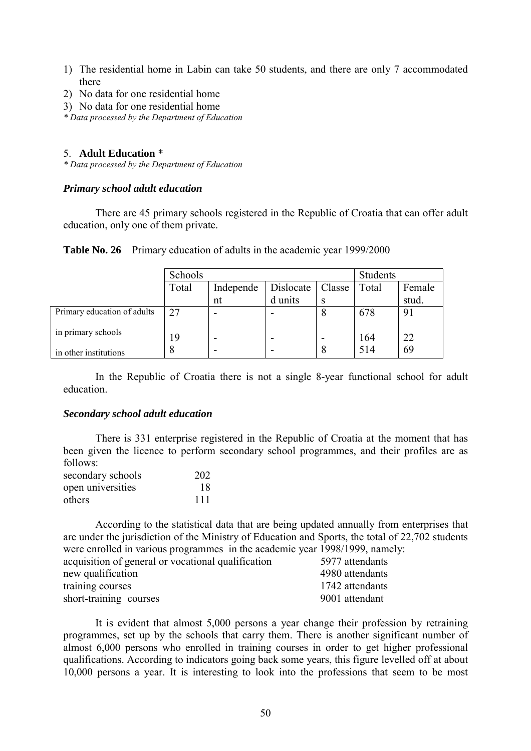1) The residential home in Labin can take 50 students, and there are only 7 accommodated there
2) No data for one residential home
3) No data for one residential home

*\* Data processed by the Department of Education*

5. **Adult Education** *

*\* Data processed by the Department of Education*

### *Primary school adult education*

There are 45 primary schools registered in the Republic of Croatia that can offer adult education, only one of them private.

**Table No. 26** Primary education of adults in the academic year 1999/2000

| | Schools | | | | Students | |
|---|---|---|---|---|---|---|
| | Total | Independent | Dislocated units | Classes | Total | Female stud. |
| Primary education of adults | 27 | - | - | 8 | 678 | 91 |
| in primary schools | 19 | - | - | - | 164 | 22 |
| in other institutions | 8 | - | - | 8 | 514 | 69 |

In the Republic of Croatia there is not a single 8-year functional school for adult education.

### *Secondary school adult education*

There is 331 enterprise registered in the Republic of Croatia at the moment that has been given the licence to perform secondary school programmes, and their profiles are as follows:

| | |
|---|---|
| secondary schools | 202 |
| open universities | 18 |
| others | 111 |

According to the statistical data that are being updated annually from enterprises that are under the jurisdiction of the Ministry of Education and Sports, the total of 22,702 students were enrolled in various programmes in the academic year 1998/1999, namely:

| | |
|---|---|
| acquisition of general or vocational qualification | 5977 attendants |
| new qualification | 4980 attendants |
| training courses | 1742 attendants |
| short-training courses | 9001 attendant |

It is evident that almost 5,000 persons a year change their profession by retraining programmes, set up by the schools that carry them. There is another significant number of almost 6,000 persons who enrolled in training courses in order to get higher professional qualifications. According to indicators going back some years, this figure levelled off at about 10,000 persons a year. It is interesting to look into the professions that seem to be most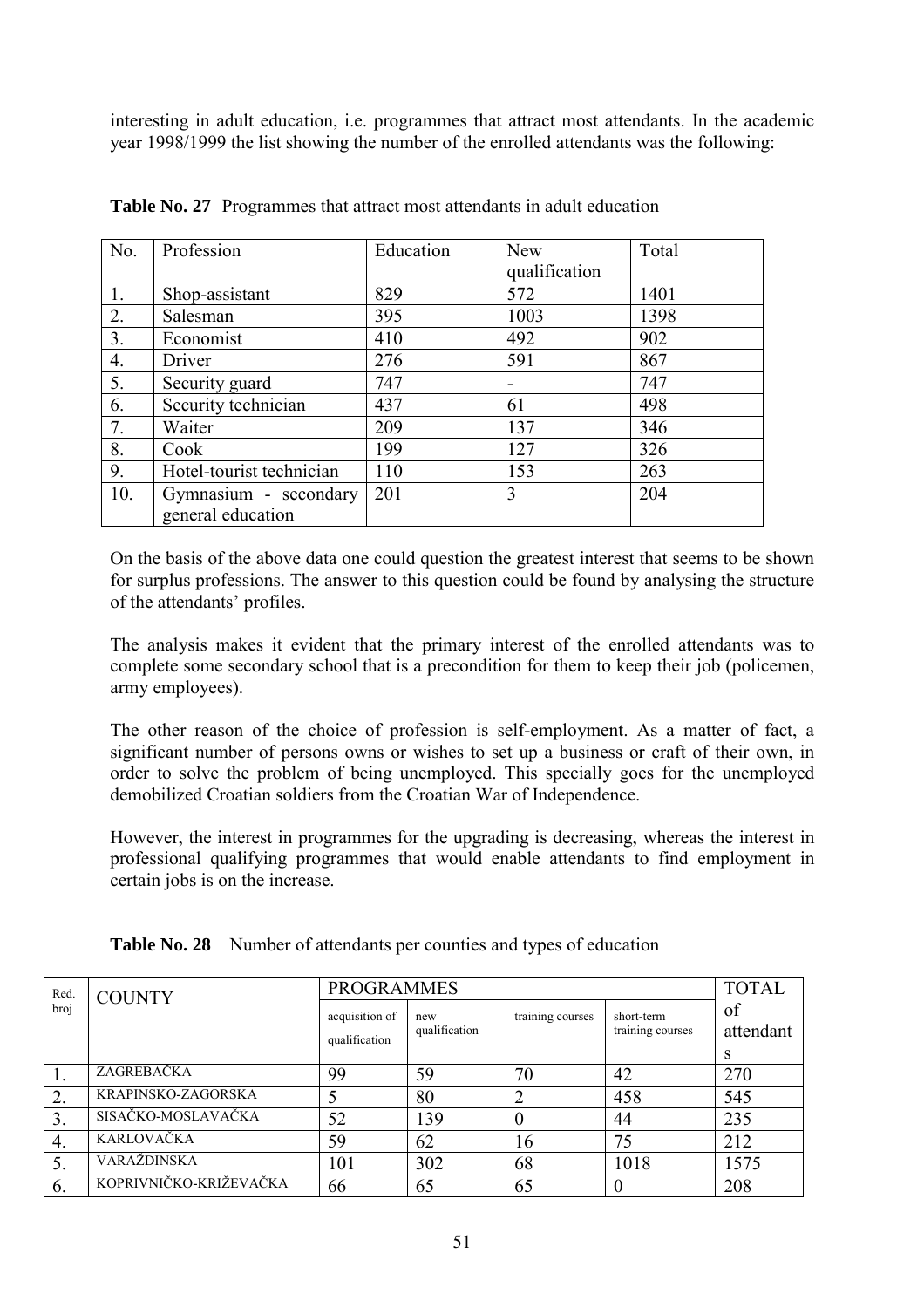interesting in adult education, i.e. programmes that attract most attendants. In the academic year 1998/1999 the list showing the number of the enrolled attendants was the following:

**Table No. 27** Programmes that attract most attendants in adult education

| No. | Profession | Education | New qualification | Total |
|---|---|---|---|---|
| 1. | Shop-assistant | 829 | 572 | 1401 |
| 2. | Salesman | 395 | 1003 | 1398 |
| 3. | Economist | 410 | 492 | 902 |
| 4. | Driver | 276 | 591 | 867 |
| 5. | Security guard | 747 | - | 747 |
| 6. | Security technician | 437 | 61 | 498 |
| 7. | Waiter | 209 | 137 | 346 |
| 8. | Cook | 199 | 127 | 326 |
| 9. | Hotel-tourist technician | 110 | 153 | 263 |
| 10. | Gymnasium - secondary general education | 201 | 3 | 204 |

On the basis of the above data one could question the greatest interest that seems to be shown for surplus professions. The answer to this question could be found by analysing the structure of the attendants' profiles.

The analysis makes it evident that the primary interest of the enrolled attendants was to complete some secondary school that is a precondition for them to keep their job (policemen, army employees).

The other reason of the choice of profession is self-employment. As a matter of fact, a significant number of persons owns or wishes to set up a business or craft of their own, in order to solve the problem of being unemployed. This specially goes for the unemployed demobilized Croatian soldiers from the Croatian War of Independence.

However, the interest in programmes for the upgrading is decreasing, whereas the interest in professional qualifying programmes that would enable attendants to find employment in certain jobs is on the increase.

**Table No. 28** Number of attendants per counties and types of education

| Red. broj | COUNTY | PROGRAMMES | | | | TOTAL of attendants |
|---|---|---|---|---|---|---|
| | | acquisition of qualification | new qualification | training courses | short-term training courses | |
| 1. | ZAGREBAČKA | 99 | 59 | 70 | 42 | 270 |
| 2. | KRAPINSKO-ZAGORSKA | 5 | 80 | 2 | 458 | 545 |
| 3. | SISAČKO-MOSLAVAČKA | 52 | 139 | 0 | 44 | 235 |
| 4. | KARLOVAČKA | 59 | 62 | 16 | 75 | 212 |
| 5. | VARAŽDINSKA | 101 | 302 | 68 | 1018 | 1575 |
| 6. | KOPRIVNIČKO-KRIŽEVAČKA | 66 | 65 | 65 | 0 | 208 |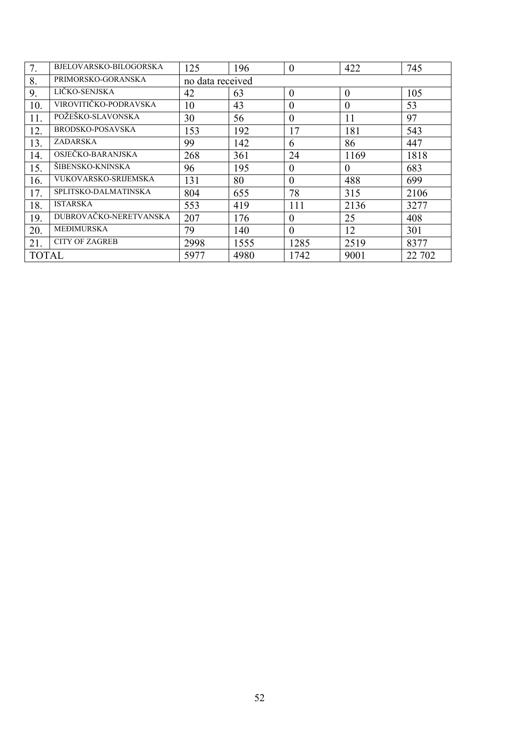| 7. | BJELOVARSKO-BILOGORSKA | 125 | 196 | 0 | 422 | 745 |
|---|---|---|---|---|---|---|
| 8. | PRIMORSKO-GORANSKA | no data received | | | | |
| 9. | LIČKO-SENJSKA | 42 | 63 | 0 | 0 | 105 |
| 10. | VIROVITIČKO-PODRAVSKA | 10 | 43 | 0 | 0 | 53 |
| 11. | POŽEŠKO-SLAVONSKA | 30 | 56 | 0 | 11 | 97 |
| 12. | BRODSKO-POSAVSKA | 153 | 192 | 17 | 181 | 543 |
| 13. | ZADARSKA | 99 | 142 | 6 | 86 | 447 |
| 14. | OSJEČKO-BARANJSKA | 268 | 361 | 24 | 1169 | 1818 |
| 15. | ŠIBENSKO-KNINSKA | 96 | 195 | 0 | 0 | 683 |
| 16. | VUKOVARSKO-SRIJEMSKA | 131 | 80 | 0 | 488 | 699 |
| 17. | SPLITSKO-DALMATINSKA | 804 | 655 | 78 | 315 | 2106 |
| 18. | ISTARSKA | 553 | 419 | 111 | 2136 | 3277 |
| 19. | DUBROVAČKO-NERETVANSKA | 207 | 176 | 0 | 25 | 408 |
| 20. | MEĐIMURSKA | 79 | 140 | 0 | 12 | 301 |
| 21. | CITY OF ZAGREB | 2998 | 1555 | 1285 | 2519 | 8377 |
| TOTAL | | 5977 | 4980 | 1742 | 9001 | 22 702 |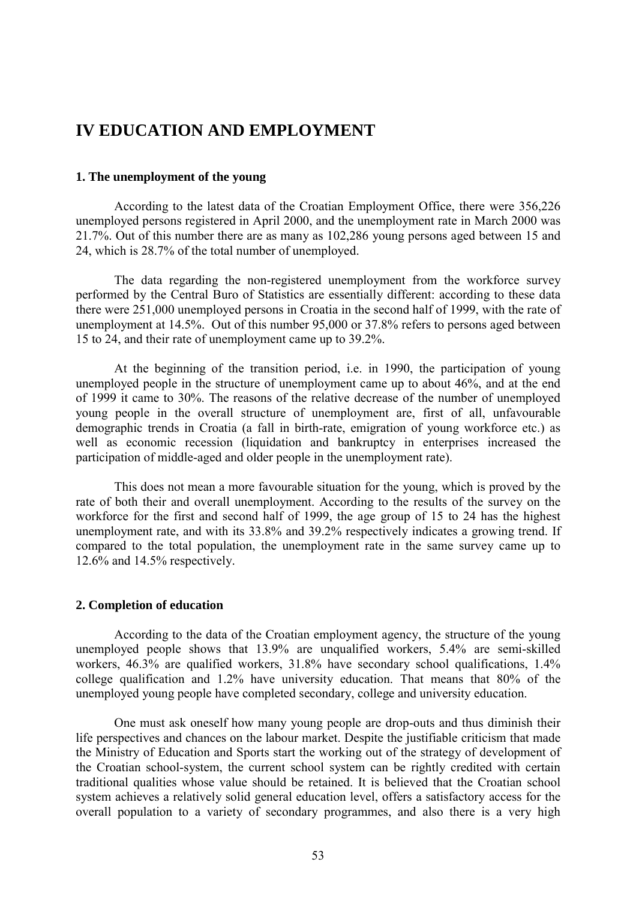# IV EDUCATION AND EMPLOYMENT

### 1. The unemployment of the young

According to the latest data of the Croatian Employment Office, there were 356,226 unemployed persons registered in April 2000, and the unemployment rate in March 2000 was 21.7%. Out of this number there are as many as 102,286 young persons aged between 15 and 24, which is 28.7% of the total number of unemployed.

The data regarding the non-registered unemployment from the workforce survey performed by the Central Buro of Statistics are essentially different: according to these data there were 251,000 unemployed persons in Croatia in the second half of 1999, with the rate of unemployment at 14.5%. Out of this number 95,000 or 37.8% refers to persons aged between 15 to 24, and their rate of unemployment came up to 39.2%.

At the beginning of the transition period, i.e. in 1990, the participation of young unemployed people in the structure of unemployment came up to about 46%, and at the end of 1999 it came to 30%. The reasons of the relative decrease of the number of unemployed young people in the overall structure of unemployment are, first of all, unfavourable demographic trends in Croatia (a fall in birth-rate, emigration of young workforce etc.) as well as economic recession (liquidation and bankruptcy in enterprises increased the participation of middle-aged and older people in the unemployment rate).

This does not mean a more favourable situation for the young, which is proved by the rate of both their and overall unemployment. According to the results of the survey on the workforce for the first and second half of 1999, the age group of 15 to 24 has the highest unemployment rate, and with its 33.8% and 39.2% respectively indicates a growing trend. If compared to the total population, the unemployment rate in the same survey came up to 12.6% and 14.5% respectively.

### 2. Completion of education

According to the data of the Croatian employment agency, the structure of the young unemployed people shows that 13.9% are unqualified workers, 5.4% are semi-skilled workers, 46.3% are qualified workers, 31.8% have secondary school qualifications, 1.4% college qualification and 1.2% have university education. That means that 80% of the unemployed young people have completed secondary, college and university education.

One must ask oneself how many young people are drop-outs and thus diminish their life perspectives and chances on the labour market. Despite the justifiable criticism that made the Ministry of Education and Sports start the working out of the strategy of development of the Croatian school-system, the current school system can be rightly credited with certain traditional qualities whose value should be retained. It is believed that the Croatian school system achieves a relatively solid general education level, offers a satisfactory access for the overall population to a variety of secondary programmes, and also there is a very high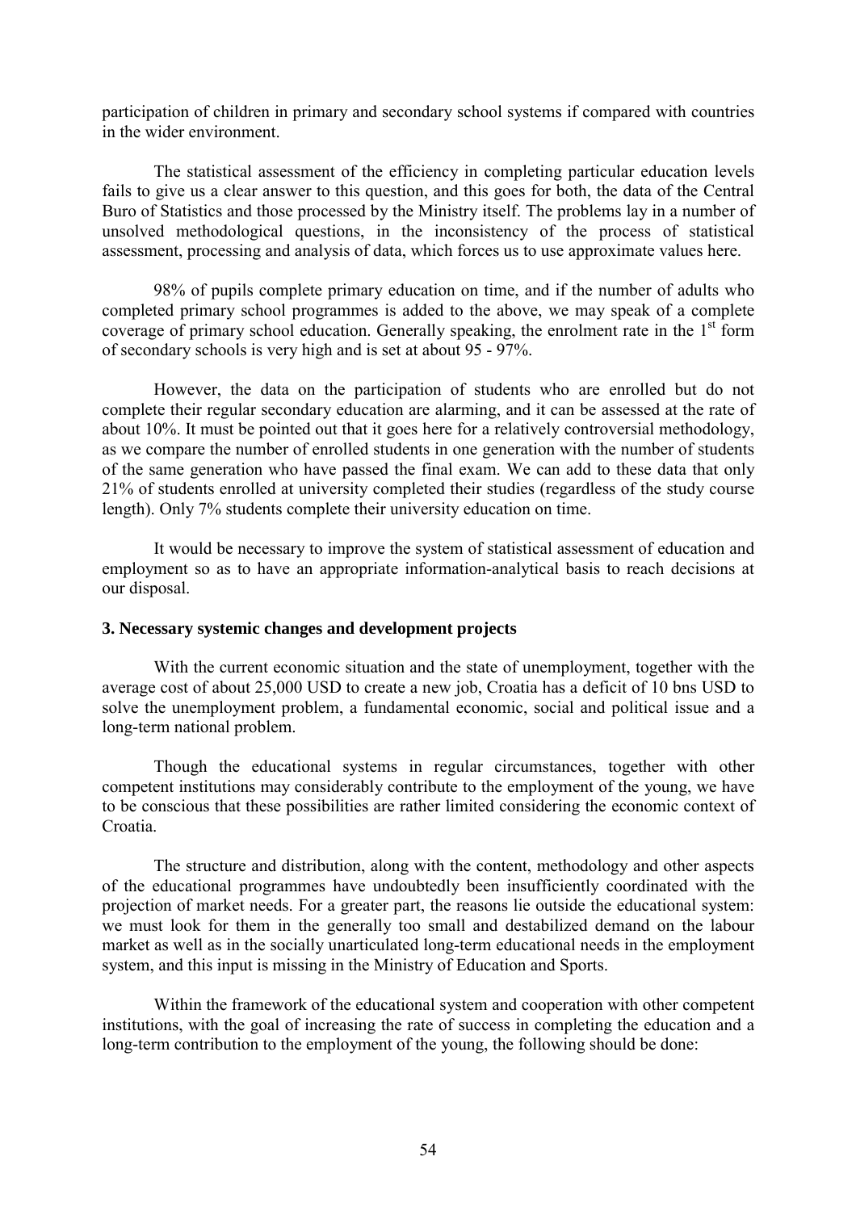participation of children in primary and secondary school systems if compared with countries in the wider environment.

The statistical assessment of the efficiency in completing particular education levels fails to give us a clear answer to this question, and this goes for both, the data of the Central Buro of Statistics and those processed by the Ministry itself. The problems lay in a number of unsolved methodological questions, in the inconsistency of the process of statistical assessment, processing and analysis of data, which forces us to use approximate values here.

98% of pupils complete primary education on time, and if the number of adults who completed primary school programmes is added to the above, we may speak of a complete coverage of primary school education. Generally speaking, the enrolment rate in the 1st form of secondary schools is very high and is set at about 95 - 97%.

However, the data on the participation of students who are enrolled but do not complete their regular secondary education are alarming, and it can be assessed at the rate of about 10%. It must be pointed out that it goes here for a relatively controversial methodology, as we compare the number of enrolled students in one generation with the number of students of the same generation who have passed the final exam. We can add to these data that only 21% of students enrolled at university completed their studies (regardless of the study course length). Only 7% students complete their university education on time.

It would be necessary to improve the system of statistical assessment of education and employment so as to have an appropriate information-analytical basis to reach decisions at our disposal.

### 3. Necessary systemic changes and development projects

With the current economic situation and the state of unemployment, together with the average cost of about 25,000 USD to create a new job, Croatia has a deficit of 10 bns USD to solve the unemployment problem, a fundamental economic, social and political issue and a long-term national problem.

Though the educational systems in regular circumstances, together with other competent institutions may considerably contribute to the employment of the young, we have to be conscious that these possibilities are rather limited considering the economic context of Croatia.

The structure and distribution, along with the content, methodology and other aspects of the educational programmes have undoubtedly been insufficiently coordinated with the projection of market needs. For a greater part, the reasons lie outside the educational system: we must look for them in the generally too small and destabilized demand on the labour market as well as in the socially unarticulated long-term educational needs in the employment system, and this input is missing in the Ministry of Education and Sports.

Within the framework of the educational system and cooperation with other competent institutions, with the goal of increasing the rate of success in completing the education and a long-term contribution to the employment of the young, the following should be done: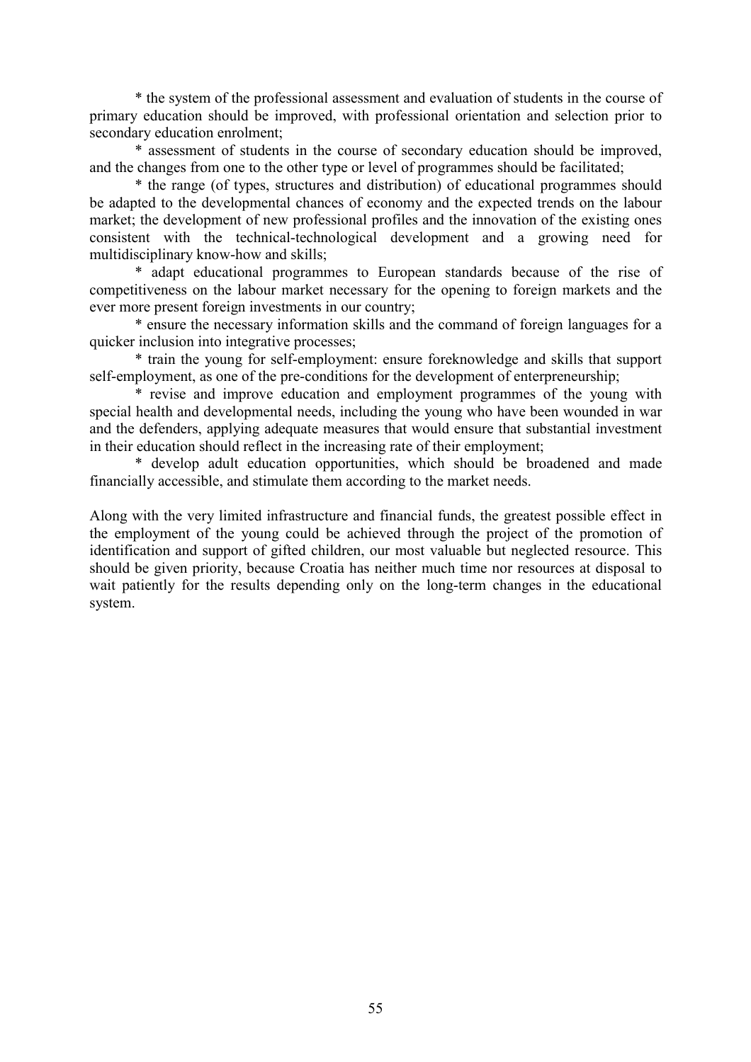* the system of the professional assessment and evaluation of students in the course of primary education should be improved, with professional orientation and selection prior to secondary education enrolment;

* assessment of students in the course of secondary education should be improved, and the changes from one to the other type or level of programmes should be facilitated;

* the range (of types, structures and distribution) of educational programmes should be adapted to the developmental chances of economy and the expected trends on the labour market; the development of new professional profiles and the innovation of the existing ones consistent with the technical-technological development and a growing need for multidisciplinary know-how and skills;

* adapt educational programmes to European standards because of the rise of competitiveness on the labour market necessary for the opening to foreign markets and the ever more present foreign investments in our country;

* ensure the necessary information skills and the command of foreign languages for a quicker inclusion into integrative processes;

* train the young for self-employment: ensure foreknowledge and skills that support self-employment, as one of the pre-conditions for the development of enterpreneurship;

* revise and improve education and employment programmes of the young with special health and developmental needs, including the young who have been wounded in war and the defenders, applying adequate measures that would ensure that substantial investment in their education should reflect in the increasing rate of their employment;

* develop adult education opportunities, which should be broadened and made financially accessible, and stimulate them according to the market needs.

Along with the very limited infrastructure and financial funds, the greatest possible effect in the employment of the young could be achieved through the project of the promotion of identification and support of gifted children, our most valuable but neglected resource. This should be given priority, because Croatia has neither much time nor resources at disposal to wait patiently for the results depending only on the long-term changes in the educational system.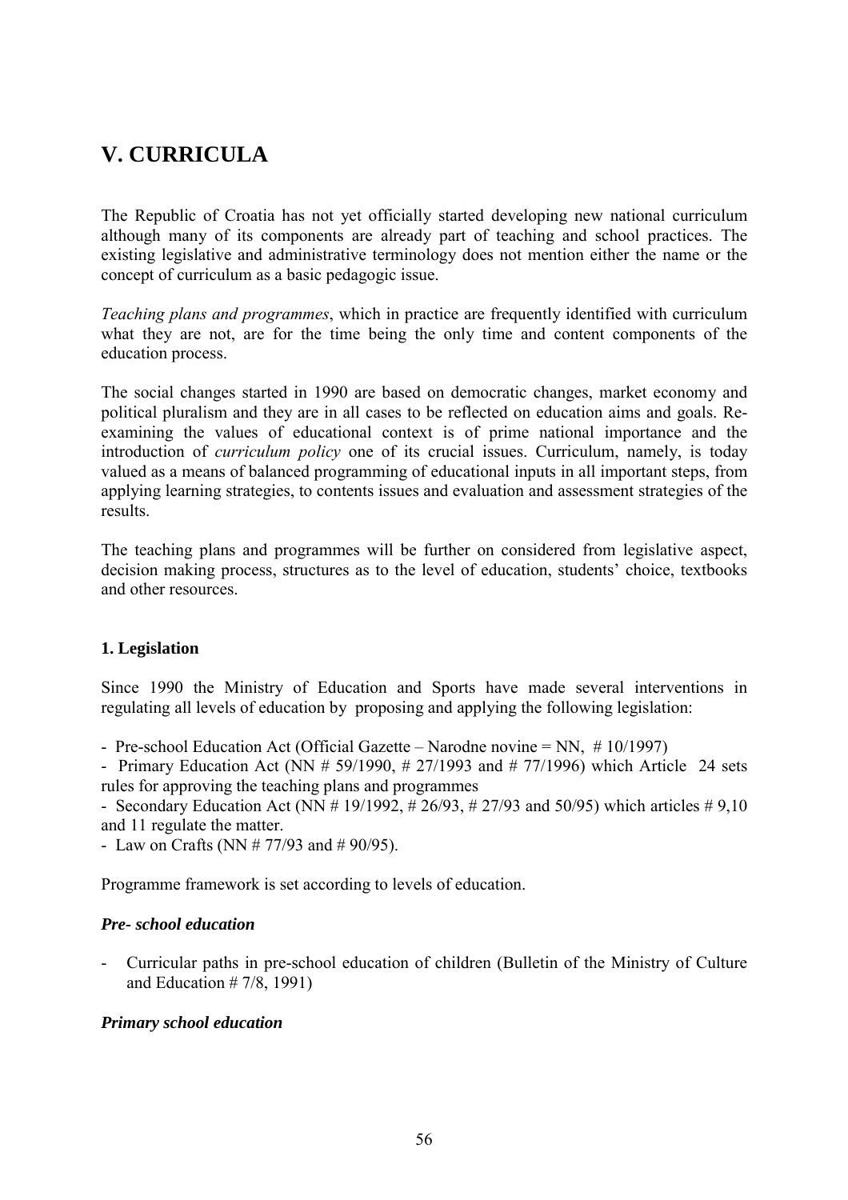# V. CURRICULA

The Republic of Croatia has not yet officially started developing new national curriculum although many of its components are already part of teaching and school practices. The existing legislative and administrative terminology does not mention either the name or the concept of curriculum as a basic pedagogic issue.

*Teaching plans and programmes*, which in practice are frequently identified with curriculum what they are not, are for the time being the only time and content components of the education process.

The social changes started in 1990 are based on democratic changes, market economy and political pluralism and they are in all cases to be reflected on education aims and goals. Re-examining the values of educational context is of prime national importance and the introduction of *curriculum policy* one of its crucial issues. Curriculum, namely, is today valued as a means of balanced programming of educational inputs in all important steps, from applying learning strategies, to contents issues and evaluation and assessment strategies of the results.

The teaching plans and programmes will be further on considered from legislative aspect, decision making process, structures as to the level of education, students' choice, textbooks and other resources.

### 1. Legislation

Since 1990 the Ministry of Education and Sports have made several interventions in regulating all levels of education by proposing and applying the following legislation:

- Pre-school Education Act (Official Gazette – Narodne novine = NN, # 10/1997)
- Primary Education Act (NN # 59/1990, # 27/1993 and # 77/1996) which Article 24 sets rules for approving the teaching plans and programmes
- Secondary Education Act (NN # 19/1992, # 26/93, # 27/93 and 50/95) which articles # 9,10 and 11 regulate the matter.
- Law on Crafts (NN # 77/93 and # 90/95).

Programme framework is set according to levels of education.

#### *Pre- school education*

- Curricular paths in pre-school education of children (Bulletin of the Ministry of Culture and Education # 7/8, 1991)

#### *Primary school education*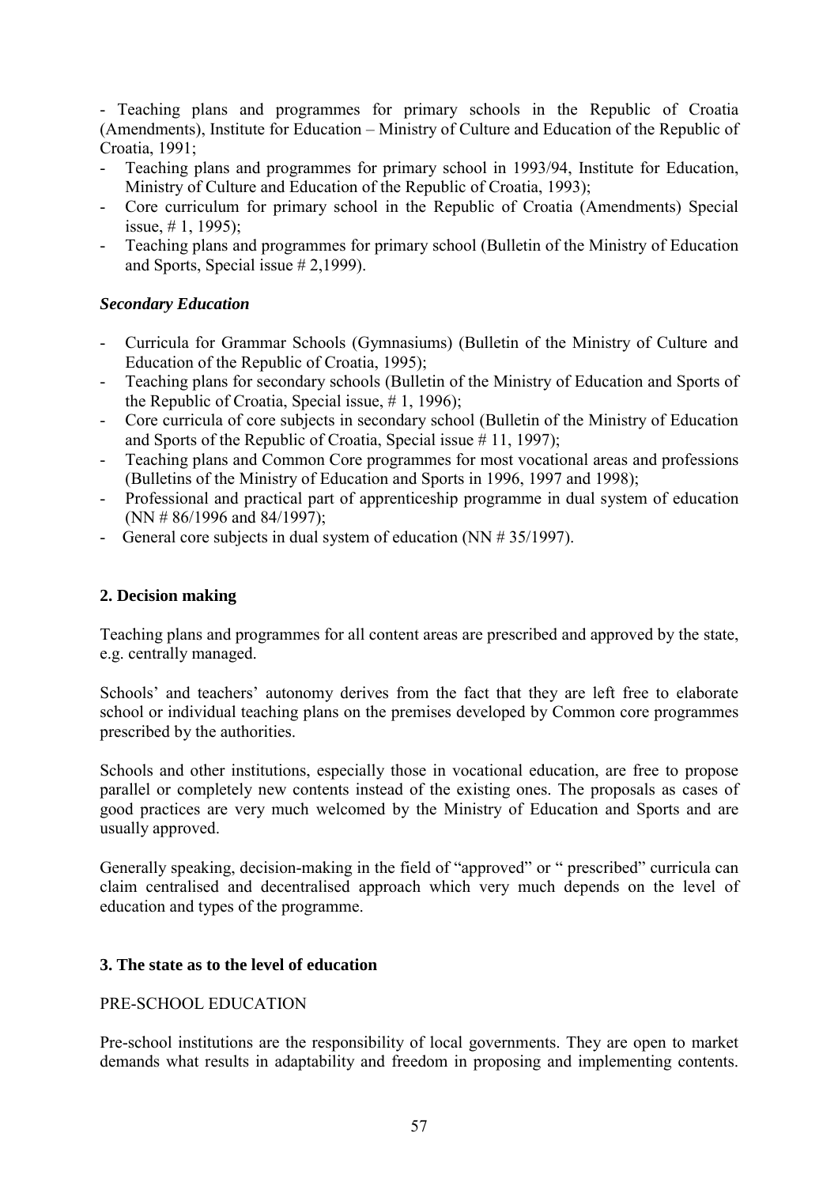- Teaching plans and programmes for primary schools in the Republic of Croatia (Amendments), Institute for Education – Ministry of Culture and Education of the Republic of Croatia, 1991;
- Teaching plans and programmes for primary school in 1993/94, Institute for Education, Ministry of Culture and Education of the Republic of Croatia, 1993);
- Core curriculum for primary school in the Republic of Croatia (Amendments) Special issue, # 1, 1995);
- Teaching plans and programmes for primary school (Bulletin of the Ministry of Education and Sports, Special issue # 2,1999).

### *Secondary Education*

- Curricula for Grammar Schools (Gymnasiums) (Bulletin of the Ministry of Culture and Education of the Republic of Croatia, 1995);
- Teaching plans for secondary schools (Bulletin of the Ministry of Education and Sports of the Republic of Croatia, Special issue, # 1, 1996);
- Core curricula of core subjects in secondary school (Bulletin of the Ministry of Education and Sports of the Republic of Croatia, Special issue # 11, 1997);
- Teaching plans and Common Core programmes for most vocational areas and professions (Bulletins of the Ministry of Education and Sports in 1996, 1997 and 1998);
- Professional and practical part of apprenticeship programme in dual system of education (NN # 86/1996 and 84/1997);
- General core subjects in dual system of education (NN # 35/1997).

## 2. Decision making

Teaching plans and programmes for all content areas are prescribed and approved by the state, e.g. centrally managed.

Schools' and teachers' autonomy derives from the fact that they are left free to elaborate school or individual teaching plans on the premises developed by Common core programmes prescribed by the authorities.

Schools and other institutions, especially those in vocational education, are free to propose parallel or completely new contents instead of the existing ones. The proposals as cases of good practices are very much welcomed by the Ministry of Education and Sports and are usually approved.

Generally speaking, decision-making in the field of "approved" or " prescribed" curricula can claim centralised and decentralised approach which very much depends on the level of education and types of the programme.

## 3. The state as to the level of education

PRE-SCHOOL EDUCATION

Pre-school institutions are the responsibility of local governments. They are open to market demands what results in adaptability and freedom in proposing and implementing contents.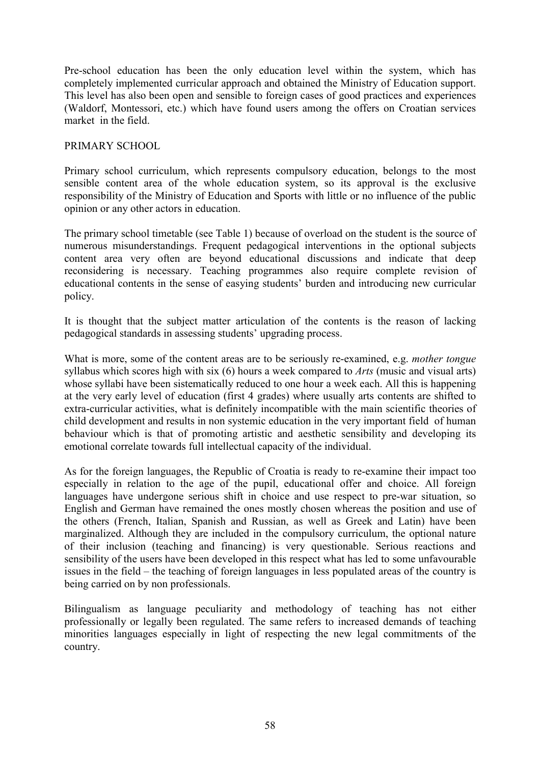Pre-school education has been the only education level within the system, which has completely implemented curricular approach and obtained the Ministry of Education support. This level has also been open and sensible to foreign cases of good practices and experiences (Waldorf, Montessori, etc.) which have found users among the offers on Croatian services market in the field.

## PRIMARY SCHOOL

Primary school curriculum, which represents compulsory education, belongs to the most sensible content area of the whole education system, so its approval is the exclusive responsibility of the Ministry of Education and Sports with little or no influence of the public opinion or any other actors in education.

The primary school timetable (see Table 1) because of overload on the student is the source of numerous misunderstandings. Frequent pedagogical interventions in the optional subjects content area very often are beyond educational discussions and indicate that deep reconsidering is necessary. Teaching programmes also require complete revision of educational contents in the sense of easying students' burden and introducing new curricular policy.

It is thought that the subject matter articulation of the contents is the reason of lacking pedagogical standards in assessing students' upgrading process.

What is more, some of the content areas are to be seriously re-examined, e.g. *mother tongue* syllabus which scores high with six (6) hours a week compared to *Arts* (music and visual arts) whose syllabi have been sistematically reduced to one hour a week each. All this is happening at the very early level of education (first 4 grades) where usually arts contents are shifted to extra-curricular activities, what is definitely incompatible with the main scientific theories of child development and results in non systemic education in the very important field of human behaviour which is that of promoting artistic and aesthetic sensibility and developing its emotional correlate towards full intellectual capacity of the individual.

As for the foreign languages, the Republic of Croatia is ready to re-examine their impact too especially in relation to the age of the pupil, educational offer and choice. All foreign languages have undergone serious shift in choice and use respect to pre-war situation, so English and German have remained the ones mostly chosen whereas the position and use of the others (French, Italian, Spanish and Russian, as well as Greek and Latin) have been marginalized. Although they are included in the compulsory curriculum, the optional nature of their inclusion (teaching and financing) is very questionable. Serious reactions and sensibility of the users have been developed in this respect what has led to some unfavourable issues in the field – the teaching of foreign languages in less populated areas of the country is being carried on by non professionals.

Bilingualism as language peculiarity and methodology of teaching has not either professionally or legally been regulated. The same refers to increased demands of teaching minorities languages especially in light of respecting the new legal commitments of the country.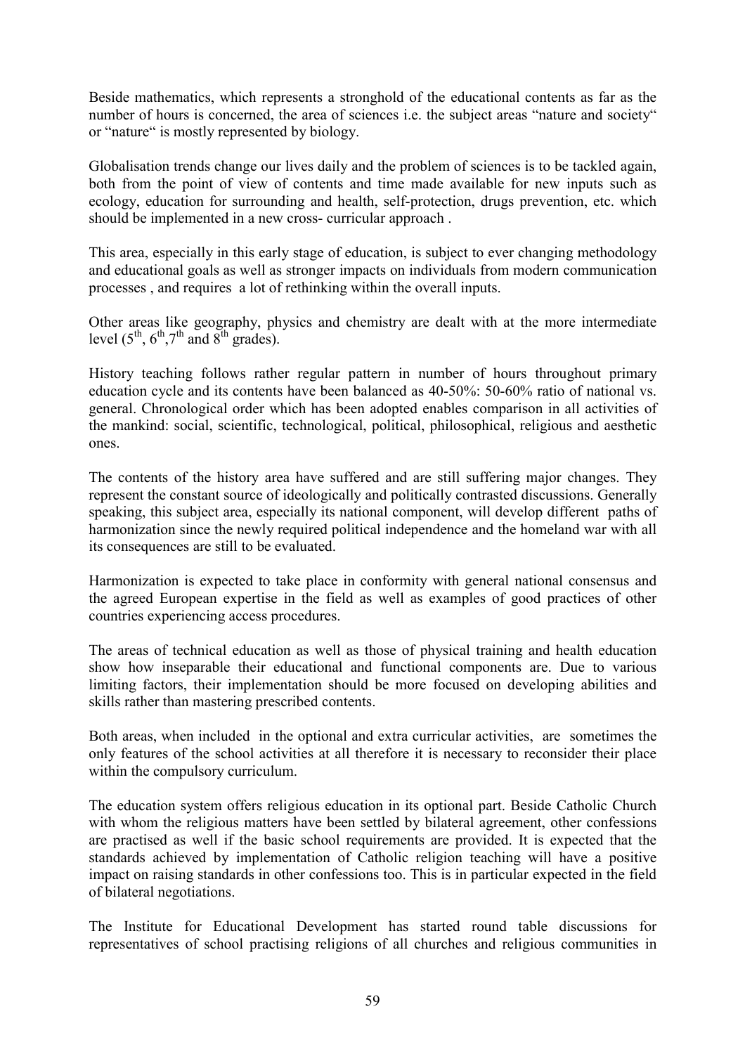Beside mathematics, which represents a stronghold of the educational contents as far as the number of hours is concerned, the area of sciences i.e. the subject areas "nature and society" or "nature" is mostly represented by biology.

Globalisation trends change our lives daily and the problem of sciences is to be tackled again, both from the point of view of contents and time made available for new inputs such as ecology, education for surrounding and health, self-protection, drugs prevention, etc. which should be implemented in a new cross- curricular approach .

This area, especially in this early stage of education, is subject to ever changing methodology and educational goals as well as stronger impacts on individuals from modern communication processes , and requires a lot of rethinking within the overall inputs.

Other areas like geography, physics and chemistry are dealt with at the more intermediate level (5th, 6th, 7th and 8th grades).

History teaching follows rather regular pattern in number of hours throughout primary education cycle and its contents have been balanced as 40-50%: 50-60% ratio of national vs. general. Chronological order which has been adopted enables comparison in all activities of the mankind: social, scientific, technological, political, philosophical, religious and aesthetic ones.

The contents of the history area have suffered and are still suffering major changes. They represent the constant source of ideologically and politically contrasted discussions. Generally speaking, this subject area, especially its national component, will develop different paths of harmonization since the newly required political independence and the homeland war with all its consequences are still to be evaluated.

Harmonization is expected to take place in conformity with general national consensus and the agreed European expertise in the field as well as examples of good practices of other countries experiencing access procedures.

The areas of technical education as well as those of physical training and health education show how inseparable their educational and functional components are. Due to various limiting factors, their implementation should be more focused on developing abilities and skills rather than mastering prescribed contents.

Both areas, when included in the optional and extra curricular activities, are sometimes the only features of the school activities at all therefore it is necessary to reconsider their place within the compulsory curriculum.

The education system offers religious education in its optional part. Beside Catholic Church with whom the religious matters have been settled by bilateral agreement, other confessions are practised as well if the basic school requirements are provided. It is expected that the standards achieved by implementation of Catholic religion teaching will have a positive impact on raising standards in other confessions too. This is in particular expected in the field of bilateral negotiations.

The Institute for Educational Development has started round table discussions for representatives of school practising religions of all churches and religious communities in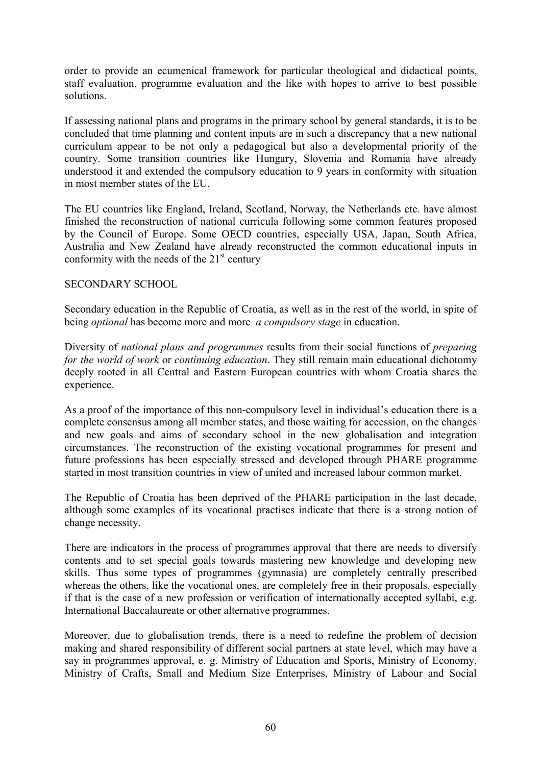order to provide an ecumenical framework for particular theological and didactical points, staff evaluation, programme evaluation and the like with hopes to arrive to best possible solutions.

If assessing national plans and programs in the primary school by general standards, it is to be concluded that time planning and content inputs are in such a discrepancy that a new national curriculum appear to be not only a pedagogical but also a developmental priority of the country. Some transition countries like Hungary, Slovenia and Romania have already understood it and extended the compulsory education to 9 years in conformity with situation in most member states of the EU.

The EU countries like England, Ireland, Scotland, Norway, the Netherlands etc. have almost finished the reconstruction of national curricula following some common features proposed by the Council of Europe. Some OECD countries, especially USA, Japan, South Africa, Australia and New Zealand have already reconstructed the common educational inputs in conformity with the needs of the 21st century

SECONDARY SCHOOL

Secondary education in the Republic of Croatia, as well as in the rest of the world, in spite of being *optional* has become more and more *a compulsory stage* in education.

Diversity of *national plans and programmes* results from their social functions of *preparing for the world of work* or *continuing education*. They still remain main educational dichotomy deeply rooted in all Central and Eastern European countries with whom Croatia shares the experience.

As a proof of the importance of this non-compulsory level in individual's education there is a complete consensus among all member states, and those waiting for accession, on the changes and new goals and aims of secondary school in the new globalisation and integration circumstances. The reconstruction of the existing vocational programmes for present and future professions has been especially stressed and developed through PHARE programme started in most transition countries in view of united and increased labour common market.

The Republic of Croatia has been deprived of the PHARE participation in the last decade, although some examples of its vocational practises indicate that there is a strong notion of change necessity.

There are indicators in the process of programmes approval that there are needs to diversify contents and to set special goals towards mastering new knowledge and developing new skills. Thus some types of programmes (gymnasia) are completely centrally prescribed whereas the others, like the vocational ones, are completely free in their proposals, especially if that is the case of a new profession or verification of internationally accepted syllabi, e.g. International Baccalaureate or other alternative programmes.

Moreover, due to globalisation trends, there is a need to redefine the problem of decision making and shared responsibility of different social partners at state level, which may have a say in programmes approval, e. g. Ministry of Education and Sports, Ministry of Economy, Ministry of Crafts, Small and Medium Size Enterprises, Ministry of Labour and Social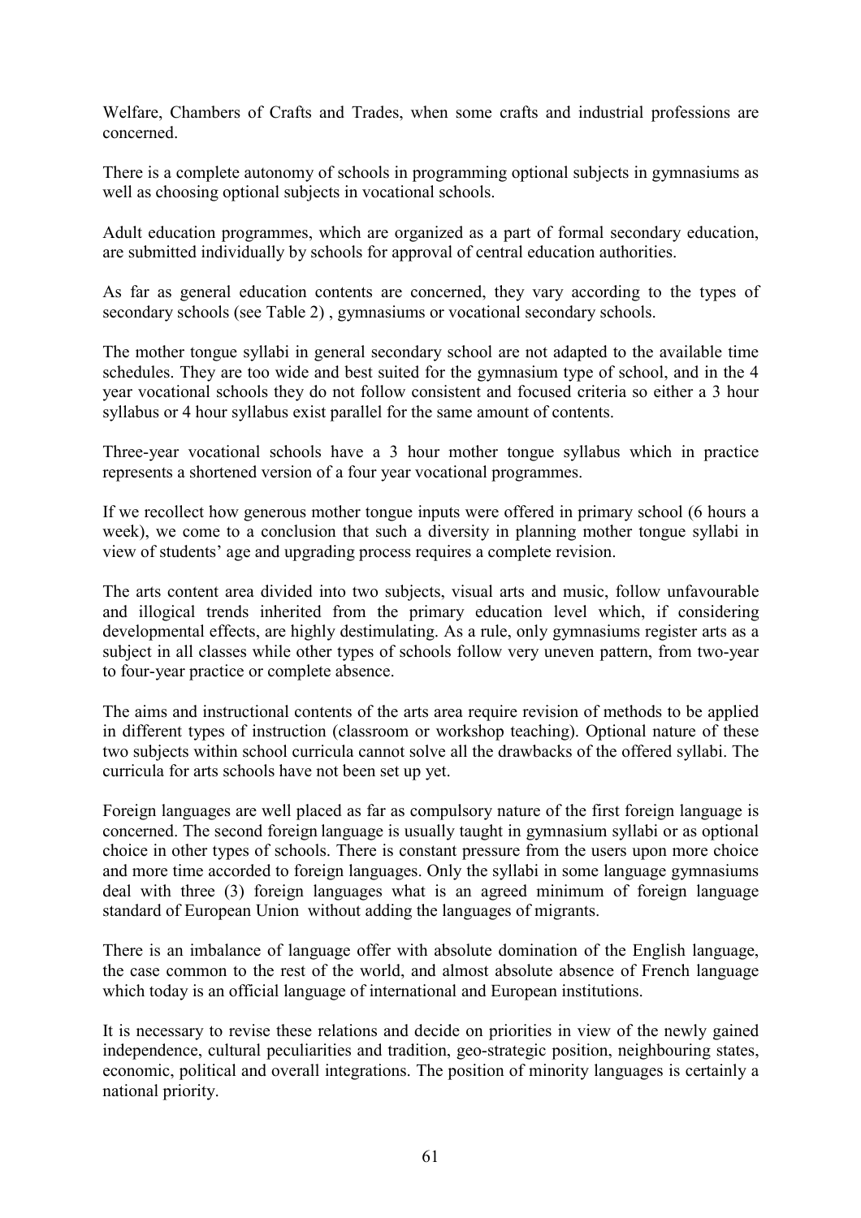Welfare, Chambers of Crafts and Trades, when some crafts and industrial professions are concerned.

There is a complete autonomy of schools in programming optional subjects in gymnasiums as well as choosing optional subjects in vocational schools.

Adult education programmes, which are organized as a part of formal secondary education, are submitted individually by schools for approval of central education authorities.

As far as general education contents are concerned, they vary according to the types of secondary schools (see Table 2) , gymnasiums or vocational secondary schools.

The mother tongue syllabi in general secondary school are not adapted to the available time schedules. They are too wide and best suited for the gymnasium type of school, and in the 4 year vocational schools they do not follow consistent and focused criteria so either a 3 hour syllabus or 4 hour syllabus exist parallel for the same amount of contents.

Three-year vocational schools have a 3 hour mother tongue syllabus which in practice represents a shortened version of a four year vocational programmes.

If we recollect how generous mother tongue inputs were offered in primary school (6 hours a week), we come to a conclusion that such a diversity in planning mother tongue syllabi in view of students' age and upgrading process requires a complete revision.

The arts content area divided into two subjects, visual arts and music, follow unfavourable and illogical trends inherited from the primary education level which, if considering developmental effects, are highly destimulating. As a rule, only gymnasiums register arts as a subject in all classes while other types of schools follow very uneven pattern, from two-year to four-year practice or complete absence.

The aims and instructional contents of the arts area require revision of methods to be applied in different types of instruction (classroom or workshop teaching). Optional nature of these two subjects within school curricula cannot solve all the drawbacks of the offered syllabi. The curricula for arts schools have not been set up yet.

Foreign languages are well placed as far as compulsory nature of the first foreign language is concerned. The second foreign language is usually taught in gymnasium syllabi or as optional choice in other types of schools. There is constant pressure from the users upon more choice and more time accorded to foreign languages. Only the syllabi in some language gymnasiums deal with three (3) foreign languages what is an agreed minimum of foreign language standard of European Union without adding the languages of migrants.

There is an imbalance of language offer with absolute domination of the English language, the case common to the rest of the world, and almost absolute absence of French language which today is an official language of international and European institutions.

It is necessary to revise these relations and decide on priorities in view of the newly gained independence, cultural peculiarities and tradition, geo-strategic position, neighbouring states, economic, political and overall integrations. The position of minority languages is certainly a national priority.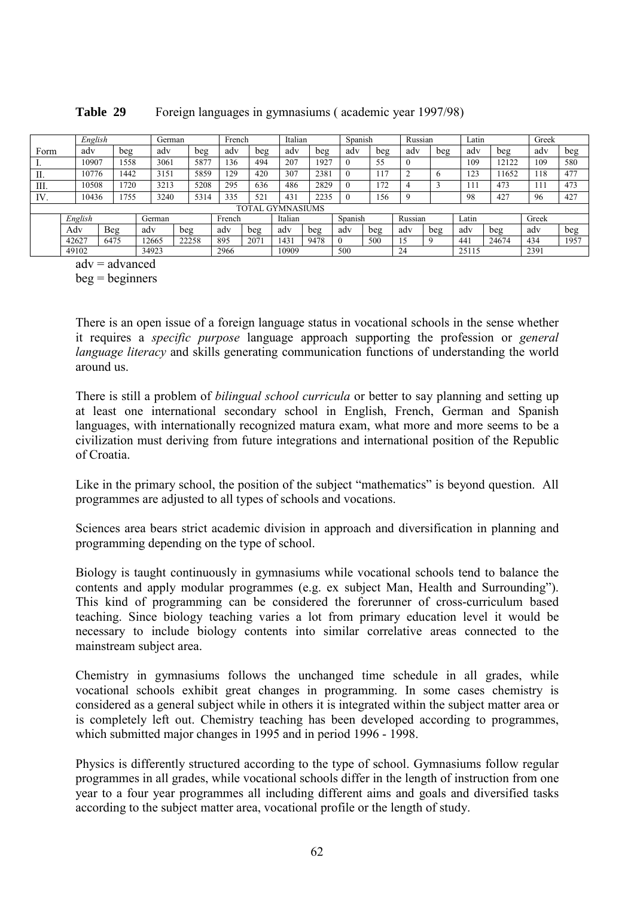**Table 29** Foreign languages in gymnasiums ( academic year 1997/98)

| | *English* | | German | | French | | Italian | | Spanish | | Russian | | Latin | | Greek | |
|---|---|---|---|---|---|---|---|---|---|---|---|---|---|---|---|---|
| Form | adv | beg | adv | beg | adv | beg | adv | beg | adv | beg | adv | beg | adv | beg | adv | beg |
| I. | 10907 | 1558 | 3061 | 5877 | 136 | 494 | 207 | 1927 | 0 | 55 | 0 | | 109 | 12122 | 109 | 580 |
| II. | 10776 | 1442 | 3151 | 5859 | 129 | 420 | 307 | 2381 | 0 | 117 | 2 | 6 | 123 | 11652 | 118 | 477 |
| III. | 10508 | 1720 | 3213 | 5208 | 295 | 636 | 486 | 2829 | 0 | 172 | 4 | 3 | 111 | 473 | 111 | 473 |
| IV. | 10436 | 1755 | 3240 | 5314 | 335 | 521 | 431 | 2235 | 0 | 156 | 9 | | 98 | 427 | 96 | 427 |
| TOTAL GYMNASIUMS | | | | | | | | | | | | | | | | |
| | *English* | | German | | French | | Italian | | Spanish | | Russian | | Latin | | Greek | |
| | Adv | Beg | adv | beg | adv | beg | adv | beg | adv | beg | adv | beg | adv | beg | adv | beg |
| | 42627 | 6475 | 12665 | 22258 | 895 | 2071 | 1431 | 9478 | 0 | 500 | 15 | 9 | 441 | 24674 | 434 | 1957 |
| | 49102 | | 34923 | | 2966 | | 10909 | | 500 | | 24 | | 25115 | | 2391 | |

adv = advanced
beg = beginners

There is an open issue of a foreign language status in vocational schools in the sense whether it requires a *specific purpose* language approach supporting the profession or *general language literacy* and skills generating communication functions of understanding the world around us.

There is still a problem of *bilingual school curricula* or better to say planning and setting up at least one international secondary school in English, French, German and Spanish languages, with internationally recognized matura exam, what more and more seems to be a civilization must deriving from future integrations and international position of the Republic of Croatia.

Like in the primary school, the position of the subject "mathematics" is beyond question. All programmes are adjusted to all types of schools and vocations.

Sciences area bears strict academic division in approach and diversification in planning and programming depending on the type of school.

Biology is taught continuously in gymnasiums while vocational schools tend to balance the contents and apply modular programmes (e.g. ex subject Man, Health and Surrounding"). This kind of programming can be considered the forerunner of cross-curriculum based teaching. Since biology teaching varies a lot from primary education level it would be necessary to include biology contents into similar correlative areas connected to the mainstream subject area.

Chemistry in gymnasiums follows the unchanged time schedule in all grades, while vocational schools exhibit great changes in programming. In some cases chemistry is considered as a general subject while in others it is integrated within the subject matter area or is completely left out. Chemistry teaching has been developed according to programmes, which submitted major changes in 1995 and in period 1996 - 1998.

Physics is differently structured according to the type of school. Gymnasiums follow regular programmes in all grades, while vocational schools differ in the length of instruction from one year to a four year programmes all including different aims and goals and diversified tasks according to the subject matter area, vocational profile or the length of study.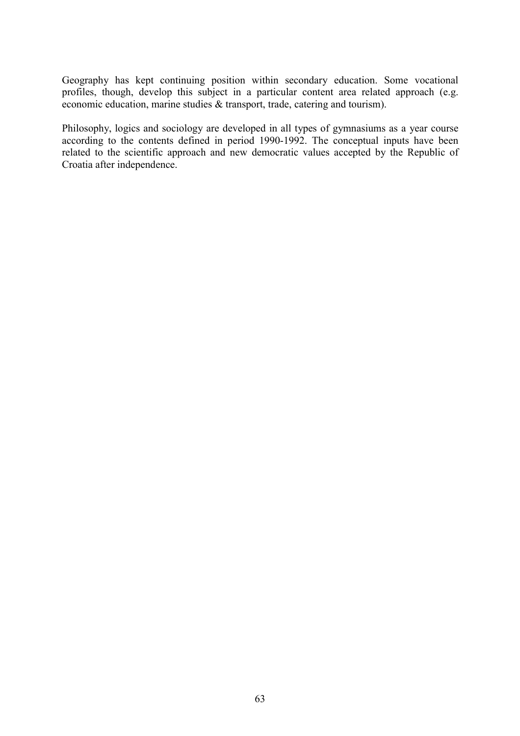Geography has kept continuing position within secondary education. Some vocational profiles, though, develop this subject in a particular content area related approach (e.g. economic education, marine studies & transport, trade, catering and tourism).

Philosophy, logics and sociology are developed in all types of gymnasiums as a year course according to the contents defined in period 1990-1992. The conceptual inputs have been related to the scientific approach and new democratic values accepted by the Republic of Croatia after independence.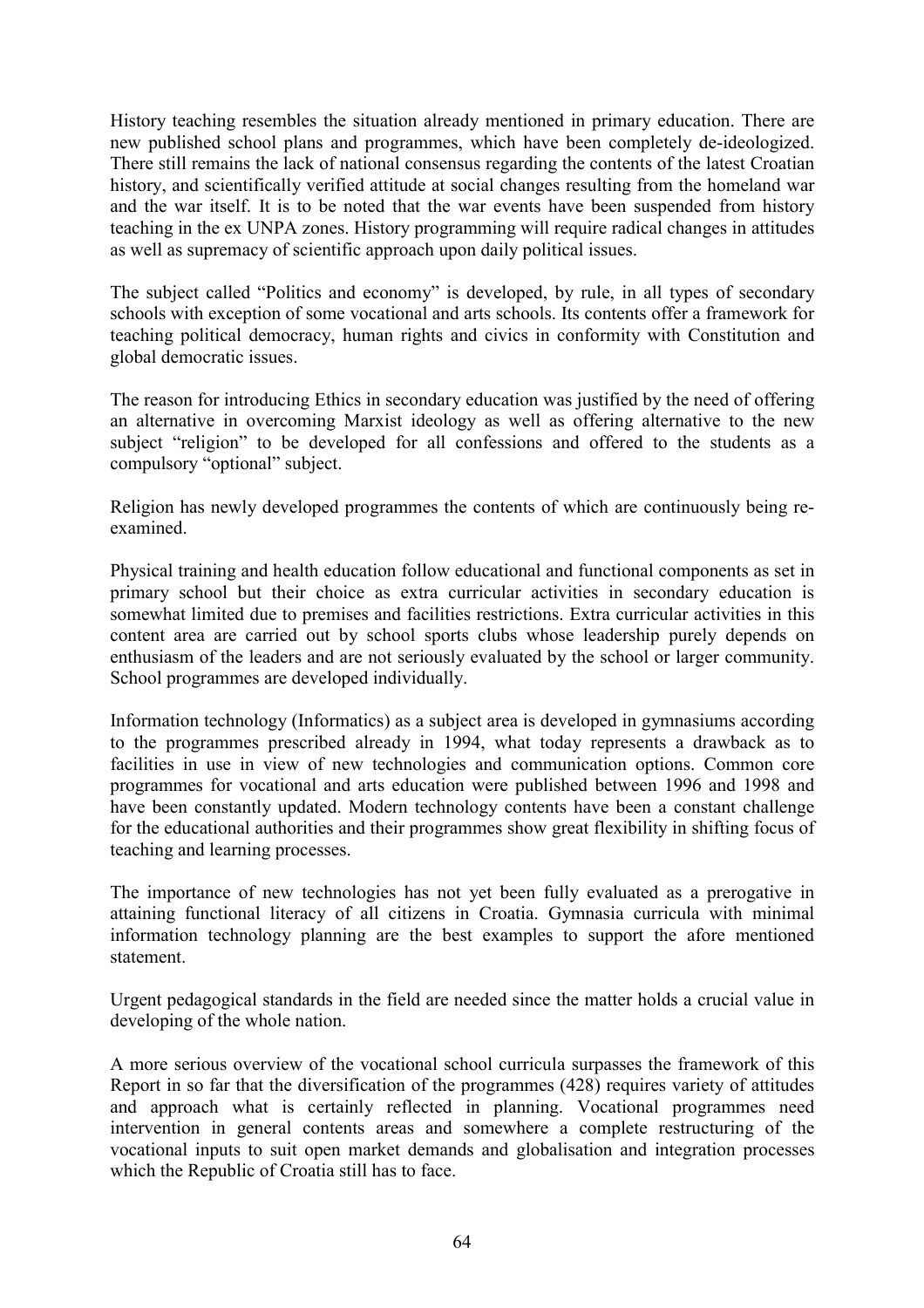History teaching resembles the situation already mentioned in primary education. There are new published school plans and programmes, which have been completely de-ideologized. There still remains the lack of national consensus regarding the contents of the latest Croatian history, and scientifically verified attitude at social changes resulting from the homeland war and the war itself. It is to be noted that the war events have been suspended from history teaching in the ex UNPA zones. History programming will require radical changes in attitudes as well as supremacy of scientific approach upon daily political issues.

The subject called "Politics and economy" is developed, by rule, in all types of secondary schools with exception of some vocational and arts schools. Its contents offer a framework for teaching political democracy, human rights and civics in conformity with Constitution and global democratic issues.

The reason for introducing Ethics in secondary education was justified by the need of offering an alternative in overcoming Marxist ideology as well as offering alternative to the new subject "religion" to be developed for all confessions and offered to the students as a compulsory "optional" subject.

Religion has newly developed programmes the contents of which are continuously being re-examined.

Physical training and health education follow educational and functional components as set in primary school but their choice as extra curricular activities in secondary education is somewhat limited due to premises and facilities restrictions. Extra curricular activities in this content area are carried out by school sports clubs whose leadership purely depends on enthusiasm of the leaders and are not seriously evaluated by the school or larger community. School programmes are developed individually.

Information technology (Informatics) as a subject area is developed in gymnasiums according to the programmes prescribed already in 1994, what today represents a drawback as to facilities in use in view of new technologies and communication options. Common core programmes for vocational and arts education were published between 1996 and 1998 and have been constantly updated. Modern technology contents have been a constant challenge for the educational authorities and their programmes show great flexibility in shifting focus of teaching and learning processes.

The importance of new technologies has not yet been fully evaluated as a prerogative in attaining functional literacy of all citizens in Croatia. Gymnasia curricula with minimal information technology planning are the best examples to support the afore mentioned statement.

Urgent pedagogical standards in the field are needed since the matter holds a crucial value in developing of the whole nation.

A more serious overview of the vocational school curricula surpasses the framework of this Report in so far that the diversification of the programmes (428) requires variety of attitudes and approach what is certainly reflected in planning. Vocational programmes need intervention in general contents areas and somewhere a complete restructuring of the vocational inputs to suit open market demands and globalisation and integration processes which the Republic of Croatia still has to face.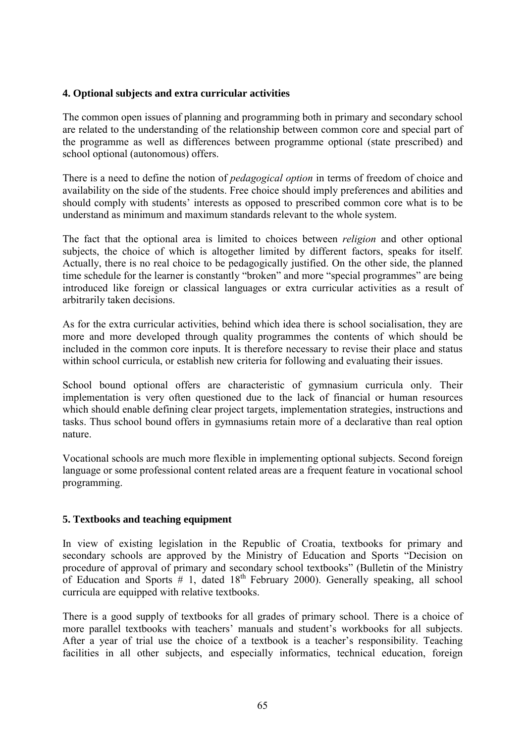## 4. Optional subjects and extra curricular activities

The common open issues of planning and programming both in primary and secondary school are related to the understanding of the relationship between common core and special part of the programme as well as differences between programme optional (state prescribed) and school optional (autonomous) offers.

There is a need to define the notion of *pedagogical option* in terms of freedom of choice and availability on the side of the students. Free choice should imply preferences and abilities and should comply with students' interests as opposed to prescribed common core what is to be understand as minimum and maximum standards relevant to the whole system.

The fact that the optional area is limited to choices between *religion* and other optional subjects, the choice of which is altogether limited by different factors, speaks for itself. Actually, there is no real choice to be pedagogically justified. On the other side, the planned time schedule for the learner is constantly "broken" and more "special programmes" are being introduced like foreign or classical languages or extra curricular activities as a result of arbitrarily taken decisions.

As for the extra curricular activities, behind which idea there is school socialisation, they are more and more developed through quality programmes the contents of which should be included in the common core inputs. It is therefore necessary to revise their place and status within school curricula, or establish new criteria for following and evaluating their issues.

School bound optional offers are characteristic of gymnasium curricula only. Their implementation is very often questioned due to the lack of financial or human resources which should enable defining clear project targets, implementation strategies, instructions and tasks. Thus school bound offers in gymnasiums retain more of a declarative than real option nature.

Vocational schools are much more flexible in implementing optional subjects. Second foreign language or some professional content related areas are a frequent feature in vocational school programming.

## 5. Textbooks and teaching equipment

In view of existing legislation in the Republic of Croatia, textbooks for primary and secondary schools are approved by the Ministry of Education and Sports "Decision on procedure of approval of primary and secondary school textbooks" (Bulletin of the Ministry of Education and Sports # 1, dated 18th February 2000). Generally speaking, all school curricula are equipped with relative textbooks.

There is a good supply of textbooks for all grades of primary school. There is a choice of more parallel textbooks with teachers' manuals and student's workbooks for all subjects. After a year of trial use the choice of a textbook is a teacher's responsibility. Teaching facilities in all other subjects, and especially informatics, technical education, foreign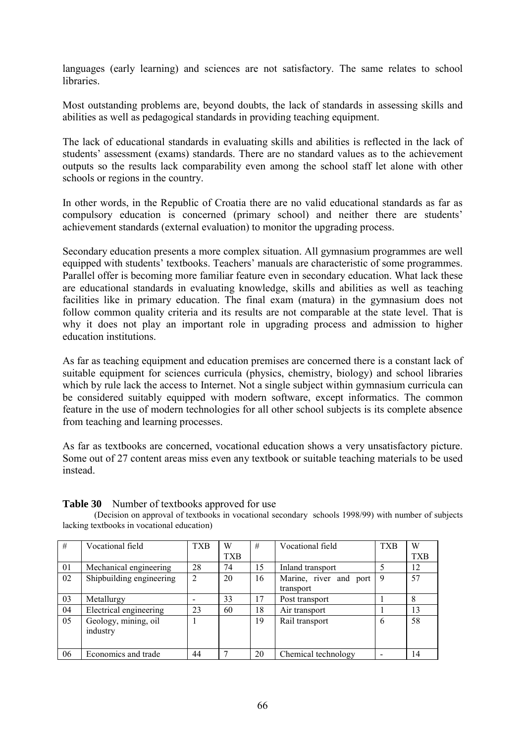languages (early learning) and sciences are not satisfactory. The same relates to school libraries.

Most outstanding problems are, beyond doubts, the lack of standards in assessing skills and abilities as well as pedagogical standards in providing teaching equipment.

The lack of educational standards in evaluating skills and abilities is reflected in the lack of students' assessment (exams) standards. There are no standard values as to the achievement outputs so the results lack comparability even among the school staff let alone with other schools or regions in the country.

In other words, in the Republic of Croatia there are no valid educational standards as far as compulsory education is concerned (primary school) and neither there are students' achievement standards (external evaluation) to monitor the upgrading process.

Secondary education presents a more complex situation. All gymnasium programmes are well equipped with students' textbooks. Teachers' manuals are characteristic of some programmes. Parallel offer is becoming more familiar feature even in secondary education. What lack these are educational standards in evaluating knowledge, skills and abilities as well as teaching facilities like in primary education. The final exam (matura) in the gymnasium does not follow common quality criteria and its results are not comparable at the state level. That is why it does not play an important role in upgrading process and admission to higher education institutions.

As far as teaching equipment and education premises are concerned there is a constant lack of suitable equipment for sciences curricula (physics, chemistry, biology) and school libraries which by rule lack the access to Internet. Not a single subject within gymnasium curricula can be considered suitably equipped with modern software, except informatics. The common feature in the use of modern technologies for all other school subjects is its complete absence from teaching and learning processes.

As far as textbooks are concerned, vocational education shows a very unsatisfactory picture. Some out of 27 content areas miss even any textbook or suitable teaching materials to be used instead.

**Table 30** Number of textbooks approved for use

(Decision on approval of textbooks in vocational secondary schools 1998/99) with number of subjects lacking textbooks in vocational education)

| # | Vocational field | TXB | W TXB | # | Vocational field | TXB | W TXB |
|---|---|---|---|---|---|---|---|
| 01 | Mechanical engineering | 28 | 74 | 15 | Inland transport | 5 | 12 |
| 02 | Shipbuilding engineering | 2 | 20 | 16 | Marine, river and port transport | 9 | 57 |
| 03 | Metallurgy | - | 33 | 17 | Post transport | 1 | 8 |
| 04 | Electrical engineering | 23 | 60 | 18 | Air transport | 1 | 13 |
| 05 | Geology, mining, oil industry | 1 | | 19 | Rail transport | 6 | 58 |
| 06 | Economics and trade | 44 | 7 | 20 | Chemical technology | - | 14 |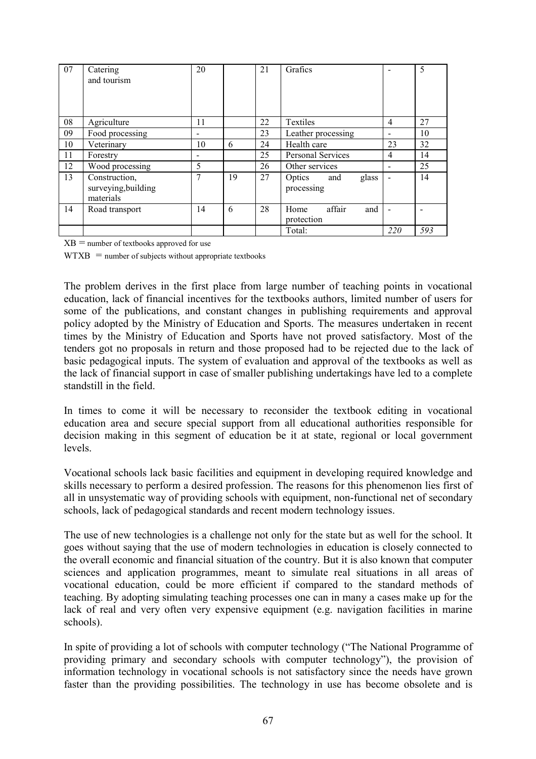| 07 | Catering and tourism | 20 | | 21 | Grafics | - | 5 |
|---|---|---|---|---|---|---|---|
| 08 | Agriculture | 11 | | 22 | Textiles | 4 | 27 |
| 09 | Food processing | - | | 23 | Leather processing | - | 10 |
| 10 | Veterinary | 10 | 6 | 24 | Health care | 23 | 32 |
| 11 | Forestry | - | | 25 | Personal Services | 4 | 14 |
| 12 | Wood processing | 5 | | 26 | Other services | - | 25 |
| 13 | Construction, surveying,building materials | 7 | 19 | 27 | Optics and glass processing | - | 14 |
| 14 | Road transport | 14 | 6 | 28 | Home affair and protection | - | - |
| | | | | | Total: | *220* | *593* |

XB = number of textbooks approved for use

WTXB = number of subjects without appropriate textbooks

The problem derives in the first place from large number of teaching points in vocational education, lack of financial incentives for the textbooks authors, limited number of users for some of the publications, and constant changes in publishing requirements and approval policy adopted by the Ministry of Education and Sports. The measures undertaken in recent times by the Ministry of Education and Sports have not proved satisfactory. Most of the tenders got no proposals in return and those proposed had to be rejected due to the lack of basic pedagogical inputs. The system of evaluation and approval of the textbooks as well as the lack of financial support in case of smaller publishing undertakings have led to a complete standstill in the field.

In times to come it will be necessary to reconsider the textbook editing in vocational education area and secure special support from all educational authorities responsible for decision making in this segment of education be it at state, regional or local government levels.

Vocational schools lack basic facilities and equipment in developing required knowledge and skills necessary to perform a desired profession. The reasons for this phenomenon lies first of all in unsystematic way of providing schools with equipment, non-functional net of secondary schools, lack of pedagogical standards and recent modern technology issues.

The use of new technologies is a challenge not only for the state but as well for the school. It goes without saying that the use of modern technologies in education is closely connected to the overall economic and financial situation of the country. But it is also known that computer sciences and application programmes, meant to simulate real situations in all areas of vocational education, could be more efficient if compared to the standard methods of teaching. By adopting simulating teaching processes one can in many a cases make up for the lack of real and very often very expensive equipment (e.g. navigation facilities in marine schools).

In spite of providing a lot of schools with computer technology ("The National Programme of providing primary and secondary schools with computer technology"), the provision of information technology in vocational schools is not satisfactory since the needs have grown faster than the providing possibilities. The technology in use has become obsolete and is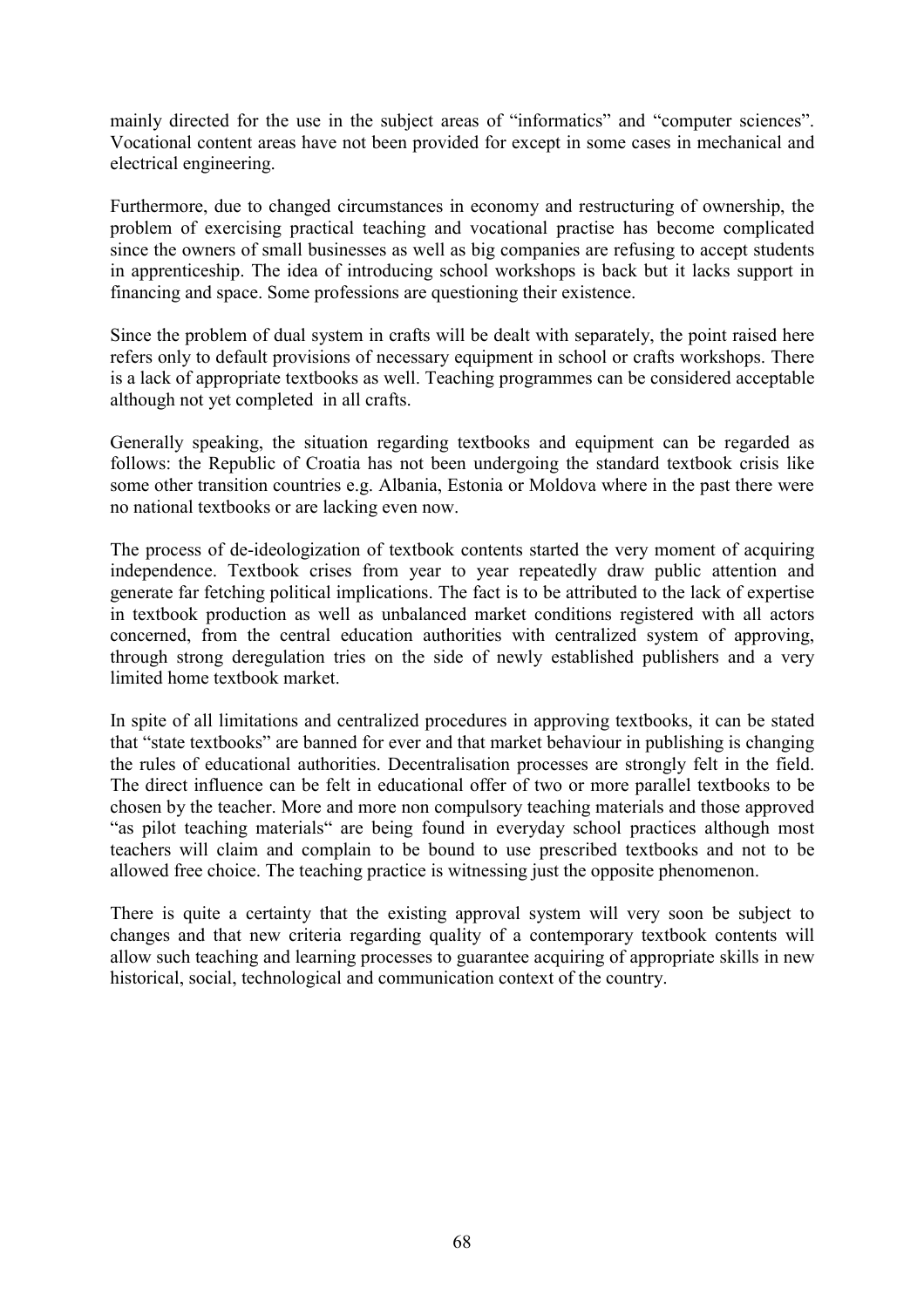mainly directed for the use in the subject areas of "informatics" and "computer sciences". Vocational content areas have not been provided for except in some cases in mechanical and electrical engineering.

Furthermore, due to changed circumstances in economy and restructuring of ownership, the problem of exercising practical teaching and vocational practise has become complicated since the owners of small businesses as well as big companies are refusing to accept students in apprenticeship. The idea of introducing school workshops is back but it lacks support in financing and space. Some professions are questioning their existence.

Since the problem of dual system in crafts will be dealt with separately, the point raised here refers only to default provisions of necessary equipment in school or crafts workshops. There is a lack of appropriate textbooks as well. Teaching programmes can be considered acceptable although not yet completed in all crafts.

Generally speaking, the situation regarding textbooks and equipment can be regarded as follows: the Republic of Croatia has not been undergoing the standard textbook crisis like some other transition countries e.g. Albania, Estonia or Moldova where in the past there were no national textbooks or are lacking even now.

The process of de-ideologization of textbook contents started the very moment of acquiring independence. Textbook crises from year to year repeatedly draw public attention and generate far fetching political implications. The fact is to be attributed to the lack of expertise in textbook production as well as unbalanced market conditions registered with all actors concerned, from the central education authorities with centralized system of approving, through strong deregulation tries on the side of newly established publishers and a very limited home textbook market.

In spite of all limitations and centralized procedures in approving textbooks, it can be stated that "state textbooks" are banned for ever and that market behaviour in publishing is changing the rules of educational authorities. Decentralisation processes are strongly felt in the field. The direct influence can be felt in educational offer of two or more parallel textbooks to be chosen by the teacher. More and more non compulsory teaching materials and those approved "as pilot teaching materials" are being found in everyday school practices although most teachers will claim and complain to be bound to use prescribed textbooks and not to be allowed free choice. The teaching practice is witnessing just the opposite phenomenon.

There is quite a certainty that the existing approval system will very soon be subject to changes and that new criteria regarding quality of a contemporary textbook contents will allow such teaching and learning processes to guarantee acquiring of appropriate skills in new historical, social, technological and communication context of the country.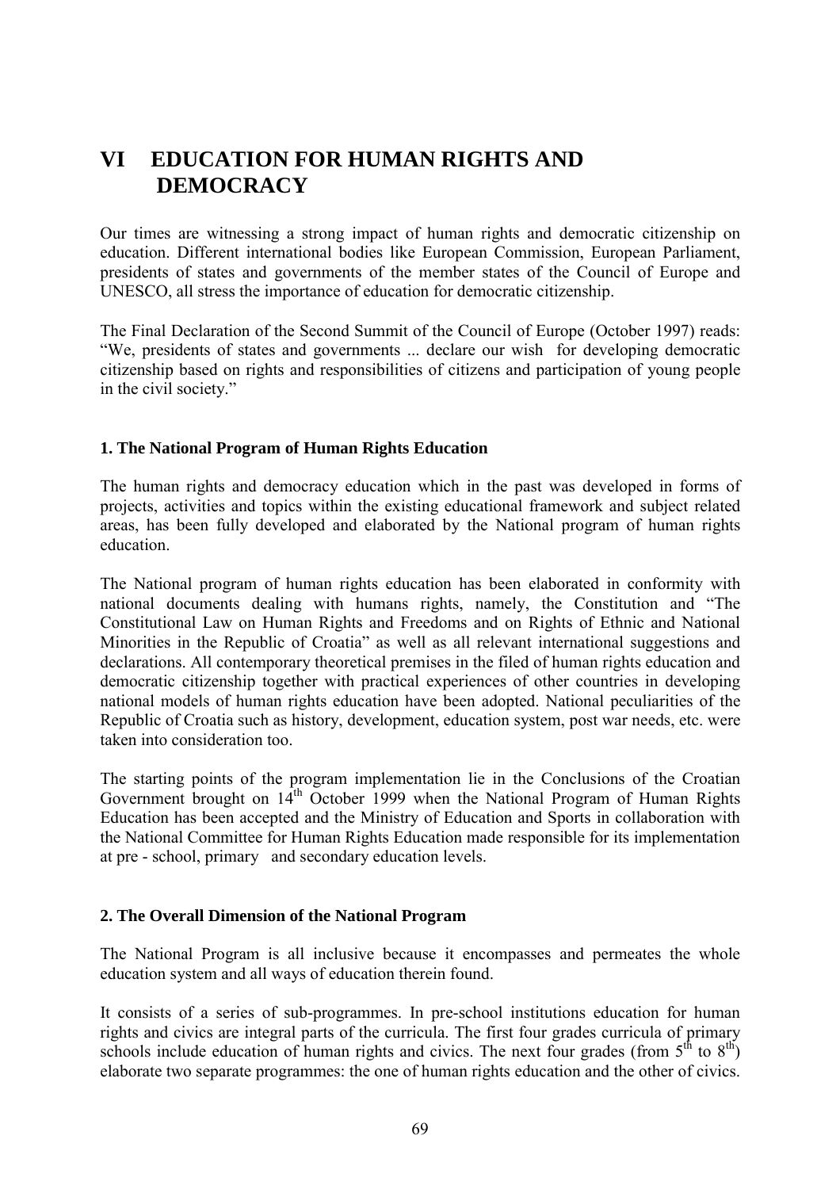# VI EDUCATION FOR HUMAN RIGHTS AND DEMOCRACY

Our times are witnessing a strong impact of human rights and democratic citizenship on education. Different international bodies like European Commission, European Parliament, presidents of states and governments of the member states of the Council of Europe and UNESCO, all stress the importance of education for democratic citizenship.

The Final Declaration of the Second Summit of the Council of Europe (October 1997) reads: "We, presidents of states and governments ... declare our wish for developing democratic citizenship based on rights and responsibilities of citizens and participation of young people in the civil society."

### 1. The National Program of Human Rights Education

The human rights and democracy education which in the past was developed in forms of projects, activities and topics within the existing educational framework and subject related areas, has been fully developed and elaborated by the National program of human rights education.

The National program of human rights education has been elaborated in conformity with national documents dealing with humans rights, namely, the Constitution and "The Constitutional Law on Human Rights and Freedoms and on Rights of Ethnic and National Minorities in the Republic of Croatia" as well as all relevant international suggestions and declarations. All contemporary theoretical premises in the filed of human rights education and democratic citizenship together with practical experiences of other countries in developing national models of human rights education have been adopted. National peculiarities of the Republic of Croatia such as history, development, education system, post war needs, etc. were taken into consideration too.

The starting points of the program implementation lie in the Conclusions of the Croatian Government brought on 14th October 1999 when the National Program of Human Rights Education has been accepted and the Ministry of Education and Sports in collaboration with the National Committee for Human Rights Education made responsible for its implementation at pre - school, primary and secondary education levels.

### 2. The Overall Dimension of the National Program

The National Program is all inclusive because it encompasses and permeates the whole education system and all ways of education therein found.

It consists of a series of sub-programmes. In pre-school institutions education for human rights and civics are integral parts of the curricula. The first four grades curricula of primary schools include education of human rights and civics. The next four grades (from 5th to 8th) elaborate two separate programmes: the one of human rights education and the other of civics.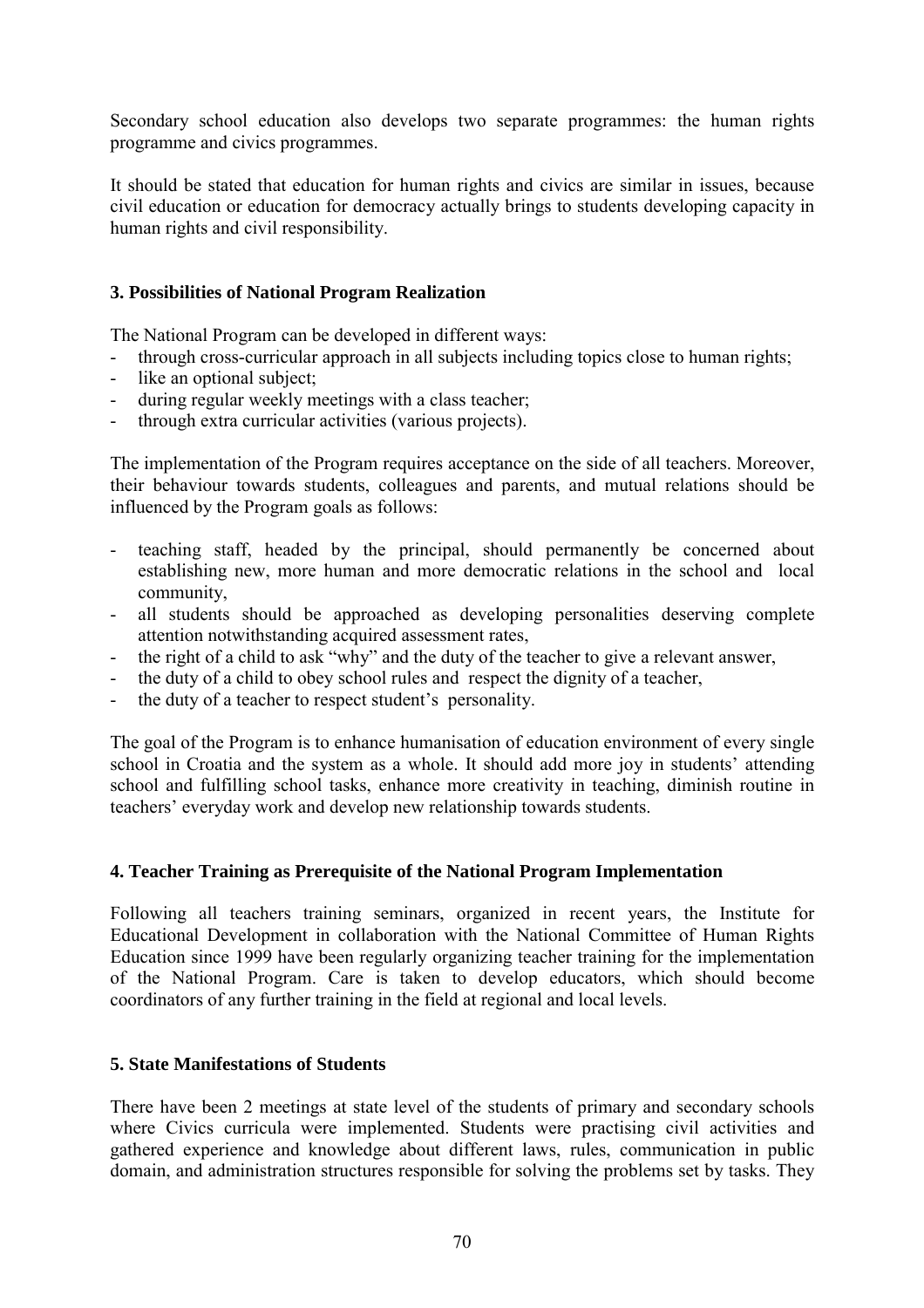Secondary school education also develops two separate programmes: the human rights programme and civics programmes.

It should be stated that education for human rights and civics are similar in issues, because civil education or education for democracy actually brings to students developing capacity in human rights and civil responsibility.

### 3. Possibilities of National Program Realization

The National Program can be developed in different ways:

- through cross-curricular approach in all subjects including topics close to human rights;
- like an optional subject;
- during regular weekly meetings with a class teacher;
- through extra curricular activities (various projects).

The implementation of the Program requires acceptance on the side of all teachers. Moreover, their behaviour towards students, colleagues and parents, and mutual relations should be influenced by the Program goals as follows:

- teaching staff, headed by the principal, should permanently be concerned about establishing new, more human and more democratic relations in the school and local community,
- all students should be approached as developing personalities deserving complete attention notwithstanding acquired assessment rates,
- the right of a child to ask "why" and the duty of the teacher to give a relevant answer,
- the duty of a child to obey school rules and respect the dignity of a teacher,
- the duty of a teacher to respect student's personality.

The goal of the Program is to enhance humanisation of education environment of every single school in Croatia and the system as a whole. It should add more joy in students' attending school and fulfilling school tasks, enhance more creativity in teaching, diminish routine in teachers' everyday work and develop new relationship towards students.

### 4. Teacher Training as Prerequisite of the National Program Implementation

Following all teachers training seminars, organized in recent years, the Institute for Educational Development in collaboration with the National Committee of Human Rights Education since 1999 have been regularly organizing teacher training for the implementation of the National Program. Care is taken to develop educators, which should become coordinators of any further training in the field at regional and local levels.

### 5. State Manifestations of Students

There have been 2 meetings at state level of the students of primary and secondary schools where Civics curricula were implemented. Students were practising civil activities and gathered experience and knowledge about different laws, rules, communication in public domain, and administration structures responsible for solving the problems set by tasks. They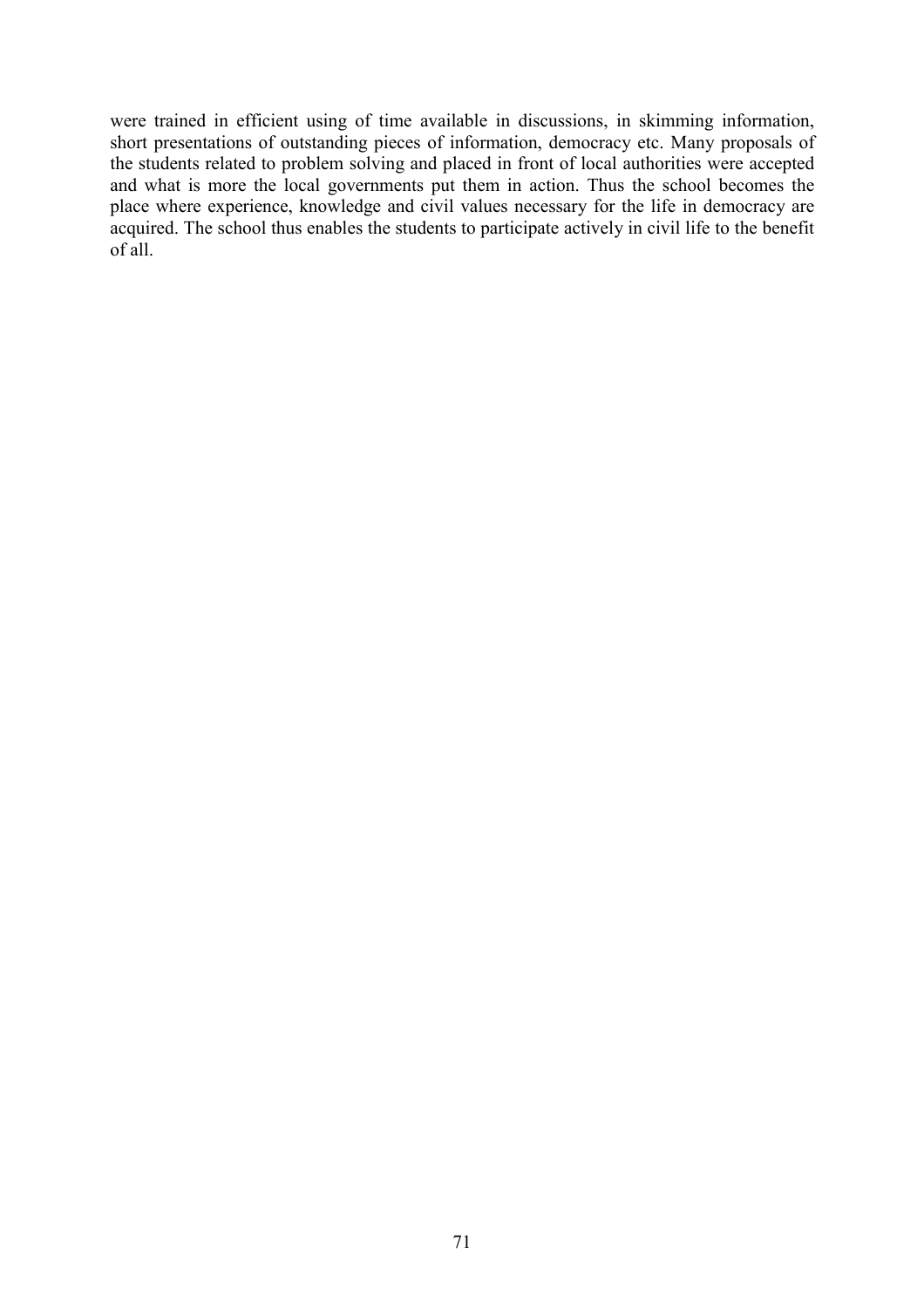were trained in efficient using of time available in discussions, in skimming information, short presentations of outstanding pieces of information, democracy etc. Many proposals of the students related to problem solving and placed in front of local authorities were accepted and what is more the local governments put them in action. Thus the school becomes the place where experience, knowledge and civil values necessary for the life in democracy are acquired. The school thus enables the students to participate actively in civil life to the benefit of all.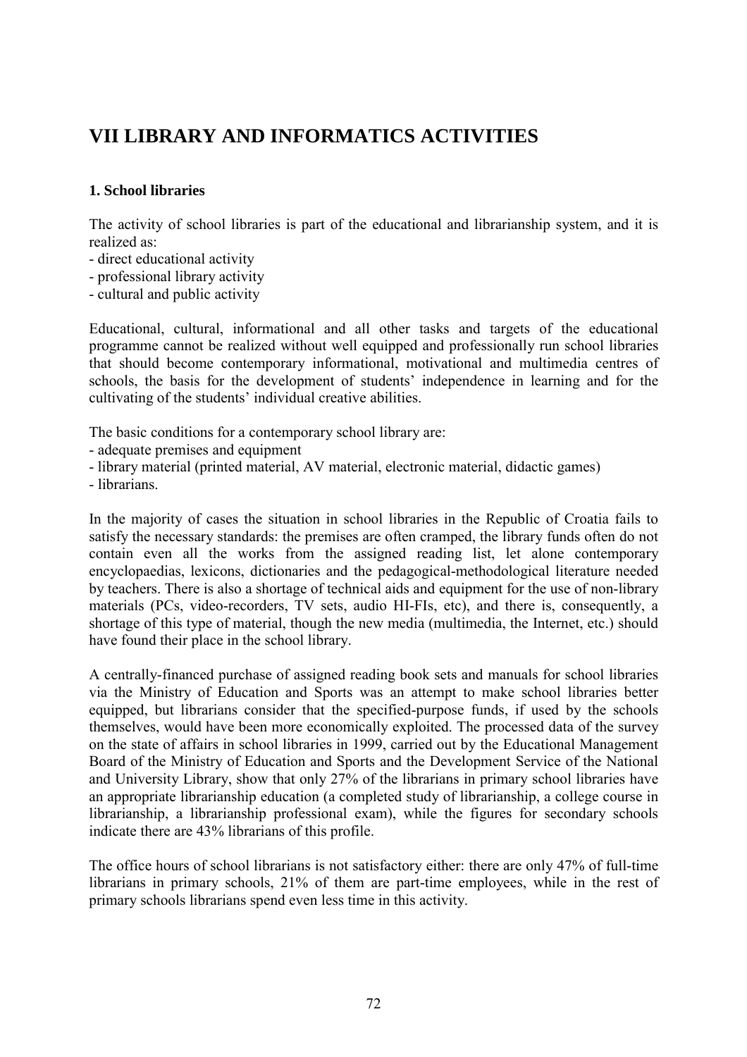# VII LIBRARY AND INFORMATICS ACTIVITIES

## 1. School libraries

The activity of school libraries is part of the educational and librarianship system, and it is realized as:
- direct educational activity
- professional library activity
- cultural and public activity

Educational, cultural, informational and all other tasks and targets of the educational programme cannot be realized without well equipped and professionally run school libraries that should become contemporary informational, motivational and multimedia centres of schools, the basis for the development of students' independence in learning and for the cultivating of the students' individual creative abilities.

The basic conditions for a contemporary school library are:
- adequate premises and equipment
- library material (printed material, AV material, electronic material, didactic games)
- librarians.

In the majority of cases the situation in school libraries in the Republic of Croatia fails to satisfy the necessary standards: the premises are often cramped, the library funds often do not contain even all the works from the assigned reading list, let alone contemporary encyclopaedias, lexicons, dictionaries and the pedagogical-methodological literature needed by teachers. There is also a shortage of technical aids and equipment for the use of non-library materials (PCs, video-recorders, TV sets, audio HI-FIs, etc), and there is, consequently, a shortage of this type of material, though the new media (multimedia, the Internet, etc.) should have found their place in the school library.

A centrally-financed purchase of assigned reading book sets and manuals for school libraries via the Ministry of Education and Sports was an attempt to make school libraries better equipped, but librarians consider that the specified-purpose funds, if used by the schools themselves, would have been more economically exploited. The processed data of the survey on the state of affairs in school libraries in 1999, carried out by the Educational Management Board of the Ministry of Education and Sports and the Development Service of the National and University Library, show that only 27% of the librarians in primary school libraries have an appropriate librarianship education (a completed study of librarianship, a college course in librarianship, a librarianship professional exam), while the figures for secondary schools indicate there are 43% librarians of this profile.

The office hours of school librarians is not satisfactory either: there are only 47% of full-time librarians in primary schools, 21% of them are part-time employees, while in the rest of primary schools librarians spend even less time in this activity.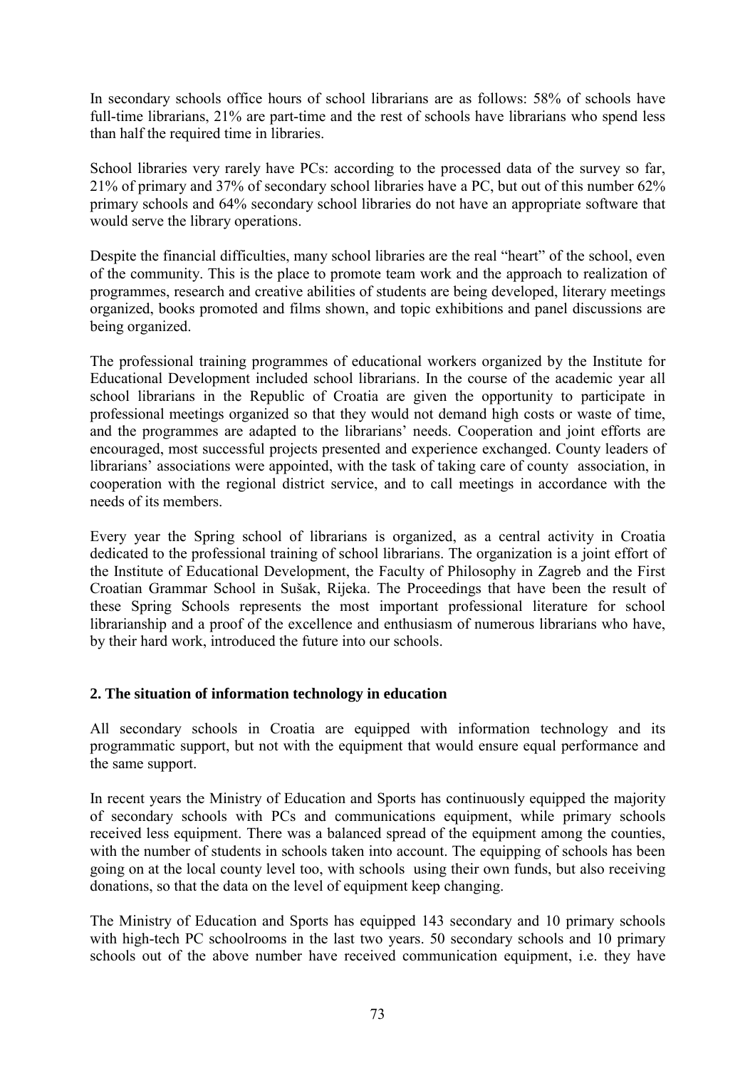In secondary schools office hours of school librarians are as follows: 58% of schools have full-time librarians, 21% are part-time and the rest of schools have librarians who spend less than half the required time in libraries.

School libraries very rarely have PCs: according to the processed data of the survey so far, 21% of primary and 37% of secondary school libraries have a PC, but out of this number 62% primary schools and 64% secondary school libraries do not have an appropriate software that would serve the library operations.

Despite the financial difficulties, many school libraries are the real "heart" of the school, even of the community. This is the place to promote team work and the approach to realization of programmes, research and creative abilities of students are being developed, literary meetings organized, books promoted and films shown, and topic exhibitions and panel discussions are being organized.

The professional training programmes of educational workers organized by the Institute for Educational Development included school librarians. In the course of the academic year all school librarians in the Republic of Croatia are given the opportunity to participate in professional meetings organized so that they would not demand high costs or waste of time, and the programmes are adapted to the librarians' needs. Cooperation and joint efforts are encouraged, most successful projects presented and experience exchanged. County leaders of librarians' associations were appointed, with the task of taking care of county association, in cooperation with the regional district service, and to call meetings in accordance with the needs of its members.

Every year the Spring school of librarians is organized, as a central activity in Croatia dedicated to the professional training of school librarians. The organization is a joint effort of the Institute of Educational Development, the Faculty of Philosophy in Zagreb and the First Croatian Grammar School in Sušak, Rijeka. The Proceedings that have been the result of these Spring Schools represents the most important professional literature for school librarianship and a proof of the excellence and enthusiasm of numerous librarians who have, by their hard work, introduced the future into our schools.

## 2. The situation of information technology in education

All secondary schools in Croatia are equipped with information technology and its programmatic support, but not with the equipment that would ensure equal performance and the same support.

In recent years the Ministry of Education and Sports has continuously equipped the majority of secondary schools with PCs and communications equipment, while primary schools received less equipment. There was a balanced spread of the equipment among the counties, with the number of students in schools taken into account. The equipping of schools has been going on at the local county level too, with schools using their own funds, but also receiving donations, so that the data on the level of equipment keep changing.

The Ministry of Education and Sports has equipped 143 secondary and 10 primary schools with high-tech PC schoolrooms in the last two years. 50 secondary schools and 10 primary schools out of the above number have received communication equipment, i.e. they have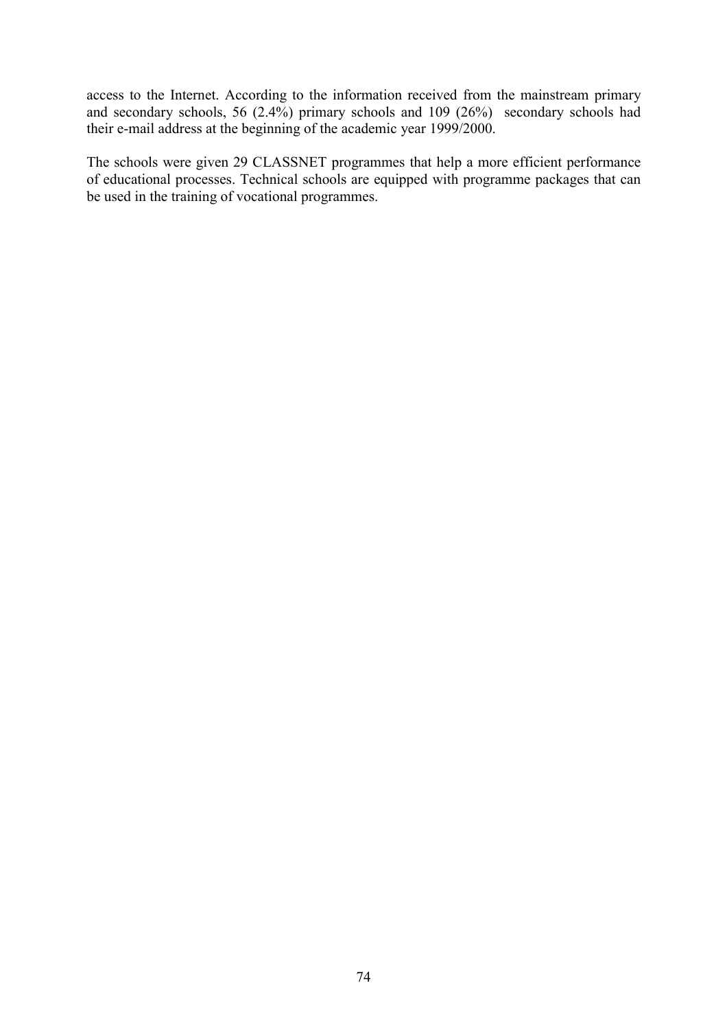access to the Internet. According to the information received from the mainstream primary and secondary schools, 56 (2.4%) primary schools and 109 (26%) secondary schools had their e-mail address at the beginning of the academic year 1999/2000.

The schools were given 29 CLASSNET programmes that help a more efficient performance of educational processes. Technical schools are equipped with programme packages that can be used in the training of vocational programmes.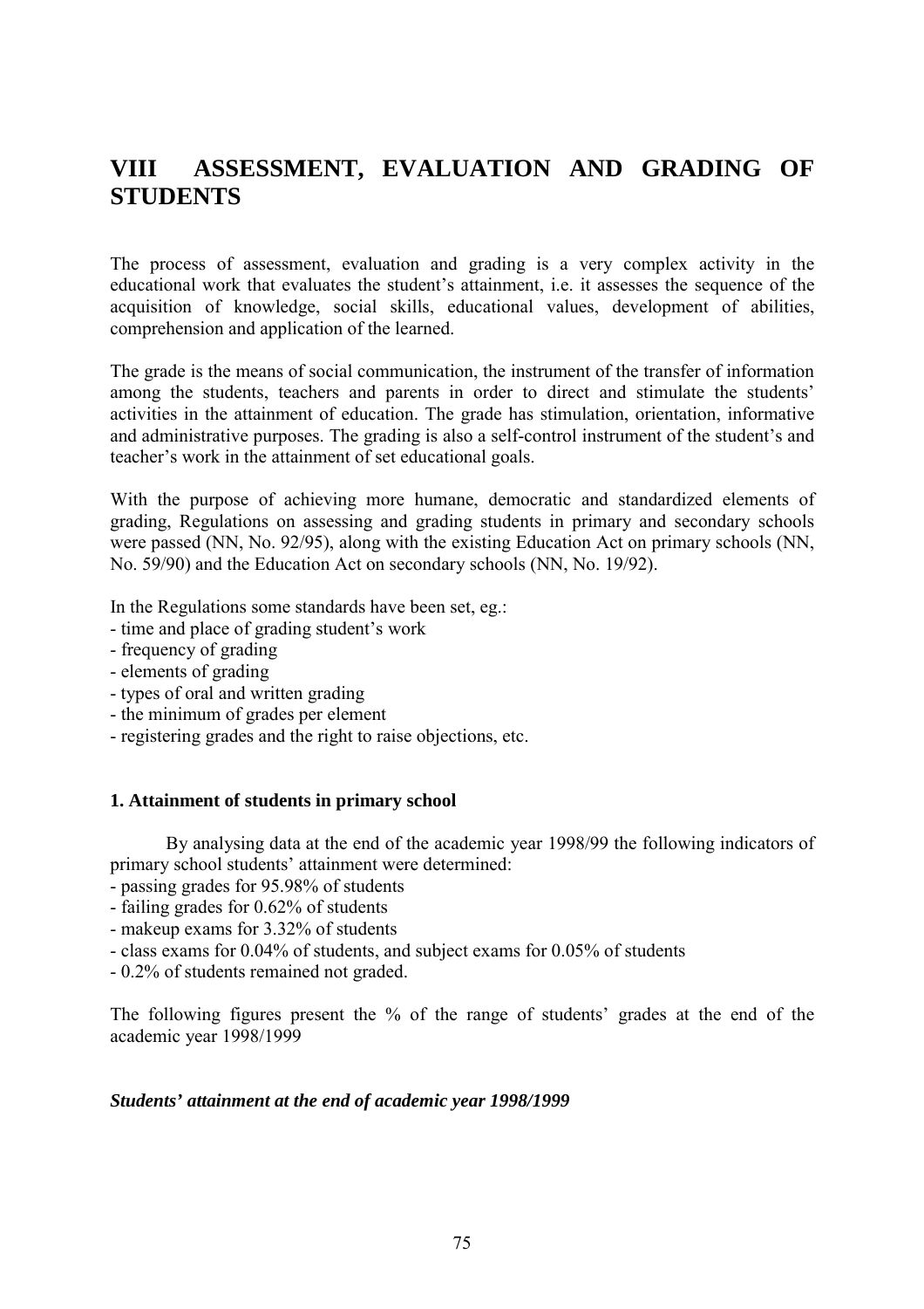# VIII ASSESSMENT, EVALUATION AND GRADING OF STUDENTS

The process of assessment, evaluation and grading is a very complex activity in the educational work that evaluates the student's attainment, i.e. it assesses the sequence of the acquisition of knowledge, social skills, educational values, development of abilities, comprehension and application of the learned.

The grade is the means of social communication, the instrument of the transfer of information among the students, teachers and parents in order to direct and stimulate the students' activities in the attainment of education. The grade has stimulation, orientation, informative and administrative purposes. The grading is also a self-control instrument of the student's and teacher's work in the attainment of set educational goals.

With the purpose of achieving more humane, democratic and standardized elements of grading, Regulations on assessing and grading students in primary and secondary schools were passed (NN, No. 92/95), along with the existing Education Act on primary schools (NN, No. 59/90) and the Education Act on secondary schools (NN, No. 19/92).

In the Regulations some standards have been set, eg.:
- time and place of grading student's work
- frequency of grading
- elements of grading
- types of oral and written grading
- the minimum of grades per element
- registering grades and the right to raise objections, etc.

### 1. Attainment of students in primary school

By analysing data at the end of the academic year 1998/99 the following indicators of primary school students' attainment were determined:
- passing grades for 95.98% of students
- failing grades for 0.62% of students
- makeup exams for 3.32% of students
- class exams for 0.04% of students, and subject exams for 0.05% of students
- 0.2% of students remained not graded.

The following figures present the % of the range of students' grades at the end of the academic year 1998/1999

***Students' attainment at the end of academic year 1998/1999***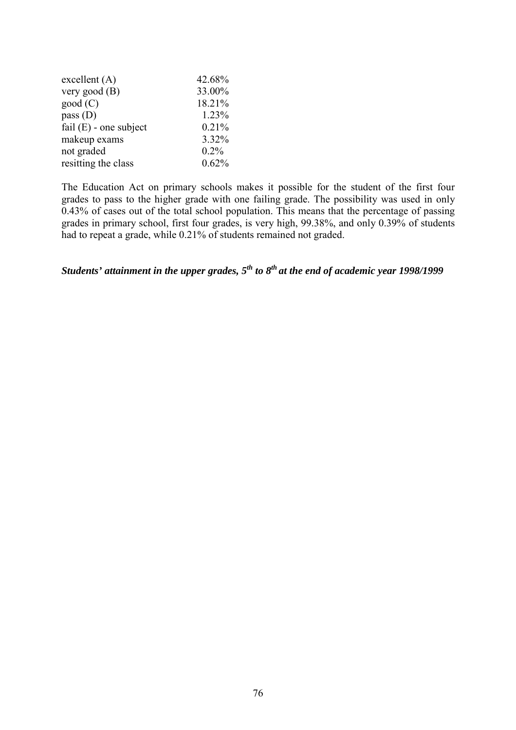| | |
|---|---|
| excellent (A) | 42.68% |
| very good (B) | 33.00% |
| good (C) | 18.21% |
| pass (D) | 1.23% |
| fail (E) - one subject | 0.21% |
| makeup exams | 3.32% |
| not graded | 0.2% |
| resitting the class | 0.62% |

The Education Act on primary schools makes it possible for the student of the first four grades to pass to the higher grade with one failing grade. The possibility was used in only 0.43% of cases out of the total school population. This means that the percentage of passing grades in primary school, first four grades, is very high, 99.38%, and only 0.39% of students had to repeat a grade, while 0.21% of students remained not graded.

***Students' attainment in the upper grades, 5th to 8th at the end of academic year 1998/1999***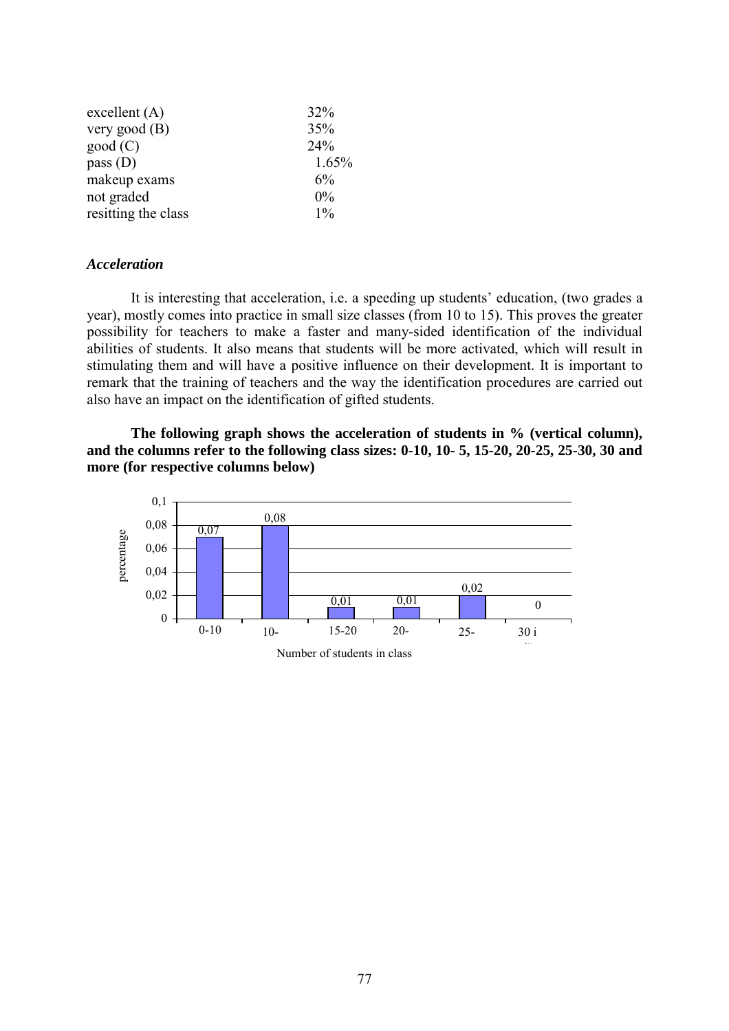| | |
|---|---|
| excellent (A) | 32% |
| very good (B) | 35% |
| good (C) | 24% |
| pass (D) | 1.65% |
| makeup exams | 6% |
| not graded | 0% |
| resitting the class | 1% |

### *Acceleration*

It is interesting that acceleration, i.e. a speeding up students' education, (two grades a year), mostly comes into practice in small size classes (from 10 to 15). This proves the greater possibility for teachers to make a faster and many-sided identification of the individual abilities of students. It also means that students will be more activated, which will result in stimulating them and will have a positive influence on their development. It is important to remark that the training of teachers and the way the identification procedures are carried out also have an impact on the identification of gifted students.

**The following graph shows the acceleration of students in % (vertical column), and the columns refer to the following class sizes: 0-10, 10- 5, 15-20, 20-25, 25-30, 30 and more (for respective columns below)**

| Number of students in class | 0-10 | 10- | 15-20 | 20- | 25- | 30 i |
|---|---|---|---|---|---|---|
| percentage | 0,07 | 0,08 | 0,01 | 0,01 | 0,02 | 0 |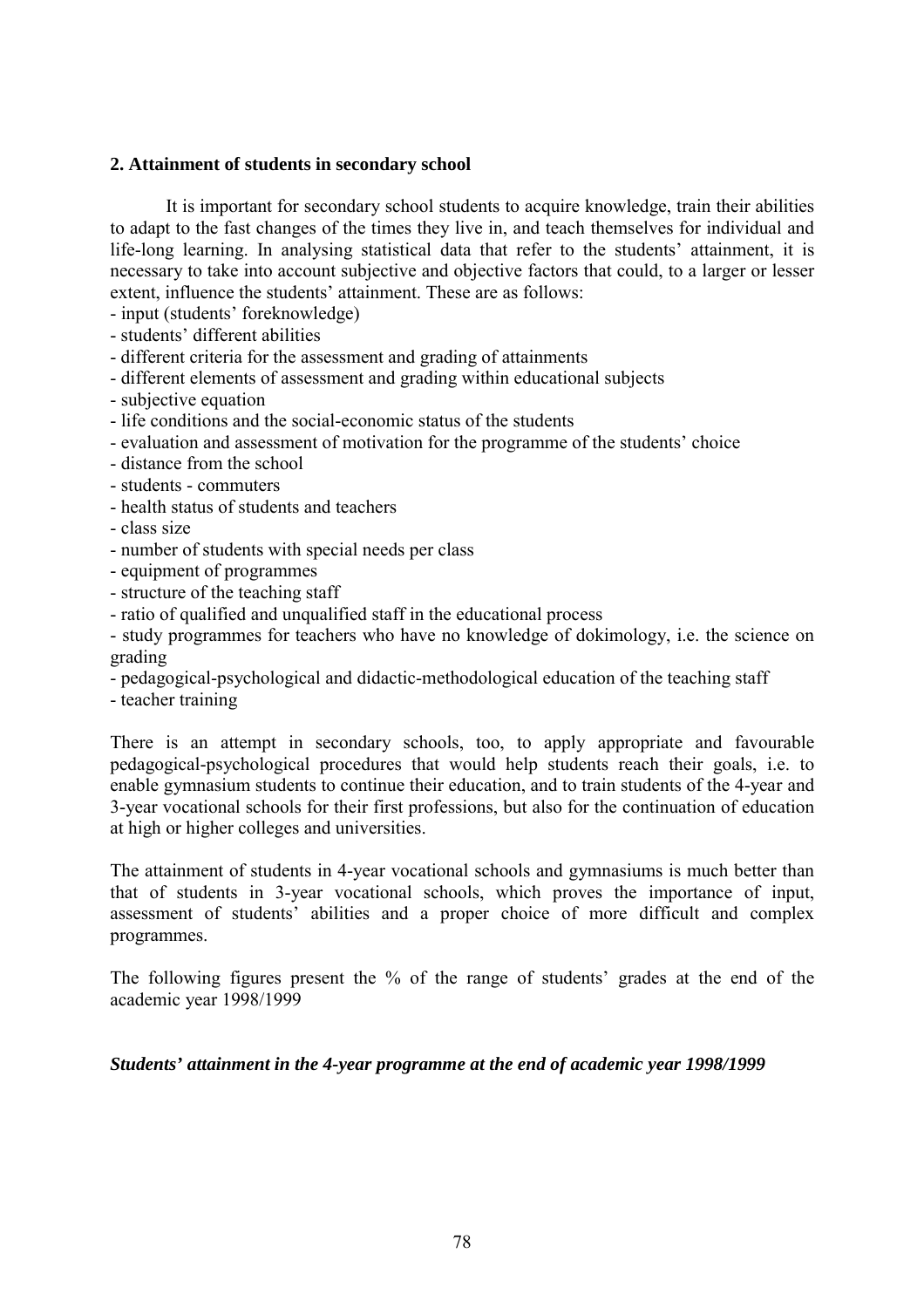## 2. Attainment of students in secondary school

It is important for secondary school students to acquire knowledge, train their abilities to adapt to the fast changes of the times they live in, and teach themselves for individual and life-long learning. In analysing statistical data that refer to the students' attainment, it is necessary to take into account subjective and objective factors that could, to a larger or lesser extent, influence the students' attainment. These are as follows:

- input (students' foreknowledge)
- students' different abilities
- different criteria for the assessment and grading of attainments
- different elements of assessment and grading within educational subjects
- subjective equation
- life conditions and the social-economic status of the students
- evaluation and assessment of motivation for the programme of the students' choice
- distance from the school
- students - commuters
- health status of students and teachers
- class size
- number of students with special needs per class
- equipment of programmes
- structure of the teaching staff
- ratio of qualified and unqualified staff in the educational process
- study programmes for teachers who have no knowledge of dokimology, i.e. the science on grading
- pedagogical-psychological and didactic-methodological education of the teaching staff
- teacher training

There is an attempt in secondary schools, too, to apply appropriate and favourable pedagogical-psychological procedures that would help students reach their goals, i.e. to enable gymnasium students to continue their education, and to train students of the 4-year and 3-year vocational schools for their first professions, but also for the continuation of education at high or higher colleges and universities.

The attainment of students in 4-year vocational schools and gymnasiums is much better than that of students in 3-year vocational schools, which proves the importance of input, assessment of students' abilities and a proper choice of more difficult and complex programmes.

The following figures present the % of the range of students' grades at the end of the academic year 1998/1999

***Students' attainment in the 4-year programme at the end of academic year 1998/1999***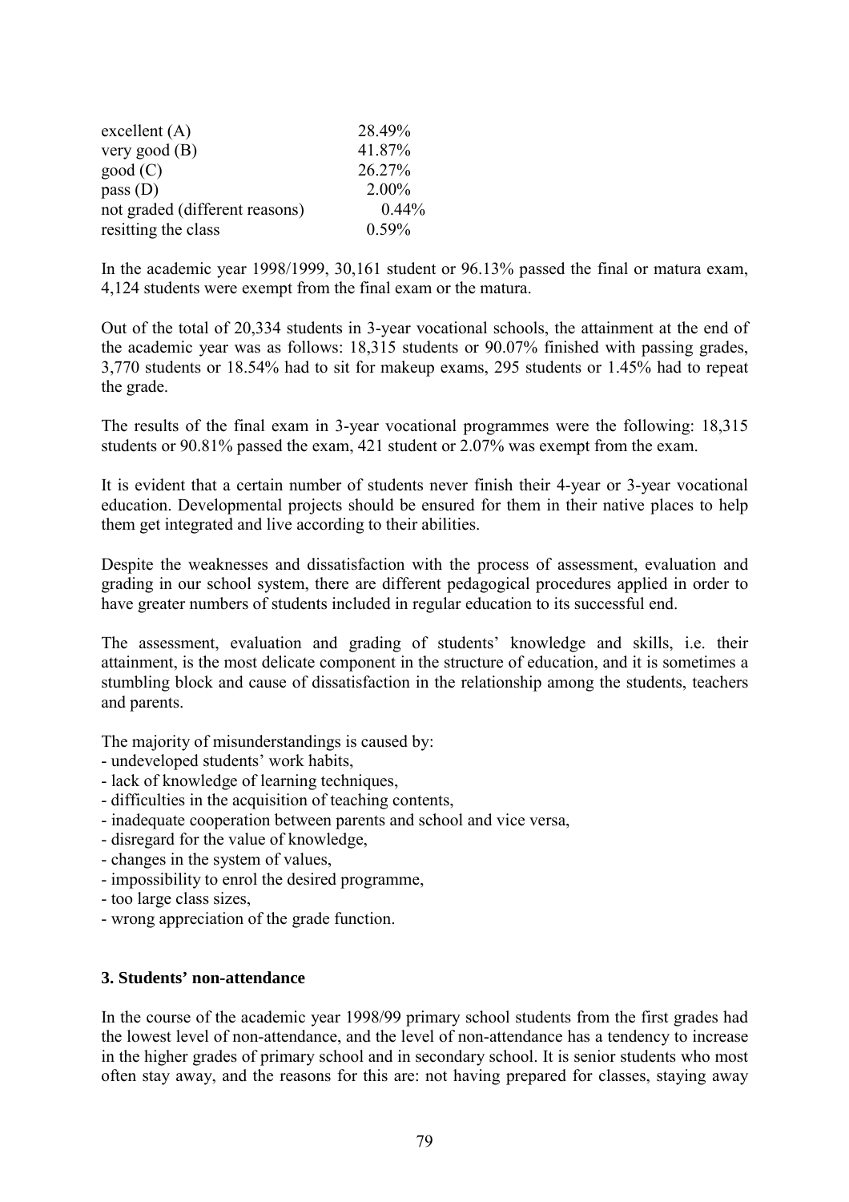| | |
|---|---|
| excellent (A) | 28.49% |
| very good (B) | 41.87% |
| good (C) | 26.27% |
| pass (D) | 2.00% |
| not graded (different reasons) | 0.44% |
| resitting the class | 0.59% |

In the academic year 1998/1999, 30,161 student or 96.13% passed the final or matura exam, 4,124 students were exempt from the final exam or the matura.

Out of the total of 20,334 students in 3-year vocational schools, the attainment at the end of the academic year was as follows: 18,315 students or 90.07% finished with passing grades, 3,770 students or 18.54% had to sit for makeup exams, 295 students or 1.45% had to repeat the grade.

The results of the final exam in 3-year vocational programmes were the following: 18,315 students or 90.81% passed the exam, 421 student or 2.07% was exempt from the exam.

It is evident that a certain number of students never finish their 4-year or 3-year vocational education. Developmental projects should be ensured for them in their native places to help them get integrated and live according to their abilities.

Despite the weaknesses and dissatisfaction with the process of assessment, evaluation and grading in our school system, there are different pedagogical procedures applied in order to have greater numbers of students included in regular education to its successful end.

The assessment, evaluation and grading of students' knowledge and skills, i.e. their attainment, is the most delicate component in the structure of education, and it is sometimes a stumbling block and cause of dissatisfaction in the relationship among the students, teachers and parents.

The majority of misunderstandings is caused by:
- undeveloped students' work habits,
- lack of knowledge of learning techniques,
- difficulties in the acquisition of teaching contents,
- inadequate cooperation between parents and school and vice versa,
- disregard for the value of knowledge,
- changes in the system of values,
- impossibility to enrol the desired programme,
- too large class sizes,
- wrong appreciation of the grade function.

### 3. Students' non-attendance

In the course of the academic year 1998/99 primary school students from the first grades had the lowest level of non-attendance, and the level of non-attendance has a tendency to increase in the higher grades of primary school and in secondary school. It is senior students who most often stay away, and the reasons for this are: not having prepared for classes, staying away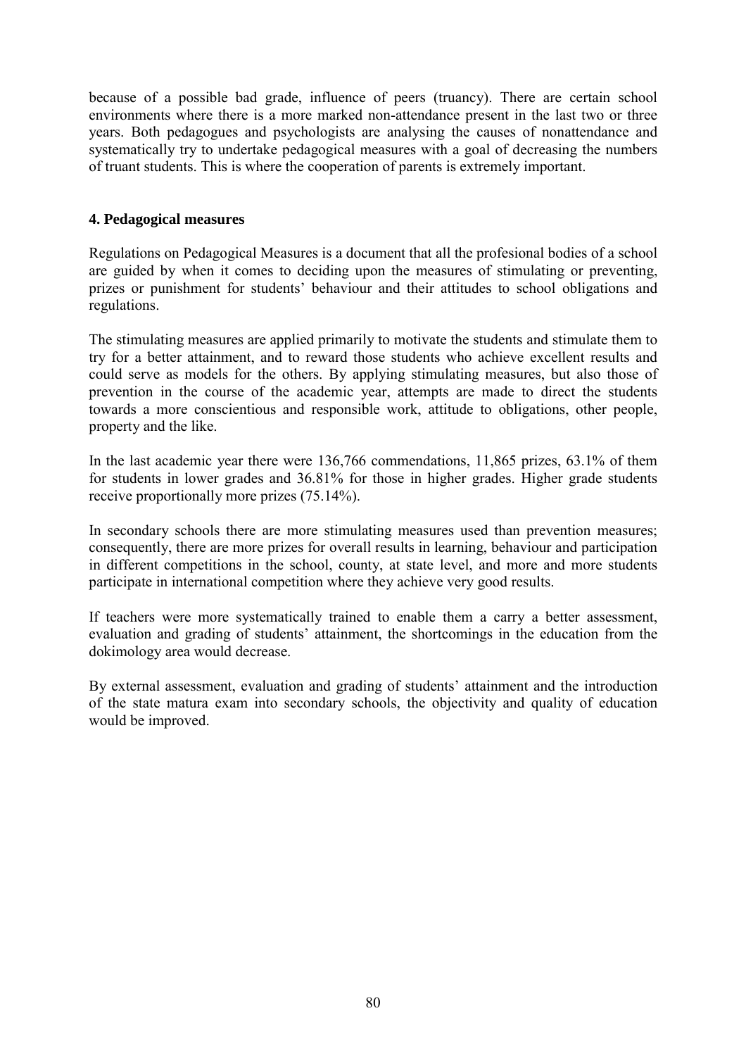because of a possible bad grade, influence of peers (truancy). There are certain school environments where there is a more marked non-attendance present in the last two or three years. Both pedagogues and psychologists are analysing the causes of nonattendance and systematically try to undertake pedagogical measures with a goal of decreasing the numbers of truant students. This is where the cooperation of parents is extremely important.

**4. Pedagogical measures**

Regulations on Pedagogical Measures is a document that all the profesional bodies of a school are guided by when it comes to deciding upon the measures of stimulating or preventing, prizes or punishment for students' behaviour and their attitudes to school obligations and regulations.

The stimulating measures are applied primarily to motivate the students and stimulate them to try for a better attainment, and to reward those students who achieve excellent results and could serve as models for the others. By applying stimulating measures, but also those of prevention in the course of the academic year, attempts are made to direct the students towards a more conscientious and responsible work, attitude to obligations, other people, property and the like.

In the last academic year there were 136,766 commendations, 11,865 prizes, 63.1% of them for students in lower grades and 36.81% for those in higher grades. Higher grade students receive proportionally more prizes (75.14%).

In secondary schools there are more stimulating measures used than prevention measures; consequently, there are more prizes for overall results in learning, behaviour and participation in different competitions in the school, county, at state level, and more and more students participate in international competition where they achieve very good results.

If teachers were more systematically trained to enable them a carry a better assessment, evaluation and grading of students' attainment, the shortcomings in the education from the dokimology area would decrease.

By external assessment, evaluation and grading of students' attainment and the introduction of the state matura exam into secondary schools, the objectivity and quality of education would be improved.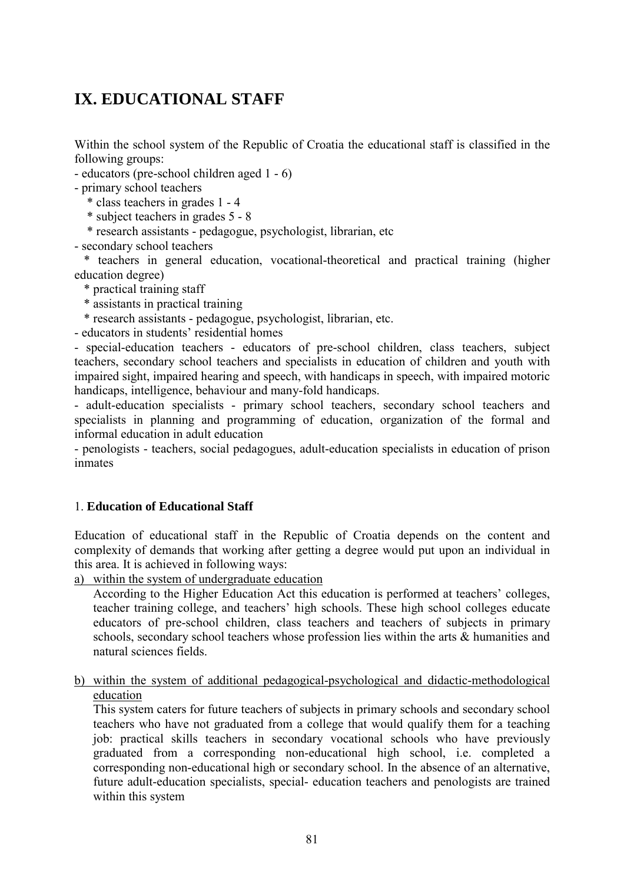# IX. EDUCATIONAL STAFF

Within the school system of the Republic of Croatia the educational staff is classified in the following groups:

- educators (pre-school children aged 1 - 6)
- primary school teachers
  - * class teachers in grades 1 - 4
  - * subject teachers in grades 5 - 8
  - * research assistants - pedagogue, psychologist, librarian, etc
- secondary school teachers
  - * teachers in general education, vocational-theoretical and practical training (higher education degree)
  - * practical training staff
  - * assistants in practical training
  - * research assistants - pedagogue, psychologist, librarian, etc.
- educators in students' residential homes
- special-education teachers - educators of pre-school children, class teachers, subject teachers, secondary school teachers and specialists in education of children and youth with impaired sight, impaired hearing and speech, with handicaps in speech, with impaired motoric handicaps, intelligence, behaviour and many-fold handicaps.
- adult-education specialists - primary school teachers, secondary school teachers and specialists in planning and programming of education, organization of the formal and informal education in adult education
- penologists - teachers, social pedagogues, adult-education specialists in education of prison inmates

## 1. Education of Educational Staff

Education of educational staff in the Republic of Croatia depends on the content and complexity of demands that working after getting a degree would put upon an individual in this area. It is achieved in following ways:

a) within the system of undergraduate education

   According to the Higher Education Act this education is performed at teachers' colleges, teacher training college, and teachers' high schools. These high school colleges educate educators of pre-school children, class teachers and teachers of subjects in primary schools, secondary school teachers whose profession lies within the arts & humanities and natural sciences fields.

b) within the system of additional pedagogical-psychological and didactic-methodological education

   This system caters for future teachers of subjects in primary schools and secondary school teachers who have not graduated from a college that would qualify them for a teaching job: practical skills teachers in secondary vocational schools who have previously graduated from a corresponding non-educational high school, i.e. completed a corresponding non-educational high or secondary school. In the absence of an alternative, future adult-education specialists, special- education teachers and penologists are trained within this system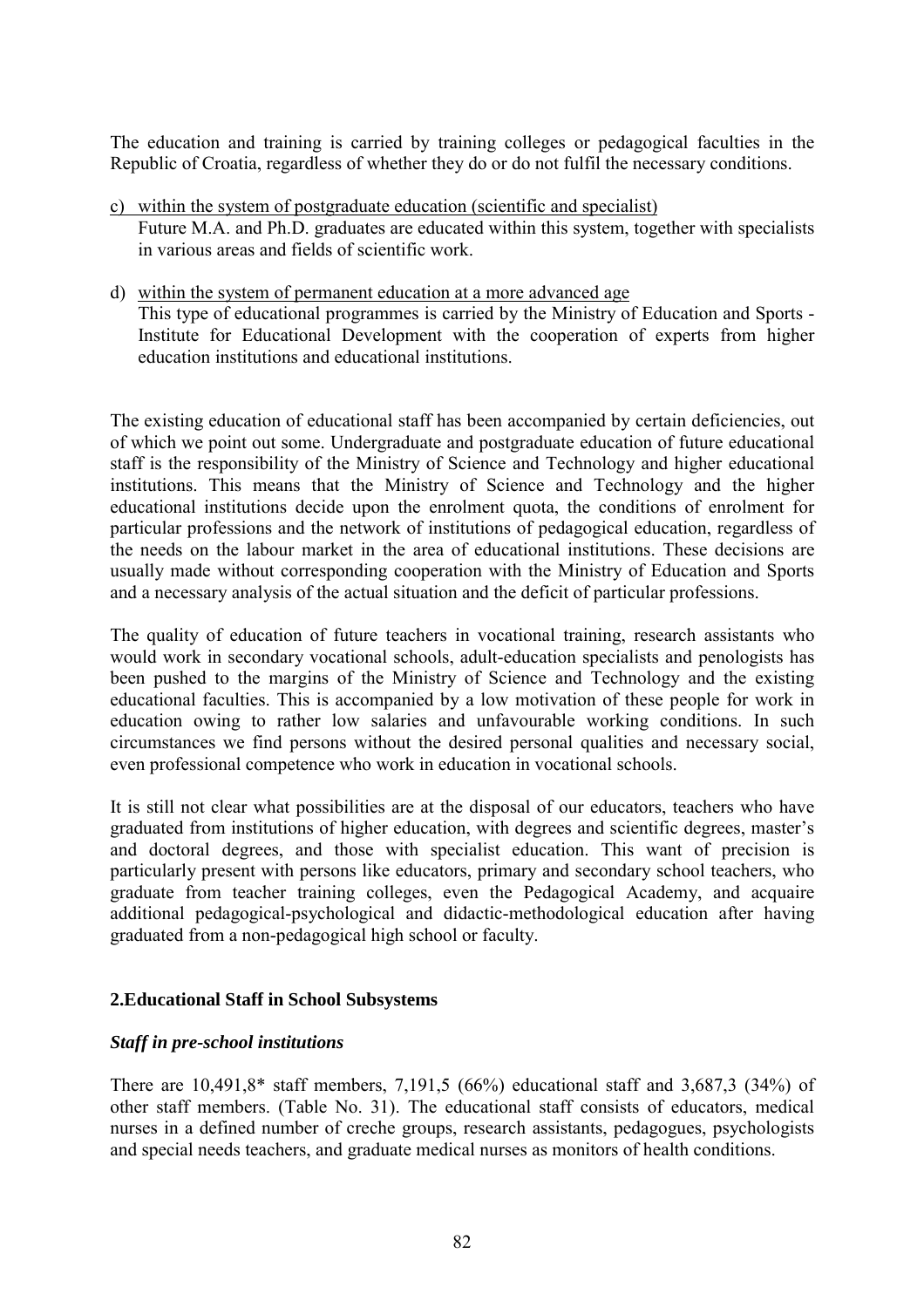The education and training is carried by training colleges or pedagogical faculties in the Republic of Croatia, regardless of whether they do or do not fulfil the necessary conditions.

c) within the system of postgraduate education (scientific and specialist)
   Future M.A. and Ph.D. graduates are educated within this system, together with specialists in various areas and fields of scientific work.

d) within the system of permanent education at a more advanced age
   This type of educational programmes is carried by the Ministry of Education and Sports - Institute for Educational Development with the cooperation of experts from higher education institutions and educational institutions.

The existing education of educational staff has been accompanied by certain deficiencies, out of which we point out some. Undergraduate and postgraduate education of future educational staff is the responsibility of the Ministry of Science and Technology and higher educational institutions. This means that the Ministry of Science and Technology and the higher educational institutions decide upon the enrolment quota, the conditions of enrolment for particular professions and the network of institutions of pedagogical education, regardless of the needs on the labour market in the area of educational institutions. These decisions are usually made without corresponding cooperation with the Ministry of Education and Sports and a necessary analysis of the actual situation and the deficit of particular professions.

The quality of education of future teachers in vocational training, research assistants who would work in secondary vocational schools, adult-education specialists and penologists has been pushed to the margins of the Ministry of Science and Technology and the existing educational faculties. This is accompanied by a low motivation of these people for work in education owing to rather low salaries and unfavourable working conditions. In such circumstances we find persons without the desired personal qualities and necessary social, even professional competence who work in education in vocational schools.

It is still not clear what possibilities are at the disposal of our educators, teachers who have graduated from institutions of higher education, with degrees and scientific degrees, master's and doctoral degrees, and those with specialist education. This want of precision is particularly present with persons like educators, primary and secondary school teachers, who graduate from teacher training colleges, even the Pedagogical Academy, and acquaire additional pedagogical-psychological and didactic-methodological education after having graduated from a non-pedagogical high school or faculty.

## 2.Educational Staff in School Subsystems

### *Staff in pre-school institutions*

There are 10,491,8* staff members, 7,191,5 (66%) educational staff and 3,687,3 (34%) of other staff members. (Table No. 31). The educational staff consists of educators, medical nurses in a defined number of creche groups, research assistants, pedagogues, psychologists and special needs teachers, and graduate medical nurses as monitors of health conditions.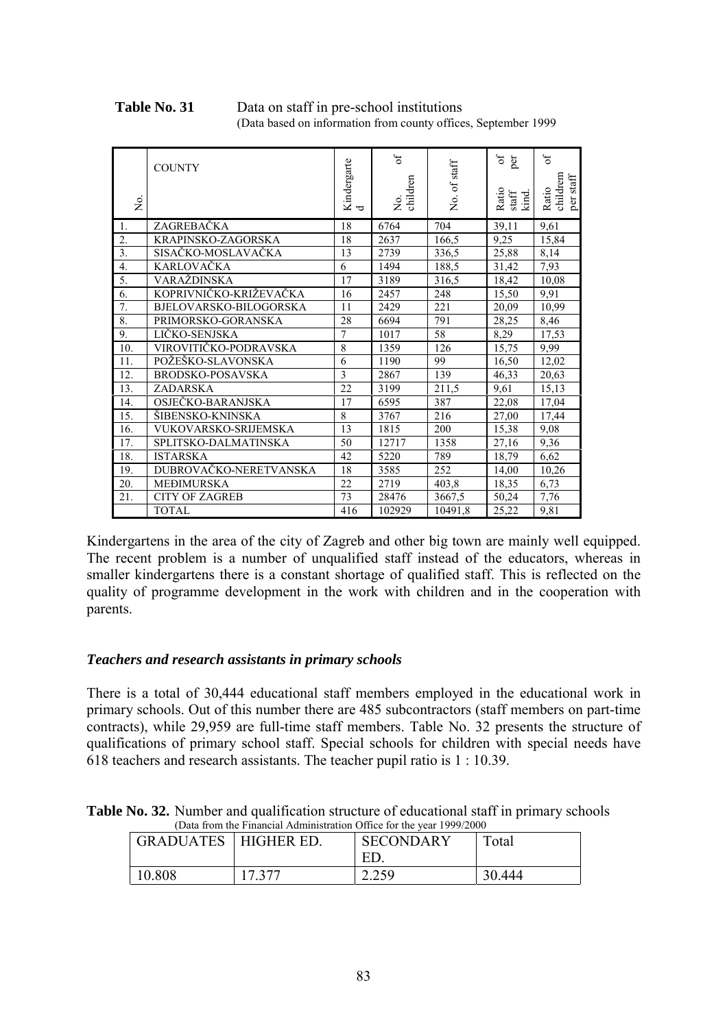**Table No. 31** Data on staff in pre-school institutions
(Data based on information from county offices, September 1999

| No. | COUNTY | Kindergarted | No. of children | No. of staff | Ratio of staff per kind. | Ratio of childrem per staff |
|---|---|---|---|---|---|---|
| 1. | ZAGREBAČKA | 18 | 6764 | 704 | 39,11 | 9,61 |
| 2. | KRAPINSKO-ZAGORSKA | 18 | 2637 | 166,5 | 9,25 | 15,84 |
| 3. | SISAČKO-MOSLAVAČKA | 13 | 2739 | 336,5 | 25,88 | 8,14 |
| 4. | KARLOVAČKA | 6 | 1494 | 188,5 | 31,42 | 7,93 |
| 5. | VARAŽDINSKA | 17 | 3189 | 316,5 | 18,42 | 10,08 |
| 6. | KOPRIVNIČKO-KRIŽEVAČKA | 16 | 2457 | 248 | 15,50 | 9,91 |
| 7. | BJELOVARSKO-BILOGORSKA | 11 | 2429 | 221 | 20,09 | 10,99 |
| 8. | PRIMORSKO-GORANSKA | 28 | 6694 | 791 | 28,25 | 8,46 |
| 9. | LIČKO-SENJSKA | 7 | 1017 | 58 | 8,29 | 17,53 |
| 10. | VIROVITIČKO-PODRAVSKA | 8 | 1359 | 126 | 15,75 | 9,99 |
| 11. | POŽEŠKO-SLAVONSKA | 6 | 1190 | 99 | 16,50 | 12,02 |
| 12. | BRODSKO-POSAVSKA | 3 | 2867 | 139 | 46,33 | 20,63 |
| 13. | ZADARSKA | 22 | 3199 | 211,5 | 9,61 | 15,13 |
| 14. | OSJEČKO-BARANJSKA | 17 | 6595 | 387 | 22,08 | 17,04 |
| 15. | ŠIBENSKO-KNINSKA | 8 | 3767 | 216 | 27,00 | 17,44 |
| 16. | VUKOVARSKO-SRIJEMSKA | 13 | 1815 | 200 | 15,38 | 9,08 |
| 17. | SPLITSKO-DALMATINSKA | 50 | 12717 | 1358 | 27,16 | 9,36 |
| 18. | ISTARSKA | 42 | 5220 | 789 | 18,79 | 6,62 |
| 19. | DUBROVAČKO-NERETVANSKA | 18 | 3585 | 252 | 14,00 | 10,26 |
| 20. | MEĐIMURSKA | 22 | 2719 | 403,8 | 18,35 | 6,73 |
| 21. | CITY OF ZAGREB | 73 | 28476 | 3667,5 | 50,24 | 7,76 |
| | TOTAL | 416 | 102929 | 10491,8 | 25,22 | 9,81 |

Kindergartens in the area of the city of Zagreb and other big town are mainly well equipped. The recent problem is a number of unqualified staff instead of the educators, whereas in smaller kindergartens there is a constant shortage of qualified staff. This is reflected on the quality of programme development in the work with children and in the cooperation with parents.

### *Teachers and research assistants in primary schools*

There is a total of 30,444 educational staff members employed in the educational work in primary schools. Out of this number there are 485 subcontractors (staff members on part-time contracts), while 29,959 are full-time staff members. Table No. 32 presents the structure of qualifications of primary school staff. Special schools for children with special needs have 618 teachers and research assistants. The teacher pupil ratio is 1 : 10.39.

**Table No. 32.** Number and qualification structure of educational staff in primary schools
(Data from the Financial Administration Office for the year 1999/2000

| GRADUATES | HIGHER ED. | SECONDARY ED. | Total |
|---|---|---|---|
| 10.808 | 17.377 | 2.259 | 30.444 |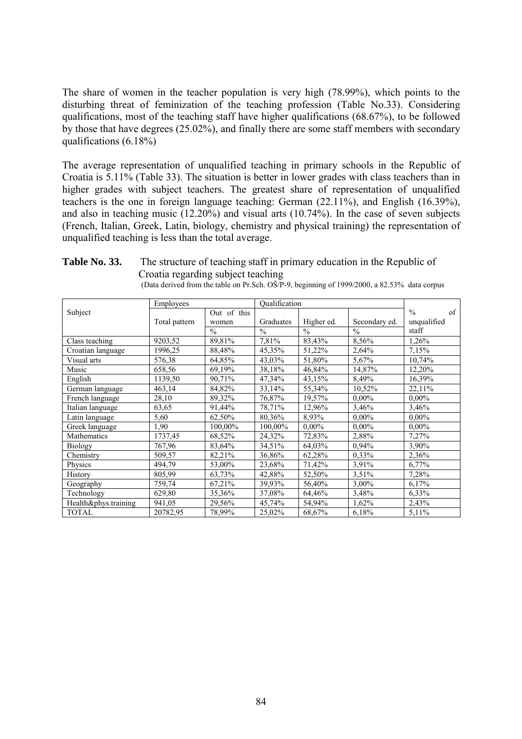The share of women in the teacher population is very high (78.99%), which points to the disturbing threat of feminization of the teaching profession (Table No.33). Considering qualifications, most of the teaching staff have higher qualifications (68.67%), to be followed by those that have degrees (25.02%), and finally there are some staff members with secondary qualifications (6.18%)

The average representation of unqualified teaching in primary schools in the Republic of Croatia is 5.11% (Table 33). The situation is better in lower grades with class teachers than in higher grades with subject teachers. The greatest share of representation of unqualified teachers is the one in foreign language teaching: German (22.11%), and English (16.39%), and also in teaching music (12.20%) and visual arts (10.74%). In the case of seven subjects (French, Italian, Greek, Latin, biology, chemistry and physical training) the representation of unqualified teaching is less than the total average.

**Table No. 33.** The structure of teaching staff in primary education in the Republic of Croatia regarding subject teaching

(Data derived from the table on Pr.Sch. OŠ/P-9, beginning of 1999/2000, a 82.53% data corpus

| Subject | Employees | | Qualification | | | % of unqualified staff |
|---|---|---|---|---|---|---|
| | Total pattern | Out of this women % | Graduates % | Higher ed. % | Secondary ed. % | |
| Class teaching | 9203,52 | 89,81% | 7,81% | 83,43% | 8,56% | 1,26% |
| Croatian language | 1996,25 | 88,48% | 45,35% | 51,22% | 2,64% | 7,15% |
| Visual arts | 576,38 | 64,85% | 43,03% | 51,80% | 5,67% | 10,74% |
| Music | 658,56 | 69,19% | 38,18% | 46,84% | 14,87% | 12,20% |
| English | 1139,50 | 90,71% | 47,34% | 43,15% | 8,49% | 16,39% |
| German language | 463,14 | 84,82% | 33,14% | 55,34% | 10,52% | 22,11% |
| French language | 28,10 | 89,32% | 76,87% | 19,57% | 0,00% | 0,00% |
| Italian language | 63,65 | 91,44% | 78,71% | 12,96% | 3,46% | 3,46% |
| Latin language | 5,60 | 62,50% | 80,36% | 8,93% | 0,00% | 0,00% |
| Greek language | 1,90 | 100,00% | 100,00% | 0,00% | 0,00% | 0,00% |
| Mathematics | 1737,45 | 68,52% | 24,32% | 72,83% | 2,88% | 7,27% |
| Biology | 767,96 | 83,64% | 34,51% | 64,03% | 0,94% | 3,90% |
| Chemistry | 509,57 | 82,21% | 36,86% | 62,28% | 0,33% | 2,36% |
| Physics | 494,79 | 53,00% | 23,68% | 71,42% | 3,91% | 6,77% |
| History | 805,99 | 63,73% | 42,88% | 52,50% | 3,51% | 7,28% |
| Geography | 759,74 | 67,21% | 39,93% | 56,40% | 3,00% | 6,17% |
| Technology | 629,80 | 35,36% | 37,08% | 64,46% | 3,48% | 6,33% |
| Health&phys.training | 941,05 | 29,56% | 45,74% | 54,94% | 1,62% | 2,43% |
| TOTAL | 20782,95 | 78,99% | 25,02% | 68,67% | 6,18% | 5,11% |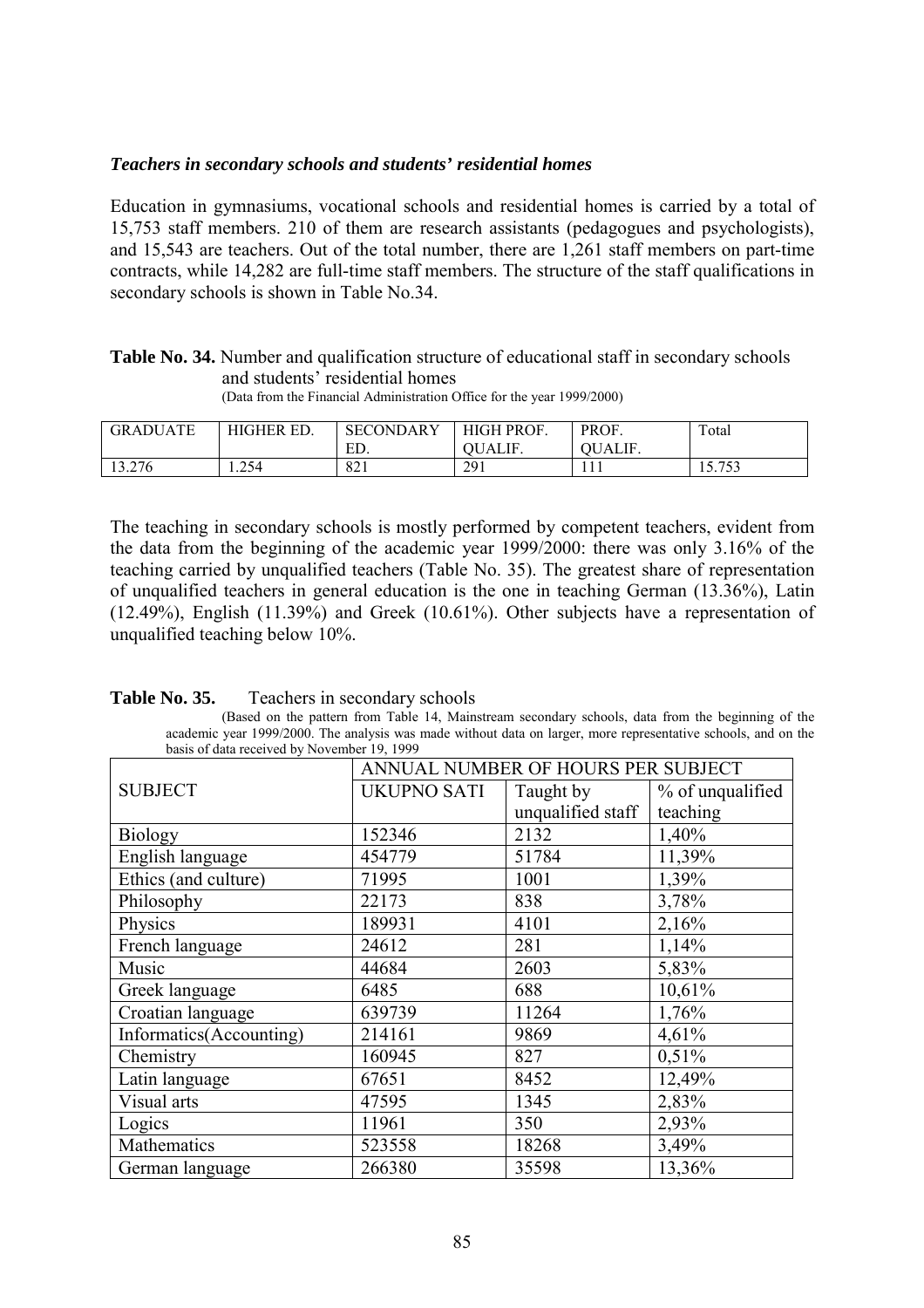### *Teachers in secondary schools and students' residential homes*

Education in gymnasiums, vocational schools and residential homes is carried by a total of 15,753 staff members. 210 of them are research assistants (pedagogues and psychologists), and 15,543 are teachers. Out of the total number, there are 1,261 staff members on part-time contracts, while 14,282 are full-time staff members. The structure of the staff qualifications in secondary schools is shown in Table No.34.

**Table No. 34.** Number and qualification structure of educational staff in secondary schools and students' residential homes
(Data from the Financial Administration Office for the year 1999/2000)

| GRADUATE | HIGHER ED. | SECONDARY ED. | HIGH PROF. QUALIF. | PROF. QUALIF. | Total |
|---|---|---|---|---|---|
| 13.276 | 1.254 | 821 | 291 | 111 | 15.753 |

The teaching in secondary schools is mostly performed by competent teachers, evident from the data from the beginning of the academic year 1999/2000: there was only 3.16% of the teaching carried by unqualified teachers (Table No. 35). The greatest share of representation of unqualified teachers in general education is the one in teaching German (13.36%), Latin (12.49%), English (11.39%) and Greek (10.61%). Other subjects have a representation of unqualified teaching below 10%.

**Table No. 35.** Teachers in secondary schools
(Based on the pattern from Table 14, Mainstream secondary schools, data from the beginning of the academic year 1999/2000. The analysis was made without data on larger, more representative schools, and on the basis of data received by November 19, 1999

| SUBJECT | ANNUAL NUMBER OF HOURS PER SUBJECT | | |
|---|---|---|---|
| | UKUPNO SATI | Taught by unqualified staff | % of unqualified teaching |
| Biology | 152346 | 2132 | 1,40% |
| English language | 454779 | 51784 | 11,39% |
| Ethics (and culture) | 71995 | 1001 | 1,39% |
| Philosophy | 22173 | 838 | 3,78% |
| Physics | 189931 | 4101 | 2,16% |
| French language | 24612 | 281 | 1,14% |
| Music | 44684 | 2603 | 5,83% |
| Greek language | 6485 | 688 | 10,61% |
| Croatian language | 639739 | 11264 | 1,76% |
| Informatics(Accounting) | 214161 | 9869 | 4,61% |
| Chemistry | 160945 | 827 | 0,51% |
| Latin language | 67651 | 8452 | 12,49% |
| Visual arts | 47595 | 1345 | 2,83% |
| Logics | 11961 | 350 | 2,93% |
| Mathematics | 523558 | 18268 | 3,49% |
| German language | 266380 | 35598 | 13,36% |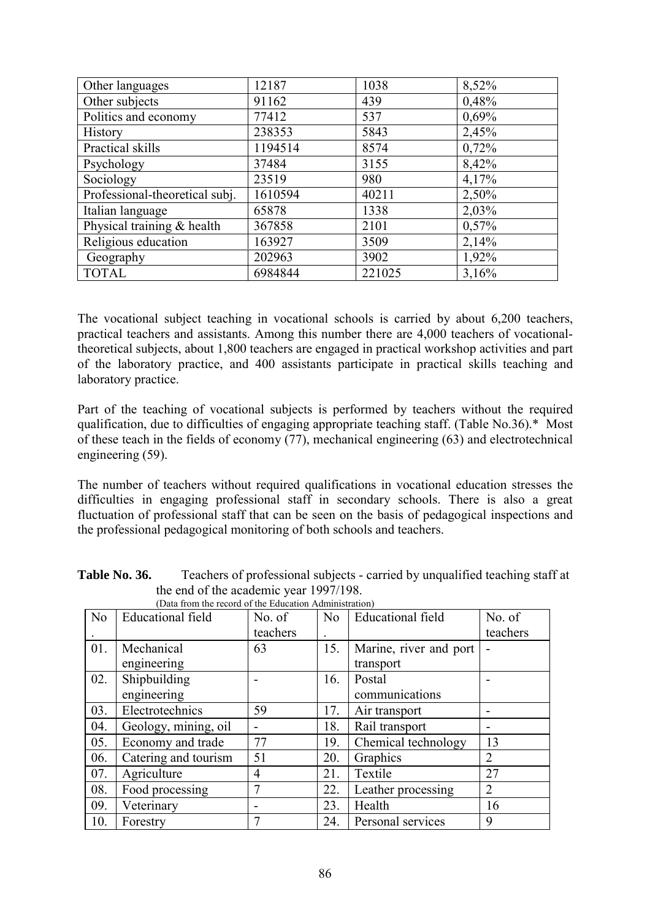| Other languages | 12187 | 1038 | 8,52% |
|---|---|---|---|
| Other subjects | 91162 | 439 | 0,48% |
| Politics and economy | 77412 | 537 | 0,69% |
| History | 238353 | 5843 | 2,45% |
| Practical skills | 1194514 | 8574 | 0,72% |
| Psychology | 37484 | 3155 | 8,42% |
| Sociology | 23519 | 980 | 4,17% |
| Professional-theoretical subj. | 1610594 | 40211 | 2,50% |
| Italian language | 65878 | 1338 | 2,03% |
| Physical training & health | 367858 | 2101 | 0,57% |
| Religious education | 163927 | 3509 | 2,14% |
| Geography | 202963 | 3902 | 1,92% |
| TOTAL | 6984844 | 221025 | 3,16% |

The vocational subject teaching in vocational schools is carried by about 6,200 teachers, practical teachers and assistants. Among this number there are 4,000 teachers of vocational-theoretical subjects, about 1,800 teachers are engaged in practical workshop activities and part of the laboratory practice, and 400 assistants participate in practical skills teaching and laboratory practice.

Part of the teaching of vocational subjects is performed by teachers without the required qualification, due to difficulties of engaging appropriate teaching staff. (Table No.36).* Most of these teach in the fields of economy (77), mechanical engineering (63) and electrotechnical engineering (59).

The number of teachers without required qualifications in vocational education stresses the difficulties in engaging professional staff in secondary schools. There is also a great fluctuation of professional staff that can be seen on the basis of pedagogical inspections and the professional pedagogical monitoring of both schools and teachers.

**Table No. 36.** Teachers of professional subjects - carried by unqualified teaching staff at the end of the academic year 1997/198.
(Data from the record of the Education Administration)

| No. | Educational field | No. of teachers | No. | Educational field | No. of teachers |
|---|---|---|---|---|---|
| 01. | Mechanical engineering | 63 | 15. | Marine, river and port transport | - |
| 02. | Shipbuilding engineering | - | 16. | Postal communications | - |
| 03. | Electrotechnics | 59 | 17. | Air transport | - |
| 04. | Geology, mining, oil | - | 18. | Rail transport | - |
| 05. | Economy and trade | 77 | 19. | Chemical technology | 13 |
| 06. | Catering and tourism | 51 | 20. | Graphics | 2 |
| 07. | Agriculture | 4 | 21. | Textile | 27 |
| 08. | Food processing | 7 | 22. | Leather processing | 2 |
| 09. | Veterinary | - | 23. | Health | 16 |
| 10. | Forestry | 7 | 24. | Personal services | 9 |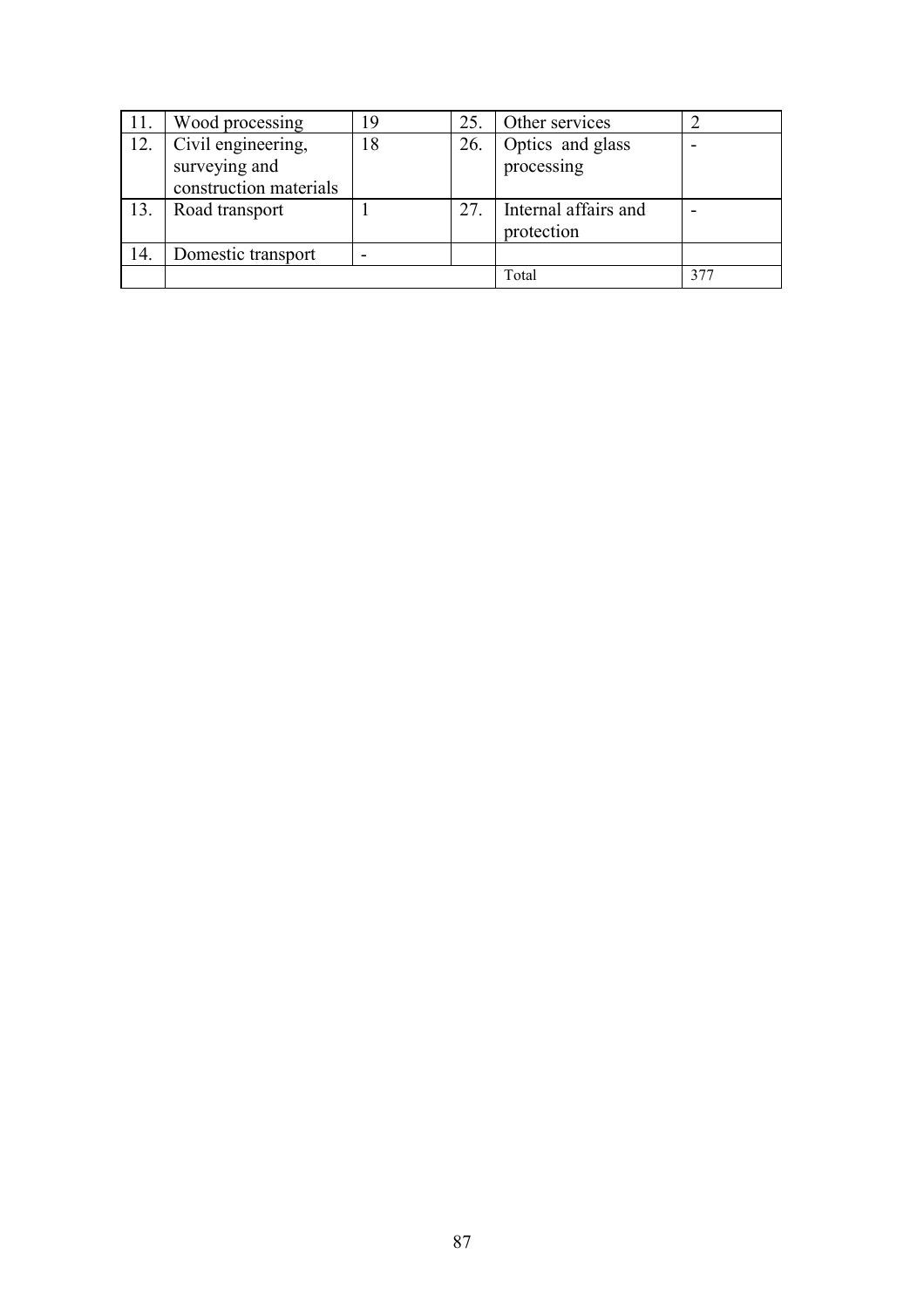| 11. | Wood processing | 19 | 25. | Other services | 2 |
|---|---|---|---|---|---|
| 12. | Civil engineering, surveying and construction materials | 18 | 26. | Optics and glass processing | - |
| 13. | Road transport | 1 | 27. | Internal affairs and protection | - |
| 14. | Domestic transport | - | | | |
| | | | | Total | 377 |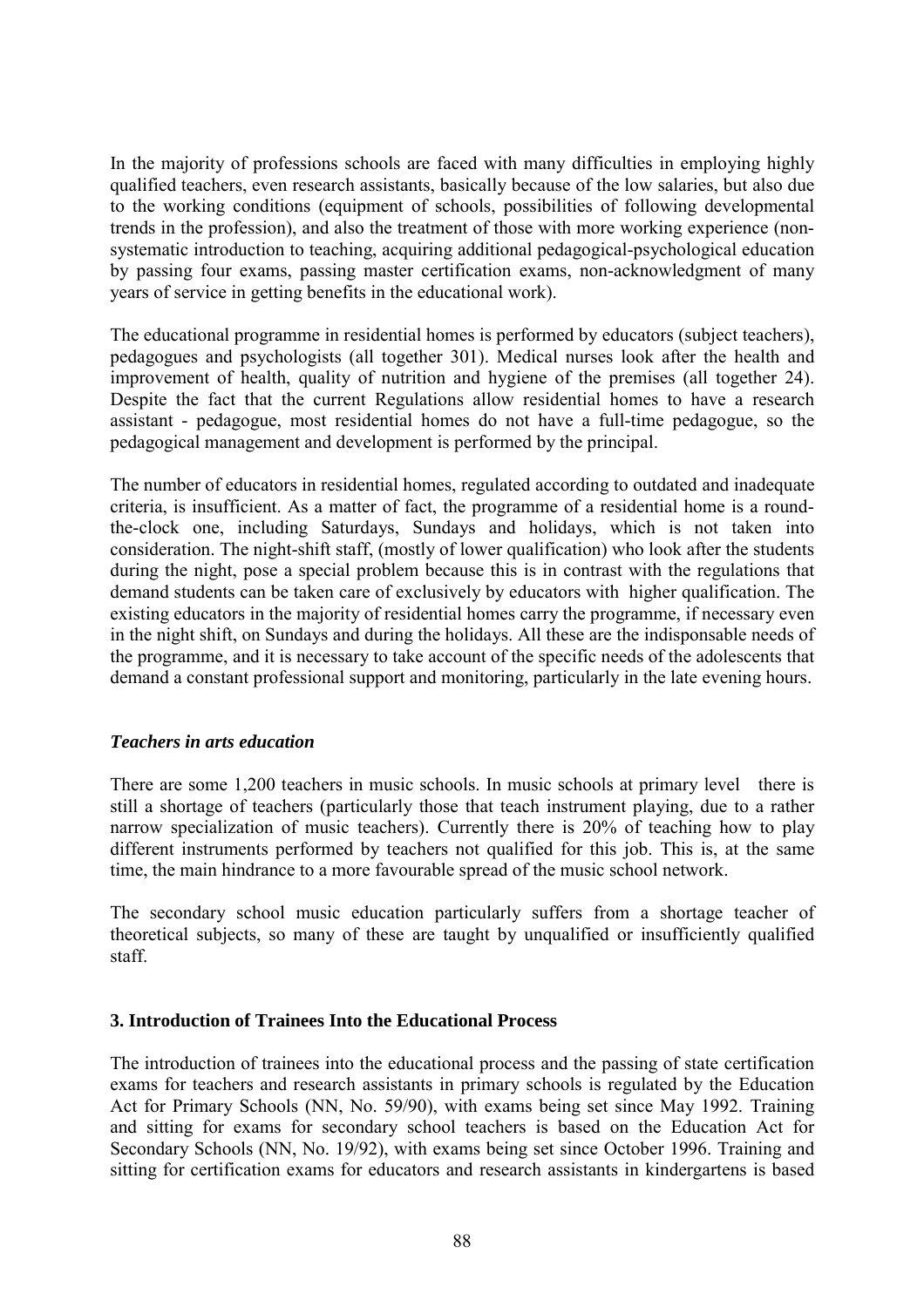In the majority of professions schools are faced with many difficulties in employing highly qualified teachers, even research assistants, basically because of the low salaries, but also due to the working conditions (equipment of schools, possibilities of following developmental trends in the profession), and also the treatment of those with more working experience (non-systematic introduction to teaching, acquiring additional pedagogical-psychological education by passing four exams, passing master certification exams, non-acknowledgment of many years of service in getting benefits in the educational work).

The educational programme in residential homes is performed by educators (subject teachers), pedagogues and psychologists (all together 301). Medical nurses look after the health and improvement of health, quality of nutrition and hygiene of the premises (all together 24). Despite the fact that the current Regulations allow residential homes to have a research assistant - pedagogue, most residential homes do not have a full-time pedagogue, so the pedagogical management and development is performed by the principal.

The number of educators in residential homes, regulated according to outdated and inadequate criteria, is insufficient. As a matter of fact, the programme of a residential home is a round-the-clock one, including Saturdays, Sundays and holidays, which is not taken into consideration. The night-shift staff, (mostly of lower qualification) who look after the students during the night, pose a special problem because this is in contrast with the regulations that demand students can be taken care of exclusively by educators with higher qualification. The existing educators in the majority of residential homes carry the programme, if necessary even in the night shift, on Sundays and during the holidays. All these are the indisponsable needs of the programme, and it is necessary to take account of the specific needs of the adolescents that demand a constant professional support and monitoring, particularly in the late evening hours.

### *Teachers in arts education*

There are some 1,200 teachers in music schools. In music schools at primary level there is still a shortage of teachers (particularly those that teach instrument playing, due to a rather narrow specialization of music teachers). Currently there is 20% of teaching how to play different instruments performed by teachers not qualified for this job. This is, at the same time, the main hindrance to a more favourable spread of the music school network.

The secondary school music education particularly suffers from a shortage teacher of theoretical subjects, so many of these are taught by unqualified or insufficiently qualified staff.

## 3. Introduction of Trainees Into the Educational Process

The introduction of trainees into the educational process and the passing of state certification exams for teachers and research assistants in primary schools is regulated by the Education Act for Primary Schools (NN, No. 59/90), with exams being set since May 1992. Training and sitting for exams for secondary school teachers is based on the Education Act for Secondary Schools (NN, No. 19/92), with exams being set since October 1996. Training and sitting for certification exams for educators and research assistants in kindergartens is based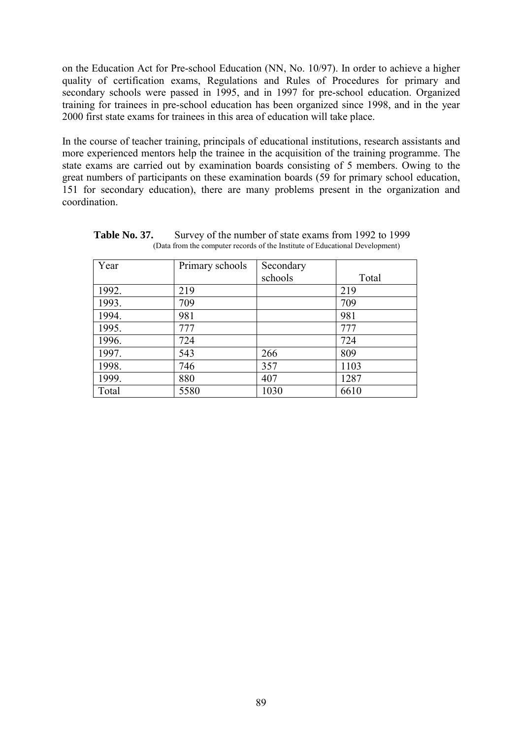on the Education Act for Pre-school Education (NN, No. 10/97). In order to achieve a higher quality of certification exams, Regulations and Rules of Procedures for primary and secondary schools were passed in 1995, and in 1997 for pre-school education. Organized training for trainees in pre-school education has been organized since 1998, and in the year 2000 first state exams for trainees in this area of education will take place.

In the course of teacher training, principals of educational institutions, research assistants and more experienced mentors help the trainee in the acquisition of the training programme. The state exams are carried out by examination boards consisting of 5 members. Owing to the great numbers of participants on these examination boards (59 for primary school education, 151 for secondary education), there are many problems present in the organization and coordination.

**Table No. 37.** Survey of the number of state exams from 1992 to 1999
(Data from the computer records of the Institute of Educational Development)

| Year | Primary schools | Secondary schools | Total |
|---|---|---|---|
| 1992. | 219 | | 219 |
| 1993. | 709 | | 709 |
| 1994. | 981 | | 981 |
| 1995. | 777 | | 777 |
| 1996. | 724 | | 724 |
| 1997. | 543 | 266 | 809 |
| 1998. | 746 | 357 | 1103 |
| 1999. | 880 | 407 | 1287 |
| Total | 5580 | 1030 | 6610 |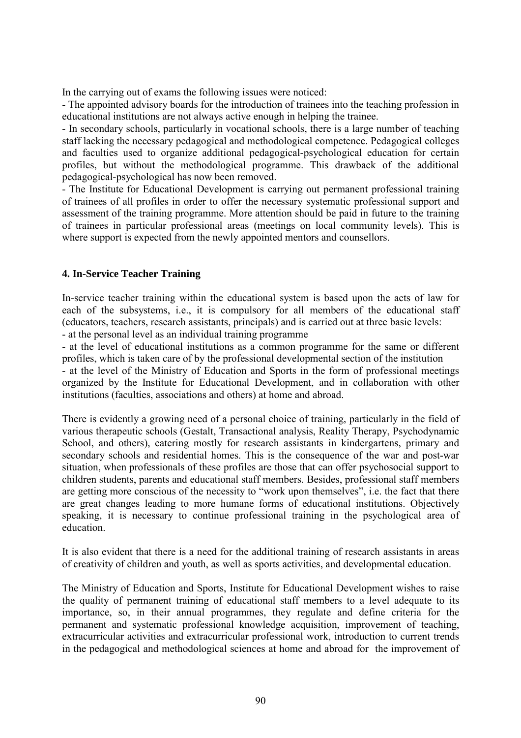In the carrying out of exams the following issues were noticed:

- The appointed advisory boards for the introduction of trainees into the teaching profession in educational institutions are not always active enough in helping the trainee.
- In secondary schools, particularly in vocational schools, there is a large number of teaching staff lacking the necessary pedagogical and methodological competence. Pedagogical colleges and faculties used to organize additional pedagogical-psychological education for certain profiles, but without the methodological programme. This drawback of the additional pedagogical-psychological has now been removed.
- The Institute for Educational Development is carrying out permanent professional training of trainees of all profiles in order to offer the necessary systematic professional support and assessment of the training programme. More attention should be paid in future to the training of trainees in particular professional areas (meetings on local community levels). This is where support is expected from the newly appointed mentors and counsellors.

#### 4. In-Service Teacher Training

In-service teacher training within the educational system is based upon the acts of law for each of the subsystems, i.e., it is compulsory for all members of the educational staff (educators, teachers, research assistants, principals) and is carried out at three basic levels:

- at the personal level as an individual training programme
- at the level of educational institutions as a common programme for the same or different profiles, which is taken care of by the professional developmental section of the institution
- at the level of the Ministry of Education and Sports in the form of professional meetings organized by the Institute for Educational Development, and in collaboration with other institutions (faculties, associations and others) at home and abroad.

There is evidently a growing need of a personal choice of training, particularly in the field of various therapeutic schools (Gestalt, Transactional analysis, Reality Therapy, Psychodynamic School, and others), catering mostly for research assistants in kindergartens, primary and secondary schools and residential homes. This is the consequence of the war and post-war situation, when professionals of these profiles are those that can offer psychosocial support to children students, parents and educational staff members. Besides, professional staff members are getting more conscious of the necessity to "work upon themselves", i.e. the fact that there are great changes leading to more humane forms of educational institutions. Objectively speaking, it is necessary to continue professional training in the psychological area of education.

It is also evident that there is a need for the additional training of research assistants in areas of creativity of children and youth, as well as sports activities, and developmental education.

The Ministry of Education and Sports, Institute for Educational Development wishes to raise the quality of permanent training of educational staff members to a level adequate to its importance, so, in their annual programmes, they regulate and define criteria for the permanent and systematic professional knowledge acquisition, improvement of teaching, extracurricular activities and extracurricular professional work, introduction to current trends in the pedagogical and methodological sciences at home and abroad for the improvement of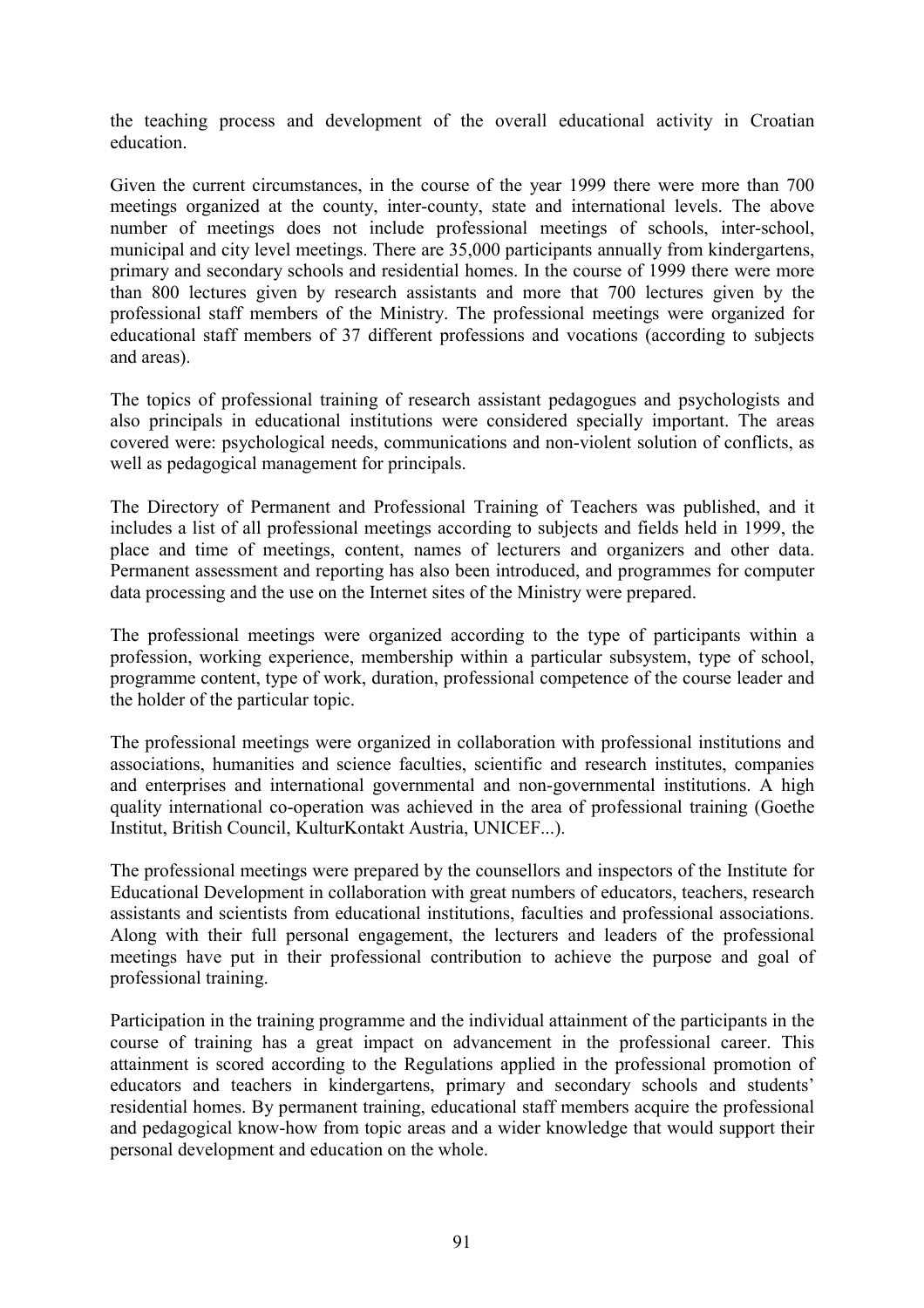the teaching process and development of the overall educational activity in Croatian education.

Given the current circumstances, in the course of the year 1999 there were more than 700 meetings organized at the county, inter-county, state and international levels. The above number of meetings does not include professional meetings of schools, inter-school, municipal and city level meetings. There are 35,000 participants annually from kindergartens, primary and secondary schools and residential homes. In the course of 1999 there were more than 800 lectures given by research assistants and more that 700 lectures given by the professional staff members of the Ministry. The professional meetings were organized for educational staff members of 37 different professions and vocations (according to subjects and areas).

The topics of professional training of research assistant pedagogues and psychologists and also principals in educational institutions were considered specially important. The areas covered were: psychological needs, communications and non-violent solution of conflicts, as well as pedagogical management for principals.

The Directory of Permanent and Professional Training of Teachers was published, and it includes a list of all professional meetings according to subjects and fields held in 1999, the place and time of meetings, content, names of lecturers and organizers and other data. Permanent assessment and reporting has also been introduced, and programmes for computer data processing and the use on the Internet sites of the Ministry were prepared.

The professional meetings were organized according to the type of participants within a profession, working experience, membership within a particular subsystem, type of school, programme content, type of work, duration, professional competence of the course leader and the holder of the particular topic.

The professional meetings were organized in collaboration with professional institutions and associations, humanities and science faculties, scientific and research institutes, companies and enterprises and international governmental and non-governmental institutions. A high quality international co-operation was achieved in the area of professional training (Goethe Institut, British Council, KulturKontakt Austria, UNICEF...).

The professional meetings were prepared by the counsellors and inspectors of the Institute for Educational Development in collaboration with great numbers of educators, teachers, research assistants and scientists from educational institutions, faculties and professional associations. Along with their full personal engagement, the lecturers and leaders of the professional meetings have put in their professional contribution to achieve the purpose and goal of professional training.

Participation in the training programme and the individual attainment of the participants in the course of training has a great impact on advancement in the professional career. This attainment is scored according to the Regulations applied in the professional promotion of educators and teachers in kindergartens, primary and secondary schools and students' residential homes. By permanent training, educational staff members acquire the professional and pedagogical know-how from topic areas and a wider knowledge that would support their personal development and education on the whole.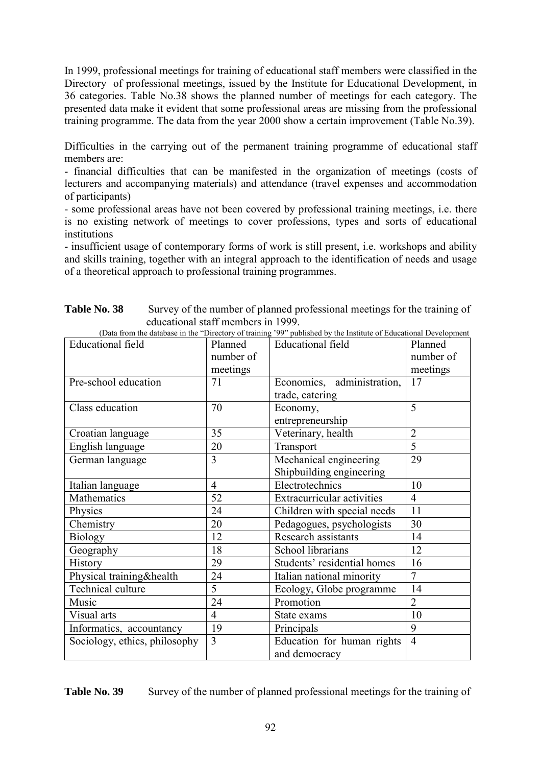In 1999, professional meetings for training of educational staff members were classified in the Directory of professional meetings, issued by the Institute for Educational Development, in 36 categories. Table No.38 shows the planned number of meetings for each category. The presented data make it evident that some professional areas are missing from the professional training programme. The data from the year 2000 show a certain improvement (Table No.39).

Difficulties in the carrying out of the permanent training programme of educational staff members are:

- financial difficulties that can be manifested in the organization of meetings (costs of lecturers and accompanying materials) and attendance (travel expenses and accommodation of participants)
- some professional areas have not been covered by professional training meetings, i.e. there is no existing network of meetings to cover professions, types and sorts of educational institutions
- insufficient usage of contemporary forms of work is still present, i.e. workshops and ability and skills training, together with an integral approach to the identification of needs and usage of a theoretical approach to professional training programmes.

**Table No. 38** Survey of the number of planned professional meetings for the training of educational staff members in 1999.

(Data from the database in the "Directory of training '99" published by the Institute of Educational Development

| Educational field | Planned number of meetings | Educational field | Planned number of meetings |
|---|---|---|---|
| Pre-school education | 71 | Economics, administration, trade, catering | 17 |
| Class education | 70 | Economy, entrepreneurship | 5 |
| Croatian language | 35 | Veterinary, health | 2 |
| English language | 20 | Transport | 5 |
| German language | 3 | Mechanical engineering Shipbuilding engineering | 29 |
| Italian language | 4 | Electrotechnics | 10 |
| Mathematics | 52 | Extracurricular activities | 4 |
| Physics | 24 | Children with special needs | 11 |
| Chemistry | 20 | Pedagogues, psychologists | 30 |
| Biology | 12 | Research assistants | 14 |
| Geography | 18 | School librarians | 12 |
| History | 29 | Students' residential homes | 16 |
| Physical training&health | 24 | Italian national minority | 7 |
| Technical culture | 5 | Ecology, Globe programme | 14 |
| Music | 24 | Promotion | 2 |
| Visual arts | 4 | State exams | 10 |
| Informatics, accountancy | 19 | Principals | 9 |
| Sociology, ethics, philosophy | 3 | Education for human rights and democracy | 4 |

**Table No. 39** Survey of the number of planned professional meetings for the training of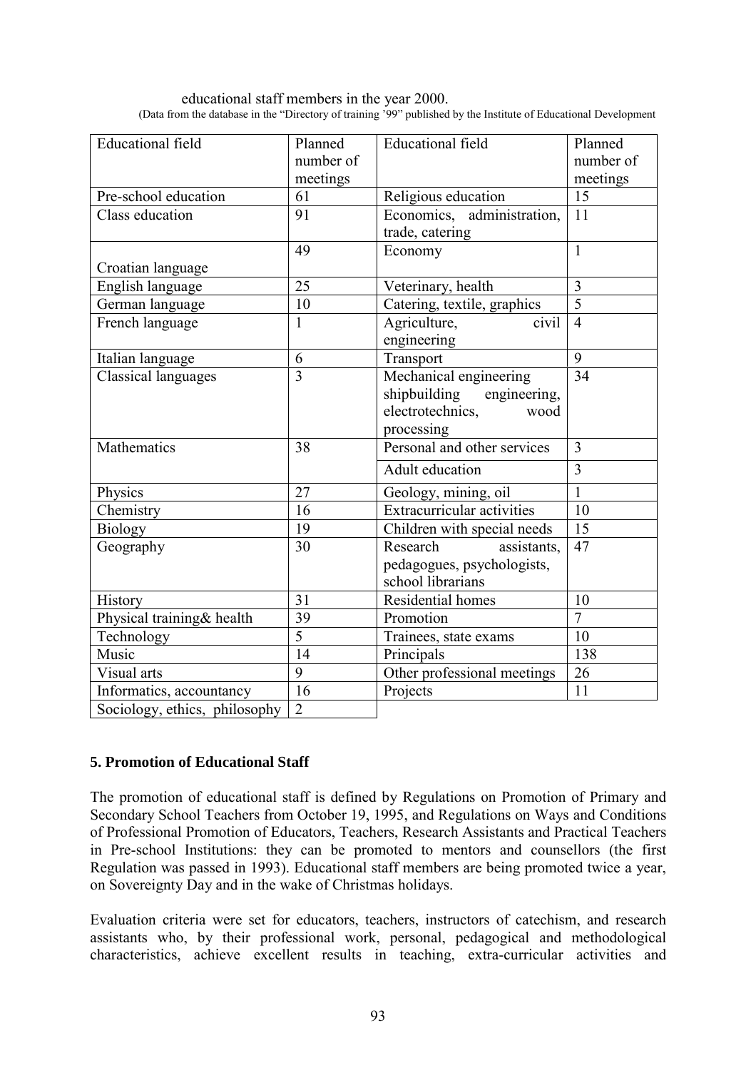educational staff members in the year 2000.

(Data from the database in the "Directory of training '99" published by the Institute of Educational Development

| Educational field | Planned number of meetings | Educational field | Planned number of meetings |
|---|---|---|---|
| Pre-school education | 61 | Religious education | 15 |
| Class education | 91 | Economics, administration, trade, catering | 11 |
| Croatian language | 49 | Economy | 1 |
| English language | 25 | Veterinary, health | 3 |
| German language | 10 | Catering, textile, graphics | 5 |
| French language | 1 | Agriculture, civil engineering | 4 |
| Italian language | 6 | Transport | 9 |
| Classical languages | 3 | Mechanical engineering shipbuilding engineering, electrotechnics, wood processing | 34 |
| Mathematics | 38 | Personal and other services | 3 |
| | | Adult education | 3 |
| Physics | 27 | Geology, mining, oil | 1 |
| Chemistry | 16 | Extracurricular activities | 10 |
| Biology | 19 | Children with special needs | 15 |
| Geography | 30 | Research assistants, pedagogues, psychologists, school librarians | 47 |
| History | 31 | Residential homes | 10 |
| Physical training& health | 39 | Promotion | 7 |
| Technology | 5 | Trainees, state exams | 10 |
| Music | 14 | Principals | 138 |
| Visual arts | 9 | Other professional meetings | 26 |
| Informatics, accountancy | 16 | Projects | 11 |
| Sociology, ethics, philosophy | 2 | | |

## 5. Promotion of Educational Staff

The promotion of educational staff is defined by Regulations on Promotion of Primary and Secondary School Teachers from October 19, 1995, and Regulations on Ways and Conditions of Professional Promotion of Educators, Teachers, Research Assistants and Practical Teachers in Pre-school Institutions: they can be promoted to mentors and counsellors (the first Regulation was passed in 1993). Educational staff members are being promoted twice a year, on Sovereignty Day and in the wake of Christmas holidays.

Evaluation criteria were set for educators, teachers, instructors of catechism, and research assistants who, by their professional work, personal, pedagogical and methodological characteristics, achieve excellent results in teaching, extra-curricular activities and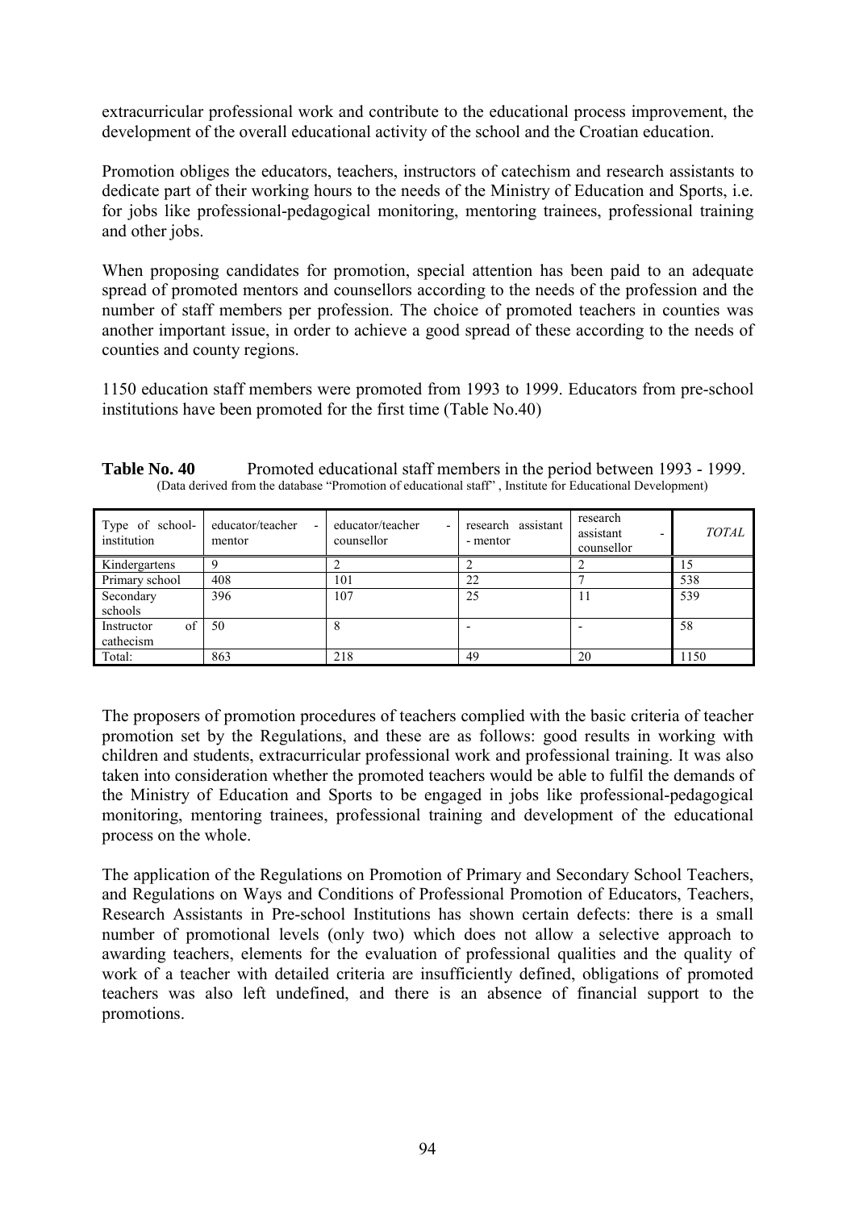extracurricular professional work and contribute to the educational process improvement, the development of the overall educational activity of the school and the Croatian education.

Promotion obliges the educators, teachers, instructors of catechism and research assistants to dedicate part of their working hours to the needs of the Ministry of Education and Sports, i.e. for jobs like professional-pedagogical monitoring, mentoring trainees, professional training and other jobs.

When proposing candidates for promotion, special attention has been paid to an adequate spread of promoted mentors and counsellors according to the needs of the profession and the number of staff members per profession. The choice of promoted teachers in counties was another important issue, in order to achieve a good spread of these according to the needs of counties and county regions.

1150 education staff members were promoted from 1993 to 1999. Educators from pre-school institutions have been promoted for the first time (Table No.40)

**Table No. 40** Promoted educational staff members in the period between 1993 - 1999.
(Data derived from the database "Promotion of educational staff" , Institute for Educational Development)

| Type of school-institution | educator/teacher - mentor | educator/teacher - counsellor | research assistant - mentor | research assistant - counsellor | *TOTAL* |
|---|---|---|---|---|---|
| Kindergartens | 9 | 2 | 2 | 2 | 15 |
| Primary school | 408 | 101 | 22 | 7 | 538 |
| Secondary schools | 396 | 107 | 25 | 11 | 539 |
| Instructor of cathecism | 50 | 8 | - | - | 58 |
| Total: | 863 | 218 | 49 | 20 | 1150 |

The proposers of promotion procedures of teachers complied with the basic criteria of teacher promotion set by the Regulations, and these are as follows: good results in working with children and students, extracurricular professional work and professional training. It was also taken into consideration whether the promoted teachers would be able to fulfil the demands of the Ministry of Education and Sports to be engaged in jobs like professional-pedagogical monitoring, mentoring trainees, professional training and development of the educational process on the whole.

The application of the Regulations on Promotion of Primary and Secondary School Teachers, and Regulations on Ways and Conditions of Professional Promotion of Educators, Teachers, Research Assistants in Pre-school Institutions has shown certain defects: there is a small number of promotional levels (only two) which does not allow a selective approach to awarding teachers, elements for the evaluation of professional qualities and the quality of work of a teacher with detailed criteria are insufficiently defined, obligations of promoted teachers was also left undefined, and there is an absence of financial support to the promotions.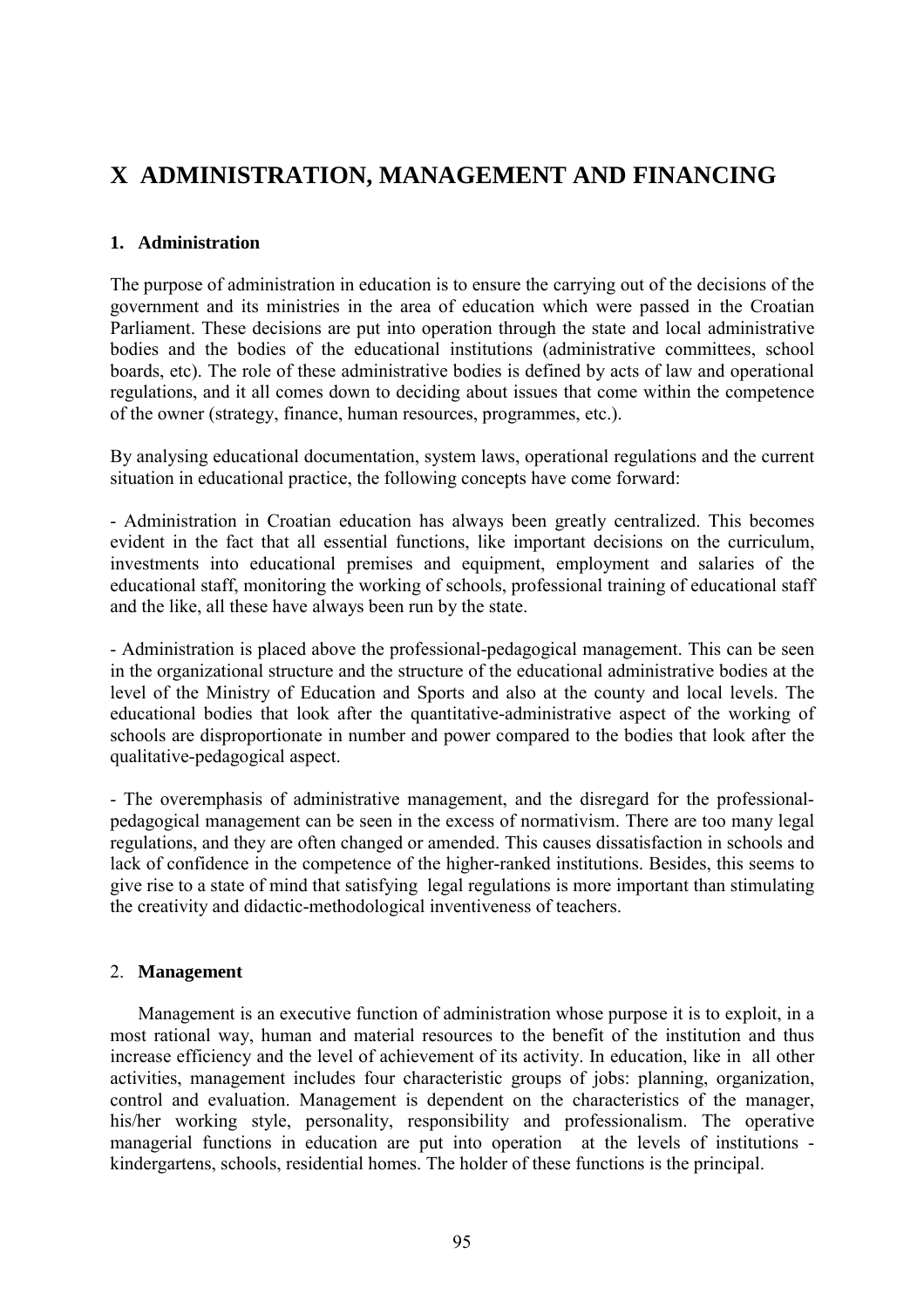# X ADMINISTRATION, MANAGEMENT AND FINANCING

## 1. Administration

The purpose of administration in education is to ensure the carrying out of the decisions of the government and its ministries in the area of education which were passed in the Croatian Parliament. These decisions are put into operation through the state and local administrative bodies and the bodies of the educational institutions (administrative committees, school boards, etc). The role of these administrative bodies is defined by acts of law and operational regulations, and it all comes down to deciding about issues that come within the competence of the owner (strategy, finance, human resources, programmes, etc.).

By analysing educational documentation, system laws, operational regulations and the current situation in educational practice, the following concepts have come forward:

- Administration in Croatian education has always been greatly centralized. This becomes evident in the fact that all essential functions, like important decisions on the curriculum, investments into educational premises and equipment, employment and salaries of the educational staff, monitoring the working of schools, professional training of educational staff and the like, all these have always been run by the state.

- Administration is placed above the professional-pedagogical management. This can be seen in the organizational structure and the structure of the educational administrative bodies at the level of the Ministry of Education and Sports and also at the county and local levels. The educational bodies that look after the quantitative-administrative aspect of the working of schools are disproportionate in number and power compared to the bodies that look after the qualitative-pedagogical aspect.

- The overemphasis of administrative management, and the disregard for the professional-pedagogical management can be seen in the excess of normativism. There are too many legal regulations, and they are often changed or amended. This causes dissatisfaction in schools and lack of confidence in the competence of the higher-ranked institutions. Besides, this seems to give rise to a state of mind that satisfying legal regulations is more important than stimulating the creativity and didactic-methodological inventiveness of teachers.

## 2. Management

Management is an executive function of administration whose purpose it is to exploit, in a most rational way, human and material resources to the benefit of the institution and thus increase efficiency and the level of achievement of its activity. In education, like in all other activities, management includes four characteristic groups of jobs: planning, organization, control and evaluation. Management is dependent on the characteristics of the manager, his/her working style, personality, responsibility and professionalism. The operative managerial functions in education are put into operation at the levels of institutions - kindergartens, schools, residential homes. The holder of these functions is the principal.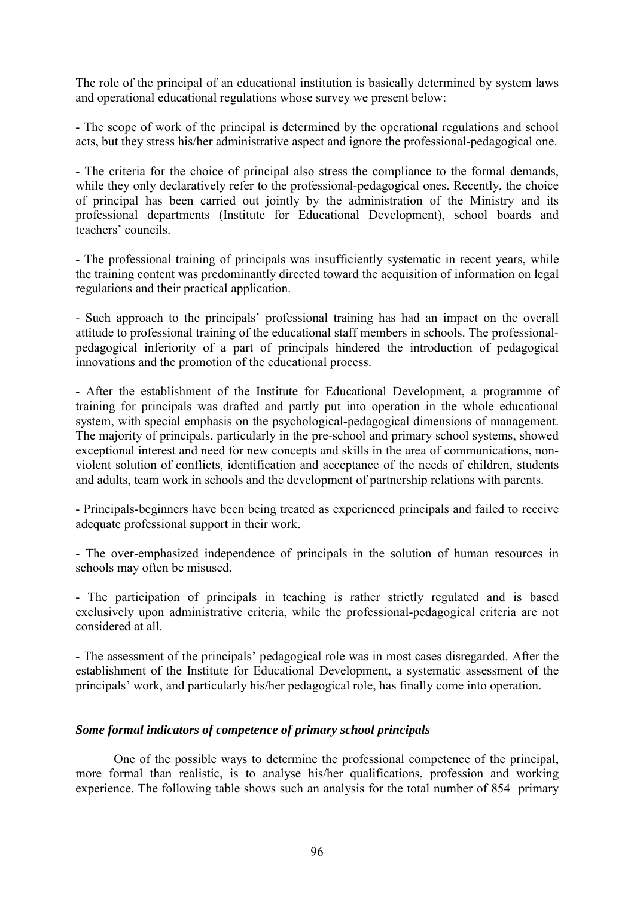The role of the principal of an educational institution is basically determined by system laws and operational educational regulations whose survey we present below:

- The scope of work of the principal is determined by the operational regulations and school acts, but they stress his/her administrative aspect and ignore the professional-pedagogical one.

- The criteria for the choice of principal also stress the compliance to the formal demands, while they only declaratively refer to the professional-pedagogical ones. Recently, the choice of principal has been carried out jointly by the administration of the Ministry and its professional departments (Institute for Educational Development), school boards and teachers' councils.

- The professional training of principals was insufficiently systematic in recent years, while the training content was predominantly directed toward the acquisition of information on legal regulations and their practical application.

- Such approach to the principals' professional training has had an impact on the overall attitude to professional training of the educational staff members in schools. The professional-pedagogical inferiority of a part of principals hindered the introduction of pedagogical innovations and the promotion of the educational process.

- After the establishment of the Institute for Educational Development, a programme of training for principals was drafted and partly put into operation in the whole educational system, with special emphasis on the psychological-pedagogical dimensions of management. The majority of principals, particularly in the pre-school and primary school systems, showed exceptional interest and need for new concepts and skills in the area of communications, non-violent solution of conflicts, identification and acceptance of the needs of children, students and adults, team work in schools and the development of partnership relations with parents.

- Principals-beginners have been being treated as experienced principals and failed to receive adequate professional support in their work.

- The over-emphasized independence of principals in the solution of human resources in schools may often be misused.

- The participation of principals in teaching is rather strictly regulated and is based exclusively upon administrative criteria, while the professional-pedagogical criteria are not considered at all.

- The assessment of the principals' pedagogical role was in most cases disregarded. After the establishment of the Institute for Educational Development, a systematic assessment of the principals' work, and particularly his/her pedagogical role, has finally come into operation.

### *Some formal indicators of competence of primary school principals*

One of the possible ways to determine the professional competence of the principal, more formal than realistic, is to analyse his/her qualifications, profession and working experience. The following table shows such an analysis for the total number of 854 primary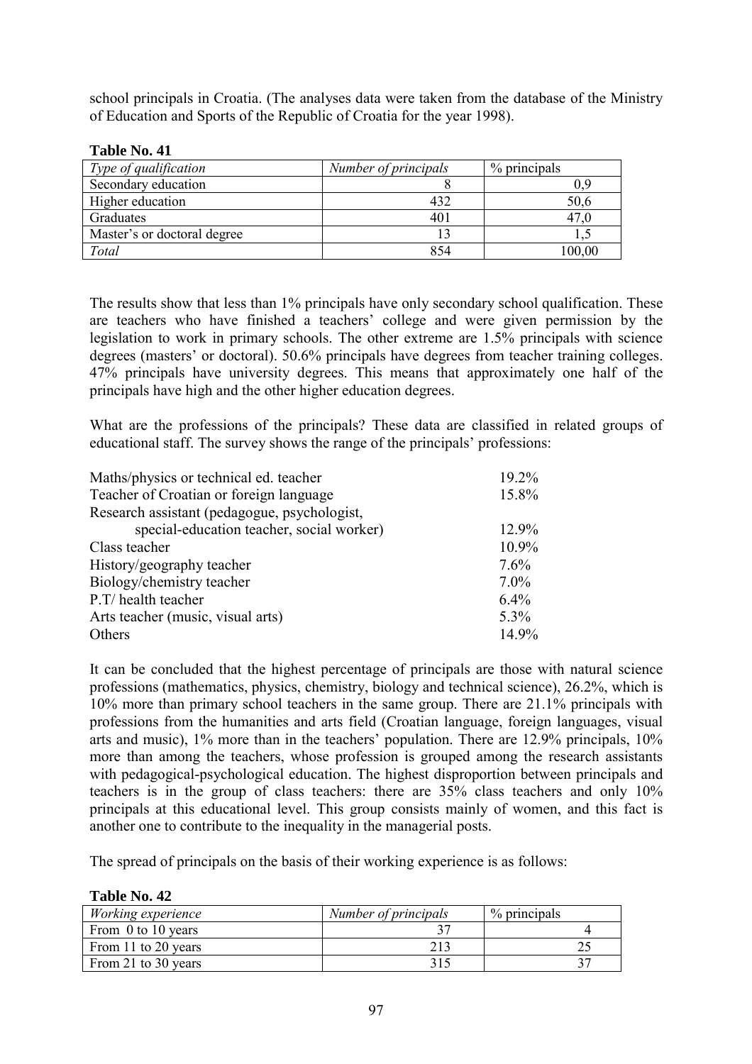school principals in Croatia. (The analyses data were taken from the database of the Ministry of Education and Sports of the Republic of Croatia for the year 1998).

**Table No. 41**

| *Type of qualification* | *Number of principals* | % principals |
|---|---|---|
| Secondary education | 8 | 0,9 |
| Higher education | 432 | 50,6 |
| Graduates | 401 | 47,0 |
| Master's or doctoral degree | 13 | 1,5 |
| *Total* | 854 | 100,00 |

The results show that less than 1% principals have only secondary school qualification. These are teachers who have finished a teachers' college and were given permission by the legislation to work in primary schools. The other extreme are 1.5% principals with science degrees (masters' or doctoral). 50.6% principals have degrees from teacher training colleges. 47% principals have university degrees. This means that approximately one half of the principals have high and the other higher education degrees.

What are the professions of the principals? These data are classified in related groups of educational staff. The survey shows the range of the principals' professions:

| | |
|---|---|
| Maths/physics or technical ed. teacher | 19.2% |
| Teacher of Croatian or foreign language | 15.8% |
| Research assistant (pedagogue, psychologist, special-education teacher, social worker) | 12.9% |
| Class teacher | 10.9% |
| History/geography teacher | 7.6% |
| Biology/chemistry teacher | 7.0% |
| P.T/ health teacher | 6.4% |
| Arts teacher (music, visual arts) | 5.3% |
| Others | 14.9% |

It can be concluded that the highest percentage of principals are those with natural science professions (mathematics, physics, chemistry, biology and technical science), 26.2%, which is 10% more than primary school teachers in the same group. There are 21.1% principals with professions from the humanities and arts field (Croatian language, foreign languages, visual arts and music), 1% more than in the teachers' population. There are 12.9% principals, 10% more than among the teachers, whose profession is grouped among the research assistants with pedagogical-psychological education. The highest disproportion between principals and teachers is in the group of class teachers: there are 35% class teachers and only 10% principals at this educational level. This group consists mainly of women, and this fact is another one to contribute to the inequality in the managerial posts.

The spread of principals on the basis of their working experience is as follows:

**Table No. 42**

| *Working experience* | *Number of principals* | % principals |
|---|---|---|
| From 0 to 10 years | 37 | 4 |
| From 11 to 20 years | 213 | 25 |
| From 21 to 30 years | 315 | 37 |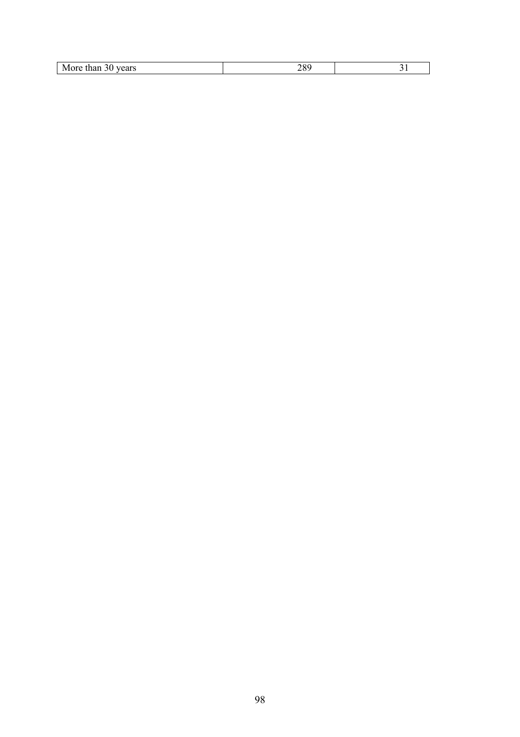| | | |
|---|---|---|
| More than 30 years | 289 | 31 |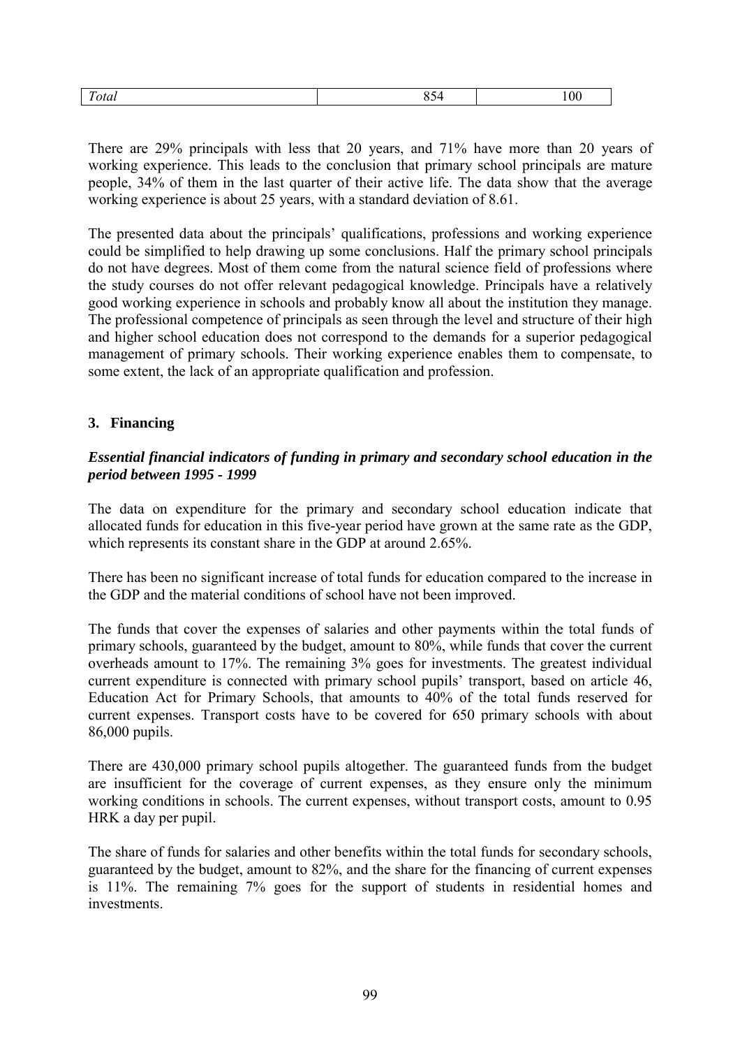| *Total* | 854 | 100 |
|---|---|---|

There are 29% principals with less that 20 years, and 71% have more than 20 years of working experience. This leads to the conclusion that primary school principals are mature people, 34% of them in the last quarter of their active life. The data show that the average working experience is about 25 years, with a standard deviation of 8.61.

The presented data about the principals' qualifications, professions and working experience could be simplified to help drawing up some conclusions. Half the primary school principals do not have degrees. Most of them come from the natural science field of professions where the study courses do not offer relevant pedagogical knowledge. Principals have a relatively good working experience in schools and probably know all about the institution they manage. The professional competence of principals as seen through the level and structure of their high and higher school education does not correspond to the demands for a superior pedagogical management of primary schools. Their working experience enables them to compensate, to some extent, the lack of an appropriate qualification and profession.

### 3. Financing

***Essential financial indicators of funding in primary and secondary school education in the period between 1995 - 1999***

The data on expenditure for the primary and secondary school education indicate that allocated funds for education in this five-year period have grown at the same rate as the GDP, which represents its constant share in the GDP at around 2.65%.

There has been no significant increase of total funds for education compared to the increase in the GDP and the material conditions of school have not been improved.

The funds that cover the expenses of salaries and other payments within the total funds of primary schools, guaranteed by the budget, amount to 80%, while funds that cover the current overheads amount to 17%. The remaining 3% goes for investments. The greatest individual current expenditure is connected with primary school pupils' transport, based on article 46, Education Act for Primary Schools, that amounts to 40% of the total funds reserved for current expenses. Transport costs have to be covered for 650 primary schools with about 86,000 pupils.

There are 430,000 primary school pupils altogether. The guaranteed funds from the budget are insufficient for the coverage of current expenses, as they ensure only the minimum working conditions in schools. The current expenses, without transport costs, amount to 0.95 HRK a day per pupil.

The share of funds for salaries and other benefits within the total funds for secondary schools, guaranteed by the budget, amount to 82%, and the share for the financing of current expenses is 11%. The remaining 7% goes for the support of students in residential homes and investments.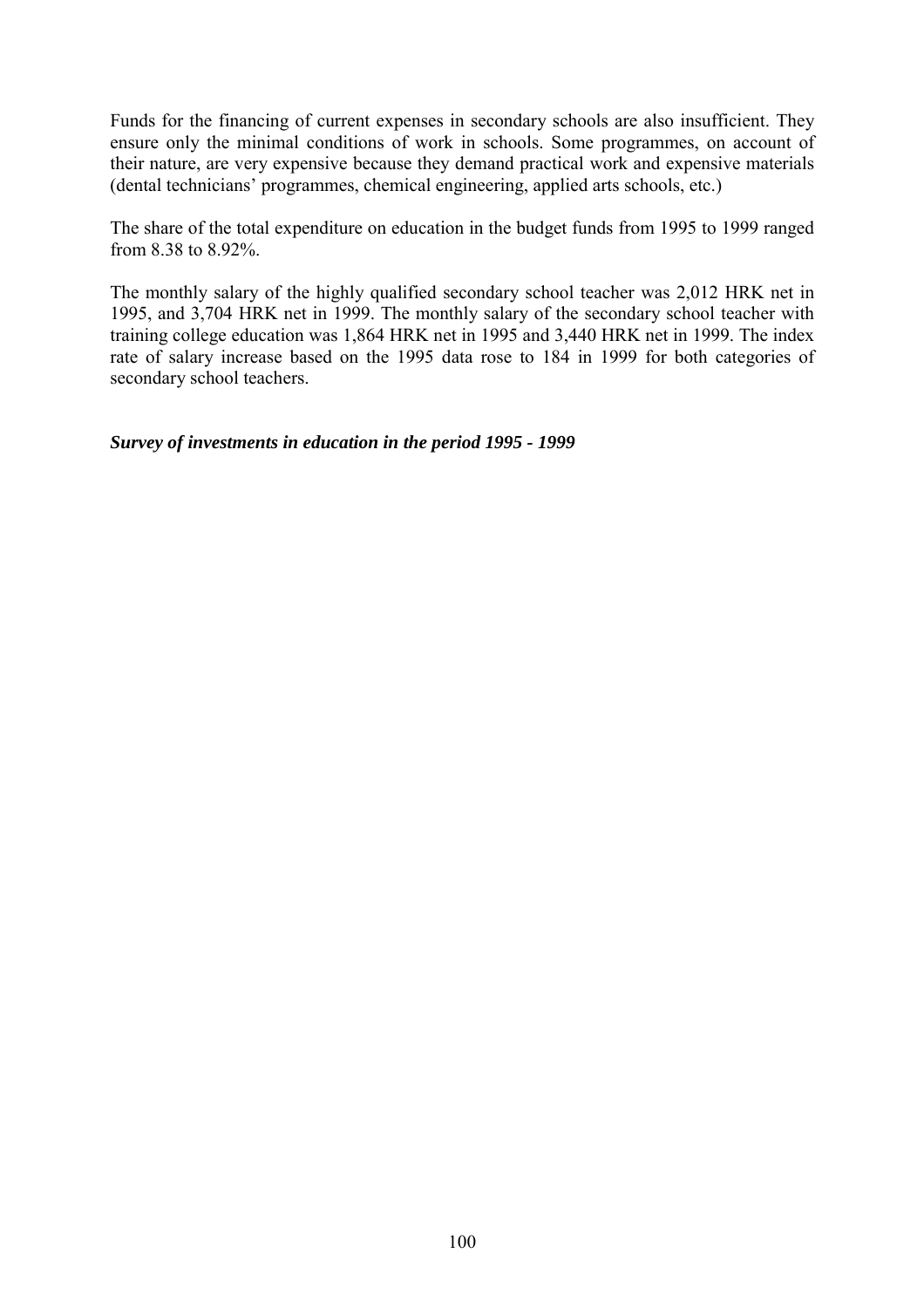Funds for the financing of current expenses in secondary schools are also insufficient. They ensure only the minimal conditions of work in schools. Some programmes, on account of their nature, are very expensive because they demand practical work and expensive materials (dental technicians' programmes, chemical engineering, applied arts schools, etc.)

The share of the total expenditure on education in the budget funds from 1995 to 1999 ranged from 8.38 to 8.92%.

The monthly salary of the highly qualified secondary school teacher was 2,012 HRK net in 1995, and 3,704 HRK net in 1999. The monthly salary of the secondary school teacher with training college education was 1,864 HRK net in 1995 and 3,440 HRK net in 1999. The index rate of salary increase based on the 1995 data rose to 184 in 1999 for both categories of secondary school teachers.

***Survey of investments in education in the period 1995 - 1999***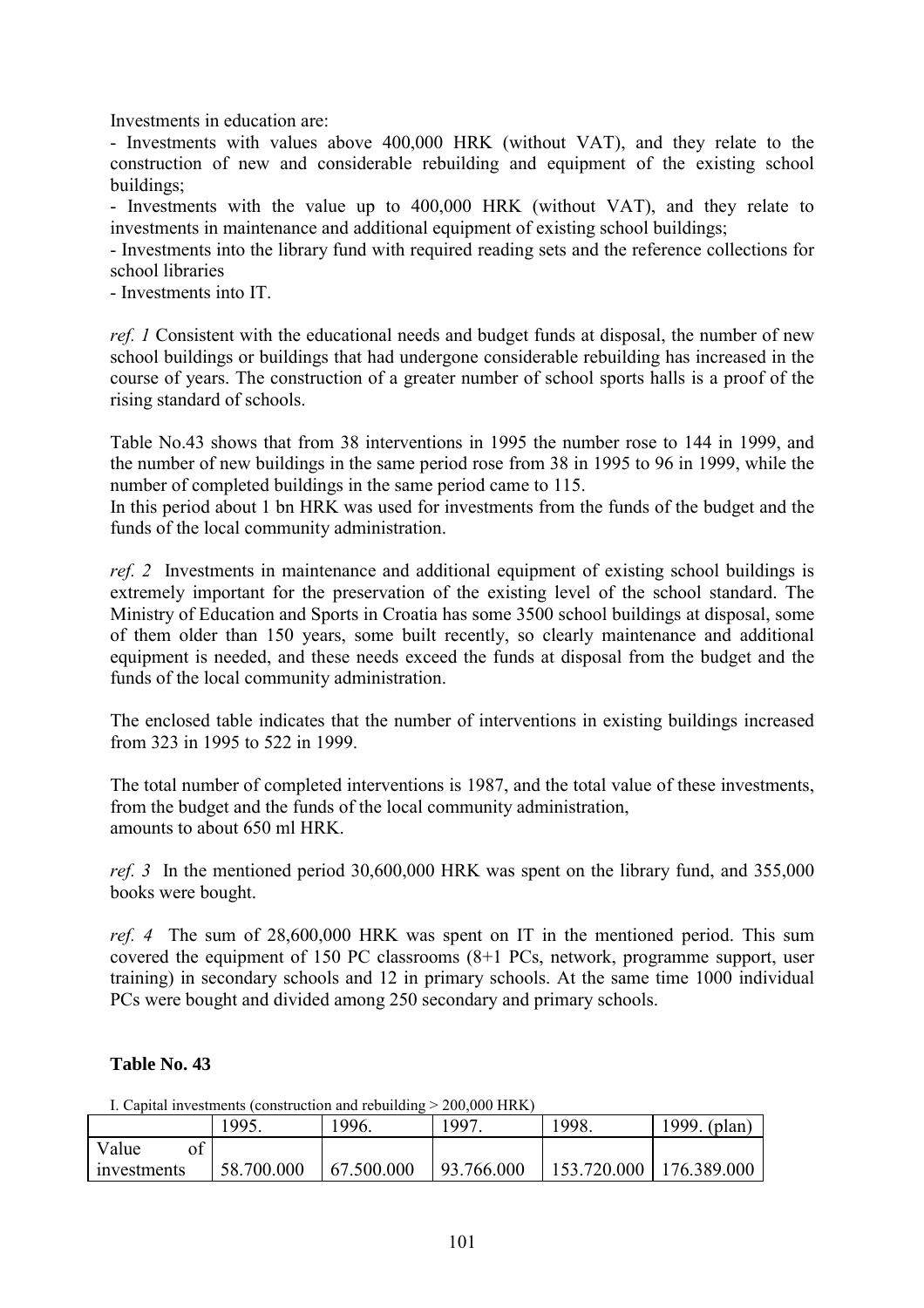Investments in education are:

- Investments with values above 400,000 HRK (without VAT), and they relate to the construction of new and considerable rebuilding and equipment of the existing school buildings;
- Investments with the value up to 400,000 HRK (without VAT), and they relate to investments in maintenance and additional equipment of existing school buildings;
- Investments into the library fund with required reading sets and the reference collections for school libraries
- Investments into IT.

*ref. 1* Consistent with the educational needs and budget funds at disposal, the number of new school buildings or buildings that had undergone considerable rebuilding has increased in the course of years. The construction of a greater number of school sports halls is a proof of the rising standard of schools.

Table No.43 shows that from 38 interventions in 1995 the number rose to 144 in 1999, and the number of new buildings in the same period rose from 38 in 1995 to 96 in 1999, while the number of completed buildings in the same period came to 115.
In this period about 1 bn HRK was used for investments from the funds of the budget and the funds of the local community administration.

*ref. 2* Investments in maintenance and additional equipment of existing school buildings is extremely important for the preservation of the existing level of the school standard. The Ministry of Education and Sports in Croatia has some 3500 school buildings at disposal, some of them older than 150 years, some built recently, so clearly maintenance and additional equipment is needed, and these needs exceed the funds at disposal from the budget and the funds of the local community administration.

The enclosed table indicates that the number of interventions in existing buildings increased from 323 in 1995 to 522 in 1999.

The total number of completed interventions is 1987, and the total value of these investments, from the budget and the funds of the local community administration,
amounts to about 650 ml HRK.

*ref. 3* In the mentioned period 30,600,000 HRK was spent on the library fund, and 355,000 books were bought.

*ref. 4* The sum of 28,600,000 HRK was spent on IT in the mentioned period. This sum covered the equipment of 150 PC classrooms (8+1 PCs, network, programme support, user training) in secondary schools and 12 in primary schools. At the same time 1000 individual PCs were bought and divided among 250 secondary and primary schools.

**Table No. 43**

I. Capital investments (construction and rebuilding > 200,000 HRK)

| | 1995. | 1996. | 1997. | 1998. | 1999. (plan) |
|---|---|---|---|---|---|
| Value of investments | 58.700.000 | 67.500.000 | 93.766.000 | 153.720.000 | 176.389.000 |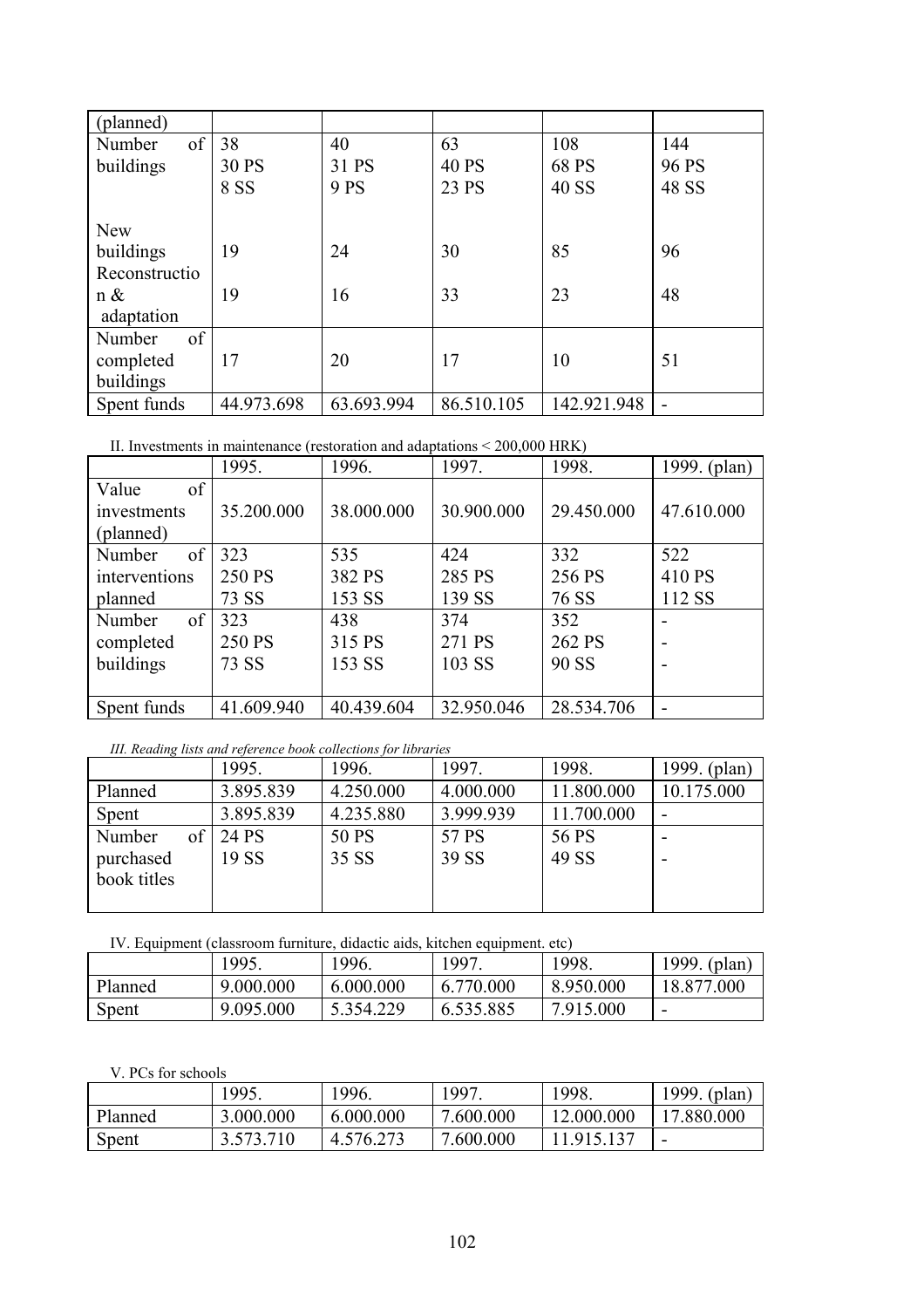| (planned) | | | | | |
|---|---|---|---|---|---|
| Number of buildings | 38<br>30 PS<br>8 SS | 40<br>31 PS<br>9 PS | 63<br>40 PS<br>23 PS | 108<br>68 PS<br>40 SS | 144<br>96 PS<br>48 SS |
| New buildings<br>Reconstruction & adaptation | 19<br>19 | 24<br>16 | 30<br>33 | 85<br>23 | 96<br>48 |
| Number of completed buildings | 17 | 20 | 17 | 10 | 51 |
| Spent funds | 44.973.698 | 63.693.994 | 86.510.105 | 142.921.948 | - |

II. Investments in maintenance (restoration and adaptations < 200,000 HRK)

| | 1995. | 1996. | 1997. | 1998. | 1999. (plan) |
|---|---|---|---|---|---|
| Value of investments (planned) | 35.200.000 | 38.000.000 | 30.900.000 | 29.450.000 | 47.610.000 |
| Number of interventions planned | 323<br>250 PS<br>73 SS | 535<br>382 PS<br>153 SS | 424<br>285 PS<br>139 SS | 332<br>256 PS<br>76 SS | 522<br>410 PS<br>112 SS |
| Number of completed buildings | 323<br>250 PS<br>73 SS | 438<br>315 PS<br>153 SS | 374<br>271 PS<br>103 SS | 352<br>262 PS<br>90 SS | -<br>-<br>- |
| Spent funds | 41.609.940 | 40.439.604 | 32.950.046 | 28.534.706 | - |

*III. Reading lists and reference book collections for libraries*

| | 1995. | 1996. | 1997. | 1998. | 1999. (plan) |
|---|---|---|---|---|---|
| Planned | 3.895.839 | 4.250.000 | 4.000.000 | 11.800.000 | 10.175.000 |
| Spent | 3.895.839 | 4.235.880 | 3.999.939 | 11.700.000 | - |
| Number of purchased book titles | 24 PS<br>19 SS | 50 PS<br>35 SS | 57 PS<br>39 SS | 56 PS<br>49 SS | -<br>- |

IV. Equipment (classroom furniture, didactic aids, kitchen equipment. etc)

| | 1995. | 1996. | 1997. | 1998. | 1999. (plan) |
|---|---|---|---|---|---|
| Planned | 9.000.000 | 6.000.000 | 6.770.000 | 8.950.000 | 18.877.000 |
| Spent | 9.095.000 | 5.354.229 | 6.535.885 | 7.915.000 | - |

V. PCs for schools

| | 1995. | 1996. | 1997. | 1998. | 1999. (plan) |
|---|---|---|---|---|---|
| Planned | 3.000.000 | 6.000.000 | 7.600.000 | 12.000.000 | 17.880.000 |
| Spent | 3.573.710 | 4.576.273 | 7.600.000 | 11.915.137 | - |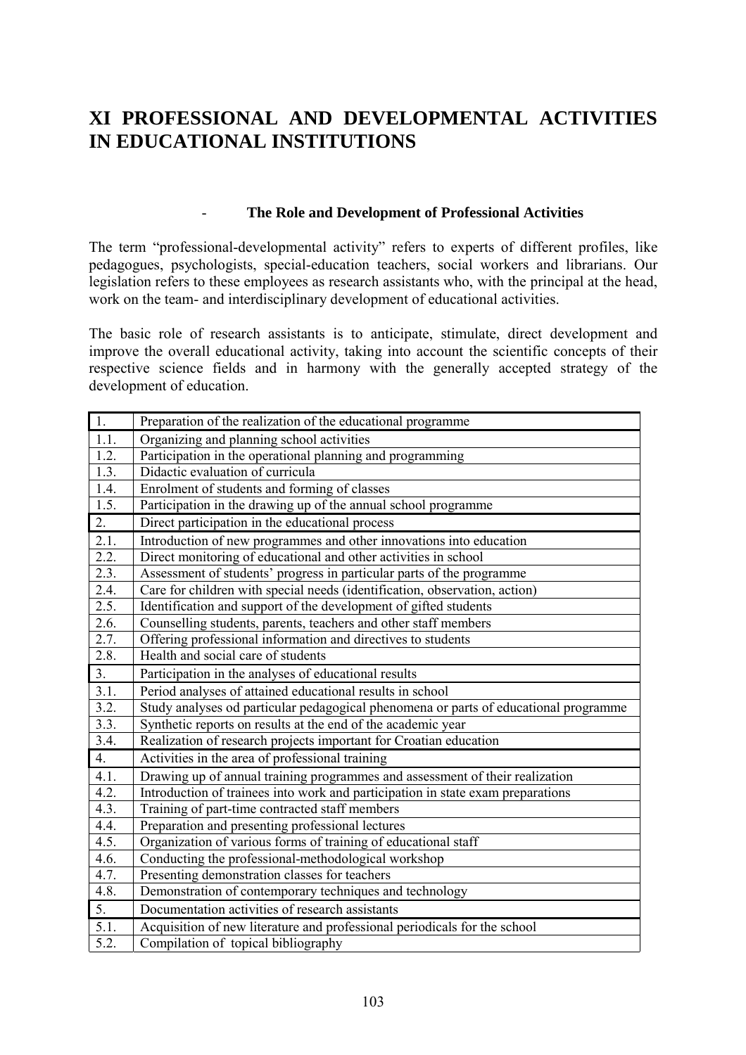# XI PROFESSIONAL AND DEVELOPMENTAL ACTIVITIES IN EDUCATIONAL INSTITUTIONS

## - The Role and Development of Professional Activities

The term "professional-developmental activity" refers to experts of different profiles, like pedagogues, psychologists, special-education teachers, social workers and librarians. Our legislation refers to these employees as research assistants who, with the principal at the head, work on the team- and interdisciplinary development of educational activities.

The basic role of research assistants is to anticipate, stimulate, direct development and improve the overall educational activity, taking into account the scientific concepts of their respective science fields and in harmony with the generally accepted strategy of the development of education.

| 1. | Preparation of the realization of the educational programme |
|---|---|
| 1.1. | Organizing and planning school activities |
| 1.2. | Participation in the operational planning and programming |
| 1.3. | Didactic evaluation of curricula |
| 1.4. | Enrolment of students and forming of classes |
| 1.5. | Participation in the drawing up of the annual school programme |
| 2. | Direct participation in the educational process |
| 2.1. | Introduction of new programmes and other innovations into education |
| 2.2. | Direct monitoring of educational and other activities in school |
| 2.3. | Assessment of students' progress in particular parts of the programme |
| 2.4. | Care for children with special needs (identification, observation, action) |
| 2.5. | Identification and support of the development of gifted students |
| 2.6. | Counselling students, parents, teachers and other staff members |
| 2.7. | Offering professional information and directives to students |
| 2.8. | Health and social care of students |
| 3. | Participation in the analyses of educational results |
| 3.1. | Period analyses of attained educational results in school |
| 3.2. | Study analyses od particular pedagogical phenomena or parts of educational programme |
| 3.3. | Synthetic reports on results at the end of the academic year |
| 3.4. | Realization of research projects important for Croatian education |
| 4. | Activities in the area of professional training |
| 4.1. | Drawing up of annual training programmes and assessment of their realization |
| 4.2. | Introduction of trainees into work and participation in state exam preparations |
| 4.3. | Training of part-time contracted staff members |
| 4.4. | Preparation and presenting professional lectures |
| 4.5. | Organization of various forms of training of educational staff |
| 4.6. | Conducting the professional-methodological workshop |
| 4.7. | Presenting demonstration classes for teachers |
| 4.8. | Demonstration of contemporary techniques and technology |
| 5. | Documentation activities of research assistants |
| 5.1. | Acquisition of new literature and professional periodicals for the school |
| 5.2. | Compilation of topical bibliography |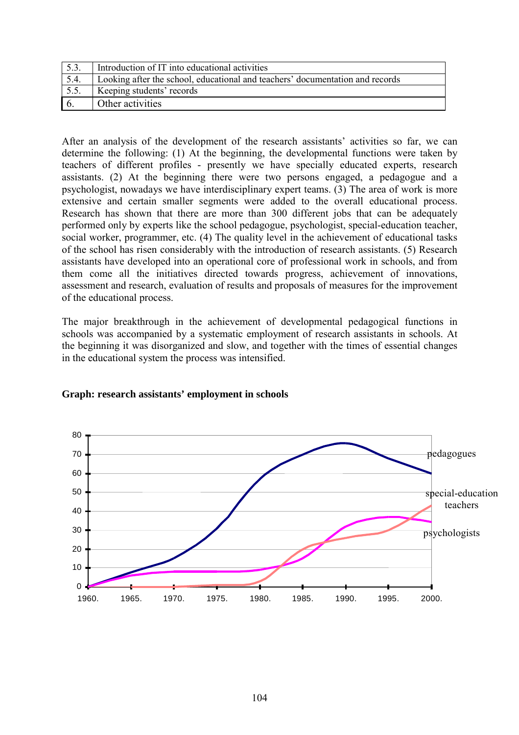| 5.3. | Introduction of IT into educational activities |
|---|---|
| 5.4. | Looking after the school, educational and teachers' documentation and records |
| 5.5. | Keeping students' records |
| 6. | Other activities |

After an analysis of the development of the research assistants' activities so far, we can determine the following: (1) At the beginning, the developmental functions were taken by teachers of different profiles - presently we have specially educated experts, research assistants. (2) At the beginning there were two persons engaged, a pedagogue and a psychologist, nowadays we have interdisciplinary expert teams. (3) The area of work is more extensive and certain smaller segments were added to the overall educational process. Research has shown that there are more than 300 different jobs that can be adequately performed only by experts like the school pedagogue, psychologist, special-education teacher, social worker, programmer, etc. (4) The quality level in the achievement of educational tasks of the school has risen considerably with the introduction of research assistants. (5) Research assistants have developed into an operational core of professional work in schools, and from them come all the initiatives directed towards progress, achievement of innovations, assessment and research, evaluation of results and proposals of measures for the improvement of the educational process.

The major breakthrough in the achievement of developmental pedagogical functions in schools was accompanied by a systematic employment of research assistants in schools. At the beginning it was disorganized and slow, and together with the times of essential changes in the educational system the process was intensified.

**Graph: research assistants' employment in schools**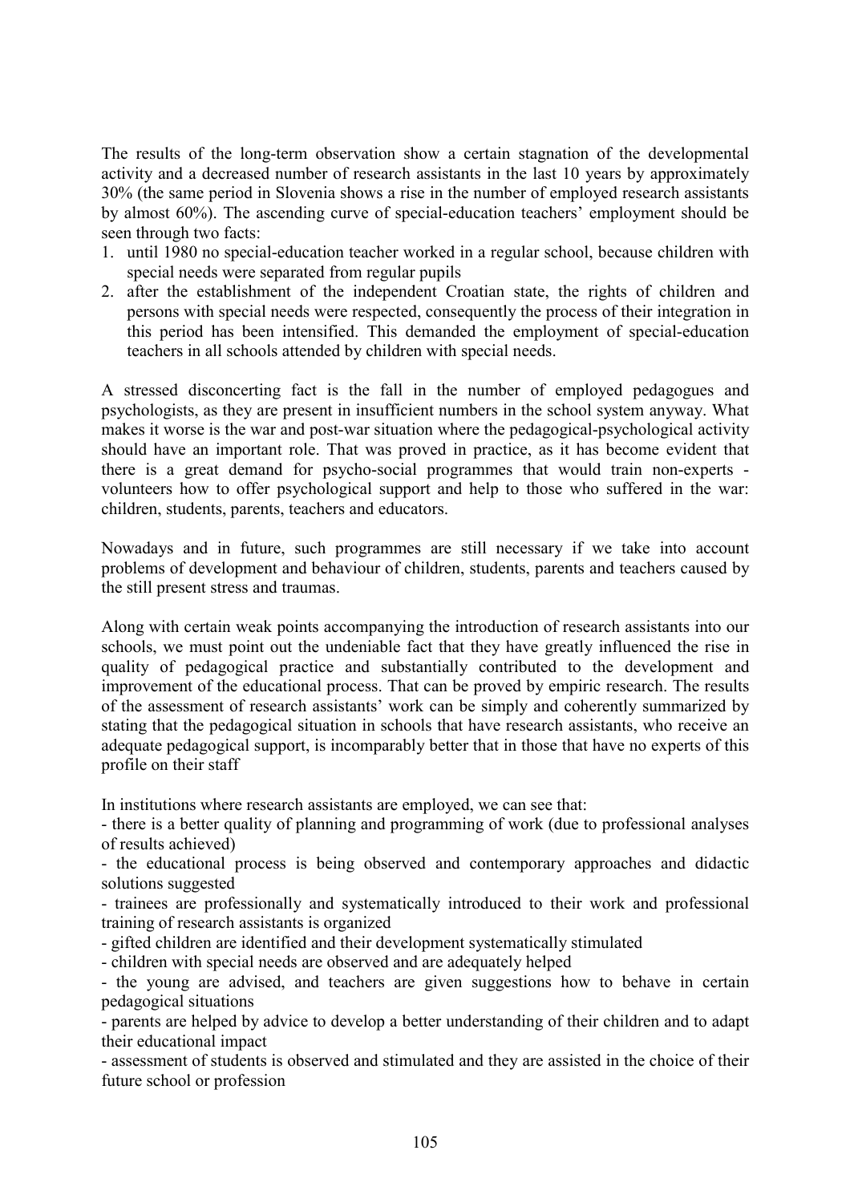The results of the long-term observation show a certain stagnation of the developmental activity and a decreased number of research assistants in the last 10 years by approximately 30% (the same period in Slovenia shows a rise in the number of employed research assistants by almost 60%). The ascending curve of special-education teachers' employment should be seen through two facts:

1. until 1980 no special-education teacher worked in a regular school, because children with special needs were separated from regular pupils
2. after the establishment of the independent Croatian state, the rights of children and persons with special needs were respected, consequently the process of their integration in this period has been intensified. This demanded the employment of special-education teachers in all schools attended by children with special needs.

A stressed disconcerting fact is the fall in the number of employed pedagogues and psychologists, as they are present in insufficient numbers in the school system anyway. What makes it worse is the war and post-war situation where the pedagogical-psychological activity should have an important role. That was proved in practice, as it has become evident that there is a great demand for psycho-social programmes that would train non-experts - volunteers how to offer psychological support and help to those who suffered in the war: children, students, parents, teachers and educators.

Nowadays and in future, such programmes are still necessary if we take into account problems of development and behaviour of children, students, parents and teachers caused by the still present stress and traumas.

Along with certain weak points accompanying the introduction of research assistants into our schools, we must point out the undeniable fact that they have greatly influenced the rise in quality of pedagogical practice and substantially contributed to the development and improvement of the educational process. That can be proved by empiric research. The results of the assessment of research assistants' work can be simply and coherently summarized by stating that the pedagogical situation in schools that have research assistants, who receive an adequate pedagogical support, is incomparably better that in those that have no experts of this profile on their staff

In institutions where research assistants are employed, we can see that:

- there is a better quality of planning and programming of work (due to professional analyses of results achieved)
- the educational process is being observed and contemporary approaches and didactic solutions suggested
- trainees are professionally and systematically introduced to their work and professional training of research assistants is organized
- gifted children are identified and their development systematically stimulated
- children with special needs are observed and are adequately helped
- the young are advised, and teachers are given suggestions how to behave in certain pedagogical situations
- parents are helped by advice to develop a better understanding of their children and to adapt their educational impact
- assessment of students is observed and stimulated and they are assisted in the choice of their future school or profession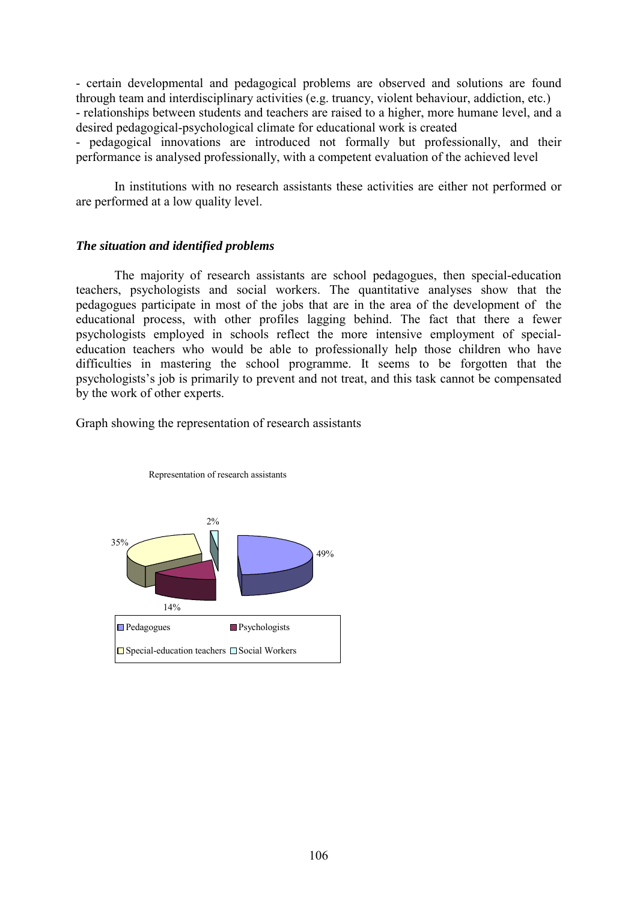- certain developmental and pedagogical problems are observed and solutions are found through team and interdisciplinary activities (e.g. truancy, violent behaviour, addiction, etc.)
- relationships between students and teachers are raised to a higher, more humane level, and a desired pedagogical-psychological climate for educational work is created
- pedagogical innovations are introduced not formally but professionally, and their performance is analysed professionally, with a competent evaluation of the achieved level

In institutions with no research assistants these activities are either not performed or are performed at a low quality level.

### *The situation and identified problems*

The majority of research assistants are school pedagogues, then special-education teachers, psychologists and social workers. The quantitative analyses show that the pedagogues participate in most of the jobs that are in the area of the development of the educational process, with other profiles lagging behind. The fact that there a fewer psychologists employed in schools reflect the more intensive employment of special-education teachers who would be able to professionally help those children who have difficulties in mastering the school programme. It seems to be forgotten that the psychologists's job is primarily to prevent and not treat, and this task cannot be compensated by the work of other experts.

Graph showing the representation of research assistants

Representation of research assistants

| Category | Share |
|---|---|
| Pedagogues | 49% |
| Special-education teachers | 35% |
| Psychologists | 14% |
| Social Workers | 2% |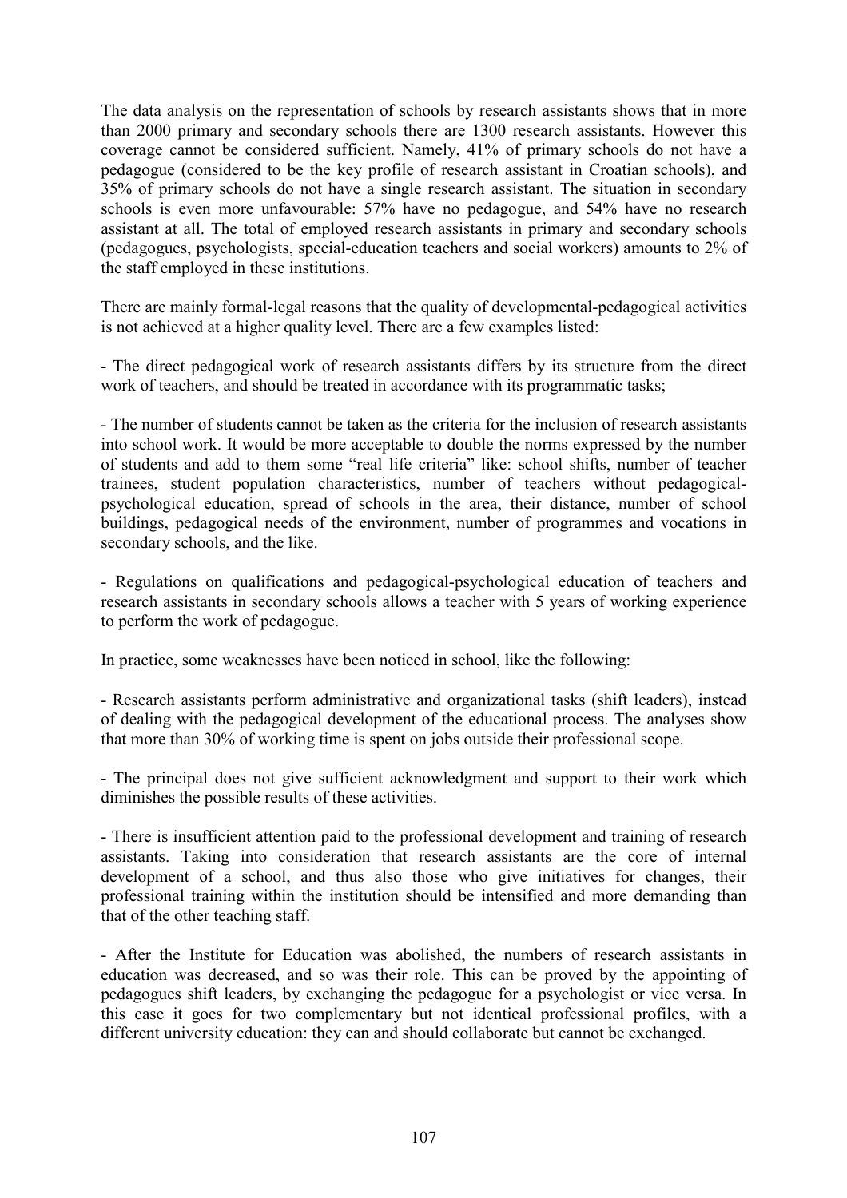The data analysis on the representation of schools by research assistants shows that in more than 2000 primary and secondary schools there are 1300 research assistants. However this coverage cannot be considered sufficient. Namely, 41% of primary schools do not have a pedagogue (considered to be the key profile of research assistant in Croatian schools), and 35% of primary schools do not have a single research assistant. The situation in secondary schools is even more unfavourable: 57% have no pedagogue, and 54% have no research assistant at all. The total of employed research assistants in primary and secondary schools (pedagogues, psychologists, special-education teachers and social workers) amounts to 2% of the staff employed in these institutions.

There are mainly formal-legal reasons that the quality of developmental-pedagogical activities is not achieved at a higher quality level. There are a few examples listed:

- The direct pedagogical work of research assistants differs by its structure from the direct work of teachers, and should be treated in accordance with its programmatic tasks;

- The number of students cannot be taken as the criteria for the inclusion of research assistants into school work. It would be more acceptable to double the norms expressed by the number of students and add to them some "real life criteria" like: school shifts, number of teacher trainees, student population characteristics, number of teachers without pedagogical-psychological education, spread of schools in the area, their distance, number of school buildings, pedagogical needs of the environment, number of programmes and vocations in secondary schools, and the like.

- Regulations on qualifications and pedagogical-psychological education of teachers and research assistants in secondary schools allows a teacher with 5 years of working experience to perform the work of pedagogue.

In practice, some weaknesses have been noticed in school, like the following:

- Research assistants perform administrative and organizational tasks (shift leaders), instead of dealing with the pedagogical development of the educational process. The analyses show that more than 30% of working time is spent on jobs outside their professional scope.

- The principal does not give sufficient acknowledgment and support to their work which diminishes the possible results of these activities.

- There is insufficient attention paid to the professional development and training of research assistants. Taking into consideration that research assistants are the core of internal development of a school, and thus also those who give initiatives for changes, their professional training within the institution should be intensified and more demanding than that of the other teaching staff.

- After the Institute for Education was abolished, the numbers of research assistants in education was decreased, and so was their role. This can be proved by the appointing of pedagogues shift leaders, by exchanging the pedagogue for a psychologist or vice versa. In this case it goes for two complementary but not identical professional profiles, with a different university education: they can and should collaborate but cannot be exchanged.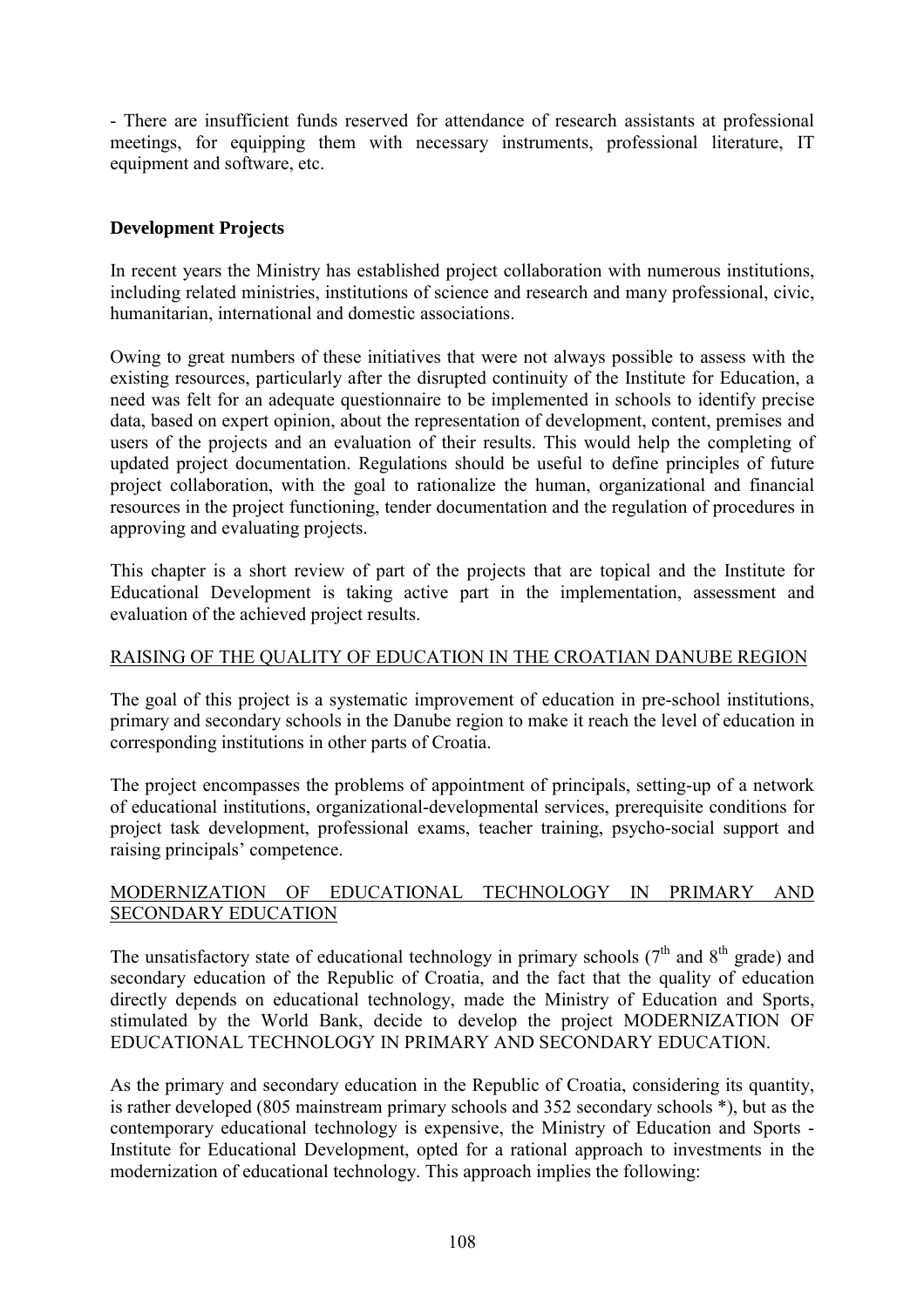- There are insufficient funds reserved for attendance of research assistants at professional meetings, for equipping them with necessary instruments, professional literature, IT equipment and software, etc.

## Development Projects

In recent years the Ministry has established project collaboration with numerous institutions, including related ministries, institutions of science and research and many professional, civic, humanitarian, international and domestic associations.

Owing to great numbers of these initiatives that were not always possible to assess with the existing resources, particularly after the disrupted continuity of the Institute for Education, a need was felt for an adequate questionnaire to be implemented in schools to identify precise data, based on expert opinion, about the representation of development, content, premises and users of the projects and an evaluation of their results. This would help the completing of updated project documentation. Regulations should be useful to define principles of future project collaboration, with the goal to rationalize the human, organizational and financial resources in the project functioning, tender documentation and the regulation of procedures in approving and evaluating projects.

This chapter is a short review of part of the projects that are topical and the Institute for Educational Development is taking active part in the implementation, assessment and evaluation of the achieved project results.

### RAISING OF THE QUALITY OF EDUCATION IN THE CROATIAN DANUBE REGION

The goal of this project is a systematic improvement of education in pre-school institutions, primary and secondary schools in the Danube region to make it reach the level of education in corresponding institutions in other parts of Croatia.

The project encompasses the problems of appointment of principals, setting-up of a network of educational institutions, organizational-developmental services, prerequisite conditions for project task development, professional exams, teacher training, psycho-social support and raising principals' competence.

### MODERNIZATION OF EDUCATIONAL TECHNOLOGY IN PRIMARY AND SECONDARY EDUCATION

The unsatisfactory state of educational technology in primary schools (7th and 8th grade) and secondary education of the Republic of Croatia, and the fact that the quality of education directly depends on educational technology, made the Ministry of Education and Sports, stimulated by the World Bank, decide to develop the project MODERNIZATION OF EDUCATIONAL TECHNOLOGY IN PRIMARY AND SECONDARY EDUCATION.

As the primary and secondary education in the Republic of Croatia, considering its quantity, is rather developed (805 mainstream primary schools and 352 secondary schools *), but as the contemporary educational technology is expensive, the Ministry of Education and Sports - Institute for Educational Development, opted for a rational approach to investments in the modernization of educational technology. This approach implies the following: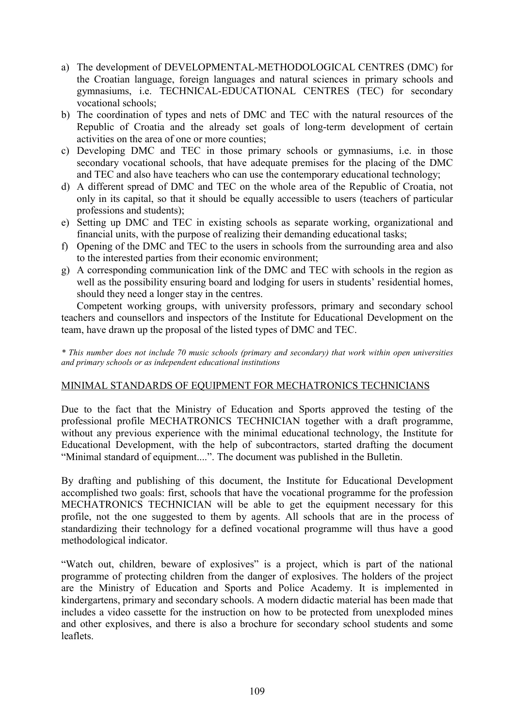a) The development of DEVELOPMENTAL-METHODOLOGICAL CENTRES (DMC) for the Croatian language, foreign languages and natural sciences in primary schools and gymnasiums, i.e. TECHNICAL-EDUCATIONAL CENTRES (TEC) for secondary vocational schools;
b) The coordination of types and nets of DMC and TEC with the natural resources of the Republic of Croatia and the already set goals of long-term development of certain activities on the area of one or more counties;
c) Developing DMC and TEC in those primary schools or gymnasiums, i.e. in those secondary vocational schools, that have adequate premises for the placing of the DMC and TEC and also have teachers who can use the contemporary educational technology;
d) A different spread of DMC and TEC on the whole area of the Republic of Croatia, not only in its capital, so that it should be equally accessible to users (teachers of particular professions and students);
e) Setting up DMC and TEC in existing schools as separate working, organizational and financial units, with the purpose of realizing their demanding educational tasks;
f) Opening of the DMC and TEC to the users in schools from the surrounding area and also to the interested parties from their economic environment;
g) A corresponding communication link of the DMC and TEC with schools in the region as well as the possibility ensuring board and lodging for users in students' residential homes, should they need a longer stay in the centres.

Competent working groups, with university professors, primary and secondary school teachers and counsellors and inspectors of the Institute for Educational Development on the team, have drawn up the proposal of the listed types of DMC and TEC.

*\* This number does not include 70 music schools (primary and secondary) that work within open universities and primary schools or as independent educational institutions*

MINIMAL STANDARDS OF EQUIPMENT FOR MECHATRONICS TECHNICIANS

Due to the fact that the Ministry of Education and Sports approved the testing of the professional profile MECHATRONICS TECHNICIAN together with a draft programme, without any previous experience with the minimal educational technology, the Institute for Educational Development, with the help of subcontractors, started drafting the document "Minimal standard of equipment....". The document was published in the Bulletin.

By drafting and publishing of this document, the Institute for Educational Development accomplished two goals: first, schools that have the vocational programme for the profession MECHATRONICS TECHNICIAN will be able to get the equipment necessary for this profile, not the one suggested to them by agents. All schools that are in the process of standardizing their technology for a defined vocational programme will thus have a good methodological indicator.

"Watch out, children, beware of explosives" is a project, which is part of the national programme of protecting children from the danger of explosives. The holders of the project are the Ministry of Education and Sports and Police Academy. It is implemented in kindergartens, primary and secondary schools. A modern didactic material has been made that includes a video cassette for the instruction on how to be protected from unexploded mines and other explosives, and there is also a brochure for secondary school students and some leaflets.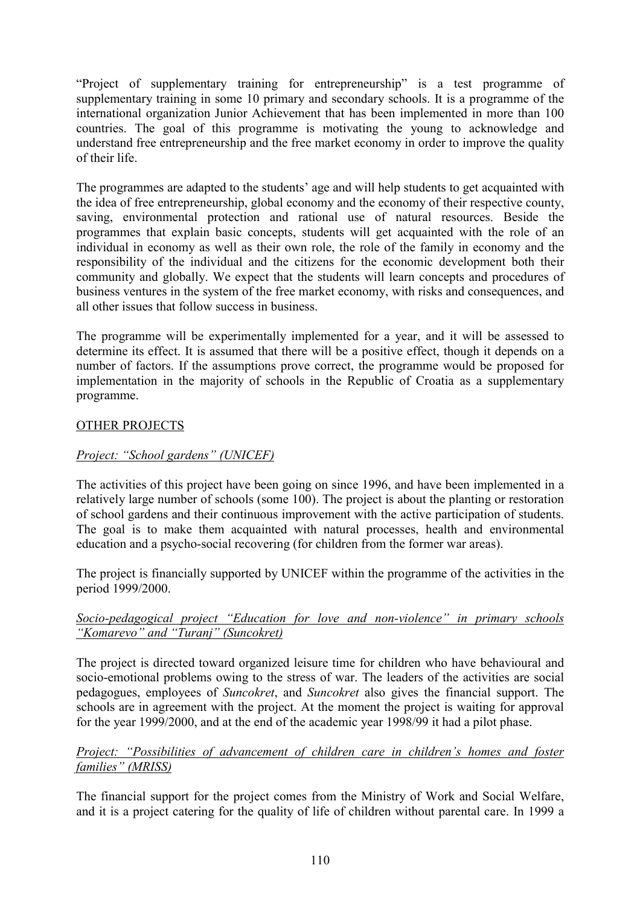"Project of supplementary training for entrepreneurship" is a test programme of supplementary training in some 10 primary and secondary schools. It is a programme of the international organization Junior Achievement that has been implemented in more than 100 countries. The goal of this programme is motivating the young to acknowledge and understand free entrepreneurship and the free market economy in order to improve the quality of their life.

The programmes are adapted to the students' age and will help students to get acquainted with the idea of free entrepreneurship, global economy and the economy of their respective county, saving, environmental protection and rational use of natural resources. Beside the programmes that explain basic concepts, students will get acquainted with the role of an individual in economy as well as their own role, the role of the family in economy and the responsibility of the individual and the citizens for the economic development both their community and globally. We expect that the students will learn concepts and procedures of business ventures in the system of the free market economy, with risks and consequences, and all other issues that follow success in business.

The programme will be experimentally implemented for a year, and it will be assessed to determine its effect. It is assumed that there will be a positive effect, though it depends on a number of factors. If the assumptions prove correct, the programme would be proposed for implementation in the majority of schools in the Republic of Croatia as a supplementary programme.

OTHER PROJECTS

*Project: "School gardens" (UNICEF)*

The activities of this project have been going on since 1996, and have been implemented in a relatively large number of schools (some 100). The project is about the planting or restoration of school gardens and their continuous improvement with the active participation of students. The goal is to make them acquainted with natural processes, health and environmental education and a psycho-social recovering (for children from the former war areas).

The project is financially supported by UNICEF within the programme of the activities in the period 1999/2000.

*Socio-pedagogical project "Education for love and non-violence" in primary schools "Komarevo" and "Turanj" (Suncokret)*

The project is directed toward organized leisure time for children who have behavioural and socio-emotional problems owing to the stress of war. The leaders of the activities are social pedagogues, employees of *Suncokret*, and *Suncokret* also gives the financial support. The schools are in agreement with the project. At the moment the project is waiting for approval for the year 1999/2000, and at the end of the academic year 1998/99 it had a pilot phase.

*Project: "Possibilities of advancement of children care in children's homes and foster families" (MRISS)*

The financial support for the project comes from the Ministry of Work and Social Welfare, and it is a project catering for the quality of life of children without parental care. In 1999 a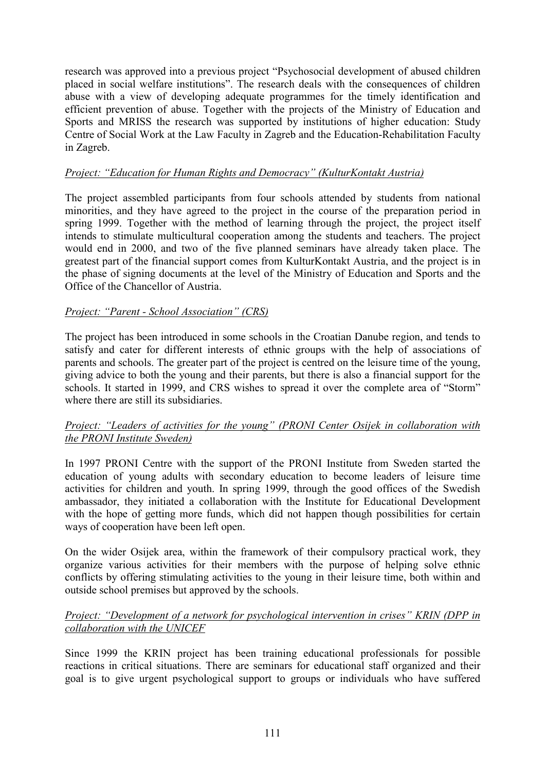research was approved into a previous project "Psychosocial development of abused children placed in social welfare institutions". The research deals with the consequences of children abuse with a view of developing adequate programmes for the timely identification and efficient prevention of abuse. Together with the projects of the Ministry of Education and Sports and MRISS the research was supported by institutions of higher education: Study Centre of Social Work at the Law Faculty in Zagreb and the Education-Rehabilitation Faculty in Zagreb.

*Project: "Education for Human Rights and Democracy" (KulturKontakt Austria)*

The project assembled participants from four schools attended by students from national minorities, and they have agreed to the project in the course of the preparation period in spring 1999. Together with the method of learning through the project, the project itself intends to stimulate multicultural cooperation among the students and teachers. The project would end in 2000, and two of the five planned seminars have already taken place. The greatest part of the financial support comes from KulturKontakt Austria, and the project is in the phase of signing documents at the level of the Ministry of Education and Sports and the Office of the Chancellor of Austria.

*Project: "Parent - School Association" (CRS)*

The project has been introduced in some schools in the Croatian Danube region, and tends to satisfy and cater for different interests of ethnic groups with the help of associations of parents and schools. The greater part of the project is centred on the leisure time of the young, giving advice to both the young and their parents, but there is also a financial support for the schools. It started in 1999, and CRS wishes to spread it over the complete area of "Storm" where there are still its subsidiaries.

*Project: "Leaders of activities for the young" (PRONI Center Osijek in collaboration with the PRONI Institute Sweden)*

In 1997 PRONI Centre with the support of the PRONI Institute from Sweden started the education of young adults with secondary education to become leaders of leisure time activities for children and youth. In spring 1999, through the good offices of the Swedish ambassador, they initiated a collaboration with the Institute for Educational Development with the hope of getting more funds, which did not happen though possibilities for certain ways of cooperation have been left open.

On the wider Osijek area, within the framework of their compulsory practical work, they organize various activities for their members with the purpose of helping solve ethnic conflicts by offering stimulating activities to the young in their leisure time, both within and outside school premises but approved by the schools.

*Project: "Development of a network for psychological intervention in crises" KRIN (DPP in collaboration with the UNICEF*

Since 1999 the KRIN project has been training educational professionals for possible reactions in critical situations. There are seminars for educational staff organized and their goal is to give urgent psychological support to groups or individuals who have suffered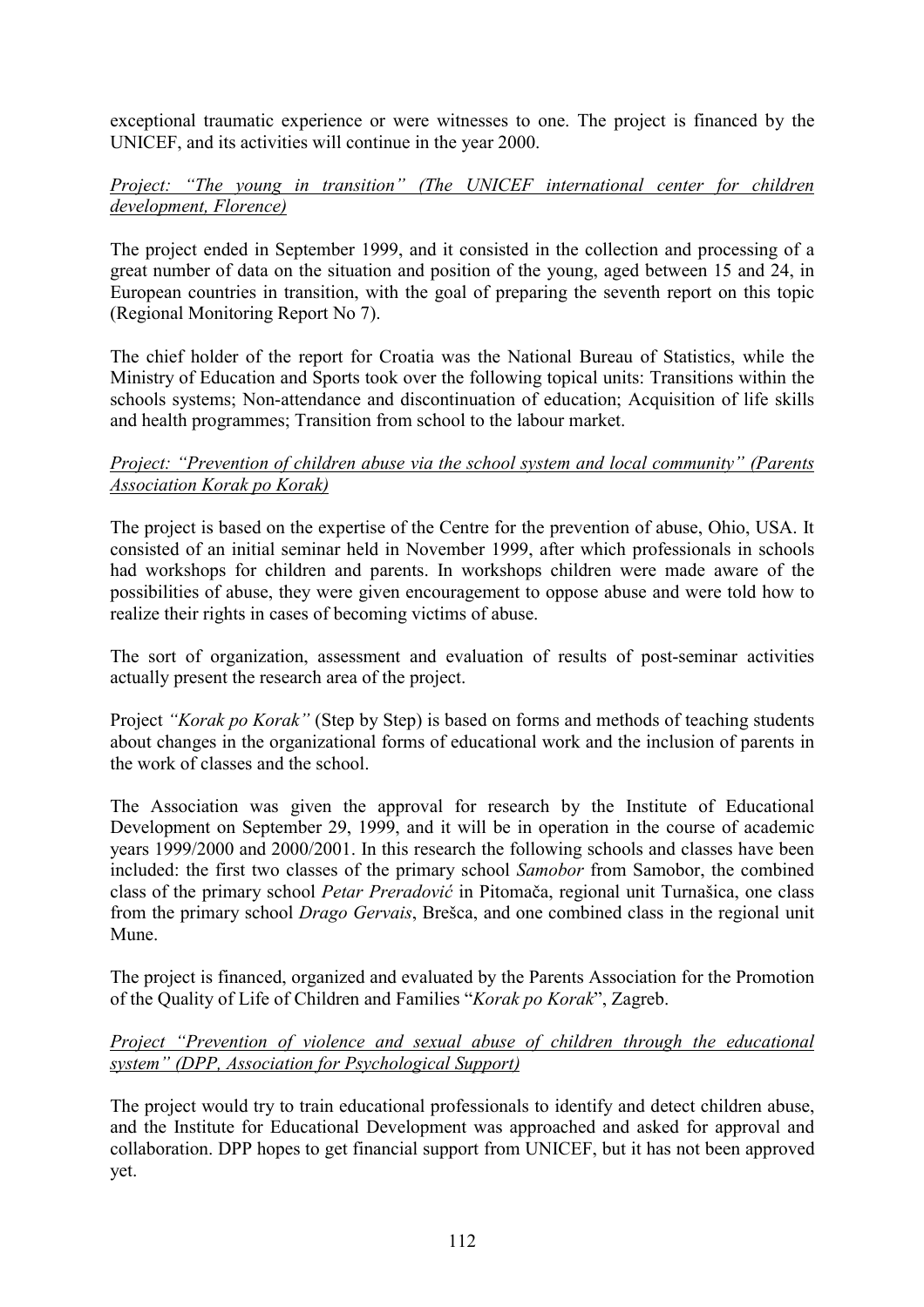exceptional traumatic experience or were witnesses to one. The project is financed by the UNICEF, and its activities will continue in the year 2000.

*Project: "The young in transition" (The UNICEF international center for children development, Florence)*

The project ended in September 1999, and it consisted in the collection and processing of a great number of data on the situation and position of the young, aged between 15 and 24, in European countries in transition, with the goal of preparing the seventh report on this topic (Regional Monitoring Report No 7).

The chief holder of the report for Croatia was the National Bureau of Statistics, while the Ministry of Education and Sports took over the following topical units: Transitions within the schools systems; Non-attendance and discontinuation of education; Acquisition of life skills and health programmes; Transition from school to the labour market.

*Project: "Prevention of children abuse via the school system and local community" (Parents Association Korak po Korak)*

The project is based on the expertise of the Centre for the prevention of abuse, Ohio, USA. It consisted of an initial seminar held in November 1999, after which professionals in schools had workshops for children and parents. In workshops children were made aware of the possibilities of abuse, they were given encouragement to oppose abuse and were told how to realize their rights in cases of becoming victims of abuse.

The sort of organization, assessment and evaluation of results of post-seminar activities actually present the research area of the project.

Project *"Korak po Korak"* (Step by Step) is based on forms and methods of teaching students about changes in the organizational forms of educational work and the inclusion of parents in the work of classes and the school.

The Association was given the approval for research by the Institute of Educational Development on September 29, 1999, and it will be in operation in the course of academic years 1999/2000 and 2000/2001. In this research the following schools and classes have been included: the first two classes of the primary school *Samobor* from Samobor, the combined class of the primary school *Petar Preradović* in Pitomača, regional unit Turnašica, one class from the primary school *Drago Gervais*, Brešca, and one combined class in the regional unit Mune.

The project is financed, organized and evaluated by the Parents Association for the Promotion of the Quality of Life of Children and Families "*Korak po Korak*", Zagreb.

*Project "Prevention of violence and sexual abuse of children through the educational system" (DPP, Association for Psychological Support)*

The project would try to train educational professionals to identify and detect children abuse, and the Institute for Educational Development was approached and asked for approval and collaboration. DPP hopes to get financial support from UNICEF, but it has not been approved yet.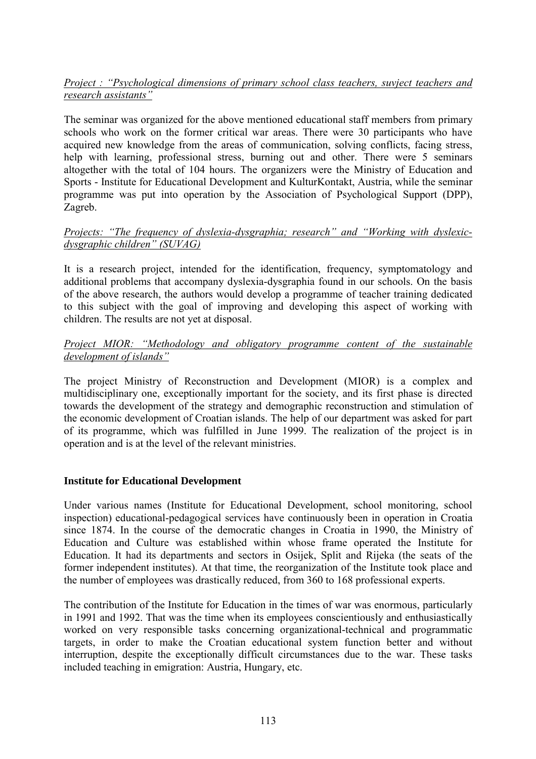*Project : "Psychological dimensions of primary school class teachers, suvject teachers and research assistants"*

The seminar was organized for the above mentioned educational staff members from primary schools who work on the former critical war areas. There were 30 participants who have acquired new knowledge from the areas of communication, solving conflicts, facing stress, help with learning, professional stress, burning out and other. There were 5 seminars altogether with the total of 104 hours. The organizers were the Ministry of Education and Sports - Institute for Educational Development and KulturKontakt, Austria, while the seminar programme was put into operation by the Association of Psychological Support (DPP), Zagreb.

*Projects: "The frequency of dyslexia-dysgraphia; research" and "Working with dyslexic-dysgraphic children" (SUVAG)*

It is a research project, intended for the identification, frequency, symptomatology and additional problems that accompany dyslexia-dysgraphia found in our schools. On the basis of the above research, the authors would develop a programme of teacher training dedicated to this subject with the goal of improving and developing this aspect of working with children. The results are not yet at disposal.

*Project MIOR: "Methodology and obligatory programme content of the sustainable development of islands"*

The project Ministry of Reconstruction and Development (MIOR) is a complex and multidisciplinary one, exceptionally important for the society, and its first phase is directed towards the development of the strategy and demographic reconstruction and stimulation of the economic development of Croatian islands. The help of our department was asked for part of its programme, which was fulfilled in June 1999. The realization of the project is in operation and is at the level of the relevant ministries.

**Institute for Educational Development**

Under various names (Institute for Educational Development, school monitoring, school inspection) educational-pedagogical services have continuously been in operation in Croatia since 1874. In the course of the democratic changes in Croatia in 1990, the Ministry of Education and Culture was established within whose frame operated the Institute for Education. It had its departments and sectors in Osijek, Split and Rijeka (the seats of the former independent institutes). At that time, the reorganization of the Institute took place and the number of employees was drastically reduced, from 360 to 168 professional experts.

The contribution of the Institute for Education in the times of war was enormous, particularly in 1991 and 1992. That was the time when its employees conscientiously and enthusiastically worked on very responsible tasks concerning organizational-technical and programmatic targets, in order to make the Croatian educational system function better and without interruption, despite the exceptionally difficult circumstances due to the war. These tasks included teaching in emigration: Austria, Hungary, etc.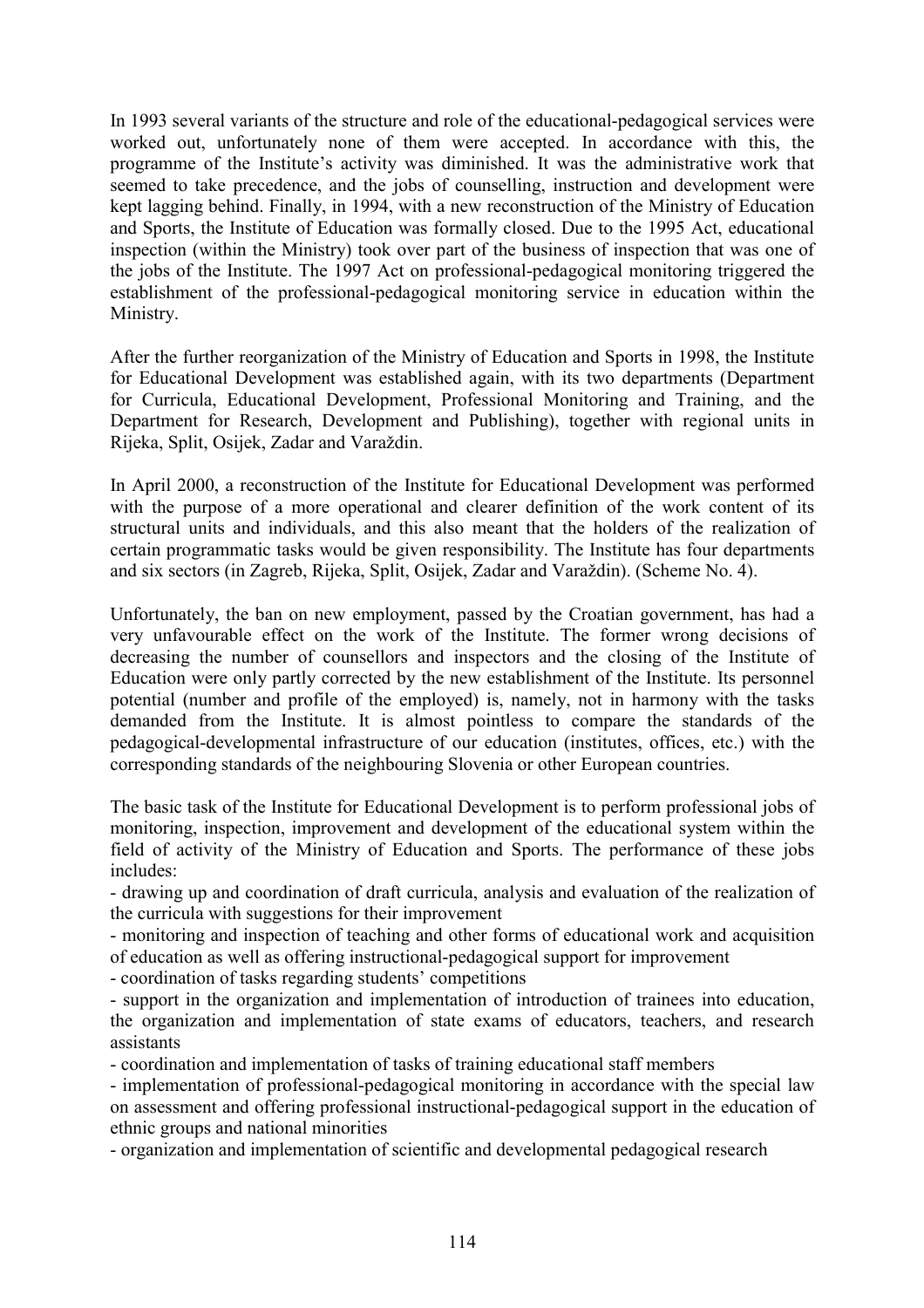In 1993 several variants of the structure and role of the educational-pedagogical services were worked out, unfortunately none of them were accepted. In accordance with this, the programme of the Institute's activity was diminished. It was the administrative work that seemed to take precedence, and the jobs of counselling, instruction and development were kept lagging behind. Finally, in 1994, with a new reconstruction of the Ministry of Education and Sports, the Institute of Education was formally closed. Due to the 1995 Act, educational inspection (within the Ministry) took over part of the business of inspection that was one of the jobs of the Institute. The 1997 Act on professional-pedagogical monitoring triggered the establishment of the professional-pedagogical monitoring service in education within the Ministry.

After the further reorganization of the Ministry of Education and Sports in 1998, the Institute for Educational Development was established again, with its two departments (Department for Curricula, Educational Development, Professional Monitoring and Training, and the Department for Research, Development and Publishing), together with regional units in Rijeka, Split, Osijek, Zadar and Varaždin.

In April 2000, a reconstruction of the Institute for Educational Development was performed with the purpose of a more operational and clearer definition of the work content of its structural units and individuals, and this also meant that the holders of the realization of certain programmatic tasks would be given responsibility. The Institute has four departments and six sectors (in Zagreb, Rijeka, Split, Osijek, Zadar and Varaždin). (Scheme No. 4).

Unfortunately, the ban on new employment, passed by the Croatian government, has had a very unfavourable effect on the work of the Institute. The former wrong decisions of decreasing the number of counsellors and inspectors and the closing of the Institute of Education were only partly corrected by the new establishment of the Institute. Its personnel potential (number and profile of the employed) is, namely, not in harmony with the tasks demanded from the Institute. It is almost pointless to compare the standards of the pedagogical-developmental infrastructure of our education (institutes, offices, etc.) with the corresponding standards of the neighbouring Slovenia or other European countries.

The basic task of the Institute for Educational Development is to perform professional jobs of monitoring, inspection, improvement and development of the educational system within the field of activity of the Ministry of Education and Sports. The performance of these jobs includes:

- drawing up and coordination of draft curricula, analysis and evaluation of the realization of the curricula with suggestions for their improvement
- monitoring and inspection of teaching and other forms of educational work and acquisition of education as well as offering instructional-pedagogical support for improvement
- coordination of tasks regarding students' competitions
- support in the organization and implementation of introduction of trainees into education, the organization and implementation of state exams of educators, teachers, and research assistants
- coordination and implementation of tasks of training educational staff members
- implementation of professional-pedagogical monitoring in accordance with the special law on assessment and offering professional instructional-pedagogical support in the education of ethnic groups and national minorities
- organization and implementation of scientific and developmental pedagogical research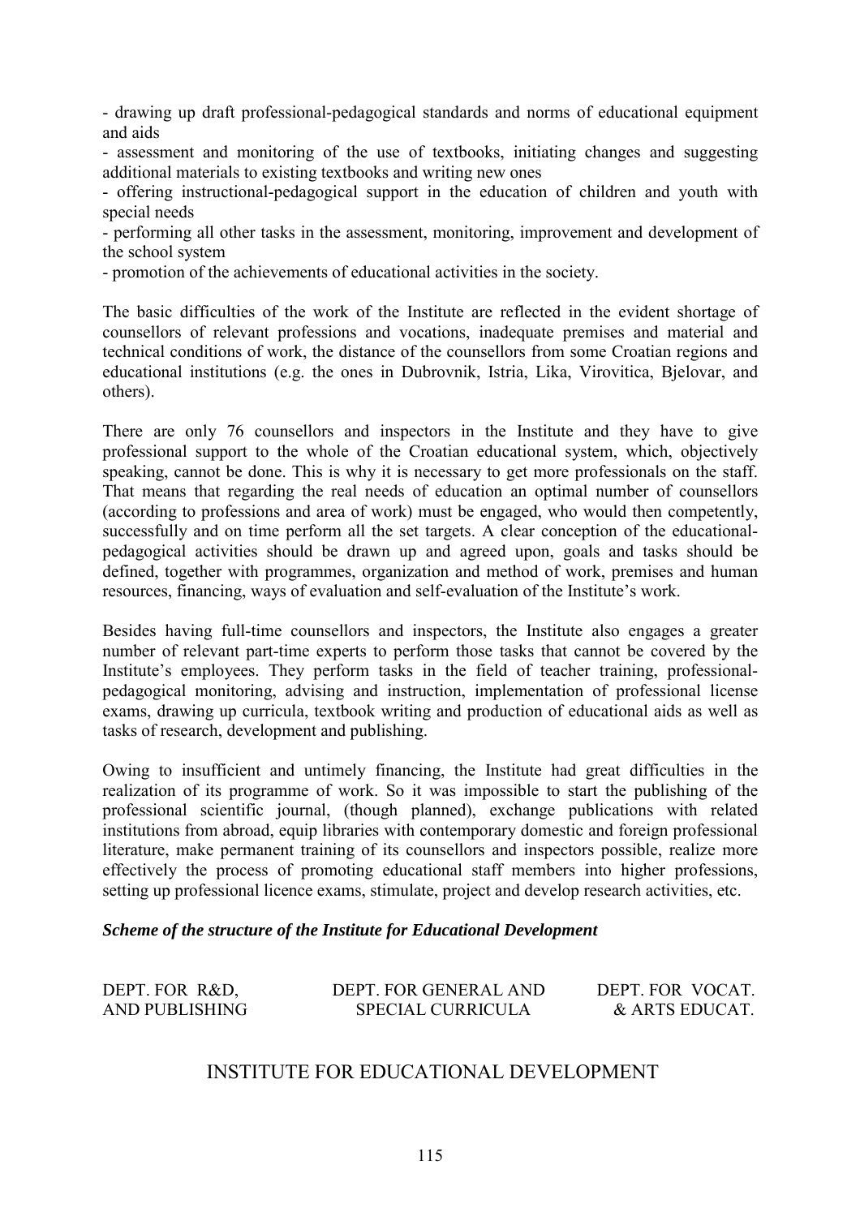- drawing up draft professional-pedagogical standards and norms of educational equipment and aids
- assessment and monitoring of the use of textbooks, initiating changes and suggesting additional materials to existing textbooks and writing new ones
- offering instructional-pedagogical support in the education of children and youth with special needs
- performing all other tasks in the assessment, monitoring, improvement and development of the school system
- promotion of the achievements of educational activities in the society.

The basic difficulties of the work of the Institute are reflected in the evident shortage of counsellors of relevant professions and vocations, inadequate premises and material and technical conditions of work, the distance of the counsellors from some Croatian regions and educational institutions (e.g. the ones in Dubrovnik, Istria, Lika, Virovitica, Bjelovar, and others).

There are only 76 counsellors and inspectors in the Institute and they have to give professional support to the whole of the Croatian educational system, which, objectively speaking, cannot be done. This is why it is necessary to get more professionals on the staff. That means that regarding the real needs of education an optimal number of counsellors (according to professions and area of work) must be engaged, who would then competently, successfully and on time perform all the set targets. A clear conception of the educational-pedagogical activities should be drawn up and agreed upon, goals and tasks should be defined, together with programmes, organization and method of work, premises and human resources, financing, ways of evaluation and self-evaluation of the Institute's work.

Besides having full-time counsellors and inspectors, the Institute also engages a greater number of relevant part-time experts to perform those tasks that cannot be covered by the Institute's employees. They perform tasks in the field of teacher training, professional-pedagogical monitoring, advising and instruction, implementation of professional license exams, drawing up curricula, textbook writing and production of educational aids as well as tasks of research, development and publishing.

Owing to insufficient and untimely financing, the Institute had great difficulties in the realization of its programme of work. So it was impossible to start the publishing of the professional scientific journal, (though planned), exchange publications with related institutions from abroad, equip libraries with contemporary domestic and foreign professional literature, make permanent training of its counsellors and inspectors possible, realize more effectively the process of promoting educational staff members into higher professions, setting up professional licence exams, stimulate, project and develop research activities, etc.

***Scheme of the structure of the Institute for Educational Development***

| DEPT. FOR R&D, AND PUBLISHING | DEPT. FOR GENERAL AND SPECIAL CURRICULA | DEPT. FOR VOCAT. & ARTS EDUCAT. |
|---|---|---|

INSTITUTE FOR EDUCATIONAL DEVELOPMENT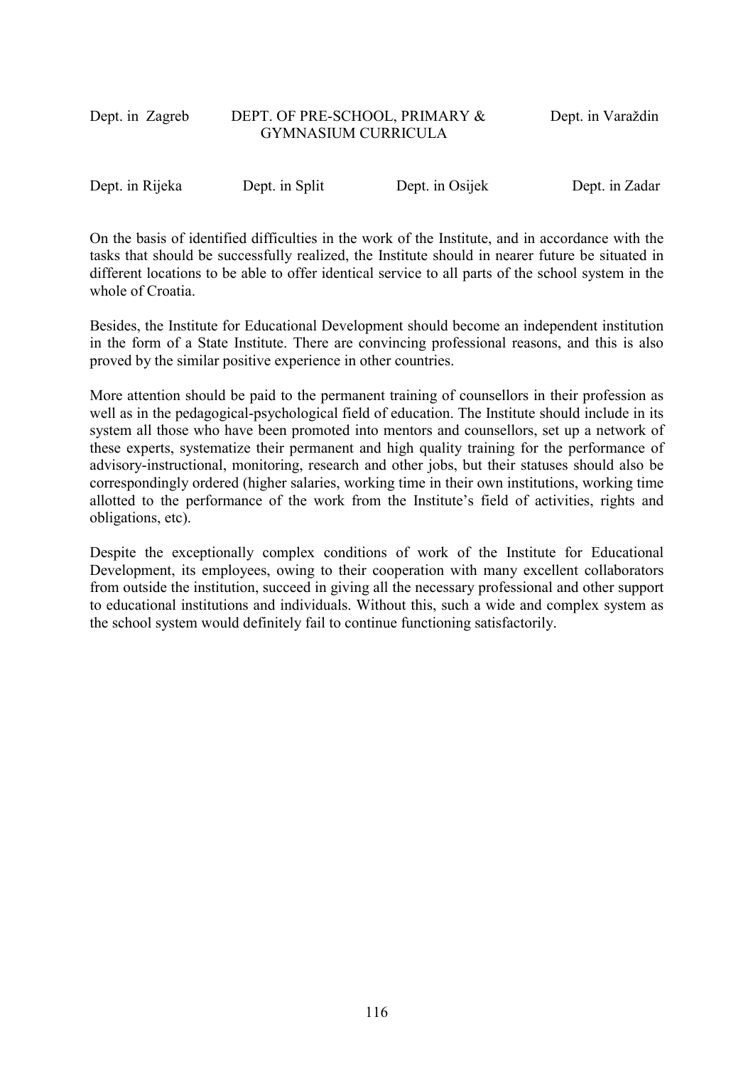Dept. in Zagreb DEPT. OF PRE-SCHOOL, PRIMARY & GYMNASIUM CURRICULA Dept. in Varaždin

Dept. in Rijeka Dept. in Split Dept. in Osijek Dept. in Zadar

On the basis of identified difficulties in the work of the Institute, and in accordance with the tasks that should be successfully realized, the Institute should in nearer future be situated in different locations to be able to offer identical service to all parts of the school system in the whole of Croatia.

Besides, the Institute for Educational Development should become an independent institution in the form of a State Institute. There are convincing professional reasons, and this is also proved by the similar positive experience in other countries.

More attention should be paid to the permanent training of counsellors in their profession as well as in the pedagogical-psychological field of education. The Institute should include in its system all those who have been promoted into mentors and counsellors, set up a network of these experts, systematize their permanent and high quality training for the performance of advisory-instructional, monitoring, research and other jobs, but their statuses should also be correspondingly ordered (higher salaries, working time in their own institutions, working time allotted to the performance of the work from the Institute's field of activities, rights and obligations, etc).

Despite the exceptionally complex conditions of work of the Institute for Educational Development, its employees, owing to their cooperation with many excellent collaborators from outside the institution, succeed in giving all the necessary professional and other support to educational institutions and individuals. Without this, such a wide and complex system as the school system would definitely fail to continue functioning satisfactorily.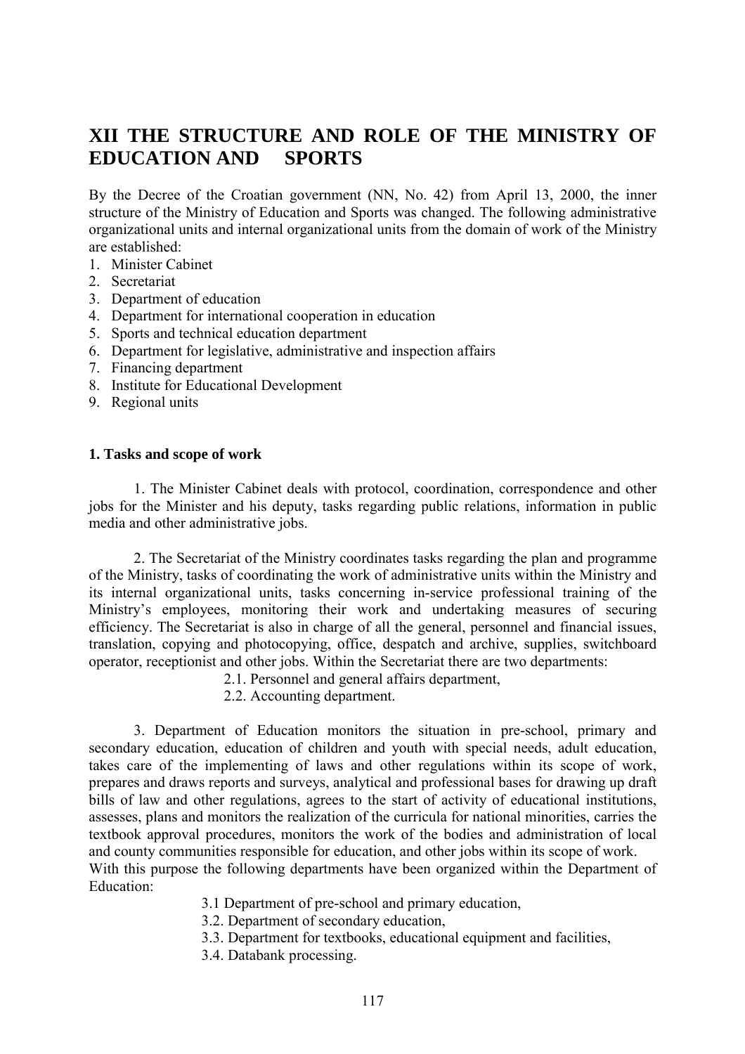# XII THE STRUCTURE AND ROLE OF THE MINISTRY OF EDUCATION AND SPORTS

By the Decree of the Croatian government (NN, No. 42) from April 13, 2000, the inner structure of the Ministry of Education and Sports was changed. The following administrative organizational units and internal organizational units from the domain of work of the Ministry are established:

1. Minister Cabinet
2. Secretariat
3. Department of education
4. Department for international cooperation in education
5. Sports and technical education department
6. Department for legislative, administrative and inspection affairs
7. Financing department
8. Institute for Educational Development
9. Regional units

### 1. Tasks and scope of work

1. The Minister Cabinet deals with protocol, coordination, correspondence and other jobs for the Minister and his deputy, tasks regarding public relations, information in public media and other administrative jobs.

2. The Secretariat of the Ministry coordinates tasks regarding the plan and programme of the Ministry, tasks of coordinating the work of administrative units within the Ministry and its internal organizational units, tasks concerning in-service professional training of the Ministry's employees, monitoring their work and undertaking measures of securing efficiency. The Secretariat is also in charge of all the general, personnel and financial issues, translation, copying and photocopying, office, despatch and archive, supplies, switchboard operator, receptionist and other jobs. Within the Secretariat there are two departments:

2.1. Personnel and general affairs department,
2.2. Accounting department.

3. Department of Education monitors the situation in pre-school, primary and secondary education, education of children and youth with special needs, adult education, takes care of the implementing of laws and other regulations within its scope of work, prepares and draws reports and surveys, analytical and professional bases for drawing up draft bills of law and other regulations, agrees to the start of activity of educational institutions, assesses, plans and monitors the realization of the curricula for national minorities, carries the textbook approval procedures, monitors the work of the bodies and administration of local and county communities responsible for education, and other jobs within its scope of work. With this purpose the following departments have been organized within the Department of Education:

3.1 Department of pre-school and primary education,
3.2. Department of secondary education,
3.3. Department for textbooks, educational equipment and facilities,
3.4. Databank processing.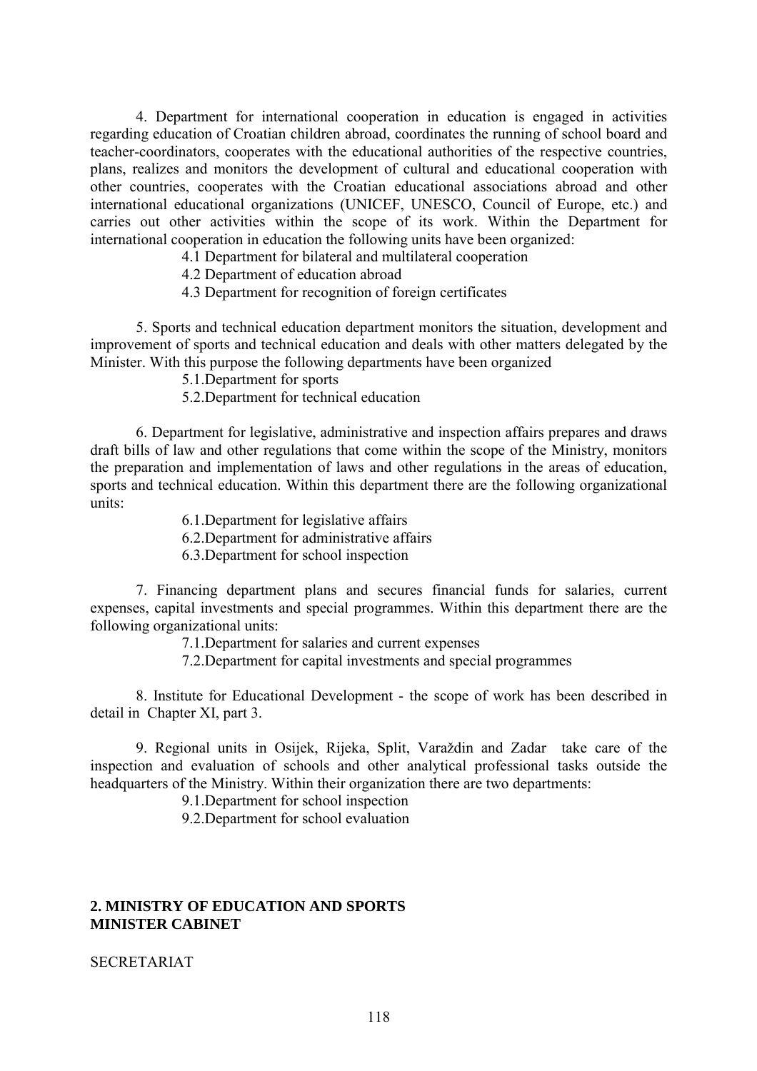4. Department for international cooperation in education is engaged in activities regarding education of Croatian children abroad, coordinates the running of school board and teacher-coordinators, cooperates with the educational authorities of the respective countries, plans, realizes and monitors the development of cultural and educational cooperation with other countries, cooperates with the Croatian educational associations abroad and other international educational organizations (UNICEF, UNESCO, Council of Europe, etc.) and carries out other activities within the scope of its work. Within the Department for international cooperation in education the following units have been organized:

4.1 Department for bilateral and multilateral cooperation

4.2 Department of education abroad

4.3 Department for recognition of foreign certificates

5. Sports and technical education department monitors the situation, development and improvement of sports and technical education and deals with other matters delegated by the Minister. With this purpose the following departments have been organized

5.1.Department for sports

5.2.Department for technical education

6. Department for legislative, administrative and inspection affairs prepares and draws draft bills of law and other regulations that come within the scope of the Ministry, monitors the preparation and implementation of laws and other regulations in the areas of education, sports and technical education. Within this department there are the following organizational units:

6.1.Department for legislative affairs

6.2.Department for administrative affairs

6.3.Department for school inspection

7. Financing department plans and secures financial funds for salaries, current expenses, capital investments and special programmes. Within this department there are the following organizational units:

7.1.Department for salaries and current expenses

7.2.Department for capital investments and special programmes

8. Institute for Educational Development - the scope of work has been described in detail in Chapter XI, part 3.

9. Regional units in Osijek, Rijeka, Split, Varaždin and Zadar take care of the inspection and evaluation of schools and other analytical professional tasks outside the headquarters of the Ministry. Within their organization there are two departments:

9.1.Department for school inspection

9.2.Department for school evaluation

**2. MINISTRY OF EDUCATION AND SPORTS**
**MINISTER CABINET**

SECRETARIAT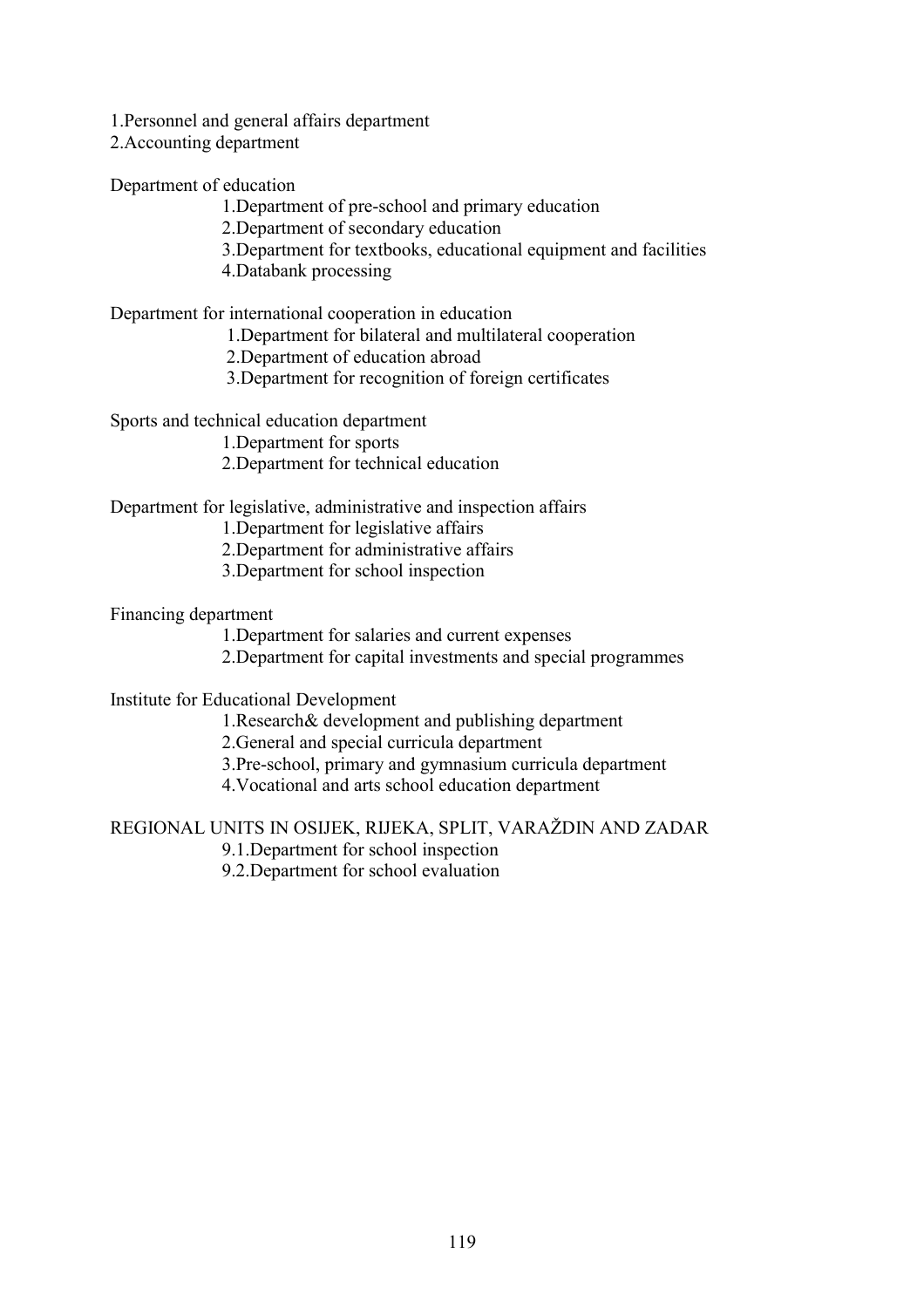1.Personnel and general affairs department
2.Accounting department

Department of education

- 1.Department of pre-school and primary education
- 2.Department of secondary education
- 3.Department for textbooks, educational equipment and facilities
- 4.Databank processing

Department for international cooperation in education

- 1.Department for bilateral and multilateral cooperation
- 2.Department of education abroad
- 3.Department for recognition of foreign certificates

Sports and technical education department

- 1.Department for sports
- 2.Department for technical education

Department for legislative, administrative and inspection affairs

- 1.Department for legislative affairs
- 2.Department for administrative affairs
- 3.Department for school inspection

Financing department

- 1.Department for salaries and current expenses
- 2.Department for capital investments and special programmes

Institute for Educational Development

- 1.Research& development and publishing department
- 2.General and special curricula department
- 3.Pre-school, primary and gymnasium curricula department
- 4.Vocational and arts school education department

REGIONAL UNITS IN OSIJEK, RIJEKA, SPLIT, VARAŽDIN AND ZADAR

- 9.1.Department for school inspection
- 9.2.Department for school evaluation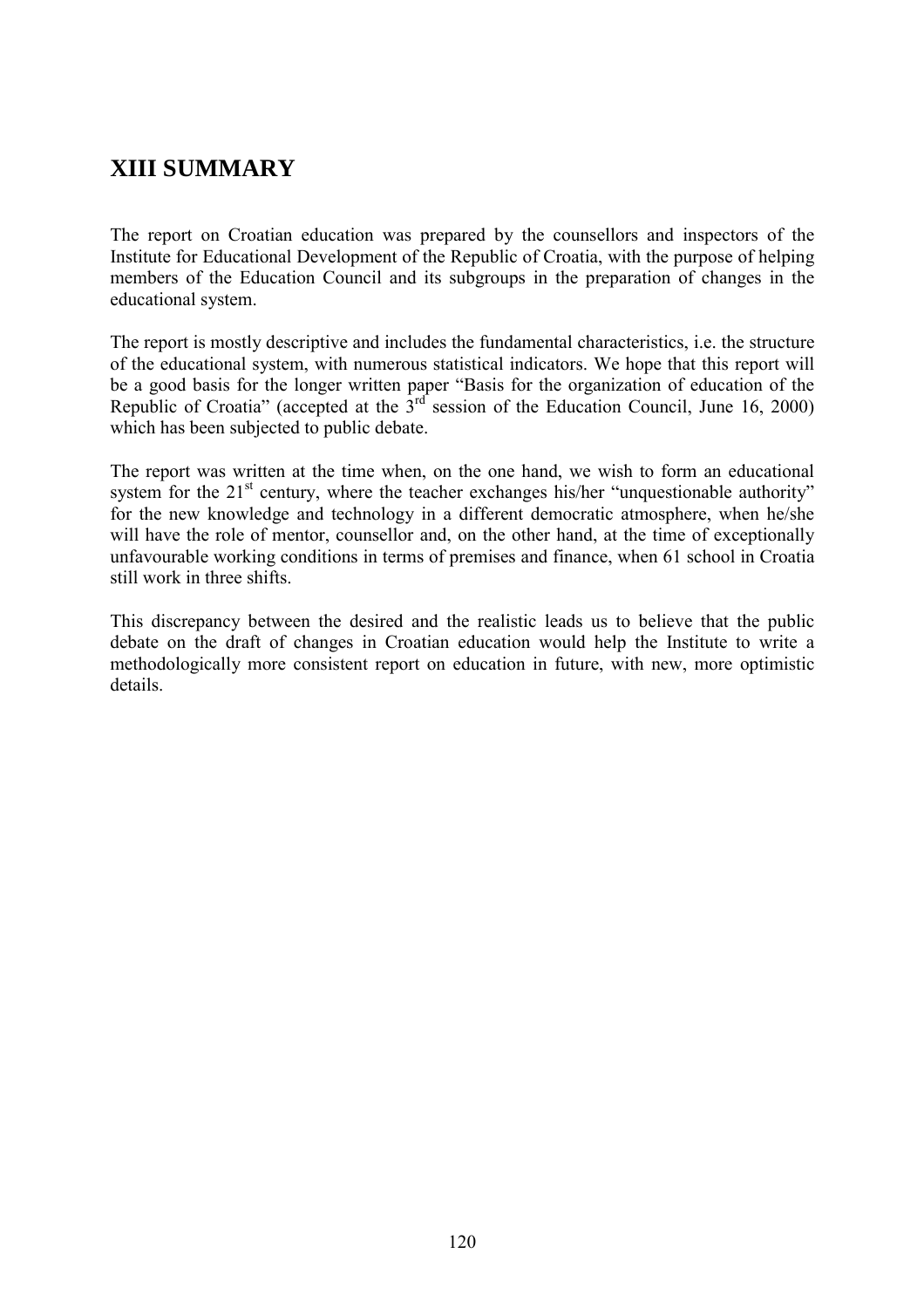# XIII SUMMARY

The report on Croatian education was prepared by the counsellors and inspectors of the Institute for Educational Development of the Republic of Croatia, with the purpose of helping members of the Education Council and its subgroups in the preparation of changes in the educational system.

The report is mostly descriptive and includes the fundamental characteristics, i.e. the structure of the educational system, with numerous statistical indicators. We hope that this report will be a good basis for the longer written paper "Basis for the organization of education of the Republic of Croatia" (accepted at the 3rd session of the Education Council, June 16, 2000) which has been subjected to public debate.

The report was written at the time when, on the one hand, we wish to form an educational system for the 21st century, where the teacher exchanges his/her "unquestionable authority" for the new knowledge and technology in a different democratic atmosphere, when he/she will have the role of mentor, counsellor and, on the other hand, at the time of exceptionally unfavourable working conditions in terms of premises and finance, when 61 school in Croatia still work in three shifts.

This discrepancy between the desired and the realistic leads us to believe that the public debate on the draft of changes in Croatian education would help the Institute to write a methodologically more consistent report on education in future, with new, more optimistic details.